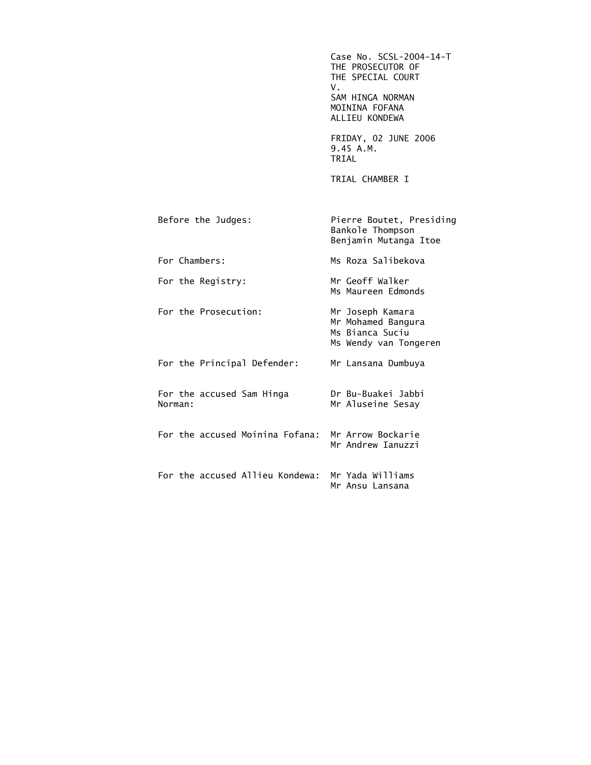Case No. SCSL-2004-14-T
THE PROSECUTOR OF
THE SPECIAL COURT
V.
SAM HINGA NORMAN
MOININA FOFANA
ALLIEU KONDEWA

FRIDAY, 02 JUNE 2006
9.45 A.M.
TRIAL

TRIAL CHAMBER I

| | |
|---|---|
| Before the Judges: | Pierre Boutet, Presiding<br>Bankole Thompson<br>Benjamin Mutanga Itoe |
| For Chambers: | Ms Roza Salibekova |
| For the Registry: | Mr Geoff Walker<br>Ms Maureen Edmonds |
| For the Prosecution: | Mr Joseph Kamara<br>Mr Mohamed Bangura<br>Ms Bianca Suciu<br>Ms Wendy van Tongeren |
| For the Principal Defender: | Mr Lansana Dumbuya |
| For the accused Sam Hinga Norman: | Dr Bu-Buakei Jabbi<br>Mr Aluseine Sesay |
| For the accused Moinina Fofana: | Mr Arrow Bockarie<br>Mr Andrew Ianuzzi |
| For the accused Allieu Kondewa: | Mr Yada Williams<br>Mr Ansu Lansana |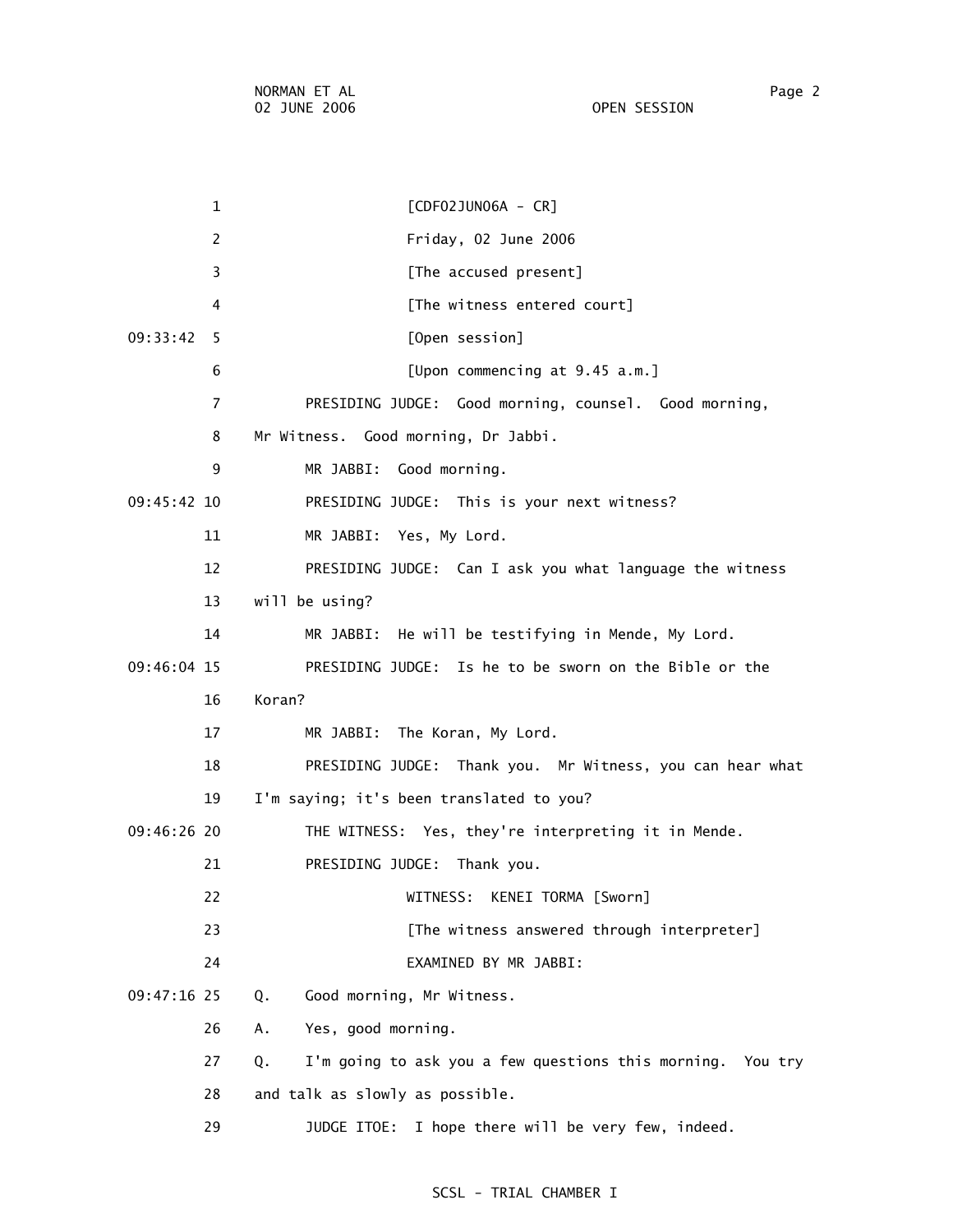[CDF02JUN06A - CR]

Friday, 02 June 2006

[The accused present]

[The witness entered court]

[Open session]

[Upon commencing at 9.45 a.m.]

PRESIDING JUDGE: Good morning, counsel. Good morning, Mr Witness. Good morning, Dr Jabbi.

MR JABBI: Good morning.

PRESIDING JUDGE: This is your next witness?

MR JABBI: Yes, My Lord.

PRESIDING JUDGE: Can I ask you what language the witness will be using?

MR JABBI: He will be testifying in Mende, My Lord.

PRESIDING JUDGE: Is he to be sworn on the Bible or the Koran?

MR JABBI: The Koran, My Lord.

PRESIDING JUDGE: Thank you. Mr Witness, you can hear what I'm saying; it's been translated to you?

THE WITNESS: Yes, they're interpreting it in Mende.

PRESIDING JUDGE: Thank you.

WITNESS: KENEI TORMA [Sworn]

[The witness answered through interpreter]

EXAMINED BY MR JABBI:

Q. Good morning, Mr Witness.

A. Yes, good morning.

Q. I'm going to ask you a few questions this morning. You try and talk as slowly as possible.

JUDGE ITOE: I hope there will be very few, indeed.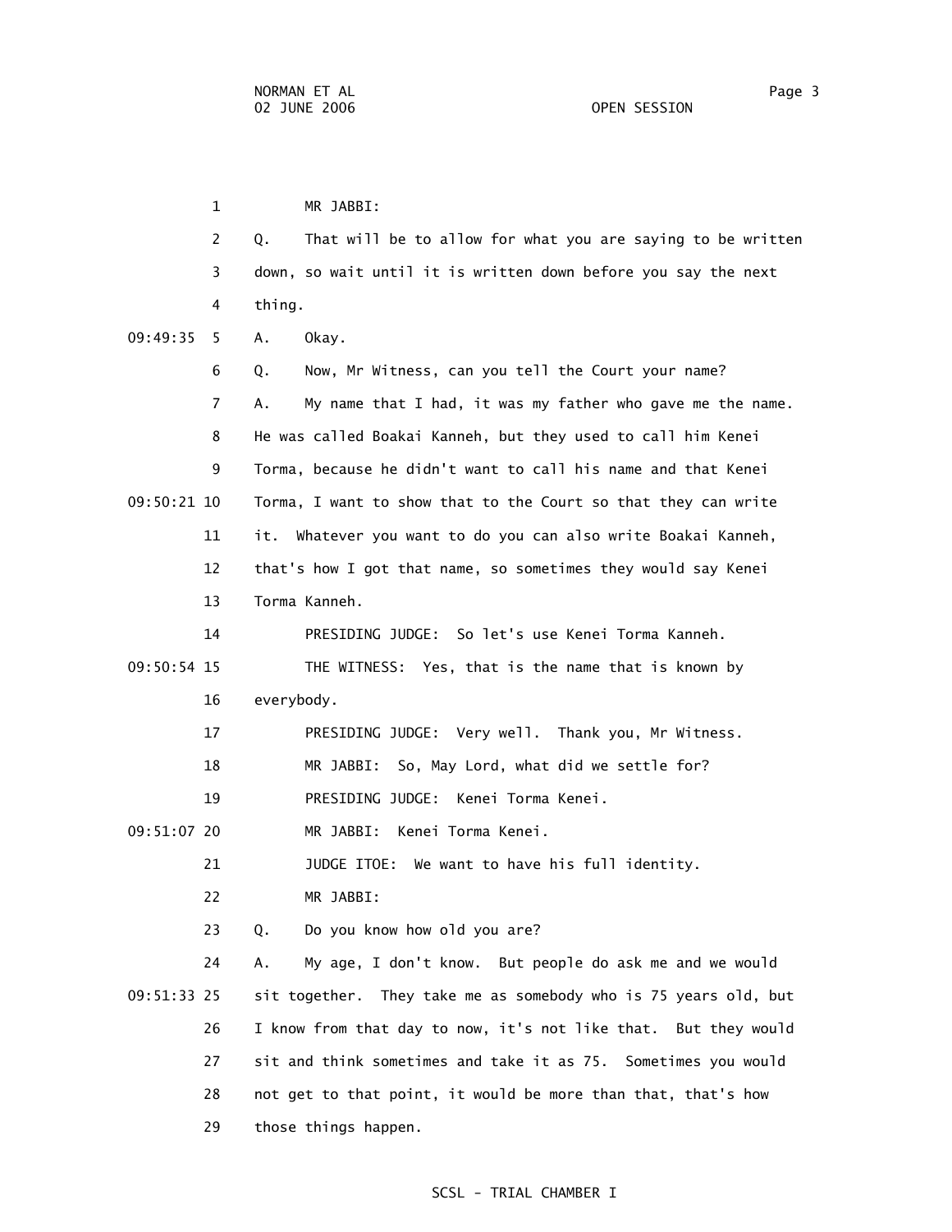MR JABBI:

Q. That will be to allow for what you are saying to be written down, so wait until it is written down before you say the next thing.

A. Okay.

Q. Now, Mr Witness, can you tell the Court your name?

A. My name that I had, it was my father who gave me the name. He was called Boakai Kanneh, but they used to call him Kenei Torma, because he didn't want to call his name and that Kenei Torma, I want to show that to the Court so that they can write it. Whatever you want to do you can also write Boakai Kanneh, that's how I got that name, so sometimes they would say Kenei Torma Kanneh.

PRESIDING JUDGE: So let's use Kenei Torma Kanneh.

THE WITNESS: Yes, that is the name that is known by everybody.

PRESIDING JUDGE: Very well. Thank you, Mr Witness.

MR JABBI: So, May Lord, what did we settle for?

PRESIDING JUDGE: Kenei Torma Kenei.

MR JABBI: Kenei Torma Kenei.

JUDGE ITOE: We want to have his full identity.

MR JABBI:

Q. Do you know how old you are?

A. My age, I don't know. But people do ask me and we would sit together. They take me as somebody who is 75 years old, but I know from that day to now, it's not like that. But they would sit and think sometimes and take it as 75. Sometimes you would not get to that point, it would be more than that, that's how those things happen.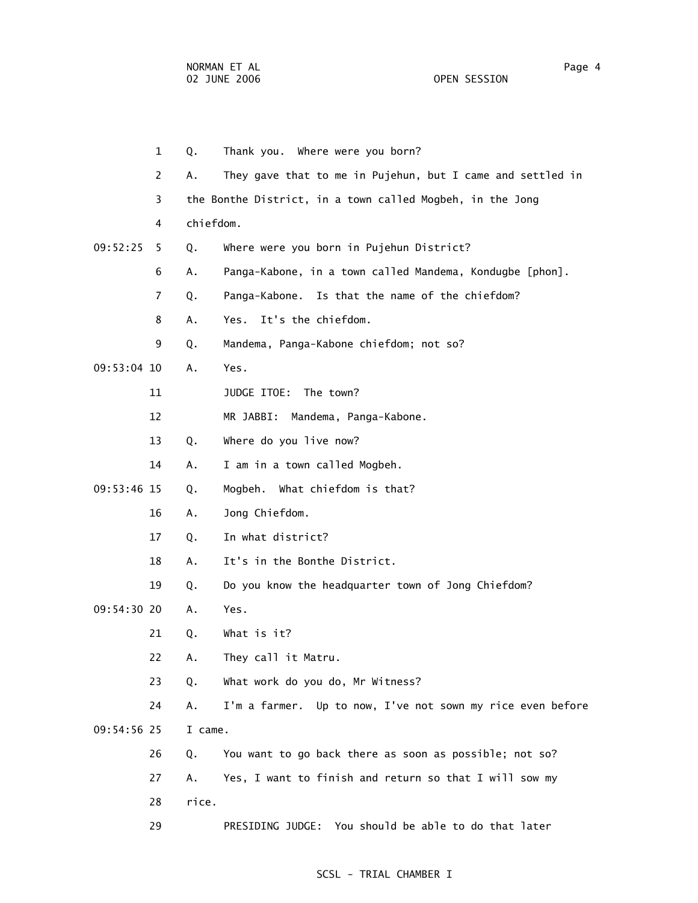1 Q. Thank you. Where were you born?

2 A. They gave that to me in Pujehun, but I came and settled in

3 the Bonthe District, in a town called Mogbeh, in the Jong

4 chiefdom.

09:52:25 5 Q. Where were you born in Pujehun District?

6 A. Panga-Kabone, in a town called Mandema, Kondugbe [phon].

7 Q. Panga-Kabone. Is that the name of the chiefdom?

8 A. Yes. It's the chiefdom.

9 Q. Mandema, Panga-Kabone chiefdom; not so?

09:53:04 10 A. Yes.

11 JUDGE ITOE: The town?

12 MR JABBI: Mandema, Panga-Kabone.

13 Q. Where do you live now?

14 A. I am in a town called Mogbeh.

09:53:46 15 Q. Mogbeh. What chiefdom is that?

16 A. Jong Chiefdom.

17 Q. In what district?

18 A. It's in the Bonthe District.

19 Q. Do you know the headquarter town of Jong Chiefdom?

09:54:30 20 A. Yes.

21 Q. What is it?

22 A. They call it Matru.

23 Q. What work do you do, Mr Witness?

24 A. I'm a farmer. Up to now, I've not sown my rice even before

09:54:56 25 I came.

26 Q. You want to go back there as soon as possible; not so?

27 A. Yes, I want to finish and return so that I will sow my

28 rice.

29 PRESIDING JUDGE: You should be able to do that later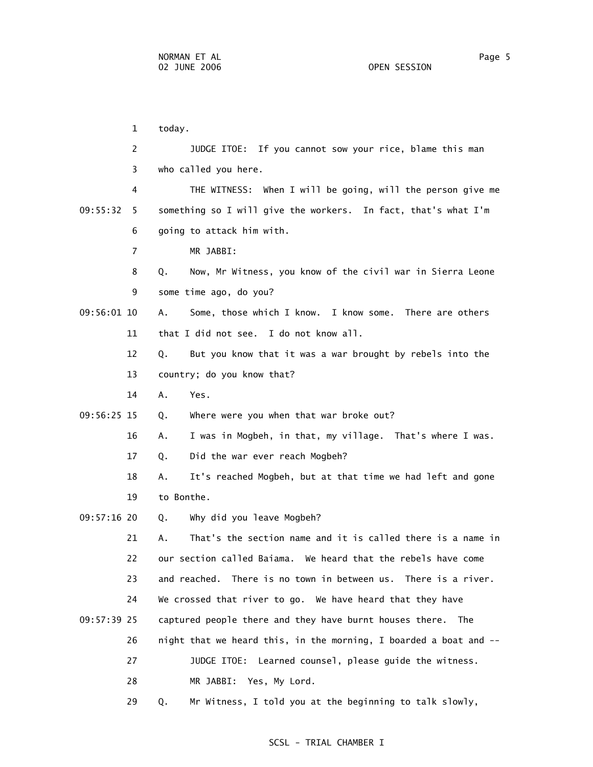1 today.

2 JUDGE ITOE: If you cannot sow your rice, blame this man

3 who called you here.

4 THE WITNESS: When I will be going, will the person give me

09:55:32 5 something so I will give the workers. In fact, that's what I'm

6 going to attack him with.

7 MR JABBI:

8 Q. Now, Mr Witness, you know of the civil war in Sierra Leone

9 some time ago, do you?

09:56:01 10 A. Some, those which I know. I know some. There are others

11 that I did not see. I do not know all.

12 Q. But you know that it was a war brought by rebels into the

13 country; do you know that?

14 A. Yes.

09:56:25 15 Q. Where were you when that war broke out?

16 A. I was in Mogbeh, in that, my village. That's where I was.

17 Q. Did the war ever reach Mogbeh?

18 A. It's reached Mogbeh, but at that time we had left and gone

19 to Bonthe.

09:57:16 20 Q. Why did you leave Mogbeh?

21 A. That's the section name and it is called there is a name in

22 our section called Baiama. We heard that the rebels have come

23 and reached. There is no town in between us. There is a river.

24 We crossed that river to go. We have heard that they have

09:57:39 25 captured people there and they have burnt houses there. The

26 night that we heard this, in the morning, I boarded a boat and --

27 JUDGE ITOE: Learned counsel, please guide the witness.

28 MR JABBI: Yes, My Lord.

29 Q. Mr Witness, I told you at the beginning to talk slowly,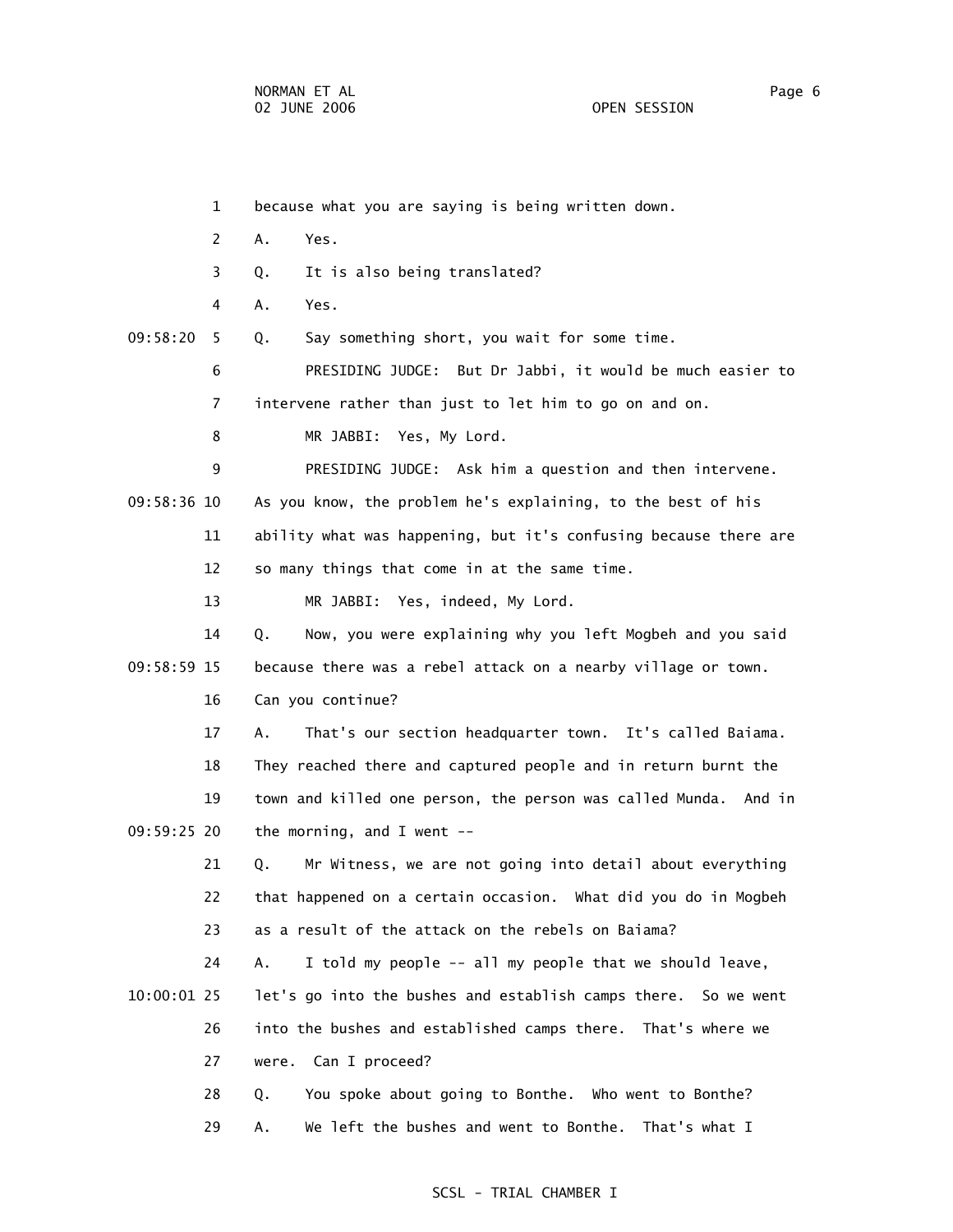1 because what you are saying is being written down.

2 A. Yes.

3 Q. It is also being translated?

4 A. Yes.

09:58:20 5 Q. Say something short, you wait for some time.

6 PRESIDING JUDGE: But Dr Jabbi, it would be much easier to

7 intervene rather than just to let him to go on and on.

8 MR JABBI: Yes, My Lord.

9 PRESIDING JUDGE: Ask him a question and then intervene.

09:58:36 10 As you know, the problem he's explaining, to the best of his

11 ability what was happening, but it's confusing because there are

12 so many things that come in at the same time.

13 MR JABBI: Yes, indeed, My Lord.

14 Q. Now, you were explaining why you left Mogbeh and you said

09:58:59 15 because there was a rebel attack on a nearby village or town.

16 Can you continue?

17 A. That's our section headquarter town. It's called Baiama.

18 They reached there and captured people and in return burnt the

19 town and killed one person, the person was called Munda. And in

09:59:25 20 the morning, and I went --

21 Q. Mr Witness, we are not going into detail about everything

22 that happened on a certain occasion. What did you do in Mogbeh

23 as a result of the attack on the rebels on Baiama?

24 A. I told my people -- all my people that we should leave,

10:00:01 25 let's go into the bushes and establish camps there. So we went

26 into the bushes and established camps there. That's where we

27 were. Can I proceed?

28 Q. You spoke about going to Bonthe. Who went to Bonthe?

29 A. We left the bushes and went to Bonthe. That's what I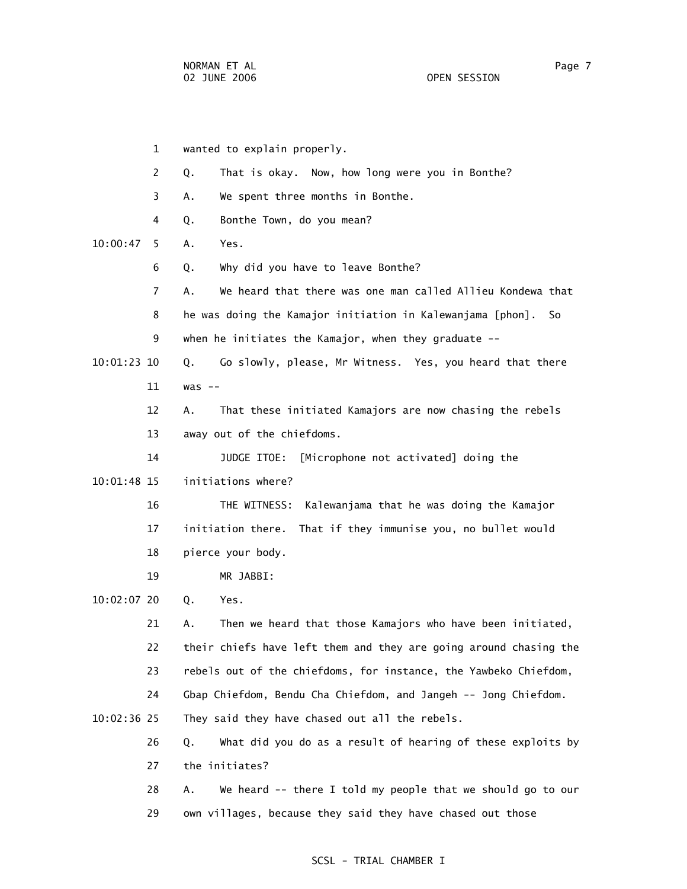wanted to explain properly.

Q. That is okay. Now, how long were you in Bonthe?

A. We spent three months in Bonthe.

Q. Bonthe Town, do you mean?

A. Yes.

Q. Why did you have to leave Bonthe?

A. We heard that there was one man called Allieu Kondewa that he was doing the Kamajor initiation in Kalewanjama [phon]. So when he initiates the Kamajor, when they graduate --

Q. Go slowly, please, Mr Witness. Yes, you heard that there was --

A. That these initiated Kamajors are now chasing the rebels away out of the chiefdoms.

JUDGE ITOE: [Microphone not activated] doing the initiations where?

THE WITNESS: Kalewanjama that he was doing the Kamajor initiation there. That if they immunise you, no bullet would pierce your body.

MR JABBI:

Q. Yes.

A. Then we heard that those Kamajors who have been initiated, their chiefs have left them and they are going around chasing the rebels out of the chiefdoms, for instance, the Yawbeko Chiefdom, Gbap Chiefdom, Bendu Cha Chiefdom, and Jangeh -- Jong Chiefdom. They said they have chased out all the rebels.

Q. What did you do as a result of hearing of these exploits by the initiates?

A. We heard -- there I told my people that we should go to our own villages, because they said they have chased out those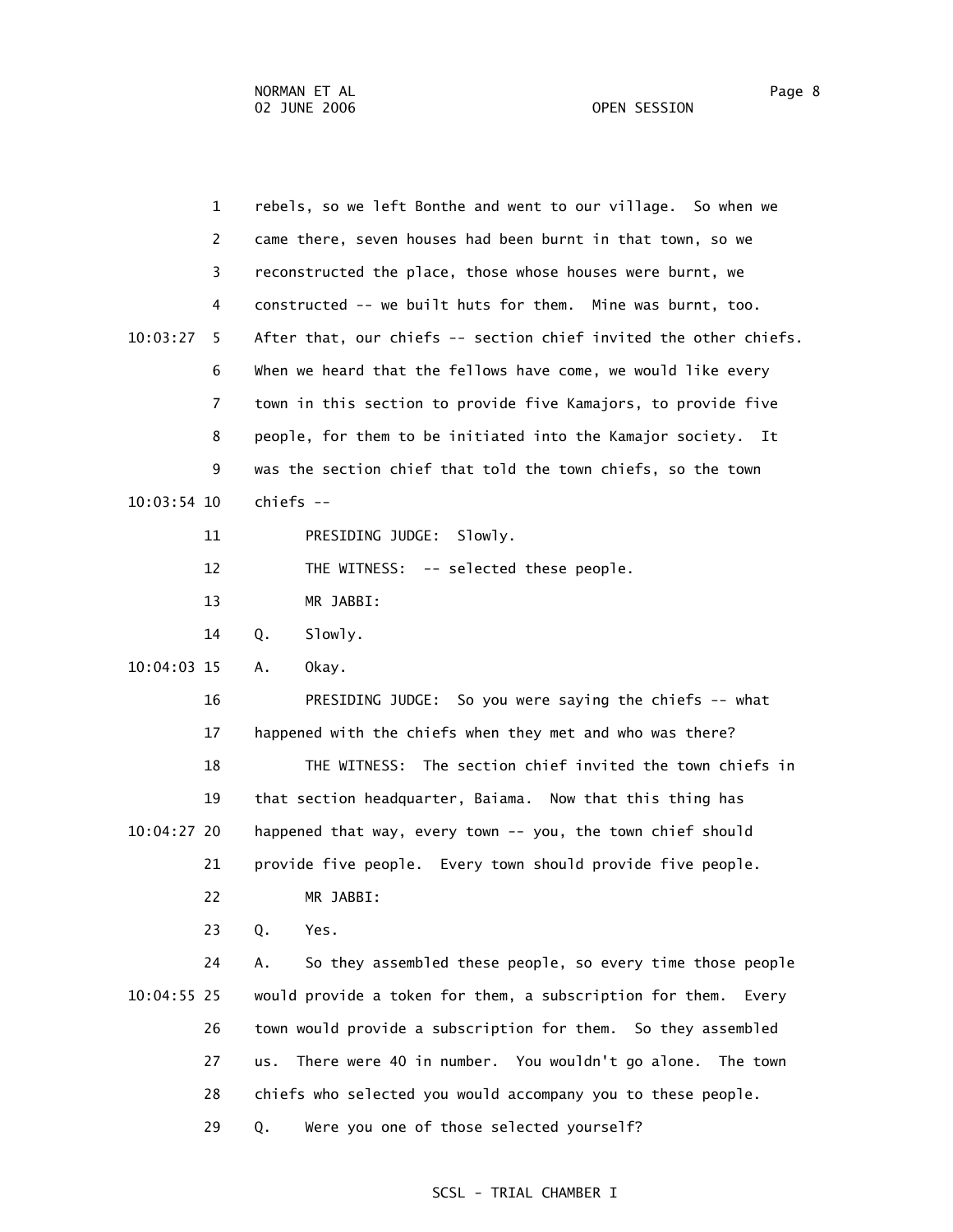1 rebels, so we left Bonthe and went to our village. So when we
2 came there, seven houses had been burnt in that town, so we
3 reconstructed the place, those whose houses were burnt, we
4 constructed -- we built huts for them. Mine was burnt, too.
10:03:27 5 After that, our chiefs -- section chief invited the other chiefs.
6 When we heard that the fellows have come, we would like every
7 town in this section to provide five Kamajors, to provide five
8 people, for them to be initiated into the Kamajor society. It
9 was the section chief that told the town chiefs, so the town
10:03:54 10 chiefs --
11 PRESIDING JUDGE: Slowly.
12 THE WITNESS: -- selected these people.
13 MR JABBI:
14 Q. Slowly.
10:04:03 15 A. Okay.
16 PRESIDING JUDGE: So you were saying the chiefs -- what
17 happened with the chiefs when they met and who was there?
18 THE WITNESS: The section chief invited the town chiefs in
19 that section headquarter, Baiama. Now that this thing has
10:04:27 20 happened that way, every town -- you, the town chief should
21 provide five people. Every town should provide five people.
22 MR JABBI:
23 Q. Yes.
24 A. So they assembled these people, so every time those people
10:04:55 25 would provide a token for them, a subscription for them. Every
26 town would provide a subscription for them. So they assembled
27 us. There were 40 in number. You wouldn't go alone. The town
28 chiefs who selected you would accompany you to these people.
29 Q. Were you one of those selected yourself?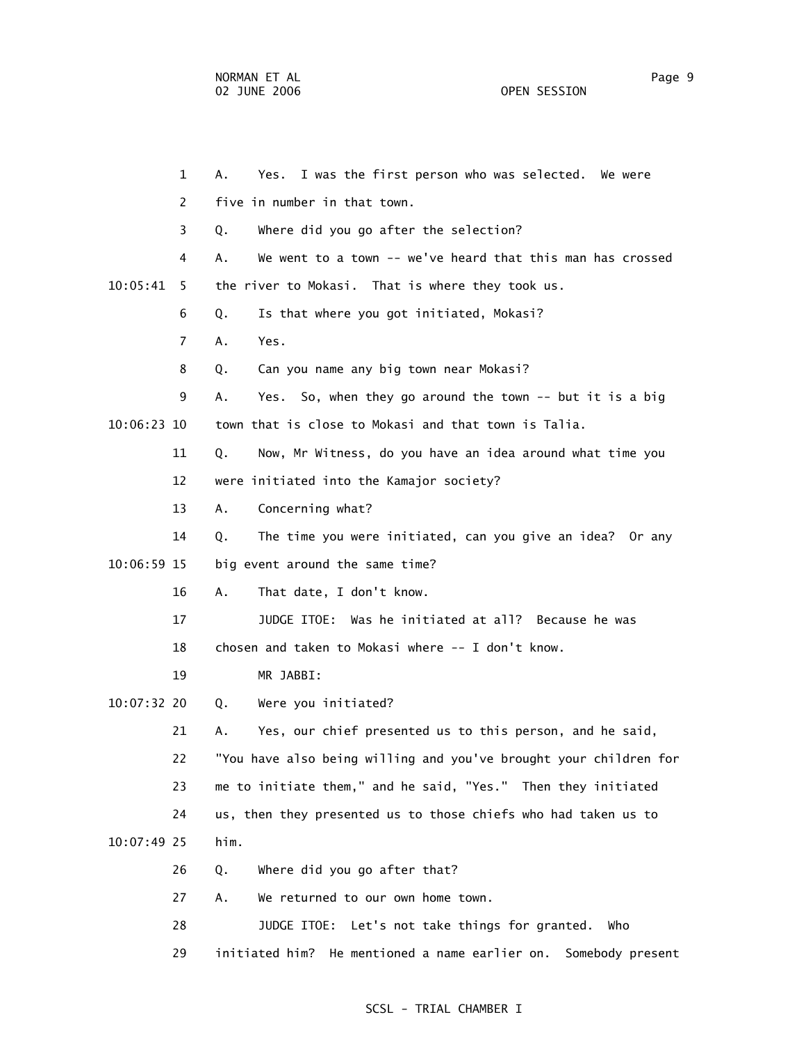A. Yes. I was the first person who was selected. We were five in number in that town.

Q. Where did you go after the selection?

A. We went to a town -- we've heard that this man has crossed the river to Mokasi. That is where they took us.

Q. Is that where you got initiated, Mokasi?

A. Yes.

Q. Can you name any big town near Mokasi?

A. Yes. So, when they go around the town -- but it is a big town that is close to Mokasi and that town is Talia.

Q. Now, Mr Witness, do you have an idea around what time you were initiated into the Kamajor society?

A. Concerning what?

Q. The time you were initiated, can you give an idea? Or any big event around the same time?

A. That date, I don't know.

JUDGE ITOE: Was he initiated at all? Because he was chosen and taken to Mokasi where -- I don't know.

MR JABBI:

Q. Were you initiated?

A. Yes, our chief presented us to this person, and he said, "You have also being willing and you've brought your children for me to initiate them," and he said, "Yes." Then they initiated us, then they presented us to those chiefs who had taken us to him.

Q. Where did you go after that?

A. We returned to our own home town.

JUDGE ITOE: Let's not take things for granted. Who initiated him? He mentioned a name earlier on. Somebody present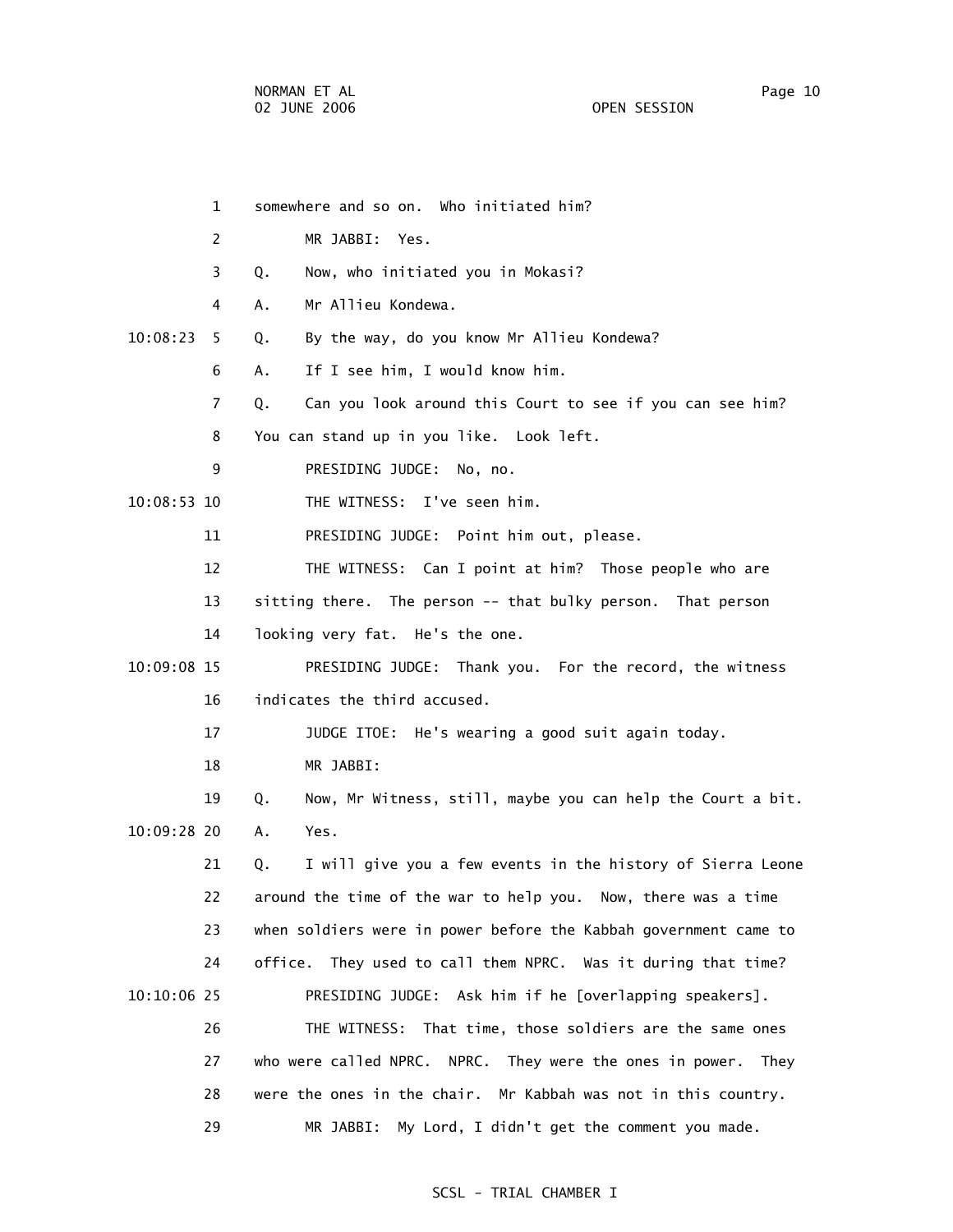1 somewhere and so on. Who initiated him?

2 MR JABBI: Yes.

3 Q. Now, who initiated you in Mokasi?

4 A. Mr Allieu Kondewa.

10:08:23 5 Q. By the way, do you know Mr Allieu Kondewa?

6 A. If I see him, I would know him.

7 Q. Can you look around this Court to see if you can see him?

8 You can stand up in you like. Look left.

9 PRESIDING JUDGE: No, no.

10:08:53 10 THE WITNESS: I've seen him.

11 PRESIDING JUDGE: Point him out, please.

12 THE WITNESS: Can I point at him? Those people who are

13 sitting there. The person -- that bulky person. That person

14 looking very fat. He's the one.

10:09:08 15 PRESIDING JUDGE: Thank you. For the record, the witness

16 indicates the third accused.

17 JUDGE ITOE: He's wearing a good suit again today.

18 MR JABBI:

19 Q. Now, Mr Witness, still, maybe you can help the Court a bit.

10:09:28 20 A. Yes.

21 Q. I will give you a few events in the history of Sierra Leone

22 around the time of the war to help you. Now, there was a time

23 when soldiers were in power before the Kabbah government came to

24 office. They used to call them NPRC. Was it during that time?

10:10:06 25 PRESIDING JUDGE: Ask him if he [overlapping speakers].

26 THE WITNESS: That time, those soldiers are the same ones

27 who were called NPRC. NPRC. They were the ones in power. They

28 were the ones in the chair. Mr Kabbah was not in this country.

29 MR JABBI: My Lord, I didn't get the comment you made.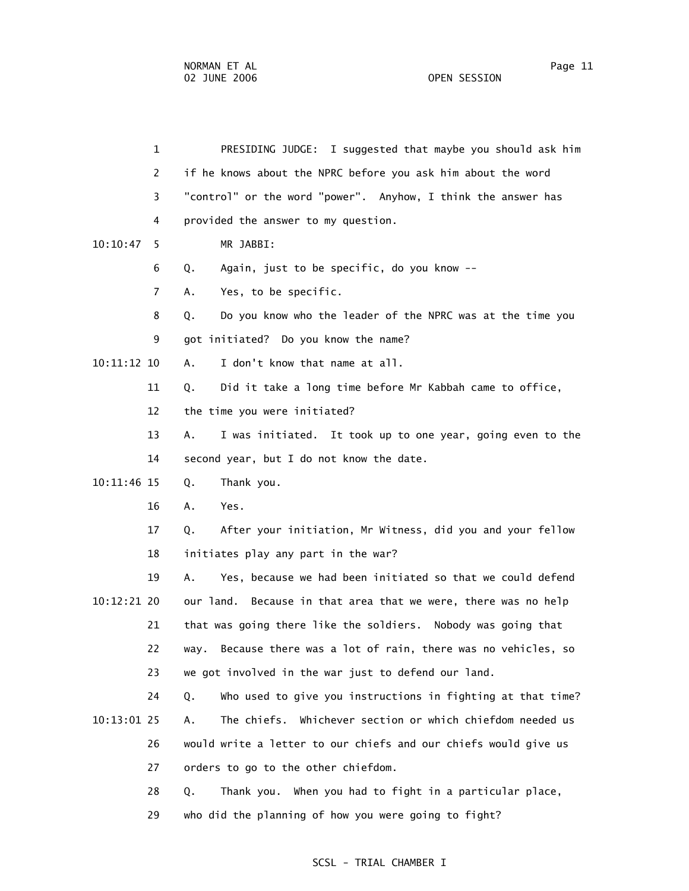PRESIDING JUDGE: I suggested that maybe you should ask him if he knows about the NPRC before you ask him about the word "control" or the word "power". Anyhow, I think the answer has provided the answer to my question.

MR JABBI:

Q. Again, just to be specific, do you know --

A. Yes, to be specific.

Q. Do you know who the leader of the NPRC was at the time you got initiated? Do you know the name?

A. I don't know that name at all.

Q. Did it take a long time before Mr Kabbah came to office, the time you were initiated?

A. I was initiated. It took up to one year, going even to the second year, but I do not know the date.

Q. Thank you.

A. Yes.

Q. After your initiation, Mr Witness, did you and your fellow initiates play any part in the war?

A. Yes, because we had been initiated so that we could defend our land. Because in that area that we were, there was no help that was going there like the soldiers. Nobody was going that way. Because there was a lot of rain, there was no vehicles, so we got involved in the war just to defend our land.

Q. Who used to give you instructions in fighting at that time?

A. The chiefs. Whichever section or which chiefdom needed us would write a letter to our chiefs and our chiefs would give us orders to go to the other chiefdom.

Q. Thank you. When you had to fight in a particular place, who did the planning of how you were going to fight?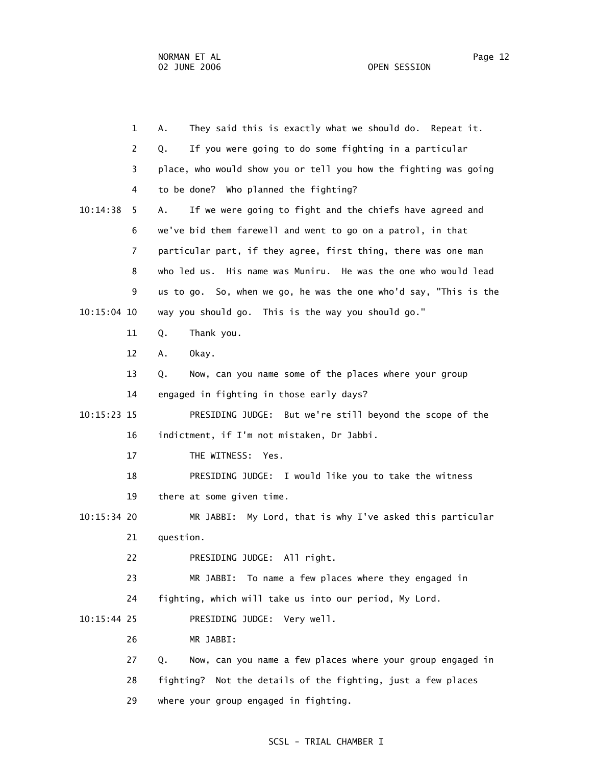A. They said this is exactly what we should do. Repeat it.

Q. If you were going to do some fighting in a particular place, who would show you or tell you how the fighting was going to be done? Who planned the fighting?

A. If we were going to fight and the chiefs have agreed and we've bid them farewell and went to go on a patrol, in that particular part, if they agree, first thing, there was one man who led us. His name was Muniru. He was the one who would lead us to go. So, when we go, he was the one who'd say, "This is the way you should go. This is the way you should go."

Q. Thank you.

A. Okay.

Q. Now, can you name some of the places where your group engaged in fighting in those early days?

PRESIDING JUDGE: But we're still beyond the scope of the indictment, if I'm not mistaken, Dr Jabbi.

THE WITNESS: Yes.

PRESIDING JUDGE: I would like you to take the witness there at some given time.

MR JABBI: My Lord, that is why I've asked this particular question.

PRESIDING JUDGE: All right.

MR JABBI: To name a few places where they engaged in fighting, which will take us into our period, My Lord.

PRESIDING JUDGE: Very well.

MR JABBI:

Q. Now, can you name a few places where your group engaged in fighting? Not the details of the fighting, just a few places where your group engaged in fighting.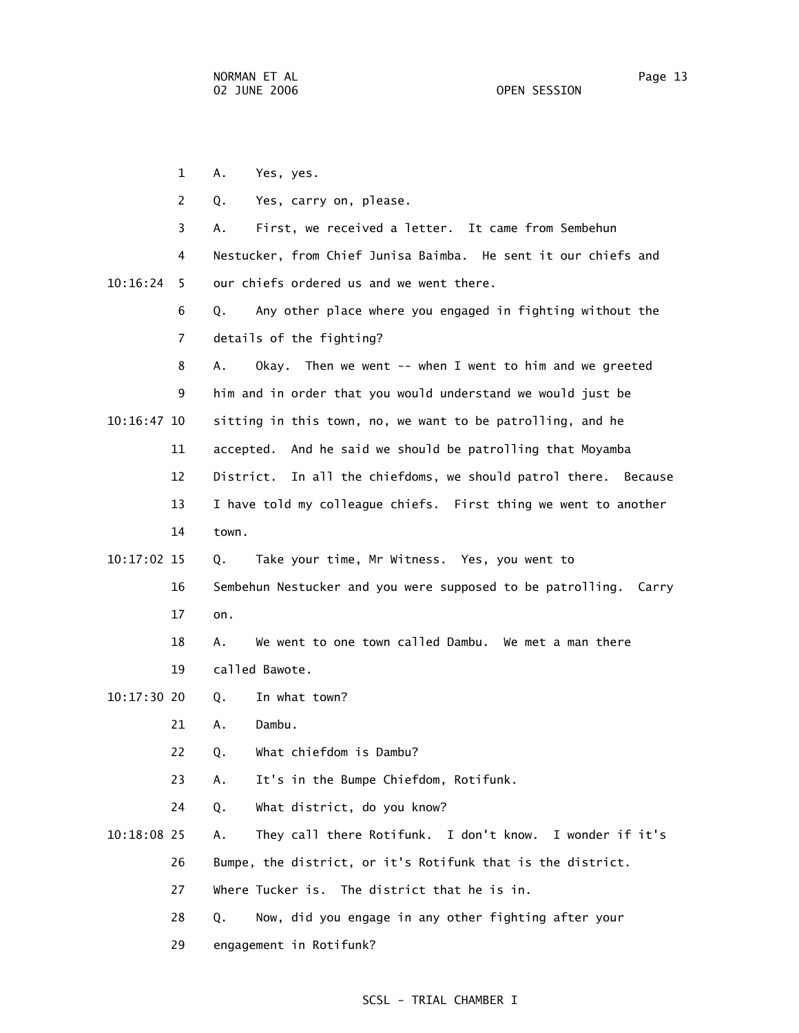1 A. Yes, yes.

2 Q. Yes, carry on, please.

3 A. First, we received a letter. It came from Sembehun

4 Nestucker, from Chief Junisa Baimba. He sent it our chiefs and

10:16:24 5 our chiefs ordered us and we went there.

6 Q. Any other place where you engaged in fighting without the

7 details of the fighting?

8 A. Okay. Then we went -- when I went to him and we greeted

9 him and in order that you would understand we would just be

10:16:47 10 sitting in this town, no, we want to be patrolling, and he

11 accepted. And he said we should be patrolling that Moyamba

12 District. In all the chiefdoms, we should patrol there. Because

13 I have told my colleague chiefs. First thing we went to another

14 town.

10:17:02 15 Q. Take your time, Mr Witness. Yes, you went to

16 Sembehun Nestucker and you were supposed to be patrolling. Carry

17 on.

18 A. We went to one town called Dambu. We met a man there

19 called Bawote.

10:17:30 20 Q. In what town?

21 A. Dambu.

22 Q. What chiefdom is Dambu?

23 A. It's in the Bumpe Chiefdom, Rotifunk.

24 Q. What district, do you know?

10:18:08 25 A. They call there Rotifunk. I don't know. I wonder if it's

26 Bumpe, the district, or it's Rotifunk that is the district.

27 Where Tucker is. The district that he is in.

28 Q. Now, did you engage in any other fighting after your

29 engagement in Rotifunk?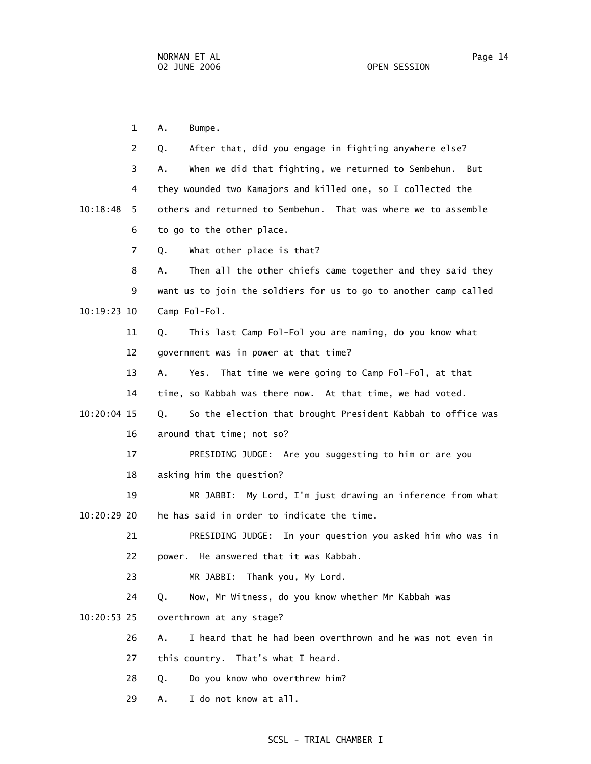A. Bumpe.

Q. After that, did you engage in fighting anywhere else?

A. When we did that fighting, we returned to Sembehun. But they wounded two Kamajors and killed one, so I collected the others and returned to Sembehun. That was where we to assemble to go to the other place.

Q. What other place is that?

A. Then all the other chiefs came together and they said they want us to join the soldiers for us to go to another camp called Camp Fol-Fol.

Q. This last Camp Fol-Fol you are naming, do you know what government was in power at that time?

A. Yes. That time we were going to Camp Fol-Fol, at that time, so Kabbah was there now. At that time, we had voted.

Q. So the election that brought President Kabbah to office was around that time; not so?

PRESIDING JUDGE: Are you suggesting to him or are you asking him the question?

MR JABBI: My Lord, I'm just drawing an inference from what he has said in order to indicate the time.

PRESIDING JUDGE: In your question you asked him who was in power. He answered that it was Kabbah.

MR JABBI: Thank you, My Lord.

Q. Now, Mr Witness, do you know whether Mr Kabbah was overthrown at any stage?

A. I heard that he had been overthrown and he was not even in this country. That's what I heard.

Q. Do you know who overthrew him?

A. I do not know at all.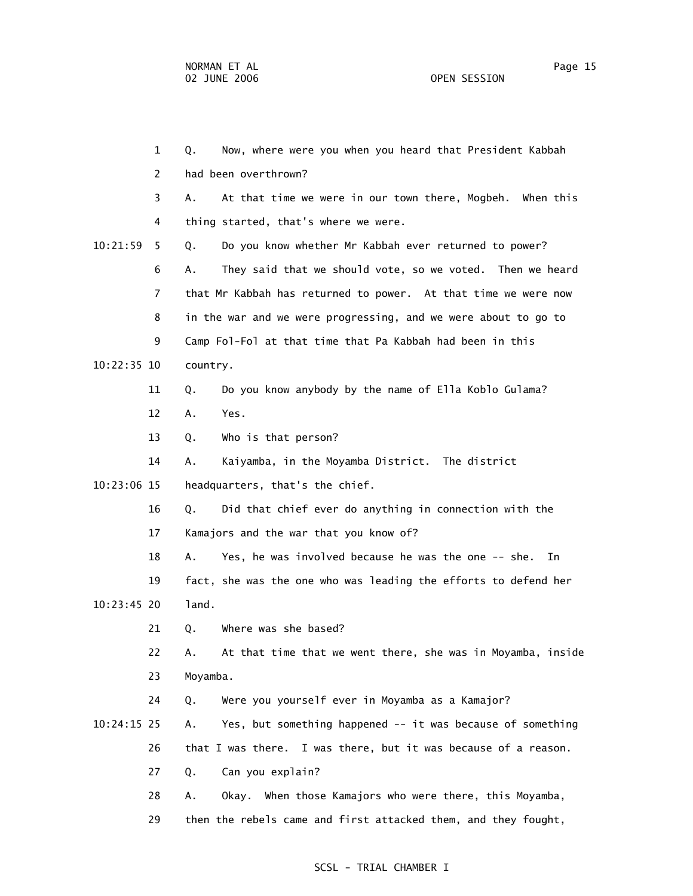Q. Now, where were you when you heard that President Kabbah had been overthrown?

A. At that time we were in our town there, Mogbeh. When this thing started, that's where we were.

Q. Do you know whether Mr Kabbah ever returned to power?

A. They said that we should vote, so we voted. Then we heard that Mr Kabbah has returned to power. At that time we were now in the war and we were progressing, and we were about to go to Camp Fol-Fol at that time that Pa Kabbah had been in this country.

Q. Do you know anybody by the name of Ella Koblo Gulama?

A. Yes.

Q. Who is that person?

A. Kaiyamba, in the Moyamba District. The district headquarters, that's the chief.

Q. Did that chief ever do anything in connection with the Kamajors and the war that you know of?

A. Yes, he was involved because he was the one -- she. In fact, she was the one who was leading the efforts to defend her land.

Q. Where was she based?

A. At that time that we went there, she was in Moyamba, inside Moyamba.

Q. Were you yourself ever in Moyamba as a Kamajor?

A. Yes, but something happened -- it was because of something that I was there. I was there, but it was because of a reason.

Q. Can you explain?

A. Okay. When those Kamajors who were there, this Moyamba, then the rebels came and first attacked them, and they fought,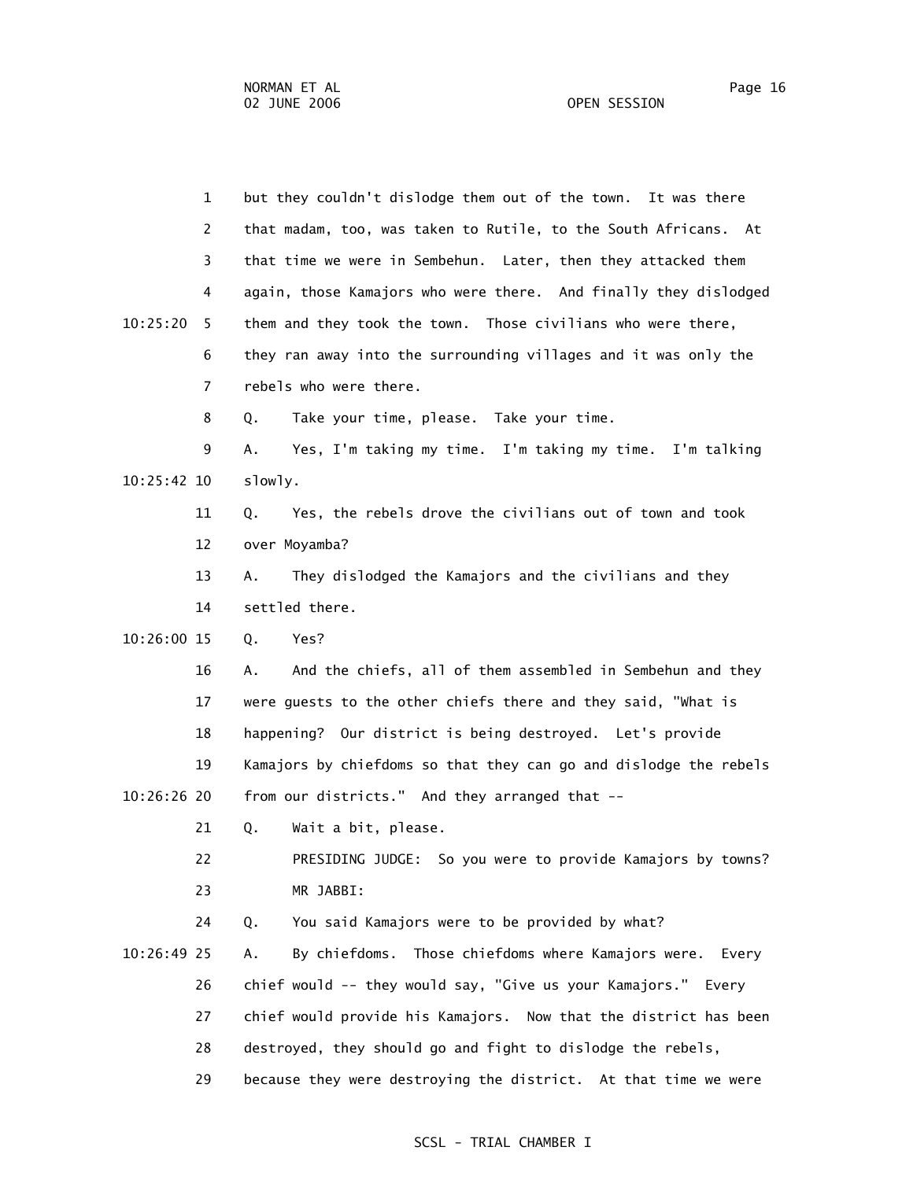but they couldn't dislodge them out of the town. It was there that madam, too, was taken to Rutile, to the South Africans. At that time we were in Sembehun. Later, then they attacked them again, those Kamajors who were there. And finally they dislodged them and they took the town. Those civilians who were there, they ran away into the surrounding villages and it was only the rebels who were there.

Q. Take your time, please. Take your time.

A. Yes, I'm taking my time. I'm taking my time. I'm talking slowly.

Q. Yes, the rebels drove the civilians out of town and took over Moyamba?

A. They dislodged the Kamajors and the civilians and they settled there.

Q. Yes?

A. And the chiefs, all of them assembled in Sembehun and they were guests to the other chiefs there and they said, "What is happening? Our district is being destroyed. Let's provide Kamajors by chiefdoms so that they can go and dislodge the rebels from our districts." And they arranged that --

Q. Wait a bit, please.

PRESIDING JUDGE: So you were to provide Kamajors by towns?

MR JABBI:

Q. You said Kamajors were to be provided by what?

A. By chiefdoms. Those chiefdoms where Kamajors were. Every chief would -- they would say, "Give us your Kamajors." Every chief would provide his Kamajors. Now that the district has been destroyed, they should go and fight to dislodge the rebels, because they were destroying the district. At that time we were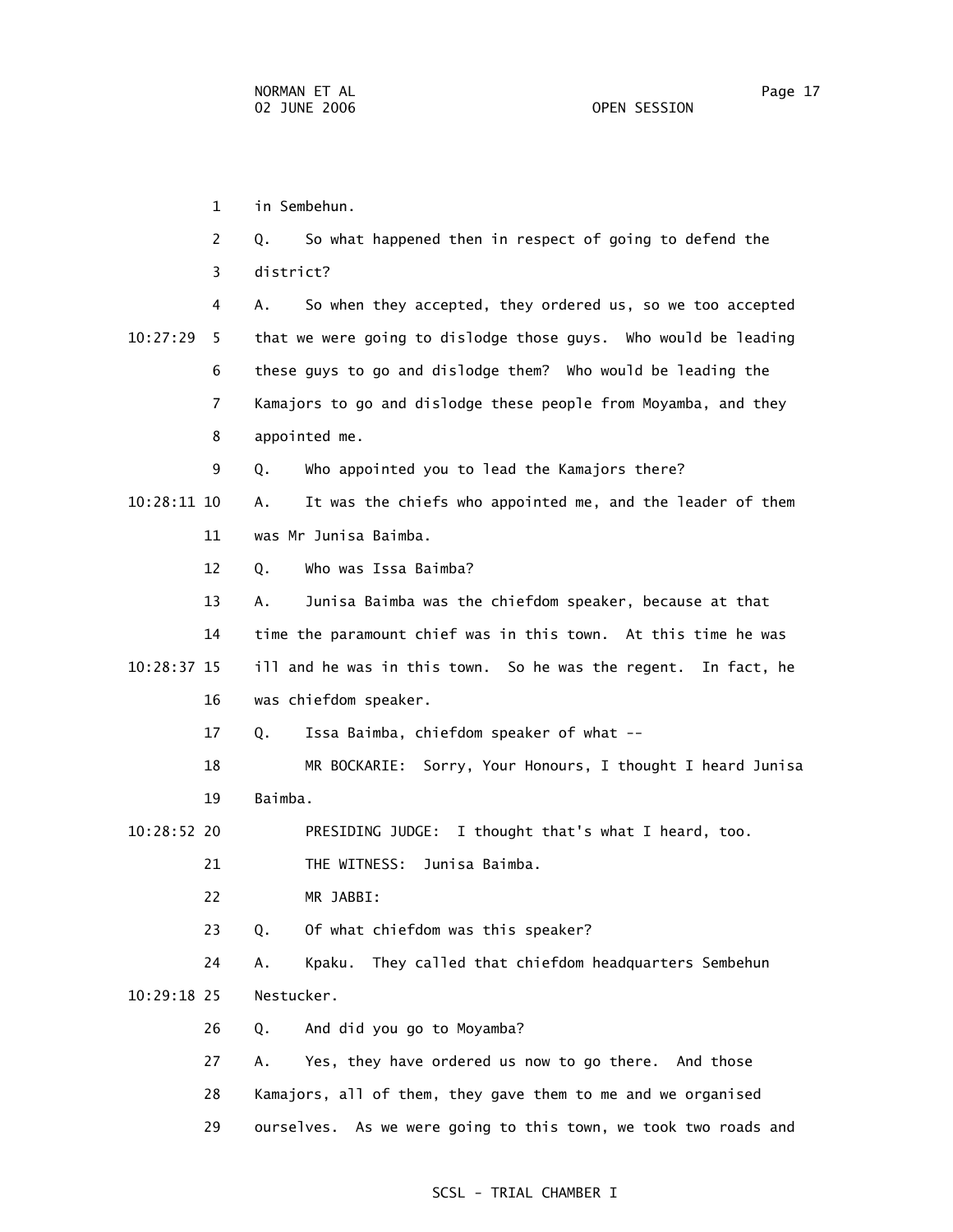in Sembehun.

Q. So what happened then in respect of going to defend the district?

A. So when they accepted, they ordered us, so we too accepted that we were going to dislodge those guys. Who would be leading these guys to go and dislodge them? Who would be leading the Kamajors to go and dislodge these people from Moyamba, and they appointed me.

Q. Who appointed you to lead the Kamajors there?

A. It was the chiefs who appointed me, and the leader of them was Mr Junisa Baimba.

Q. Who was Issa Baimba?

A. Junisa Baimba was the chiefdom speaker, because at that time the paramount chief was in this town. At this time he was ill and he was in this town. So he was the regent. In fact, he was chiefdom speaker.

Q. Issa Baimba, chiefdom speaker of what --

MR BOCKARIE: Sorry, Your Honours, I thought I heard Junisa Baimba.

PRESIDING JUDGE: I thought that's what I heard, too.

THE WITNESS: Junisa Baimba.

MR JABBI:

Q. Of what chiefdom was this speaker?

A. Kpaku. They called that chiefdom headquarters Sembehun Nestucker.

Q. And did you go to Moyamba?

A. Yes, they have ordered us now to go there. And those Kamajors, all of them, they gave them to me and we organised ourselves. As we were going to this town, we took two roads and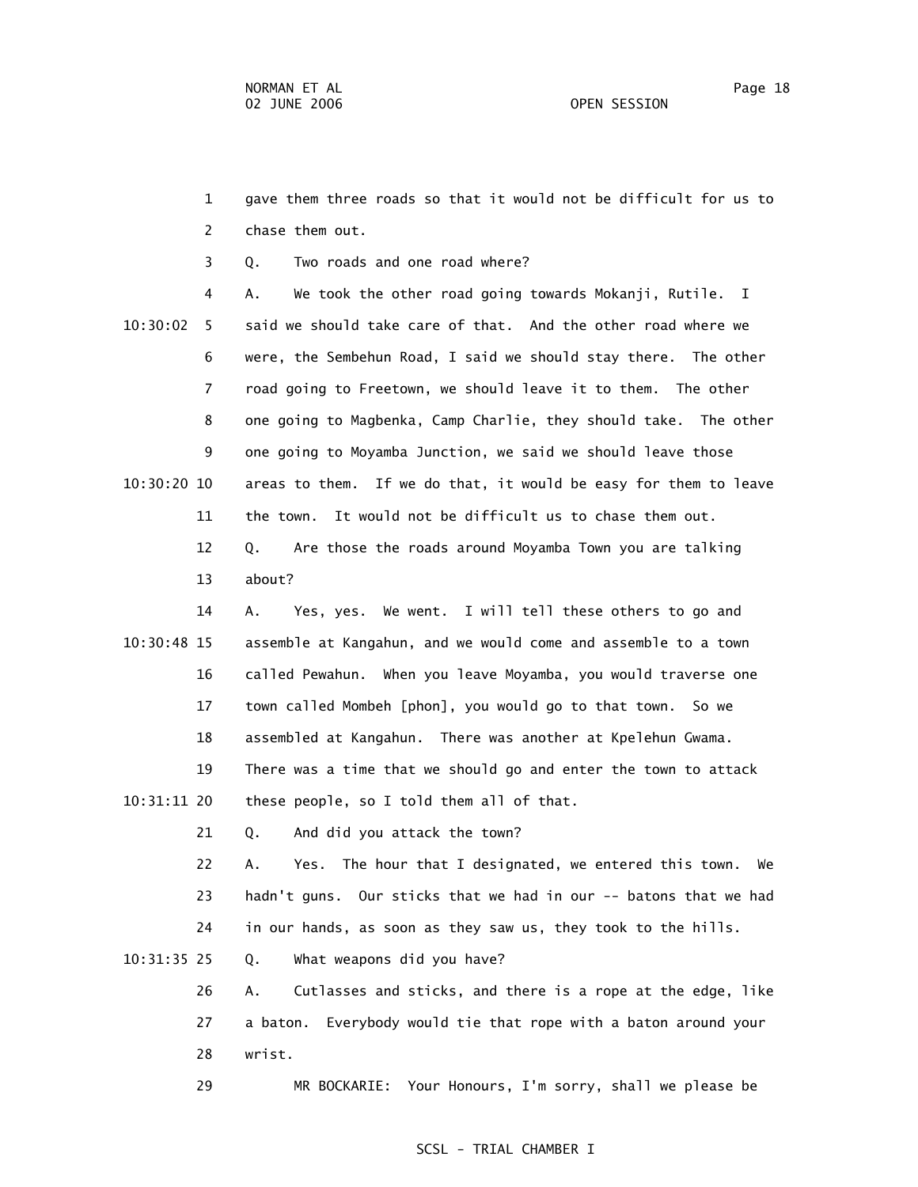gave them three roads so that it would not be difficult for us to chase them out.

Q. Two roads and one road where?

A. We took the other road going towards Mokanji, Rutile. I said we should take care of that. And the other road where we were, the Sembehun Road, I said we should stay there. The other road going to Freetown, we should leave it to them. The other one going to Magbenka, Camp Charlie, they should take. The other one going to Moyamba Junction, we said we should leave those areas to them. If we do that, it would be easy for them to leave the town. It would not be difficult us to chase them out.

Q. Are those the roads around Moyamba Town you are talking about?

A. Yes, yes. We went. I will tell these others to go and assemble at Kangahun, and we would come and assemble to a town called Pewahun. When you leave Moyamba, you would traverse one town called Mombeh [phon], you would go to that town. So we assembled at Kangahun. There was another at Kpelehun Gwama. There was a time that we should go and enter the town to attack these people, so I told them all of that.

Q. And did you attack the town?

A. Yes. The hour that I designated, we entered this town. We hadn't guns. Our sticks that we had in our -- batons that we had in our hands, as soon as they saw us, they took to the hills.

Q. What weapons did you have?

A. Cutlasses and sticks, and there is a rope at the edge, like a baton. Everybody would tie that rope with a baton around your wrist.

MR BOCKARIE: Your Honours, I'm sorry, shall we please be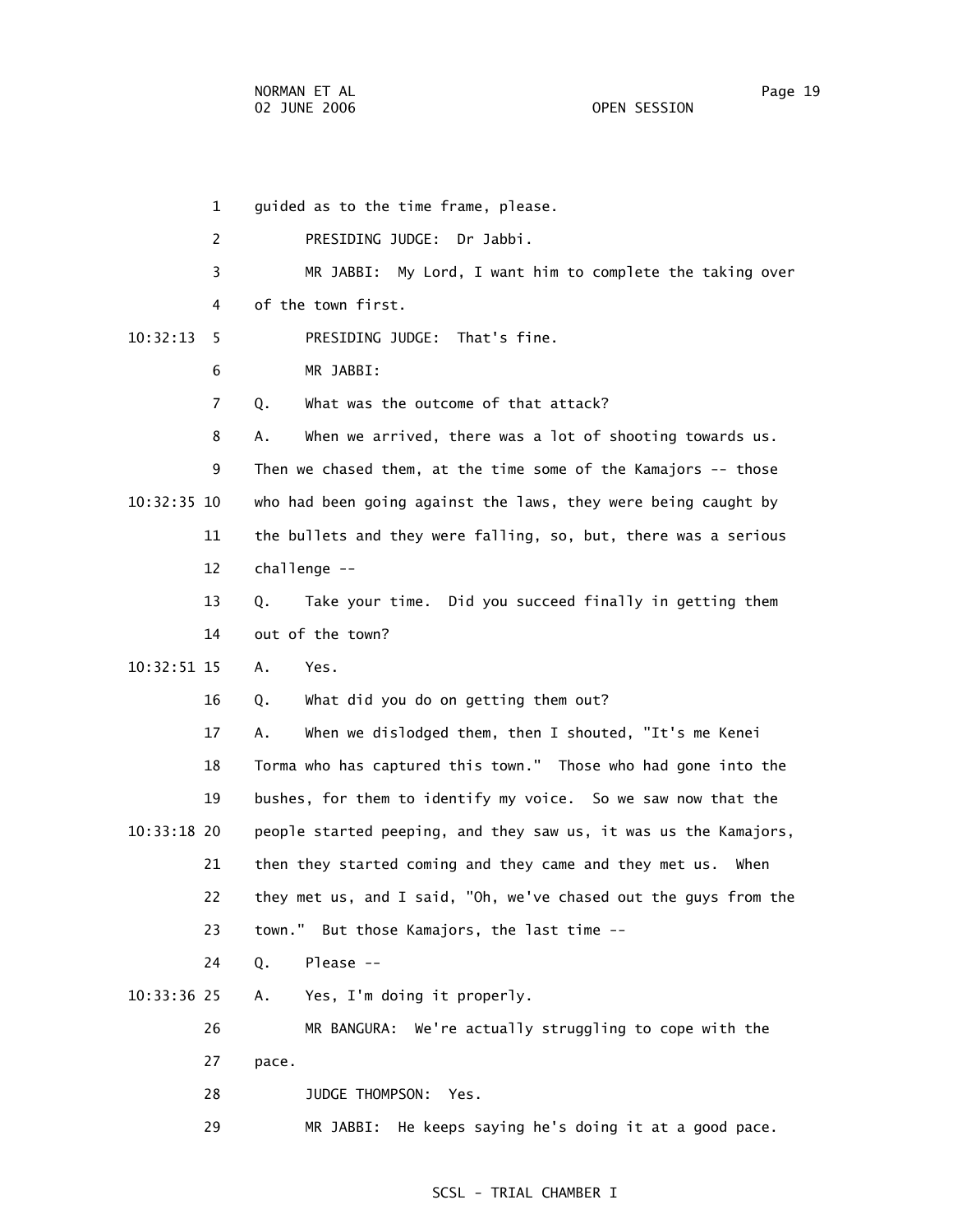1 guided as to the time frame, please.

2 PRESIDING JUDGE: Dr Jabbi.

3 MR JABBI: My Lord, I want him to complete the taking over

4 of the town first.

10:32:13 5 PRESIDING JUDGE: That's fine.

6 MR JABBI:

7 Q. What was the outcome of that attack?

8 A. When we arrived, there was a lot of shooting towards us.

9 Then we chased them, at the time some of the Kamajors -- those

10:32:35 10 who had been going against the laws, they were being caught by

11 the bullets and they were falling, so, but, there was a serious

12 challenge --

13 Q. Take your time. Did you succeed finally in getting them

14 out of the town?

10:32:51 15 A. Yes.

16 Q. What did you do on getting them out?

17 A. When we dislodged them, then I shouted, "It's me Kenei

18 Torma who has captured this town." Those who had gone into the

19 bushes, for them to identify my voice. So we saw now that the

10:33:18 20 people started peeping, and they saw us, it was us the Kamajors,

21 then they started coming and they came and they met us. When

22 they met us, and I said, "Oh, we've chased out the guys from the

23 town." But those Kamajors, the last time --

24 Q. Please --

10:33:36 25 A. Yes, I'm doing it properly.

26 MR BANGURA: We're actually struggling to cope with the

27 pace.

28 JUDGE THOMPSON: Yes.

29 MR JABBI: He keeps saying he's doing it at a good pace.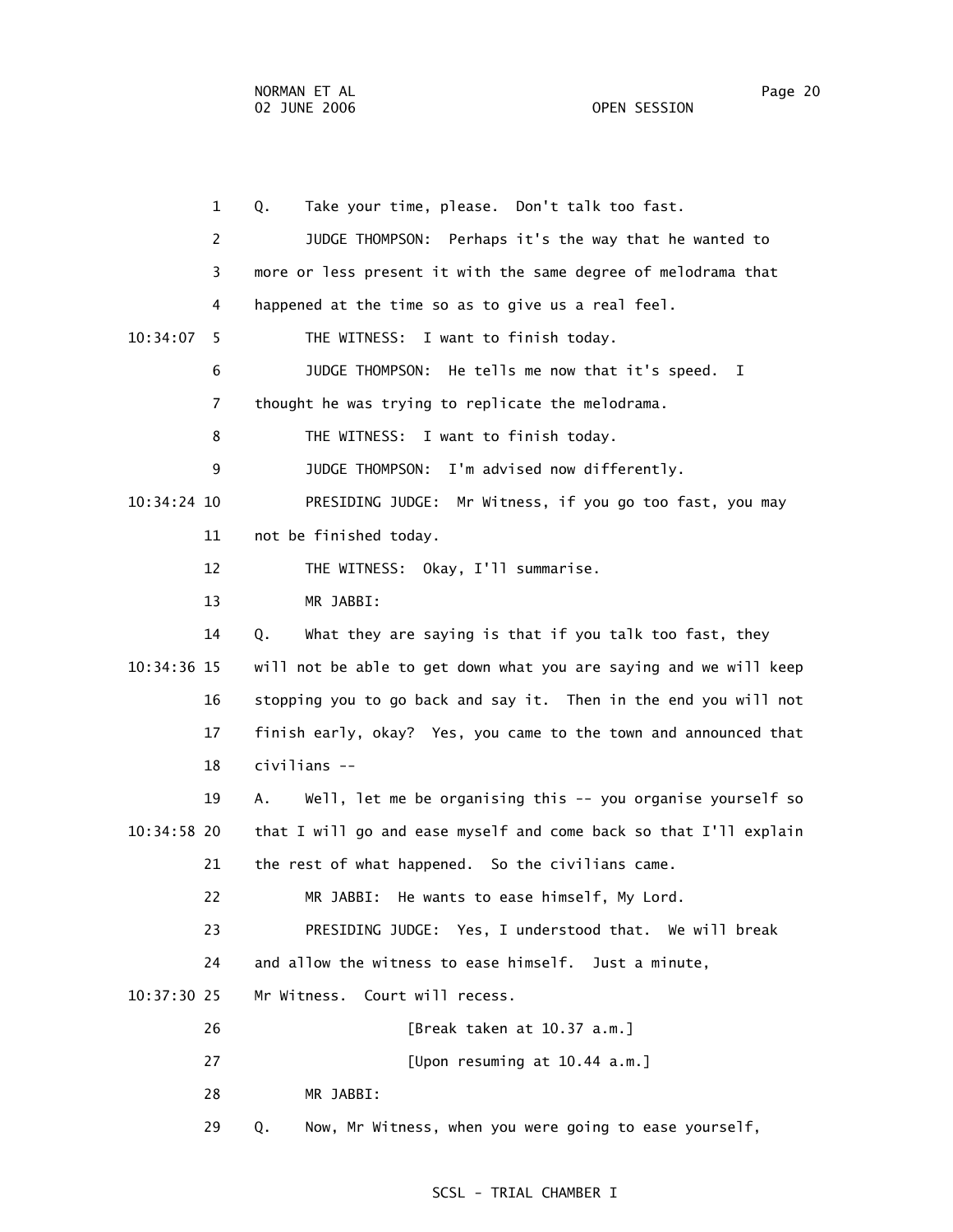1 Q. Take your time, please. Don't talk too fast.

2 JUDGE THOMPSON: Perhaps it's the way that he wanted to

3 more or less present it with the same degree of melodrama that

4 happened at the time so as to give us a real feel.

10:34:07 5 THE WITNESS: I want to finish today.

6 JUDGE THOMPSON: He tells me now that it's speed. I

7 thought he was trying to replicate the melodrama.

8 THE WITNESS: I want to finish today.

9 JUDGE THOMPSON: I'm advised now differently.

10:34:24 10 PRESIDING JUDGE: Mr Witness, if you go too fast, you may

11 not be finished today.

12 THE WITNESS: Okay, I'll summarise.

13 MR JABBI:

14 Q. What they are saying is that if you talk too fast, they

10:34:36 15 will not be able to get down what you are saying and we will keep

16 stopping you to go back and say it. Then in the end you will not

17 finish early, okay? Yes, you came to the town and announced that

18 civilians --

19 A. Well, let me be organising this -- you organise yourself so

10:34:58 20 that I will go and ease myself and come back so that I'll explain

21 the rest of what happened. So the civilians came.

22 MR JABBI: He wants to ease himself, My Lord.

23 PRESIDING JUDGE: Yes, I understood that. We will break

24 and allow the witness to ease himself. Just a minute,

10:37:30 25 Mr Witness. Court will recess.

26 [Break taken at 10.37 a.m.]

27 [Upon resuming at 10.44 a.m.]

28 MR JABBI:

29 Q. Now, Mr Witness, when you were going to ease yourself,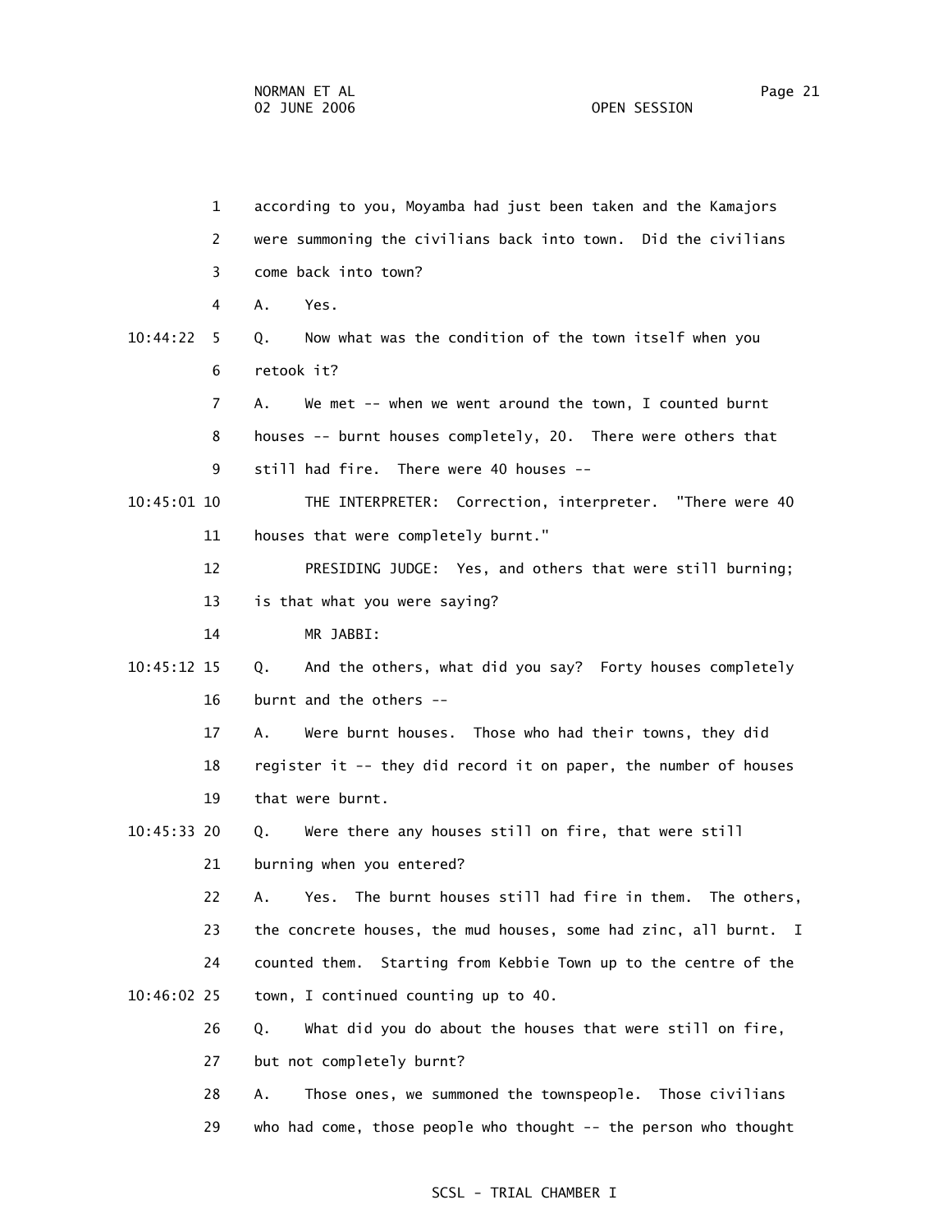1 according to you, Moyamba had just been taken and the Kamajors
2 were summoning the civilians back into town. Did the civilians
3 come back into town?
4 A. Yes.
10:44:22 5 Q. Now what was the condition of the town itself when you
6 retook it?
7 A. We met -- when we went around the town, I counted burnt
8 houses -- burnt houses completely, 20. There were others that
9 still had fire. There were 40 houses --
10:45:01 10 THE INTERPRETER: Correction, interpreter. "There were 40
11 houses that were completely burnt."
12 PRESIDING JUDGE: Yes, and others that were still burning;
13 is that what you were saying?
14 MR JABBI:
10:45:12 15 Q. And the others, what did you say? Forty houses completely
16 burnt and the others --
17 A. Were burnt houses. Those who had their towns, they did
18 register it -- they did record it on paper, the number of houses
19 that were burnt.
10:45:33 20 Q. Were there any houses still on fire, that were still
21 burning when you entered?
22 A. Yes. The burnt houses still had fire in them. The others,
23 the concrete houses, the mud houses, some had zinc, all burnt. I
24 counted them. Starting from Kebbie Town up to the centre of the
10:46:02 25 town, I continued counting up to 40.
26 Q. What did you do about the houses that were still on fire,
27 but not completely burnt?
28 A. Those ones, we summoned the townspeople. Those civilians
29 who had come, those people who thought -- the person who thought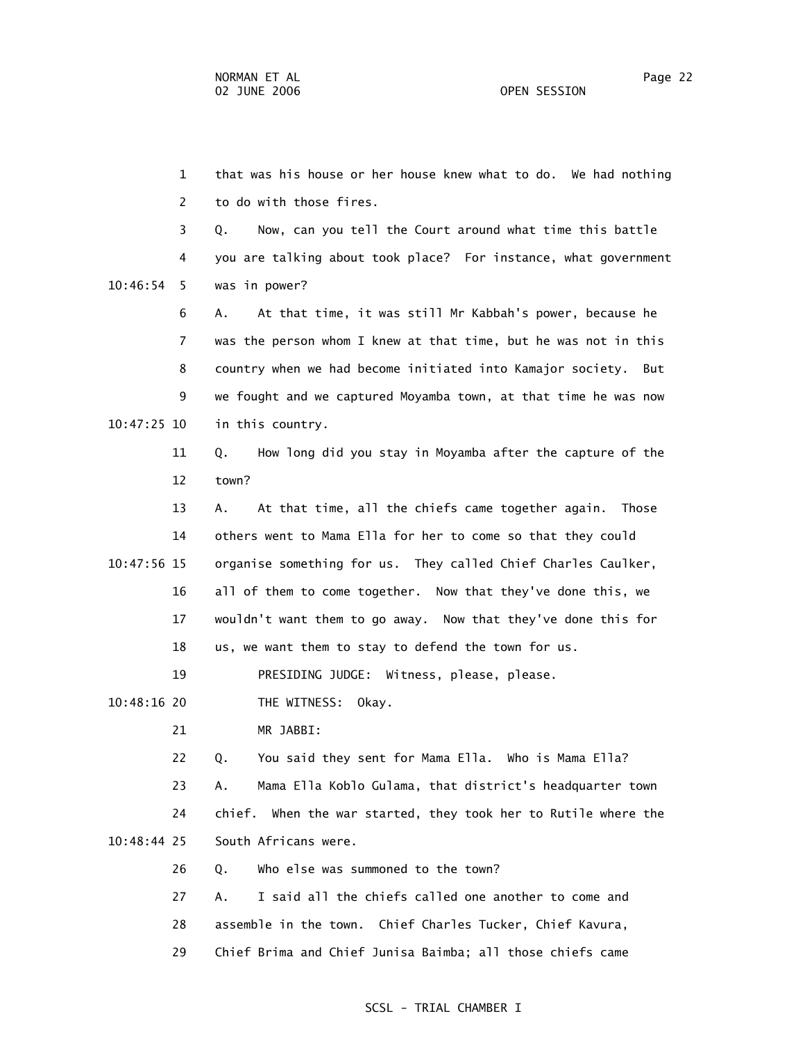that was his house or her house knew what to do. We had nothing to do with those fires.

Q. Now, can you tell the Court around what time this battle you are talking about took place? For instance, what government was in power?

A. At that time, it was still Mr Kabbah's power, because he was the person whom I knew at that time, but he was not in this country when we had become initiated into Kamajor society. But we fought and we captured Moyamba town, at that time he was now in this country.

Q. How long did you stay in Moyamba after the capture of the town?

A. At that time, all the chiefs came together again. Those others went to Mama Ella for her to come so that they could organise something for us. They called Chief Charles Caulker, all of them to come together. Now that they've done this, we wouldn't want them to go away. Now that they've done this for us, we want them to stay to defend the town for us.

PRESIDING JUDGE: Witness, please, please.

THE WITNESS: Okay.

MR JABBI:

Q. You said they sent for Mama Ella. Who is Mama Ella?

A. Mama Ella Koblo Gulama, that district's headquarter town chief. When the war started, they took her to Rutile where the South Africans were.

Q. Who else was summoned to the town?

A. I said all the chiefs called one another to come and assemble in the town. Chief Charles Tucker, Chief Kavura, Chief Brima and Chief Junisa Baimba; all those chiefs came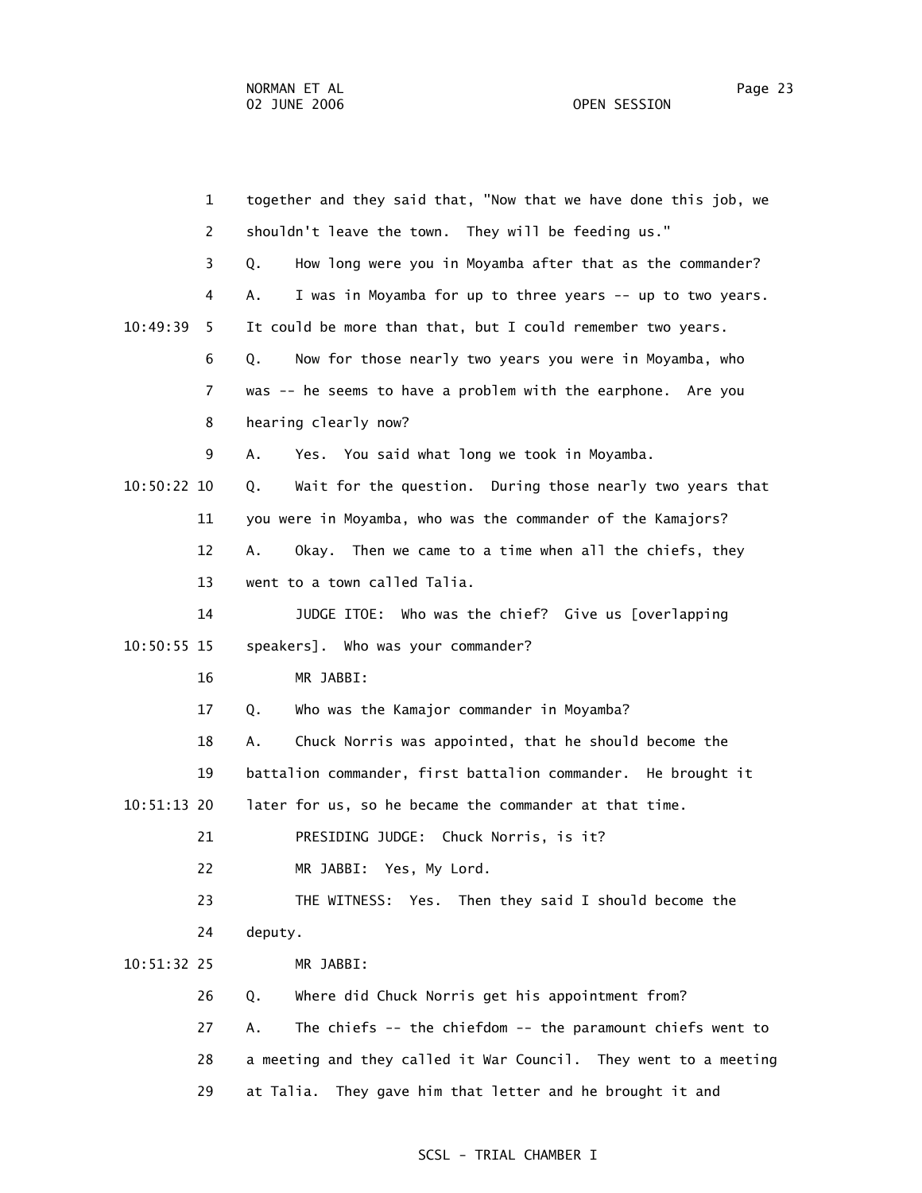1 together and they said that, "Now that we have done this job, we
2 shouldn't leave the town. They will be feeding us."
3 Q. How long were you in Moyamba after that as the commander?
4 A. I was in Moyamba for up to three years -- up to two years.
10:49:39 5 It could be more than that, but I could remember two years.
6 Q. Now for those nearly two years you were in Moyamba, who
7 was -- he seems to have a problem with the earphone. Are you
8 hearing clearly now?
9 A. Yes. You said what long we took in Moyamba.
10:50:22 10 Q. Wait for the question. During those nearly two years that
11 you were in Moyamba, who was the commander of the Kamajors?
12 A. Okay. Then we came to a time when all the chiefs, they
13 went to a town called Talia.
14 JUDGE ITOE: Who was the chief? Give us [overlapping
10:50:55 15 speakers]. Who was your commander?
16 MR JABBI:
17 Q. Who was the Kamajor commander in Moyamba?
18 A. Chuck Norris was appointed, that he should become the
19 battalion commander, first battalion commander. He brought it
10:51:13 20 later for us, so he became the commander at that time.
21 PRESIDING JUDGE: Chuck Norris, is it?
22 MR JABBI: Yes, My Lord.
23 THE WITNESS: Yes. Then they said I should become the
24 deputy.
10:51:32 25 MR JABBI:
26 Q. Where did Chuck Norris get his appointment from?
27 A. The chiefs -- the chiefdom -- the paramount chiefs went to
28 a meeting and they called it War Council. They went to a meeting
29 at Talia. They gave him that letter and he brought it and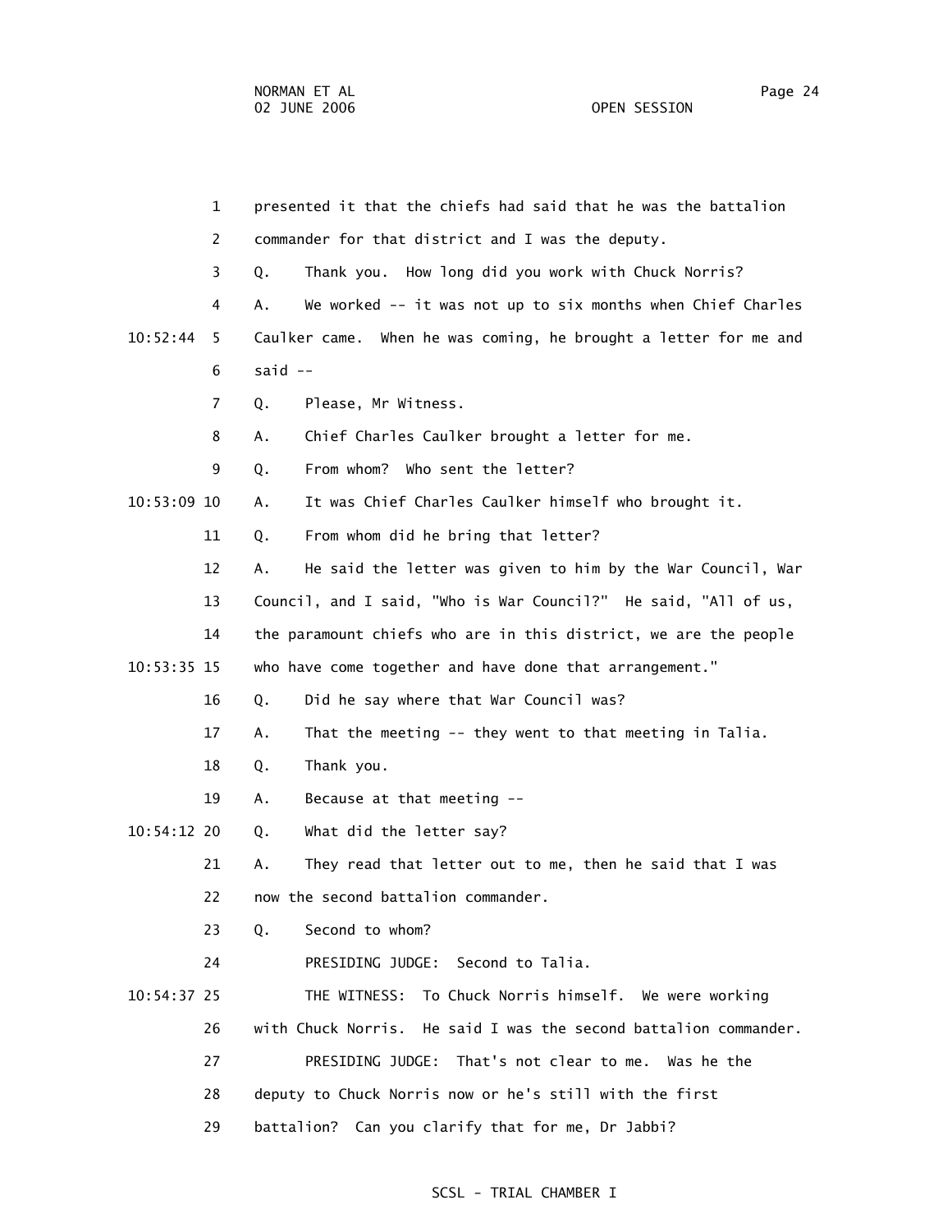1 presented it that the chiefs had said that he was the battalion

2 commander for that district and I was the deputy.

3 Q. Thank you. How long did you work with Chuck Norris?

4 A. We worked -- it was not up to six months when Chief Charles

10:52:44 5 Caulker came. When he was coming, he brought a letter for me and

6 said --

7 Q. Please, Mr Witness.

8 A. Chief Charles Caulker brought a letter for me.

9 Q. From whom? Who sent the letter?

10:53:09 10 A. It was Chief Charles Caulker himself who brought it.

11 Q. From whom did he bring that letter?

12 A. He said the letter was given to him by the War Council, War

13 Council, and I said, "Who is War Council?" He said, "All of us,

14 the paramount chiefs who are in this district, we are the people

10:53:35 15 who have come together and have done that arrangement."

16 Q. Did he say where that War Council was?

17 A. That the meeting -- they went to that meeting in Talia.

18 Q. Thank you.

19 A. Because at that meeting --

10:54:12 20 Q. What did the letter say?

21 A. They read that letter out to me, then he said that I was

22 now the second battalion commander.

23 Q. Second to whom?

24 PRESIDING JUDGE: Second to Talia.

10:54:37 25 THE WITNESS: To Chuck Norris himself. We were working

26 with Chuck Norris. He said I was the second battalion commander.

27 PRESIDING JUDGE: That's not clear to me. Was he the

28 deputy to Chuck Norris now or he's still with the first

29 battalion? Can you clarify that for me, Dr Jabbi?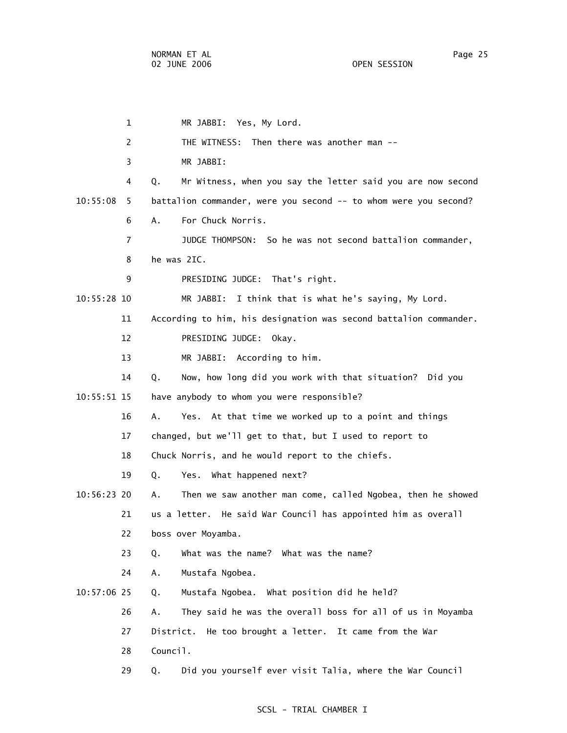MR JABBI: Yes, My Lord.

THE WITNESS: Then there was another man --

MR JABBI:

Q. Mr Witness, when you say the letter said you are now second battalion commander, were you second -- to whom were you second?

A. For Chuck Norris.

JUDGE THOMPSON: So he was not second battalion commander, he was 2IC.

PRESIDING JUDGE: That's right.

MR JABBI: I think that is what he's saying, My Lord. According to him, his designation was second battalion commander.

PRESIDING JUDGE: Okay.

MR JABBI: According to him.

Q. Now, how long did you work with that situation? Did you have anybody to whom you were responsible?

A. Yes. At that time we worked up to a point and things changed, but we'll get to that, but I used to report to Chuck Norris, and he would report to the chiefs.

Q. Yes. What happened next?

A. Then we saw another man come, called Ngobea, then he showed us a letter. He said War Council has appointed him as overall boss over Moyamba.

Q. What was the name? What was the name?

A. Mustafa Ngobea.

Q. Mustafa Ngobea. What position did he held?

A. They said he was the overall boss for all of us in Moyamba District. He too brought a letter. It came from the War Council.

Q. Did you yourself ever visit Talia, where the War Council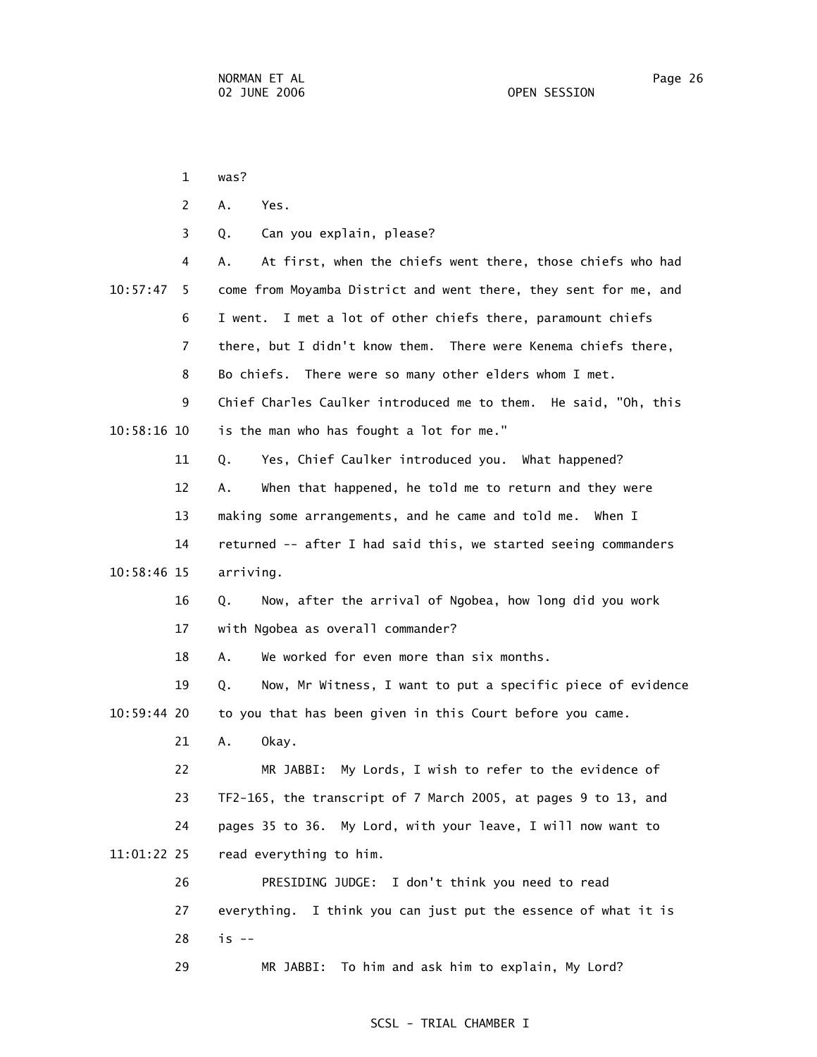was?

A. Yes.

Q. Can you explain, please?

A. At first, when the chiefs went there, those chiefs who had come from Moyamba District and went there, they sent for me, and I went. I met a lot of other chiefs there, paramount chiefs there, but I didn't know them. There were Kenema chiefs there, Bo chiefs. There were so many other elders whom I met. Chief Charles Caulker introduced me to them. He said, "Oh, this is the man who has fought a lot for me."

Q. Yes, Chief Caulker introduced you. What happened?

A. When that happened, he told me to return and they were making some arrangements, and he came and told me. When I returned -- after I had said this, we started seeing commanders arriving.

Q. Now, after the arrival of Ngobea, how long did you work with Ngobea as overall commander?

A. We worked for even more than six months.

Q. Now, Mr Witness, I want to put a specific piece of evidence to you that has been given in this Court before you came.

A. Okay.

MR JABBI: My Lords, I wish to refer to the evidence of TF2-165, the transcript of 7 March 2005, at pages 9 to 13, and pages 35 to 36. My Lord, with your leave, I will now want to read everything to him.

PRESIDING JUDGE: I don't think you need to read everything. I think you can just put the essence of what it is is --

MR JABBI: To him and ask him to explain, My Lord?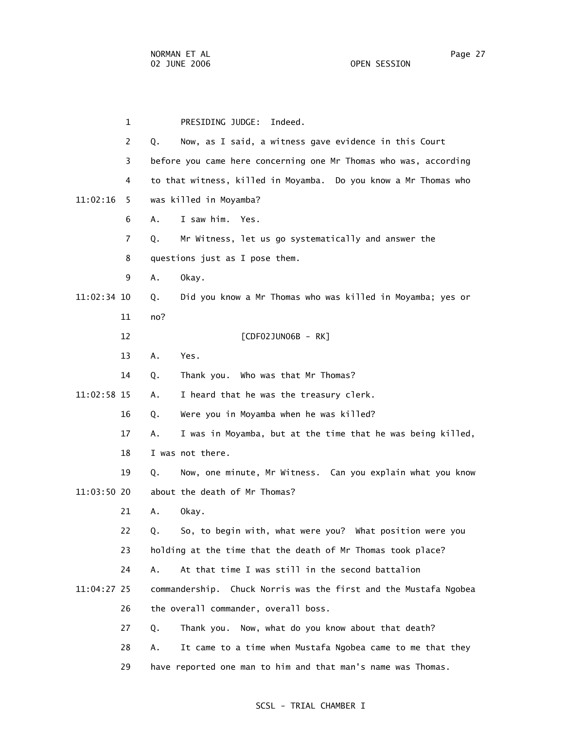PRESIDING JUDGE: Indeed.

Q. Now, as I said, a witness gave evidence in this Court before you came here concerning one Mr Thomas who was, according to that witness, killed in Moyamba. Do you know a Mr Thomas who was killed in Moyamba?

A. I saw him. Yes.

Q. Mr Witness, let us go systematically and answer the questions just as I pose them.

A. Okay.

Q. Did you know a Mr Thomas who was killed in Moyamba; yes or no?

[CDF02JUN06B - RK]

A. Yes.

Q. Thank you. Who was that Mr Thomas?

A. I heard that he was the treasury clerk.

Q. Were you in Moyamba when he was killed?

A. I was in Moyamba, but at the time that he was being killed, I was not there.

Q. Now, one minute, Mr Witness. Can you explain what you know about the death of Mr Thomas?

A. Okay.

Q. So, to begin with, what were you? What position were you holding at the time that the death of Mr Thomas took place?

A. At that time I was still in the second battalion commandership. Chuck Norris was the first and the Mustafa Ngobea the overall commander, overall boss.

Q. Thank you. Now, what do you know about that death?

A. It came to a time when Mustafa Ngobea came to me that they have reported one man to him and that man's name was Thomas.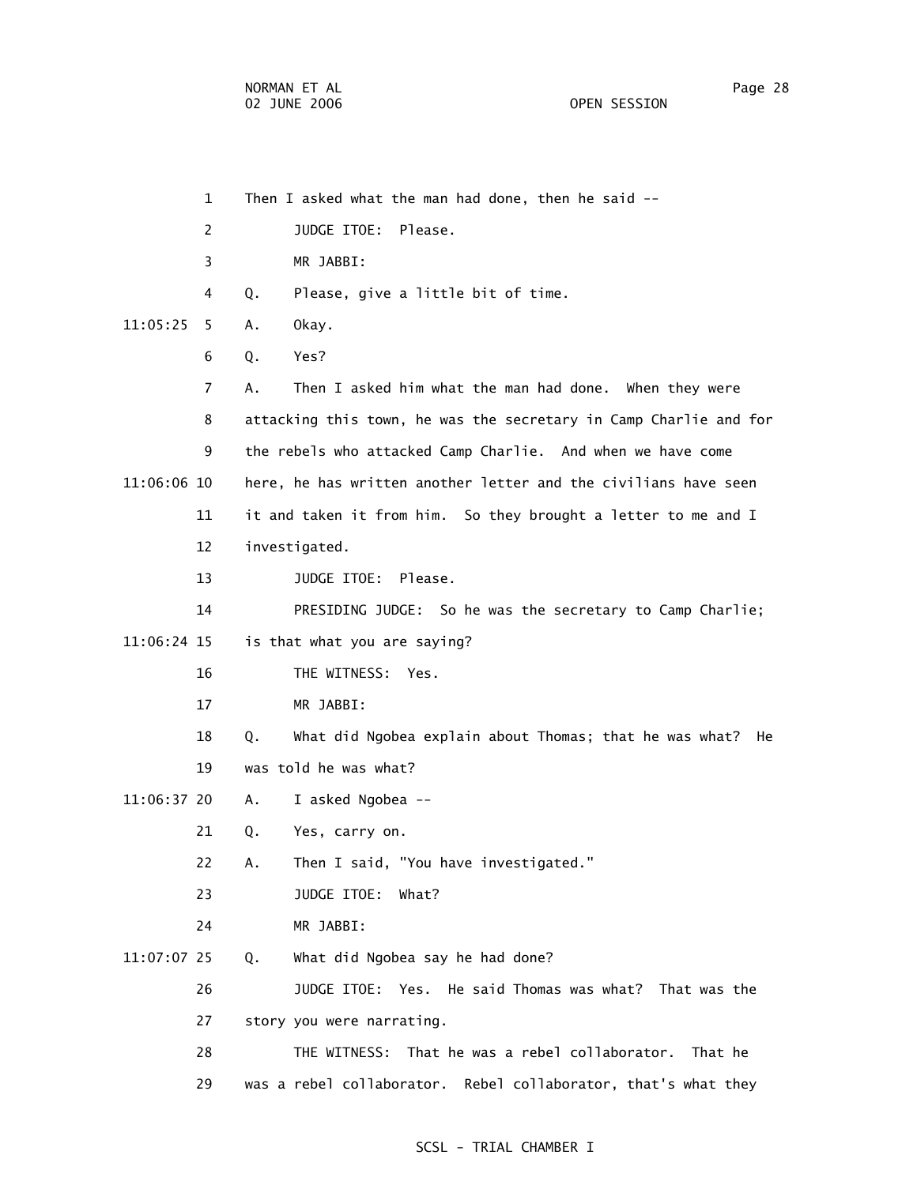1 Then I asked what the man had done, then he said --

2 JUDGE ITOE: Please.

3 MR JABBI:

4 Q. Please, give a little bit of time.

11:05:25 5 A. Okay.

6 Q. Yes?

7 A. Then I asked him what the man had done. When they were

8 attacking this town, he was the secretary in Camp Charlie and for

9 the rebels who attacked Camp Charlie. And when we have come

11:06:06 10 here, he has written another letter and the civilians have seen

11 it and taken it from him. So they brought a letter to me and I

12 investigated.

13 JUDGE ITOE: Please.

14 PRESIDING JUDGE: So he was the secretary to Camp Charlie;

11:06:24 15 is that what you are saying?

16 THE WITNESS: Yes.

17 MR JABBI:

18 Q. What did Ngobea explain about Thomas; that he was what? He

19 was told he was what?

11:06:37 20 A. I asked Ngobea --

21 Q. Yes, carry on.

22 A. Then I said, "You have investigated."

23 JUDGE ITOE: What?

24 MR JABBI:

11:07:07 25 Q. What did Ngobea say he had done?

26 JUDGE ITOE: Yes. He said Thomas was what? That was the

27 story you were narrating.

28 THE WITNESS: That he was a rebel collaborator. That he

29 was a rebel collaborator. Rebel collaborator, that's what they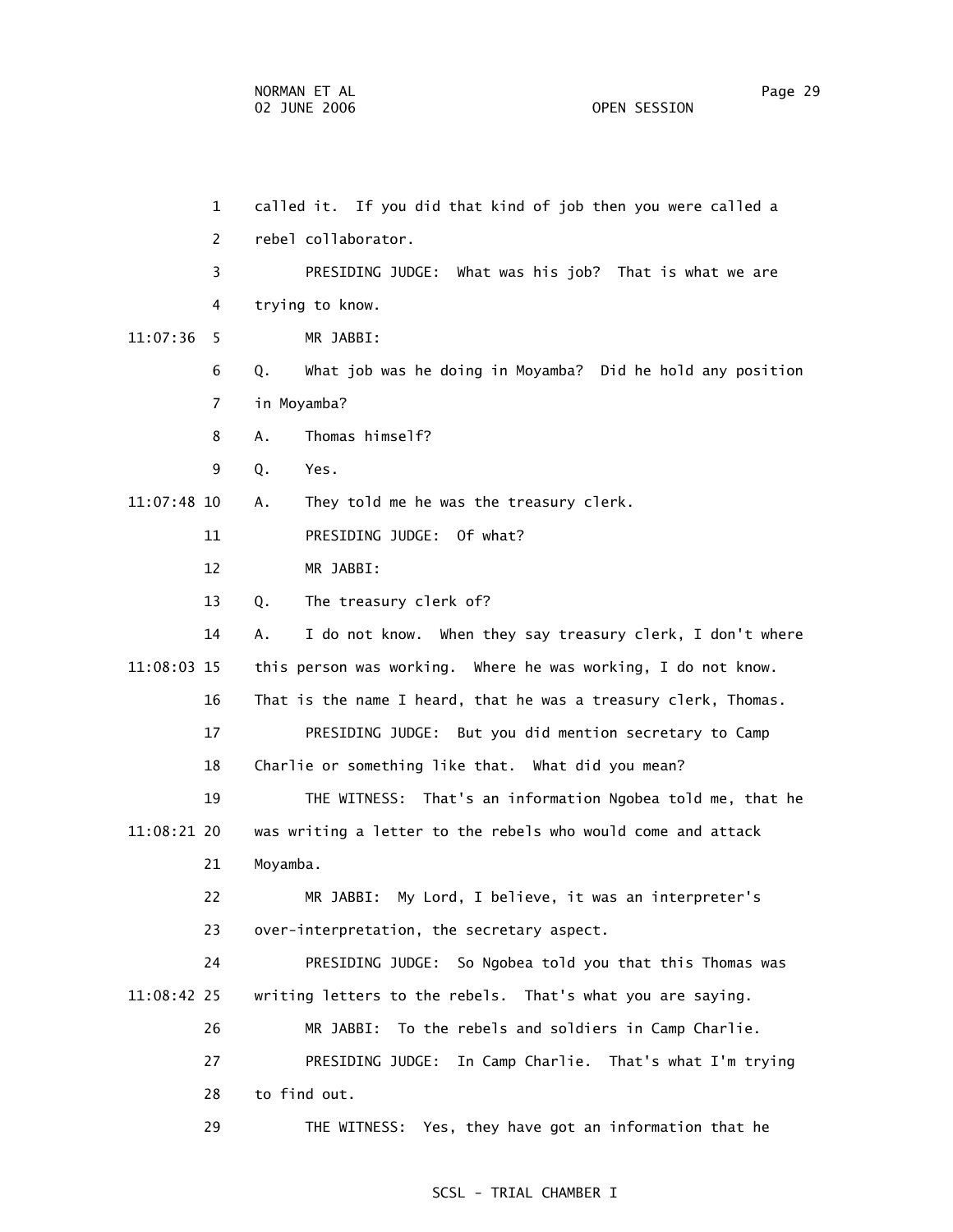called it. If you did that kind of job then you were called a rebel collaborator.

PRESIDING JUDGE: What was his job? That is what we are trying to know.

MR JABBI:

Q. What job was he doing in Moyamba? Did he hold any position in Moyamba?

A. Thomas himself?

Q. Yes.

A. They told me he was the treasury clerk.

PRESIDING JUDGE: Of what?

MR JABBI:

Q. The treasury clerk of?

A. I do not know. When they say treasury clerk, I don't where this person was working. Where he was working, I do not know. That is the name I heard, that he was a treasury clerk, Thomas.

PRESIDING JUDGE: But you did mention secretary to Camp Charlie or something like that. What did you mean?

THE WITNESS: That's an information Ngobea told me, that he was writing a letter to the rebels who would come and attack Moyamba.

MR JABBI: My Lord, I believe, it was an interpreter's over-interpretation, the secretary aspect.

PRESIDING JUDGE: So Ngobea told you that this Thomas was writing letters to the rebels. That's what you are saying.

MR JABBI: To the rebels and soldiers in Camp Charlie.

PRESIDING JUDGE: In Camp Charlie. That's what I'm trying to find out.

THE WITNESS: Yes, they have got an information that he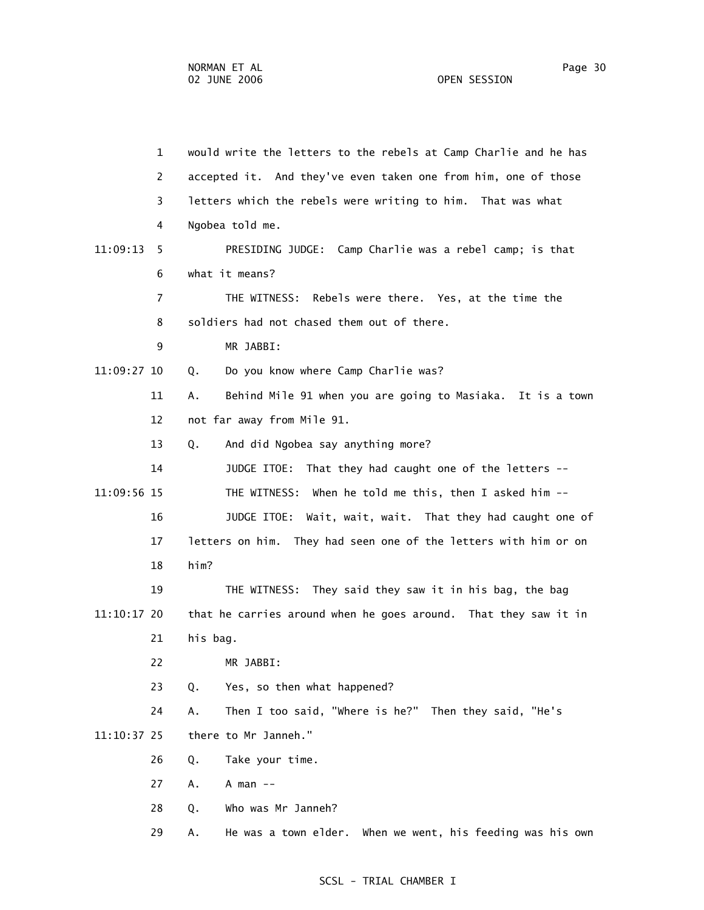1 would write the letters to the rebels at Camp Charlie and he has
2 accepted it. And they've even taken one from him, one of those
3 letters which the rebels were writing to him. That was what
4 Ngobea told me.

11:09:13 5 PRESIDING JUDGE: Camp Charlie was a rebel camp; is that
6 what it means?
7 THE WITNESS: Rebels were there. Yes, at the time the
8 soldiers had not chased them out of there.
9 MR JABBI:

11:09:27 10 Q. Do you know where Camp Charlie was?
11 A. Behind Mile 91 when you are going to Masiaka. It is a town
12 not far away from Mile 91.
13 Q. And did Ngobea say anything more?
14 JUDGE ITOE: That they had caught one of the letters --

11:09:56 15 THE WITNESS: When he told me this, then I asked him --
16 JUDGE ITOE: Wait, wait, wait. That they had caught one of
17 letters on him. They had seen one of the letters with him or on
18 him?
19 THE WITNESS: They said they saw it in his bag, the bag

11:10:17 20 that he carries around when he goes around. That they saw it in
21 his bag.
22 MR JABBI:
23 Q. Yes, so then what happened?
24 A. Then I too said, "Where is he?" Then they said, "He's

11:10:37 25 there to Mr Janneh."
26 Q. Take your time.
27 A. A man --
28 Q. Who was Mr Janneh?
29 A. He was a town elder. When we went, his feeding was his own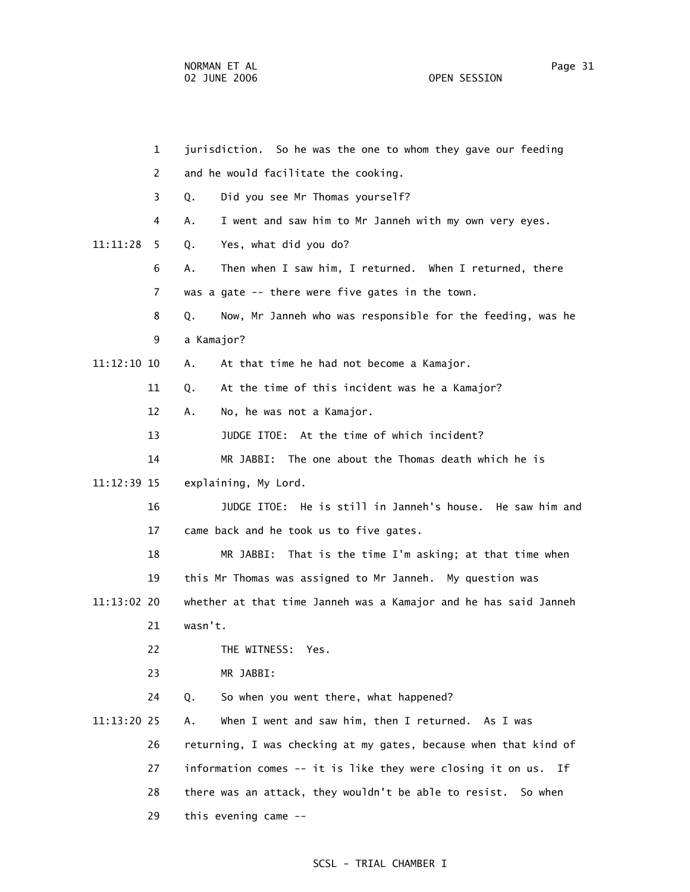jurisdiction. So he was the one to whom they gave our feeding and he would facilitate the cooking.

Q. Did you see Mr Thomas yourself?

A. I went and saw him to Mr Janneh with my own very eyes.

Q. Yes, what did you do?

A. Then when I saw him, I returned. When I returned, there was a gate -- there were five gates in the town.

Q. Now, Mr Janneh who was responsible for the feeding, was he a Kamajor?

A. At that time he had not become a Kamajor.

Q. At the time of this incident was he a Kamajor?

A. No, he was not a Kamajor.

JUDGE ITOE: At the time of which incident?

MR JABBI: The one about the Thomas death which he is explaining, My Lord.

JUDGE ITOE: He is still in Janneh's house. He saw him and came back and he took us to five gates.

MR JABBI: That is the time I'm asking; at that time when this Mr Thomas was assigned to Mr Janneh. My question was whether at that time Janneh was a Kamajor and he has said Janneh wasn't.

THE WITNESS: Yes.

MR JABBI:

Q. So when you went there, what happened?

A. When I went and saw him, then I returned. As I was returning, I was checking at my gates, because when that kind of information comes -- it is like they were closing it on us. If there was an attack, they wouldn't be able to resist. So when this evening came --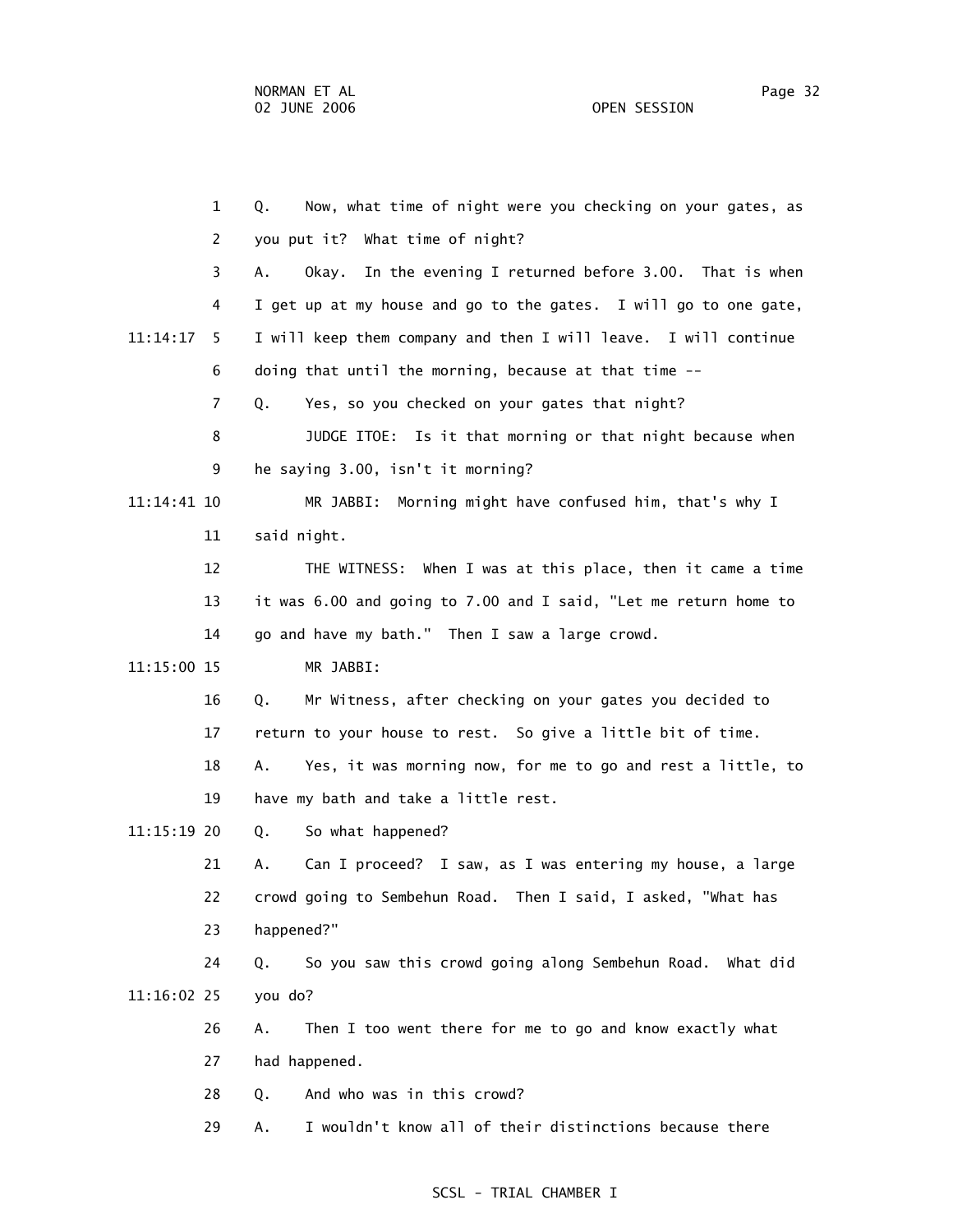1 Q. Now, what time of night were you checking on your gates, as

2 you put it? What time of night?

3 A. Okay. In the evening I returned before 3.00. That is when

4 I get up at my house and go to the gates. I will go to one gate,

11:14:17 5 I will keep them company and then I will leave. I will continue

6 doing that until the morning, because at that time --

7 Q. Yes, so you checked on your gates that night?

8 JUDGE ITOE: Is it that morning or that night because when

9 he saying 3.00, isn't it morning?

11:14:41 10 MR JABBI: Morning might have confused him, that's why I

11 said night.

12 THE WITNESS: When I was at this place, then it came a time

13 it was 6.00 and going to 7.00 and I said, "Let me return home to

14 go and have my bath." Then I saw a large crowd.

11:15:00 15 MR JABBI:

16 Q. Mr Witness, after checking on your gates you decided to

17 return to your house to rest. So give a little bit of time.

18 A. Yes, it was morning now, for me to go and rest a little, to

19 have my bath and take a little rest.

11:15:19 20 Q. So what happened?

21 A. Can I proceed? I saw, as I was entering my house, a large

22 crowd going to Sembehun Road. Then I said, I asked, "What has

23 happened?"

24 Q. So you saw this crowd going along Sembehun Road. What did

11:16:02 25 you do?

26 A. Then I too went there for me to go and know exactly what

27 had happened.

28 Q. And who was in this crowd?

29 A. I wouldn't know all of their distinctions because there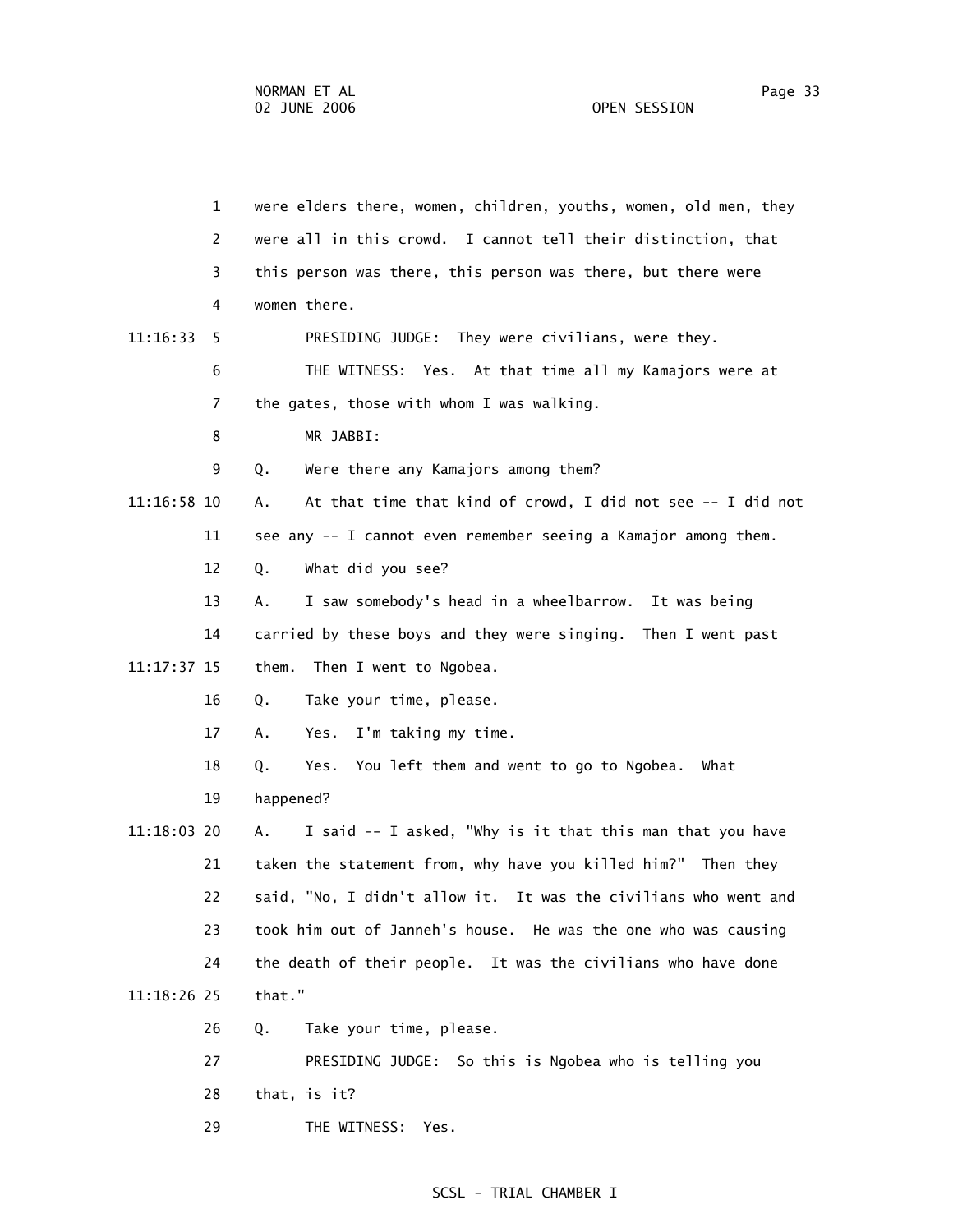were elders there, women, children, youths, women, old men, they were all in this crowd. I cannot tell their distinction, that this person was there, this person was there, but there were women there.

PRESIDING JUDGE: They were civilians, were they.

THE WITNESS: Yes. At that time all my Kamajors were at the gates, those with whom I was walking.

MR JABBI:

Q. Were there any Kamajors among them?

A. At that time that kind of crowd, I did not see -- I did not see any -- I cannot even remember seeing a Kamajor among them.

Q. What did you see?

A. I saw somebody's head in a wheelbarrow. It was being carried by these boys and they were singing. Then I went past them. Then I went to Ngobea.

Q. Take your time, please.

A. Yes. I'm taking my time.

Q. Yes. You left them and went to go to Ngobea. What happened?

A. I said -- I asked, "Why is it that this man that you have taken the statement from, why have you killed him?" Then they said, "No, I didn't allow it. It was the civilians who went and took him out of Janneh's house. He was the one who was causing the death of their people. It was the civilians who have done that."

Q. Take your time, please.

PRESIDING JUDGE: So this is Ngobea who is telling you that, is it?

THE WITNESS: Yes.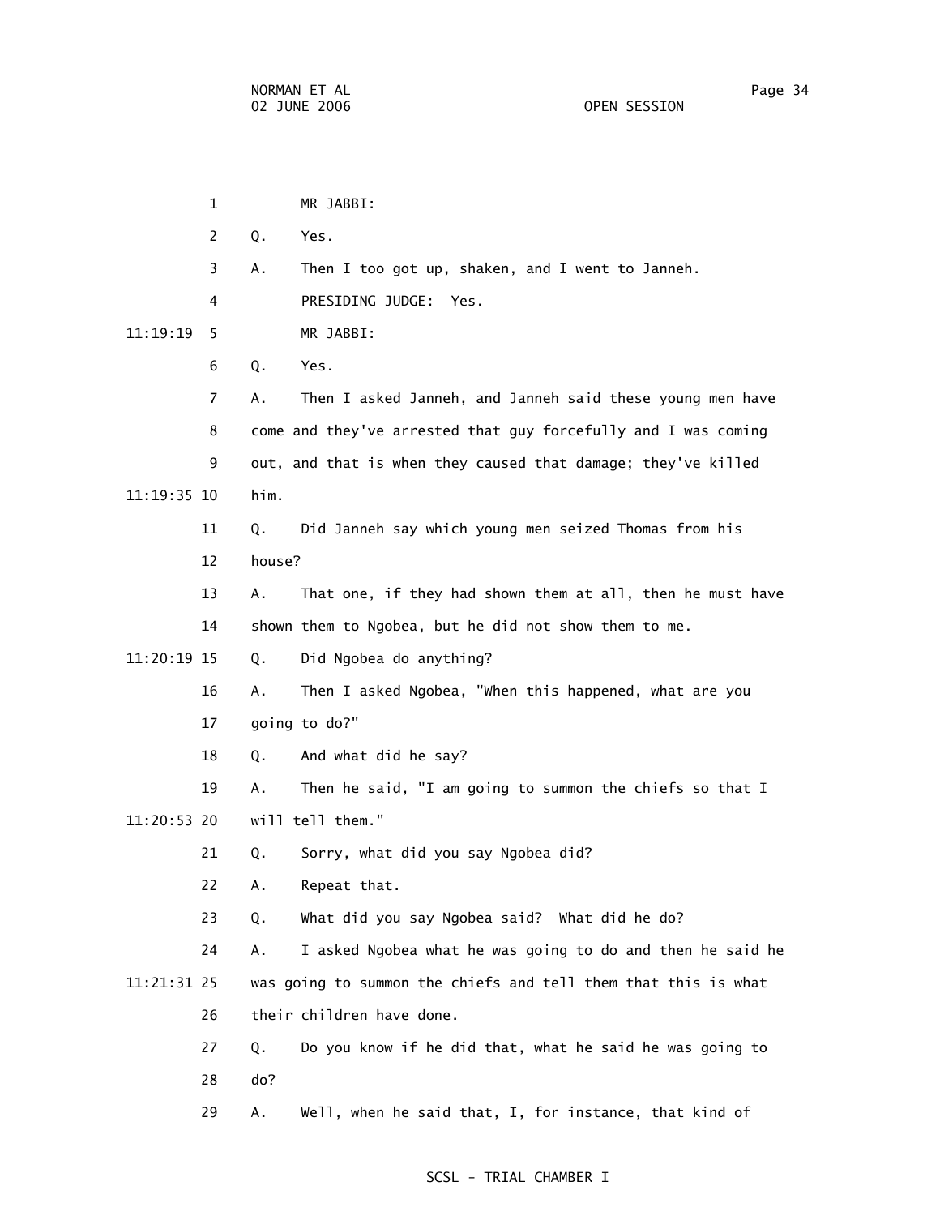MR JABBI:

Q. Yes.

A. Then I too got up, shaken, and I went to Janneh.

PRESIDING JUDGE: Yes.

MR JABBI:

Q. Yes.

A. Then I asked Janneh, and Janneh said these young men have come and they've arrested that guy forcefully and I was coming out, and that is when they caused that damage; they've killed him.

Q. Did Janneh say which young men seized Thomas from his house?

A. That one, if they had shown them at all, then he must have shown them to Ngobea, but he did not show them to me.

Q. Did Ngobea do anything?

A. Then I asked Ngobea, "When this happened, what are you going to do?"

Q. And what did he say?

A. Then he said, "I am going to summon the chiefs so that I will tell them."

Q. Sorry, what did you say Ngobea did?

A. Repeat that.

Q. What did you say Ngobea said? What did he do?

A. I asked Ngobea what he was going to do and then he said he was going to summon the chiefs and tell them that this is what their children have done.

Q. Do you know if he did that, what he said he was going to do?

A. Well, when he said that, I, for instance, that kind of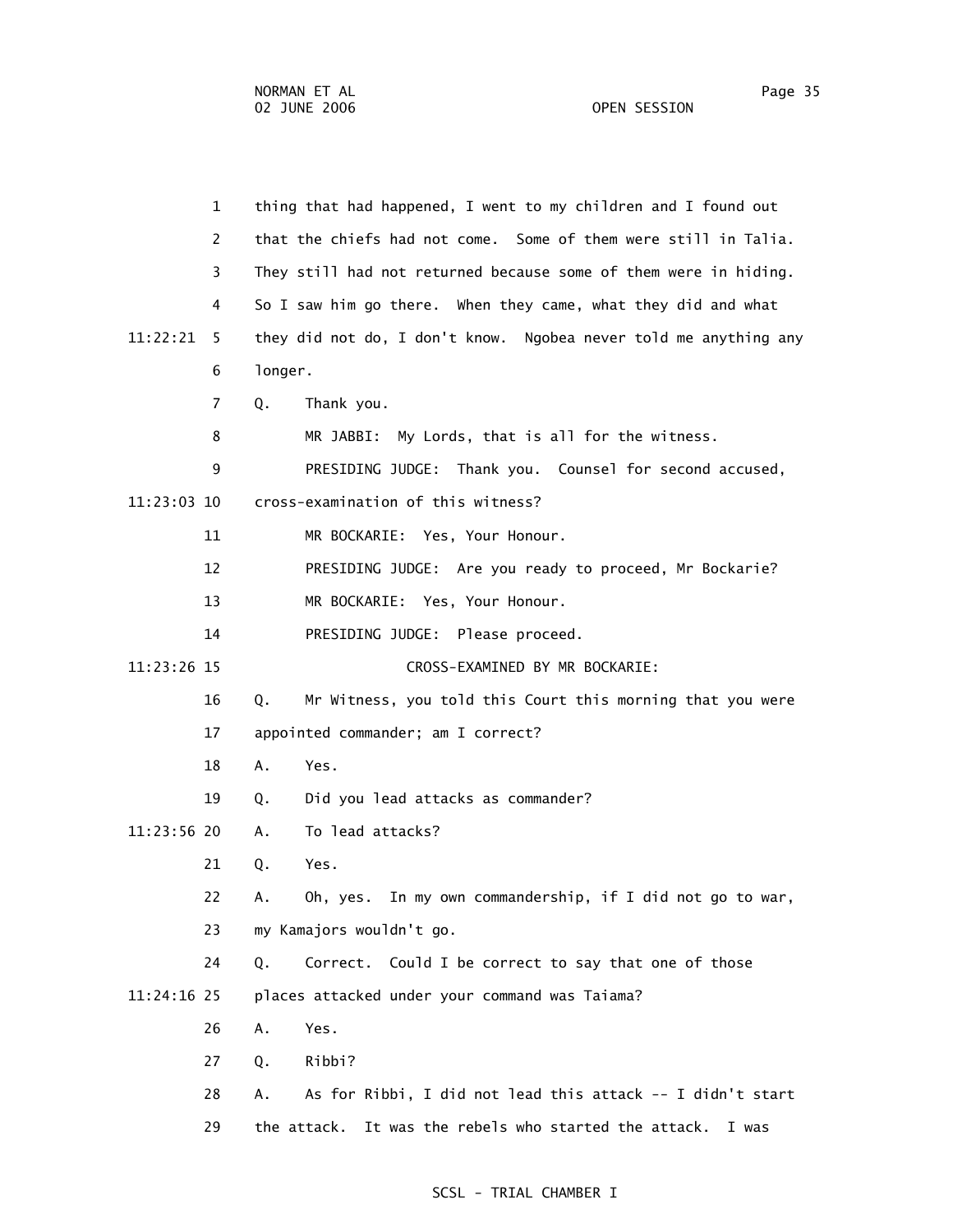thing that had happened, I went to my children and I found out that the chiefs had not come. Some of them were still in Talia. They still had not returned because some of them were in hiding. So I saw him go there. When they came, what they did and what they did not do, I don't know. Ngobea never told me anything any longer.

Q. Thank you.

MR JABBI: My Lords, that is all for the witness.

PRESIDING JUDGE: Thank you. Counsel for second accused, cross-examination of this witness?

MR BOCKARIE: Yes, Your Honour.

PRESIDING JUDGE: Are you ready to proceed, Mr Bockarie?

MR BOCKARIE: Yes, Your Honour.

PRESIDING JUDGE: Please proceed.

CROSS-EXAMINED BY MR BOCKARIE:

Q. Mr Witness, you told this Court this morning that you were appointed commander; am I correct?

A. Yes.

Q. Did you lead attacks as commander?

A. To lead attacks?

Q. Yes.

A. Oh, yes. In my own commandership, if I did not go to war, my Kamajors wouldn't go.

Q. Correct. Could I be correct to say that one of those places attacked under your command was Taiama?

A. Yes.

Q. Ribbi?

A. As for Ribbi, I did not lead this attack -- I didn't start the attack. It was the rebels who started the attack. I was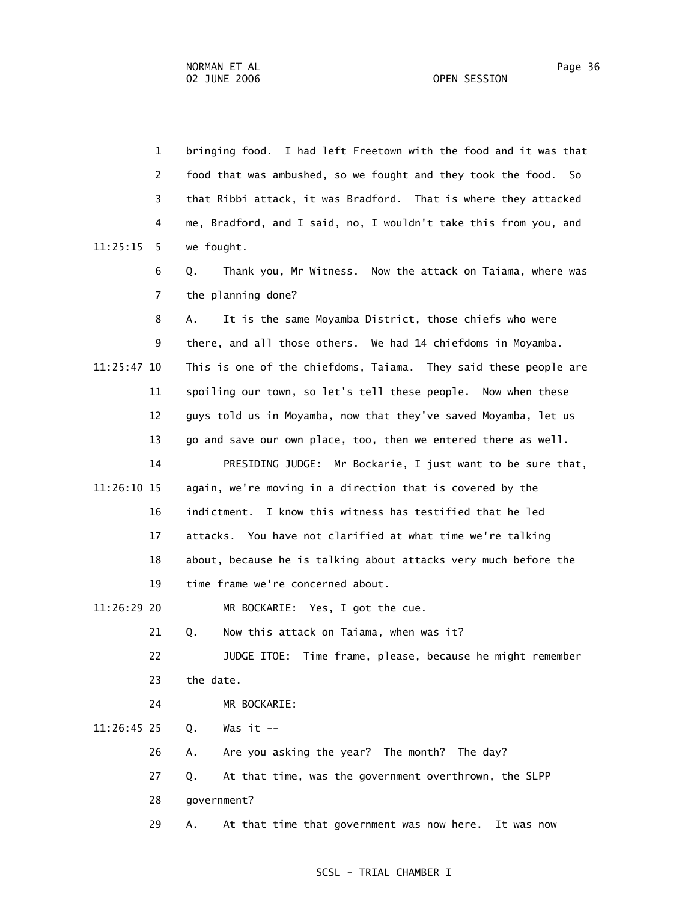bringing food. I had left Freetown with the food and it was that food that was ambushed, so we fought and they took the food. So that Ribbi attack, it was Bradford. That is where they attacked me, Bradford, and I said, no, I wouldn't take this from you, and we fought.

Q. Thank you, Mr Witness. Now the attack on Taiama, where was the planning done?

A. It is the same Moyamba District, those chiefs who were there, and all those others. We had 14 chiefdoms in Moyamba. This is one of the chiefdoms, Taiama. They said these people are spoiling our town, so let's tell these people. Now when these guys told us in Moyamba, now that they've saved Moyamba, let us go and save our own place, too, then we entered there as well.

PRESIDING JUDGE: Mr Bockarie, I just want to be sure that, again, we're moving in a direction that is covered by the indictment. I know this witness has testified that he led attacks. You have not clarified at what time we're talking about, because he is talking about attacks very much before the time frame we're concerned about.

MR BOCKARIE: Yes, I got the cue.

Q. Now this attack on Taiama, when was it?

JUDGE ITOE: Time frame, please, because he might remember the date.

MR BOCKARIE:

Q. Was it --

A. Are you asking the year? The month? The day?

Q. At that time, was the government overthrown, the SLPP government?

A. At that time that government was now here. It was now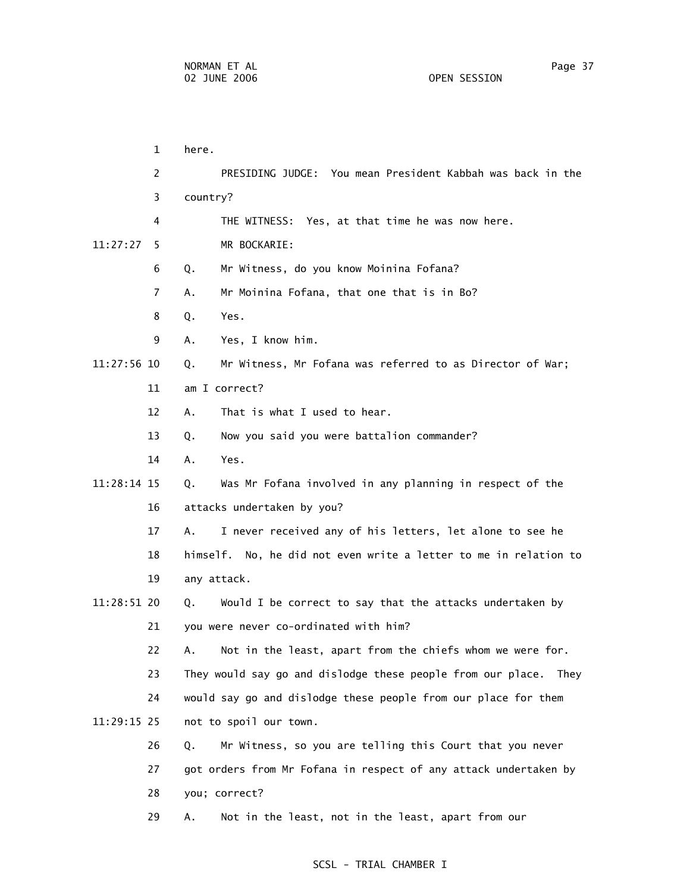here.

PRESIDING JUDGE: You mean President Kabbah was back in the country?

THE WITNESS: Yes, at that time he was now here.

MR BOCKARIE:

Q. Mr Witness, do you know Moinina Fofana?

A. Mr Moinina Fofana, that one that is in Bo?

Q. Yes.

A. Yes, I know him.

Q. Mr Witness, Mr Fofana was referred to as Director of War; am I correct?

A. That is what I used to hear.

Q. Now you said you were battalion commander?

A. Yes.

Q. Was Mr Fofana involved in any planning in respect of the attacks undertaken by you?

A. I never received any of his letters, let alone to see he himself. No, he did not even write a letter to me in relation to any attack.

Q. Would I be correct to say that the attacks undertaken by you were never co-ordinated with him?

A. Not in the least, apart from the chiefs whom we were for. They would say go and dislodge these people from our place. They would say go and dislodge these people from our place for them not to spoil our town.

Q. Mr Witness, so you are telling this Court that you never got orders from Mr Fofana in respect of any attack undertaken by you; correct?

A. Not in the least, not in the least, apart from our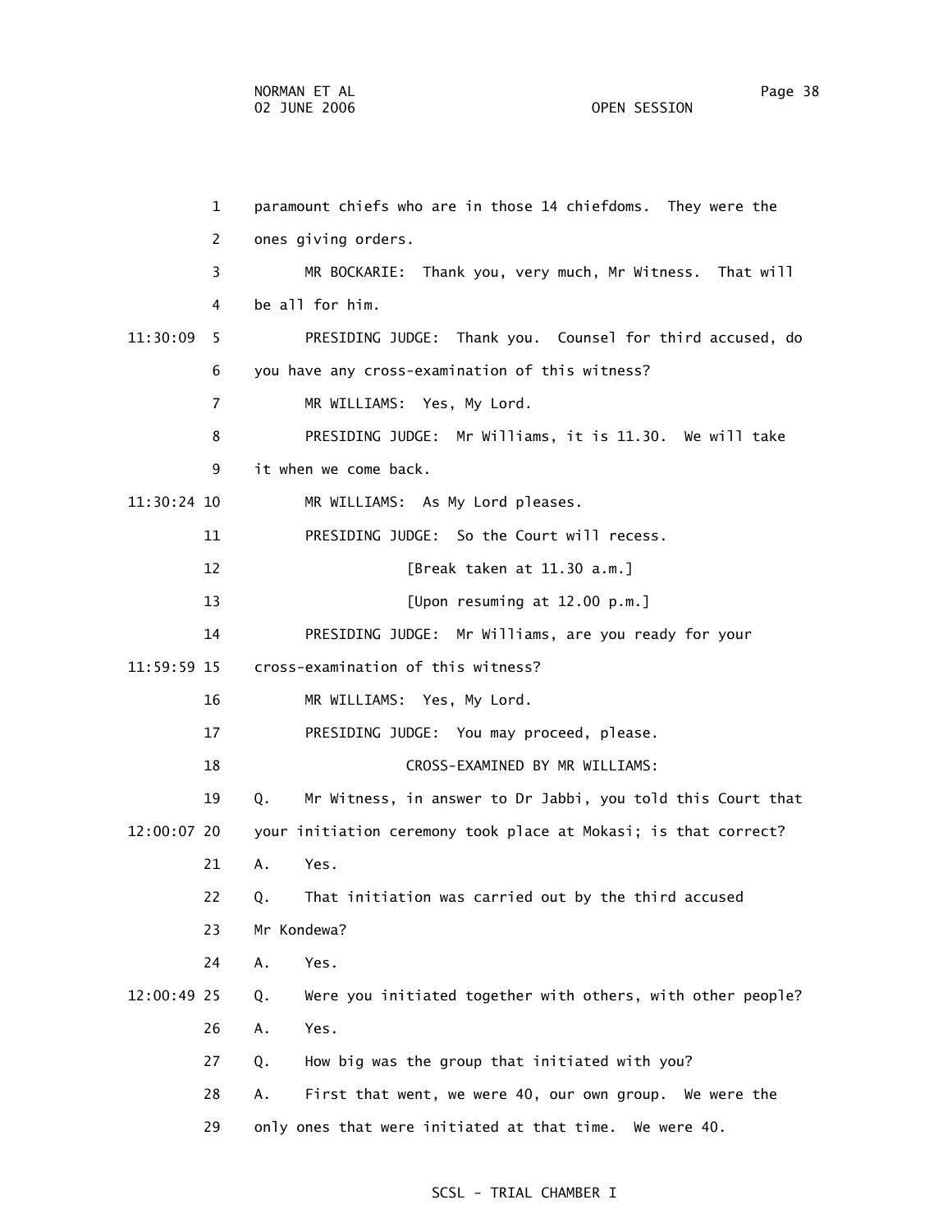paramount chiefs who are in those 14 chiefdoms. They were the ones giving orders.

MR BOCKARIE: Thank you, very much, Mr Witness. That will be all for him.

PRESIDING JUDGE: Thank you. Counsel for third accused, do you have any cross-examination of this witness?

MR WILLIAMS: Yes, My Lord.

PRESIDING JUDGE: Mr Williams, it is 11.30. We will take it when we come back.

MR WILLIAMS: As My Lord pleases.

PRESIDING JUDGE: So the Court will recess.

[Break taken at 11.30 a.m.]

[Upon resuming at 12.00 p.m.]

PRESIDING JUDGE: Mr Williams, are you ready for your cross-examination of this witness?

MR WILLIAMS: Yes, My Lord.

PRESIDING JUDGE: You may proceed, please.

CROSS-EXAMINED BY MR WILLIAMS:

Q. Mr Witness, in answer to Dr Jabbi, you told this Court that your initiation ceremony took place at Mokasi; is that correct?

A. Yes.

Q. That initiation was carried out by the third accused Mr Kondewa?

A. Yes.

Q. Were you initiated together with others, with other people?

A. Yes.

Q. How big was the group that initiated with you?

A. First that went, we were 40, our own group. We were the only ones that were initiated at that time. We were 40.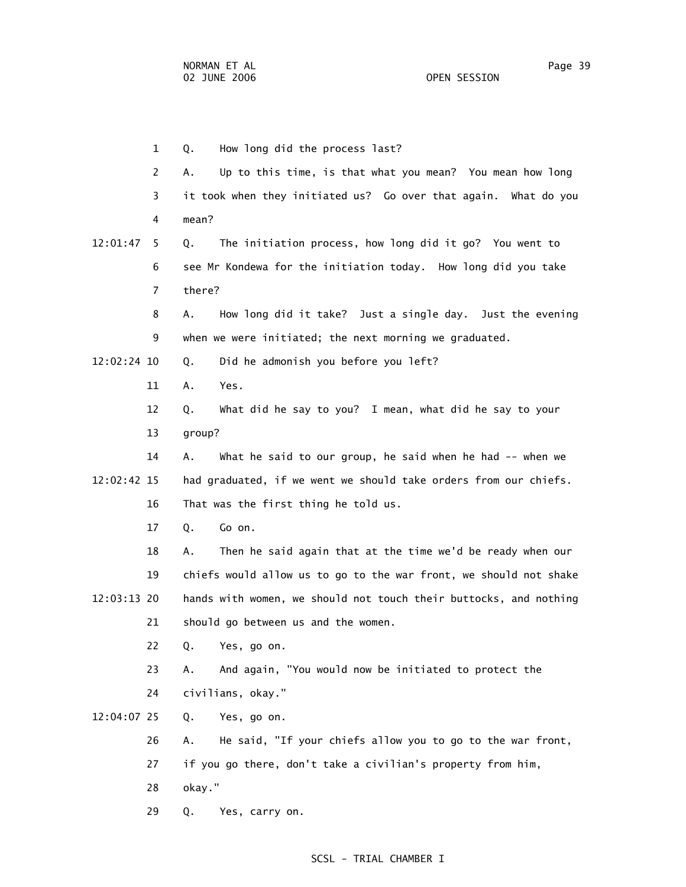1 Q. How long did the process last?

2 A. Up to this time, is that what you mean? You mean how long

3 it took when they initiated us? Go over that again. What do you

4 mean?

12:01:47 5 Q. The initiation process, how long did it go? You went to

6 see Mr Kondewa for the initiation today. How long did you take

7 there?

8 A. How long did it take? Just a single day. Just the evening

9 when we were initiated; the next morning we graduated.

12:02:24 10 Q. Did he admonish you before you left?

11 A. Yes.

12 Q. What did he say to you? I mean, what did he say to your

13 group?

14 A. What he said to our group, he said when he had -- when we

12:02:42 15 had graduated, if we went we should take orders from our chiefs.

16 That was the first thing he told us.

17 Q. Go on.

18 A. Then he said again that at the time we'd be ready when our

19 chiefs would allow us to go to the war front, we should not shake

12:03:13 20 hands with women, we should not touch their buttocks, and nothing

21 should go between us and the women.

22 Q. Yes, go on.

23 A. And again, "You would now be initiated to protect the

24 civilians, okay."

12:04:07 25 Q. Yes, go on.

26 A. He said, "If your chiefs allow you to go to the war front,

27 if you go there, don't take a civilian's property from him,

28 okay."

29 Q. Yes, carry on.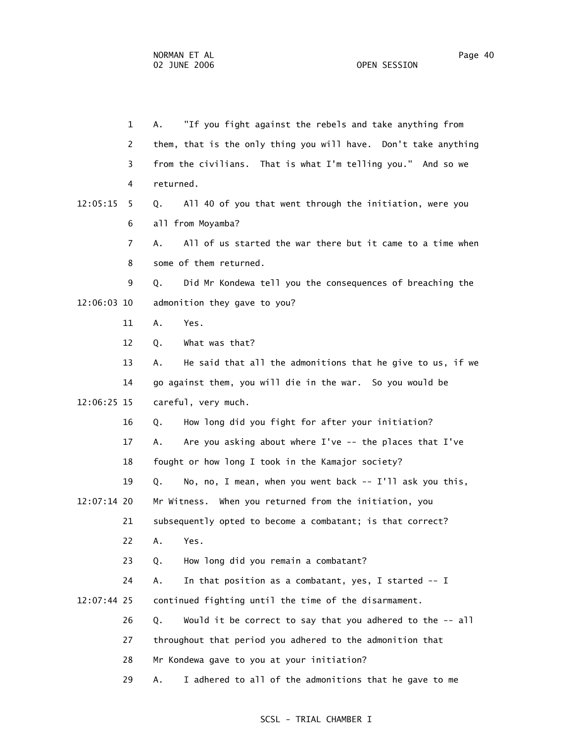1 A. "If you fight against the rebels and take anything from
2 them, that is the only thing you will have. Don't take anything
3 from the civilians. That is what I'm telling you." And so we
4 returned.

12:05:15 5 Q. All 40 of you that went through the initiation, were you
6 all from Moyamba?
7 A. All of us started the war there but it came to a time when
8 some of them returned.
9 Q. Did Mr Kondewa tell you the consequences of breaching the

12:06:03 10 admonition they gave to you?
11 A. Yes.
12 Q. What was that?
13 A. He said that all the admonitions that he give to us, if we
14 go against them, you will die in the war. So you would be

12:06:25 15 careful, very much.
16 Q. How long did you fight for after your initiation?
17 A. Are you asking about where I've -- the places that I've
18 fought or how long I took in the Kamajor society?
19 Q. No, no, I mean, when you went back -- I'll ask you this,

12:07:14 20 Mr Witness. When you returned from the initiation, you
21 subsequently opted to become a combatant; is that correct?
22 A. Yes.
23 Q. How long did you remain a combatant?
24 A. In that position as a combatant, yes, I started -- I

12:07:44 25 continued fighting until the time of the disarmament.
26 Q. Would it be correct to say that you adhered to the -- all
27 throughout that period you adhered to the admonition that
28 Mr Kondewa gave to you at your initiation?
29 A. I adhered to all of the admonitions that he gave to me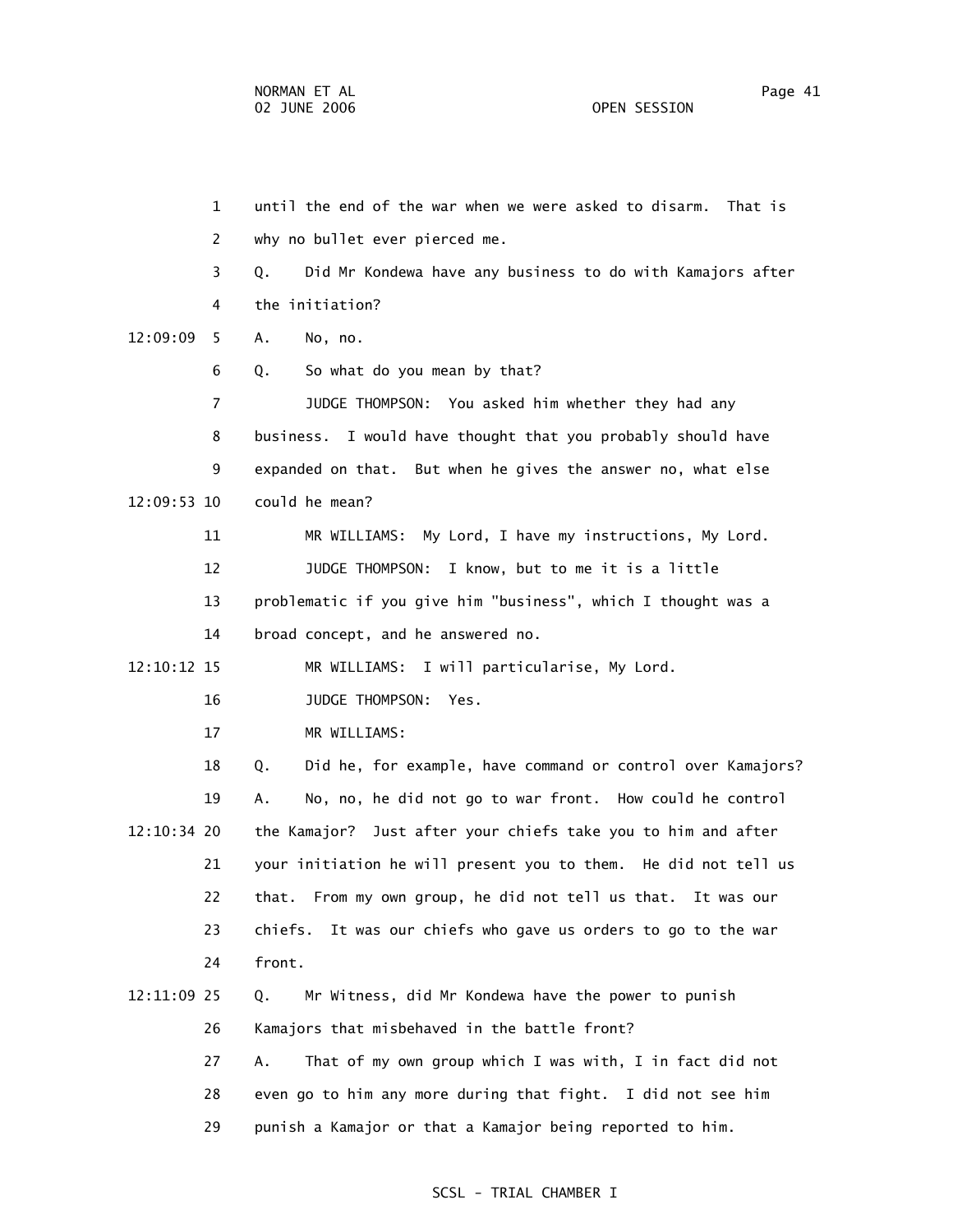1 until the end of the war when we were asked to disarm. That is

2 why no bullet ever pierced me.

3 Q. Did Mr Kondewa have any business to do with Kamajors after

4 the initiation?

12:09:09 5 A. No, no.

6 Q. So what do you mean by that?

7 JUDGE THOMPSON: You asked him whether they had any

8 business. I would have thought that you probably should have

9 expanded on that. But when he gives the answer no, what else

12:09:53 10 could he mean?

11 MR WILLIAMS: My Lord, I have my instructions, My Lord.

12 JUDGE THOMPSON: I know, but to me it is a little

13 problematic if you give him "business", which I thought was a

14 broad concept, and he answered no.

12:10:12 15 MR WILLIAMS: I will particularise, My Lord.

16 JUDGE THOMPSON: Yes.

17 MR WILLIAMS:

18 Q. Did he, for example, have command or control over Kamajors?

19 A. No, no, he did not go to war front. How could he control

12:10:34 20 the Kamajor? Just after your chiefs take you to him and after

21 your initiation he will present you to them. He did not tell us

22 that. From my own group, he did not tell us that. It was our

23 chiefs. It was our chiefs who gave us orders to go to the war

24 front.

12:11:09 25 Q. Mr Witness, did Mr Kondewa have the power to punish

26 Kamajors that misbehaved in the battle front?

27 A. That of my own group which I was with, I in fact did not

28 even go to him any more during that fight. I did not see him

29 punish a Kamajor or that a Kamajor being reported to him.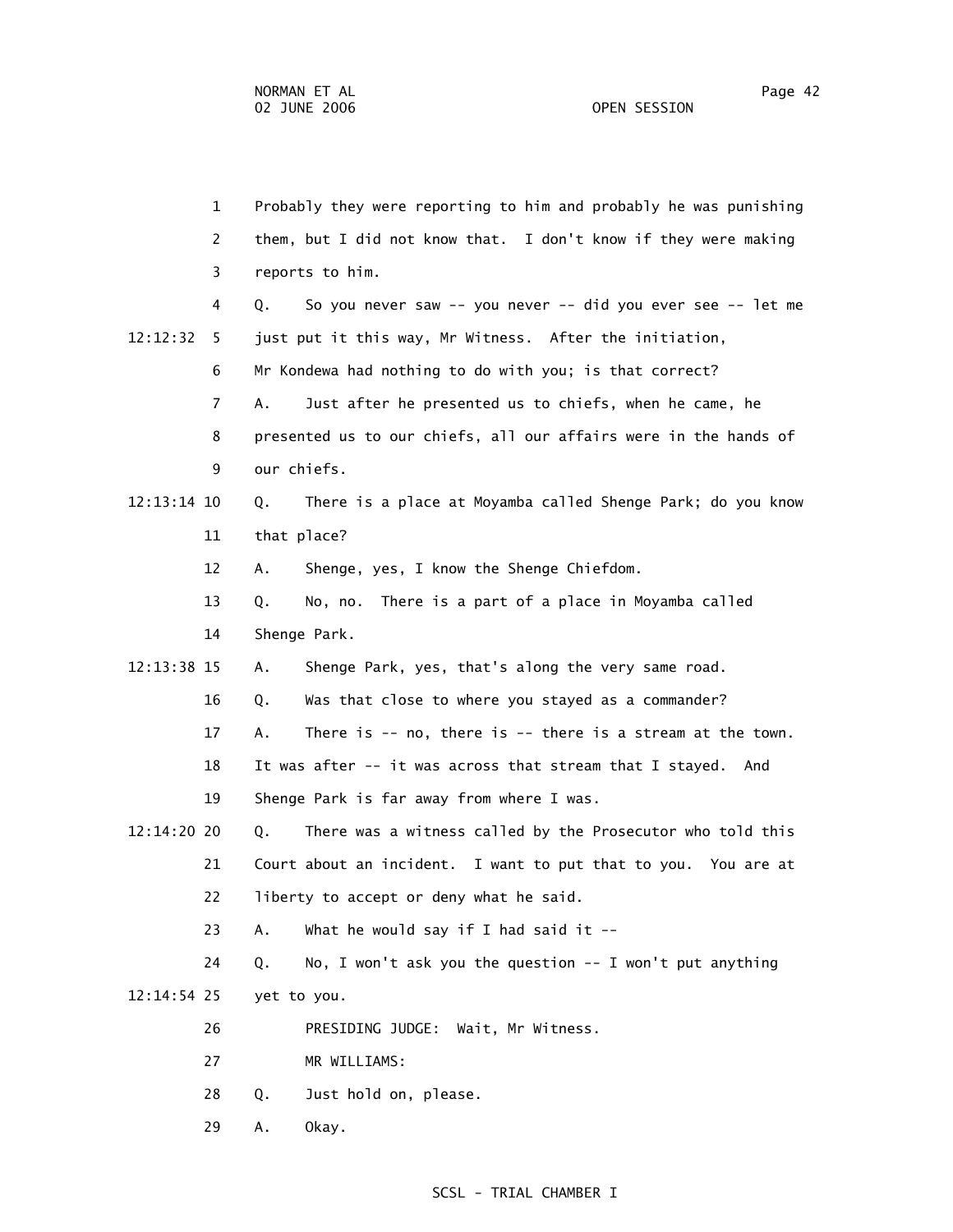Probably they were reporting to him and probably he was punishing them, but I did not know that. I don't know if they were making reports to him.

Q. So you never saw -- you never -- did you ever see -- let me just put it this way, Mr Witness. After the initiation, Mr Kondewa had nothing to do with you; is that correct?

A. Just after he presented us to chiefs, when he came, he presented us to our chiefs, all our affairs were in the hands of our chiefs.

Q. There is a place at Moyamba called Shenge Park; do you know that place?

A. Shenge, yes, I know the Shenge Chiefdom.

Q. No, no. There is a part of a place in Moyamba called Shenge Park.

A. Shenge Park, yes, that's along the very same road.

Q. Was that close to where you stayed as a commander?

A. There is -- no, there is -- there is a stream at the town. It was after -- it was across that stream that I stayed. And Shenge Park is far away from where I was.

Q. There was a witness called by the Prosecutor who told this Court about an incident. I want to put that to you. You are at liberty to accept or deny what he said.

A. What he would say if I had said it --

Q. No, I won't ask you the question -- I won't put anything yet to you.

PRESIDING JUDGE: Wait, Mr Witness.

MR WILLIAMS:

Q. Just hold on, please.

A. Okay.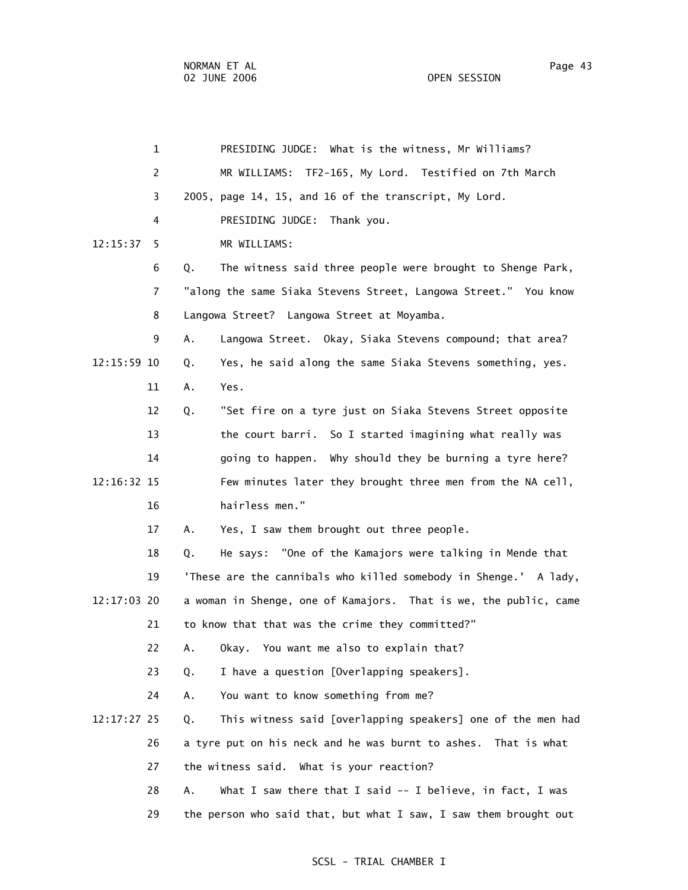PRESIDING JUDGE: What is the witness, Mr Williams?

MR WILLIAMS: TF2-165, My Lord. Testified on 7th March 2005, page 14, 15, and 16 of the transcript, My Lord.

PRESIDING JUDGE: Thank you.

12:15:37 MR WILLIAMS:

Q. The witness said three people were brought to Shenge Park, "along the same Siaka Stevens Street, Langowa Street." You know Langowa Street? Langowa Street at Moyamba.

A. Langowa Street. Okay, Siaka Stevens compound; that area?

12:15:59 Q. Yes, he said along the same Siaka Stevens something, yes.

A. Yes.

Q. "Set fire on a tyre just on Siaka Stevens Street opposite the court barri. So I started imagining what really was going to happen. Why should they be burning a tyre here?

12:16:32 Few minutes later they brought three men from the NA cell, hairless men."

A. Yes, I saw them brought out three people.

Q. He says: "One of the Kamajors were talking in Mende that 'These are the cannibals who killed somebody in Shenge.' A lady,

12:17:03 a woman in Shenge, one of Kamajors. That is we, the public, came to know that that was the crime they committed?"

A. Okay. You want me also to explain that?

Q. I have a question [Overlapping speakers].

A. You want to know something from me?

12:17:27 Q. This witness said [overlapping speakers] one of the men had a tyre put on his neck and he was burnt to ashes. That is what the witness said. What is your reaction?

A. What I saw there that I said -- I believe, in fact, I was the person who said that, but what I saw, I saw them brought out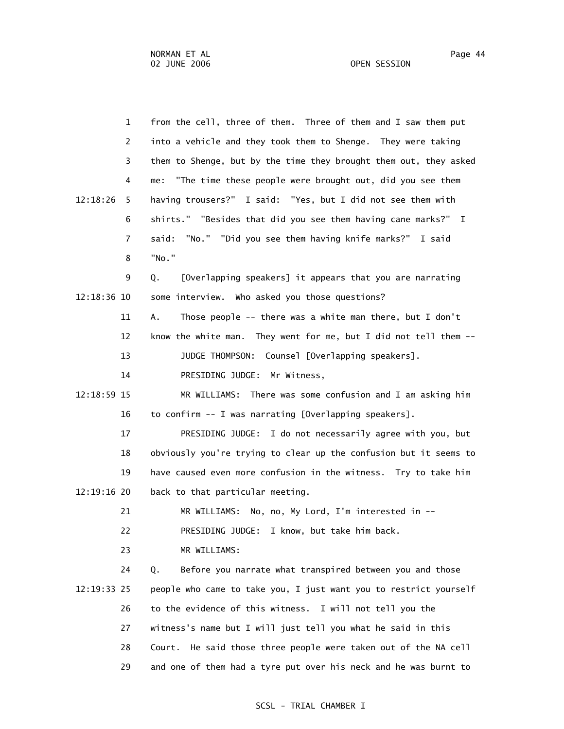1 from the cell, three of them. Three of them and I saw them put

2 into a vehicle and they took them to Shenge. They were taking

3 them to Shenge, but by the time they brought them out, they asked

4 me: "The time these people were brought out, did you see them

12:18:26 5 having trousers?" I said: "Yes, but I did not see them with

6 shirts." "Besides that did you see them having cane marks?" I

7 said: "No." "Did you see them having knife marks?" I said

8 "No."

9 Q. [Overlapping speakers] it appears that you are narrating

12:18:36 10 some interview. Who asked you those questions?

11 A. Those people -- there was a white man there, but I don't

12 know the white man. They went for me, but I did not tell them --

13 JUDGE THOMPSON: Counsel [Overlapping speakers].

14 PRESIDING JUDGE: Mr Witness,

12:18:59 15 MR WILLIAMS: There was some confusion and I am asking him

16 to confirm -- I was narrating [Overlapping speakers].

17 PRESIDING JUDGE: I do not necessarily agree with you, but

18 obviously you're trying to clear up the confusion but it seems to

19 have caused even more confusion in the witness. Try to take him

12:19:16 20 back to that particular meeting.

21 MR WILLIAMS: No, no, My Lord, I'm interested in --

22 PRESIDING JUDGE: I know, but take him back.

23 MR WILLIAMS:

24 Q. Before you narrate what transpired between you and those

12:19:33 25 people who came to take you, I just want you to restrict yourself

26 to the evidence of this witness. I will not tell you the

27 witness's name but I will just tell you what he said in this

28 Court. He said those three people were taken out of the NA cell

29 and one of them had a tyre put over his neck and he was burnt to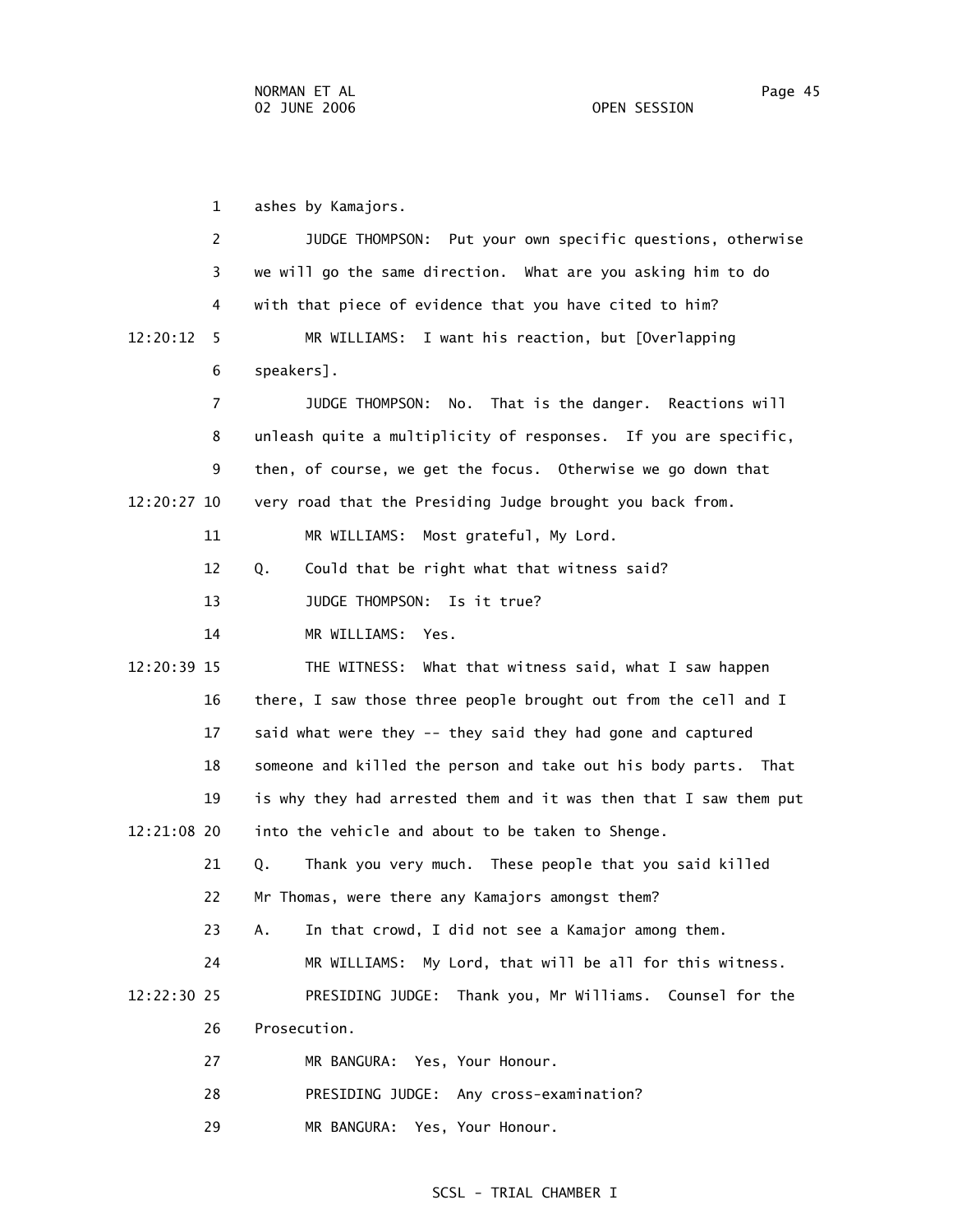1 ashes by Kamajors.

2 JUDGE THOMPSON: Put your own specific questions, otherwise

3 we will go the same direction. What are you asking him to do

4 with that piece of evidence that you have cited to him?

12:20:12 5 MR WILLIAMS: I want his reaction, but [Overlapping

6 speakers].

7 JUDGE THOMPSON: No. That is the danger. Reactions will

8 unleash quite a multiplicity of responses. If you are specific,

9 then, of course, we get the focus. Otherwise we go down that

12:20:27 10 very road that the Presiding Judge brought you back from.

11 MR WILLIAMS: Most grateful, My Lord.

12 Q. Could that be right what that witness said?

13 JUDGE THOMPSON: Is it true?

14 MR WILLIAMS: Yes.

12:20:39 15 THE WITNESS: What that witness said, what I saw happen

16 there, I saw those three people brought out from the cell and I

17 said what were they -- they said they had gone and captured

18 someone and killed the person and take out his body parts. That

19 is why they had arrested them and it was then that I saw them put

12:21:08 20 into the vehicle and about to be taken to Shenge.

21 Q. Thank you very much. These people that you said killed

22 Mr Thomas, were there any Kamajors amongst them?

23 A. In that crowd, I did not see a Kamajor among them.

24 MR WILLIAMS: My Lord, that will be all for this witness.

12:22:30 25 PRESIDING JUDGE: Thank you, Mr Williams. Counsel for the

26 Prosecution.

27 MR BANGURA: Yes, Your Honour.

28 PRESIDING JUDGE: Any cross-examination?

29 MR BANGURA: Yes, Your Honour.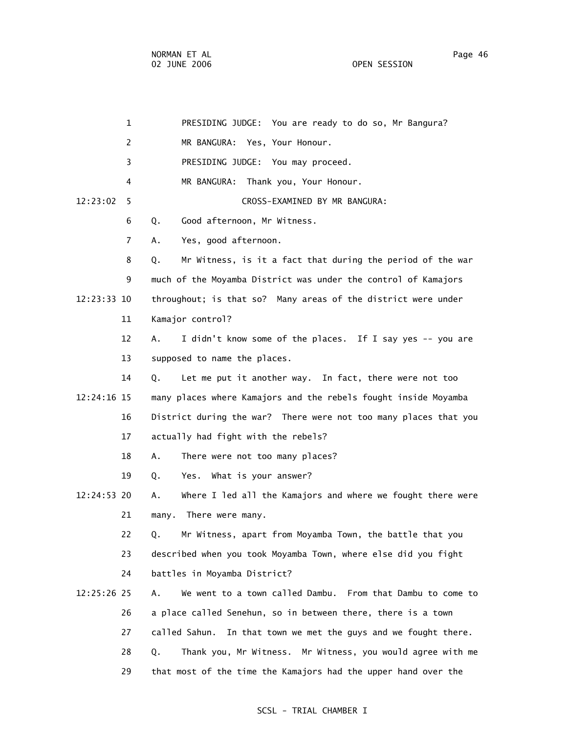PRESIDING JUDGE: You are ready to do so, Mr Bangura?

MR BANGURA: Yes, Your Honour.

PRESIDING JUDGE: You may proceed.

MR BANGURA: Thank you, Your Honour.

CROSS-EXAMINED BY MR BANGURA:

Q. Good afternoon, Mr Witness.

A. Yes, good afternoon.

Q. Mr Witness, is it a fact that during the period of the war much of the Moyamba District was under the control of Kamajors throughout; is that so? Many areas of the district were under Kamajor control?

A. I didn't know some of the places. If I say yes -- you are supposed to name the places.

Q. Let me put it another way. In fact, there were not too many places where Kamajors and the rebels fought inside Moyamba District during the war? There were not too many places that you actually had fight with the rebels?

A. There were not too many places?

Q. Yes. What is your answer?

A. Where I led all the Kamajors and where we fought there were many. There were many.

Q. Mr Witness, apart from Moyamba Town, the battle that you described when you took Moyamba Town, where else did you fight battles in Moyamba District?

A. We went to a town called Dambu. From that Dambu to come to a place called Senehun, so in between there, there is a town called Sahun. In that town we met the guys and we fought there.

Q. Thank you, Mr Witness. Mr Witness, you would agree with me that most of the time the Kamajors had the upper hand over the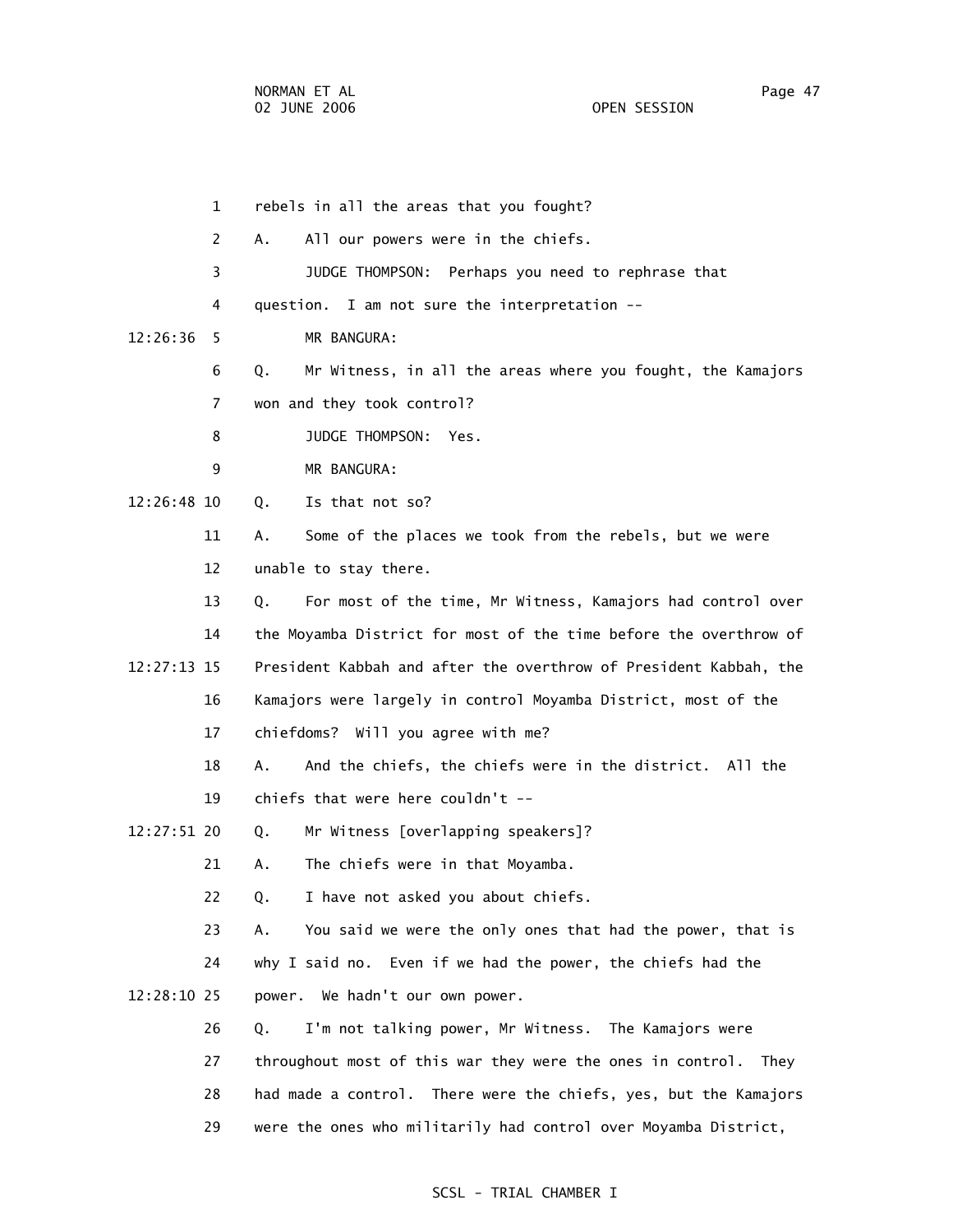1 rebels in all the areas that you fought?

2 A. All our powers were in the chiefs.

3 JUDGE THOMPSON: Perhaps you need to rephrase that

4 question. I am not sure the interpretation --

12:26:36 5 MR BANGURA:

6 Q. Mr Witness, in all the areas where you fought, the Kamajors

7 won and they took control?

8 JUDGE THOMPSON: Yes.

9 MR BANGURA:

12:26:48 10 Q. Is that not so?

11 A. Some of the places we took from the rebels, but we were

12 unable to stay there.

13 Q. For most of the time, Mr Witness, Kamajors had control over

14 the Moyamba District for most of the time before the overthrow of

12:27:13 15 President Kabbah and after the overthrow of President Kabbah, the

16 Kamajors were largely in control Moyamba District, most of the

17 chiefdoms? Will you agree with me?

18 A. And the chiefs, the chiefs were in the district. All the

19 chiefs that were here couldn't --

12:27:51 20 Q. Mr Witness [overlapping speakers]?

21 A. The chiefs were in that Moyamba.

22 Q. I have not asked you about chiefs.

23 A. You said we were the only ones that had the power, that is

24 why I said no. Even if we had the power, the chiefs had the

12:28:10 25 power. We hadn't our own power.

26 Q. I'm not talking power, Mr Witness. The Kamajors were

27 throughout most of this war they were the ones in control. They

28 had made a control. There were the chiefs, yes, but the Kamajors

29 were the ones who militarily had control over Moyamba District,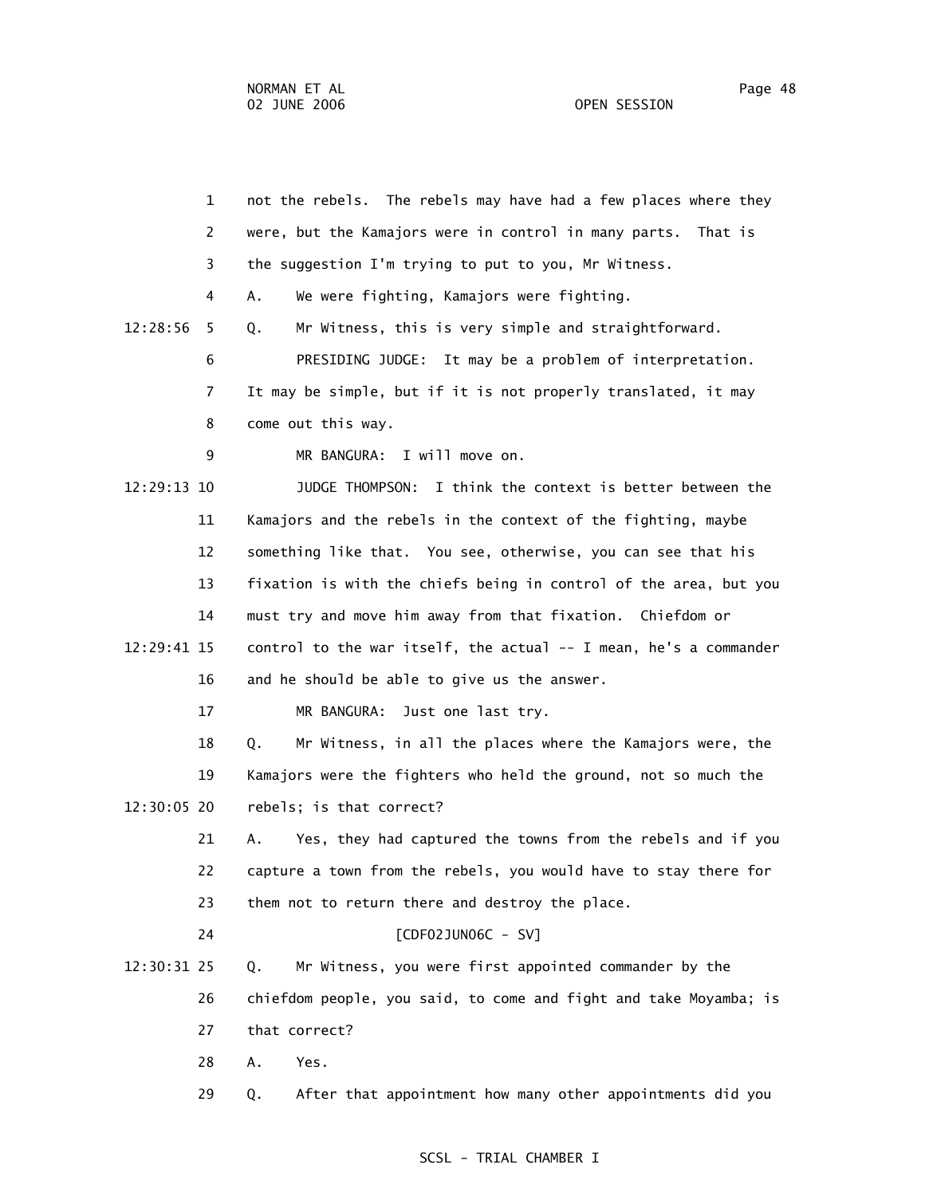not the rebels. The rebels may have had a few places where they were, but the Kamajors were in control in many parts. That is the suggestion I'm trying to put to you, Mr Witness.

A. We were fighting, Kamajors were fighting.

Q. Mr Witness, this is very simple and straightforward.

PRESIDING JUDGE: It may be a problem of interpretation. It may be simple, but if it is not properly translated, it may come out this way.

MR BANGURA: I will move on.

JUDGE THOMPSON: I think the context is better between the Kamajors and the rebels in the context of the fighting, maybe something like that. You see, otherwise, you can see that his fixation is with the chiefs being in control of the area, but you must try and move him away from that fixation. Chiefdom or control to the war itself, the actual -- I mean, he's a commander and he should be able to give us the answer.

MR BANGURA: Just one last try.

Q. Mr Witness, in all the places where the Kamajors were, the Kamajors were the fighters who held the ground, not so much the rebels; is that correct?

A. Yes, they had captured the towns from the rebels and if you capture a town from the rebels, you would have to stay there for them not to return there and destroy the place.

[CDF02JUN06C - SV]

Q. Mr Witness, you were first appointed commander by the chiefdom people, you said, to come and fight and take Moyamba; is that correct?

A. Yes.

Q. After that appointment how many other appointments did you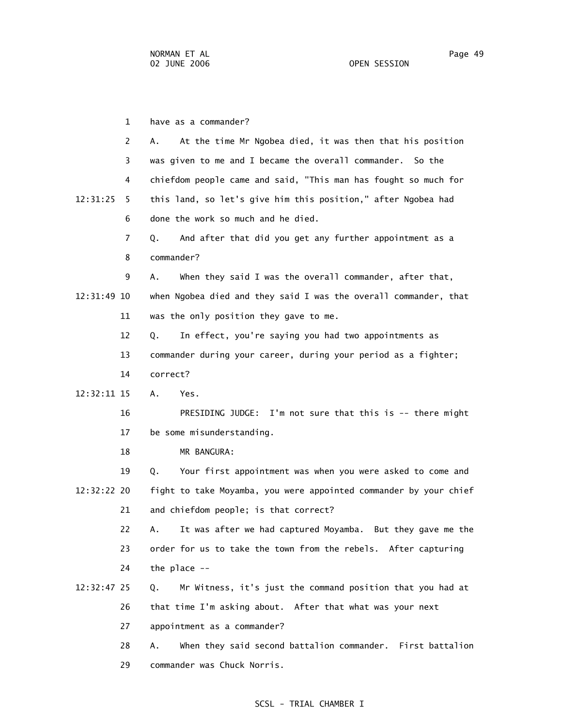1 have as a commander?

2 A. At the time Mr Ngobea died, it was then that his position

3 was given to me and I became the overall commander. So the

4 chiefdom people came and said, "This man has fought so much for

12:31:25 5 this land, so let's give him this position," after Ngobea had

6 done the work so much and he died.

7 Q. And after that did you get any further appointment as a

8 commander?

9 A. When they said I was the overall commander, after that,

12:31:49 10 when Ngobea died and they said I was the overall commander, that

11 was the only position they gave to me.

12 Q. In effect, you're saying you had two appointments as

13 commander during your career, during your period as a fighter;

14 correct?

12:32:11 15 A. Yes.

16 PRESIDING JUDGE: I'm not sure that this is -- there might

17 be some misunderstanding.

18 MR BANGURA:

19 Q. Your first appointment was when you were asked to come and

12:32:22 20 fight to take Moyamba, you were appointed commander by your chief

21 and chiefdom people; is that correct?

22 A. It was after we had captured Moyamba. But they gave me the

23 order for us to take the town from the rebels. After capturing

24 the place --

12:32:47 25 Q. Mr Witness, it's just the command position that you had at

26 that time I'm asking about. After that what was your next

27 appointment as a commander?

28 A. When they said second battalion commander. First battalion

29 commander was Chuck Norris.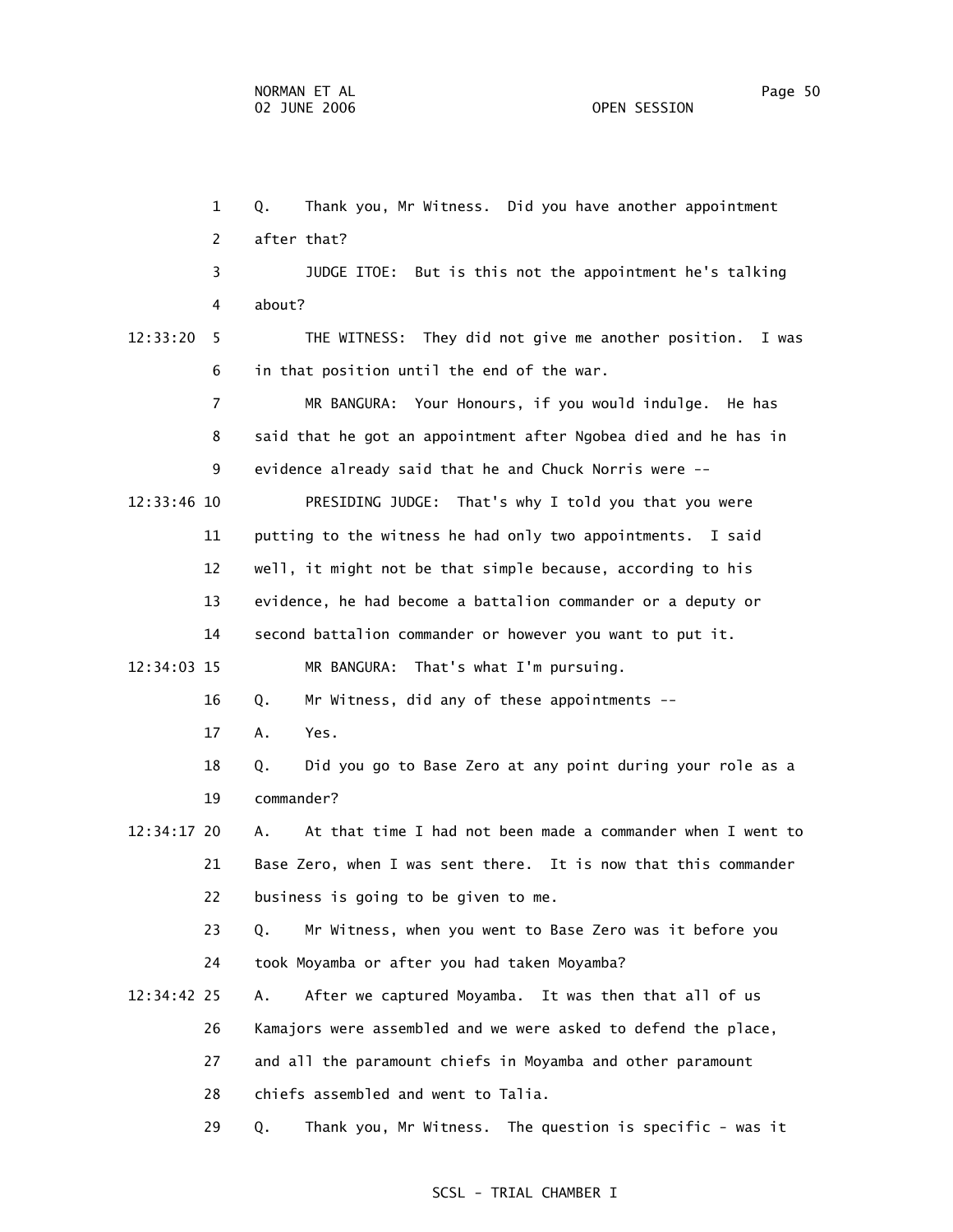1 Q. Thank you, Mr Witness. Did you have another appointment

2 after that?

3 JUDGE ITOE: But is this not the appointment he's talking

4 about?

12:33:20 5 THE WITNESS: They did not give me another position. I was

6 in that position until the end of the war.

7 MR BANGURA: Your Honours, if you would indulge. He has

8 said that he got an appointment after Ngobea died and he has in

9 evidence already said that he and Chuck Norris were --

12:33:46 10 PRESIDING JUDGE: That's why I told you that you were

11 putting to the witness he had only two appointments. I said

12 well, it might not be that simple because, according to his

13 evidence, he had become a battalion commander or a deputy or

14 second battalion commander or however you want to put it.

12:34:03 15 MR BANGURA: That's what I'm pursuing.

16 Q. Mr Witness, did any of these appointments --

17 A. Yes.

18 Q. Did you go to Base Zero at any point during your role as a

19 commander?

12:34:17 20 A. At that time I had not been made a commander when I went to

21 Base Zero, when I was sent there. It is now that this commander

22 business is going to be given to me.

23 Q. Mr Witness, when you went to Base Zero was it before you

24 took Moyamba or after you had taken Moyamba?

12:34:42 25 A. After we captured Moyamba. It was then that all of us

26 Kamajors were assembled and we were asked to defend the place,

27 and all the paramount chiefs in Moyamba and other paramount

28 chiefs assembled and went to Talia.

29 Q. Thank you, Mr Witness. The question is specific - was it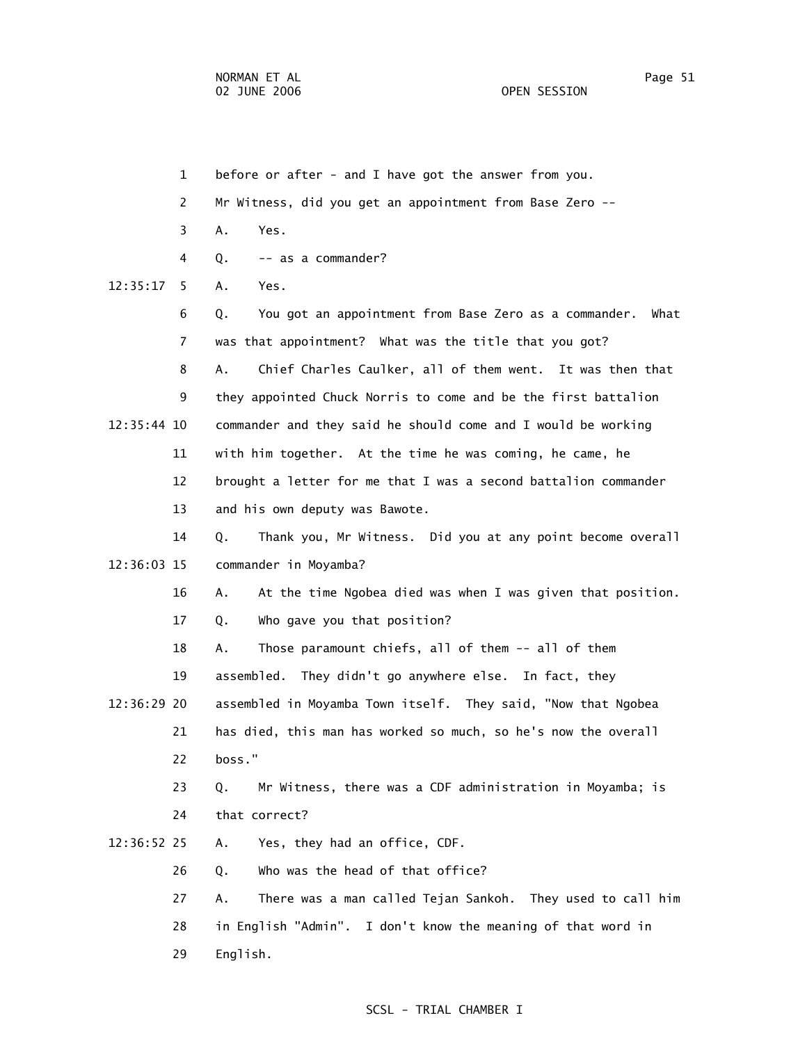before or after - and I have got the answer from you.

Mr Witness, did you get an appointment from Base Zero --

A. Yes.

Q. -- as a commander?

A. Yes.

Q. You got an appointment from Base Zero as a commander. What was that appointment? What was the title that you got?

A. Chief Charles Caulker, all of them went. It was then that they appointed Chuck Norris to come and be the first battalion commander and they said he should come and I would be working with him together. At the time he was coming, he came, he brought a letter for me that I was a second battalion commander and his own deputy was Bawote.

Q. Thank you, Mr Witness. Did you at any point become overall commander in Moyamba?

A. At the time Ngobea died was when I was given that position.

Q. Who gave you that position?

A. Those paramount chiefs, all of them -- all of them assembled. They didn't go anywhere else. In fact, they assembled in Moyamba Town itself. They said, "Now that Ngobea has died, this man has worked so much, so he's now the overall boss."

Q. Mr Witness, there was a CDF administration in Moyamba; is that correct?

A. Yes, they had an office, CDF.

Q. Who was the head of that office?

A. There was a man called Tejan Sankoh. They used to call him in English "Admin". I don't know the meaning of that word in English.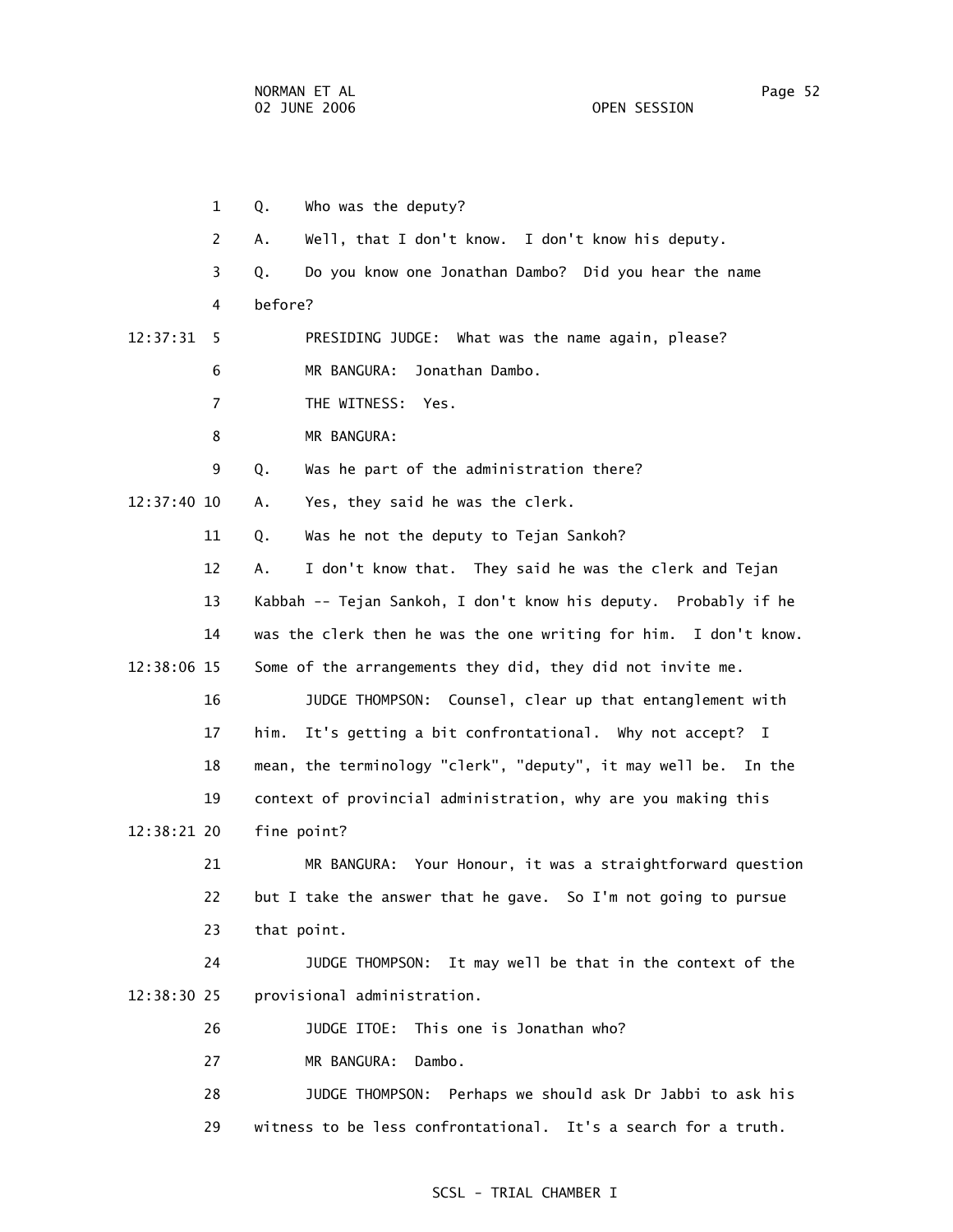Q. Who was the deputy?

A. Well, that I don't know. I don't know his deputy.

Q. Do you know one Jonathan Dambo? Did you hear the name before?

PRESIDING JUDGE: What was the name again, please?

MR BANGURA: Jonathan Dambo.

THE WITNESS: Yes.

MR BANGURA:

Q. Was he part of the administration there?

A. Yes, they said he was the clerk.

Q. Was he not the deputy to Tejan Sankoh?

A. I don't know that. They said he was the clerk and Tejan Kabbah -- Tejan Sankoh, I don't know his deputy. Probably if he was the clerk then he was the one writing for him. I don't know. Some of the arrangements they did, they did not invite me.

JUDGE THOMPSON: Counsel, clear up that entanglement with him. It's getting a bit confrontational. Why not accept? I mean, the terminology "clerk", "deputy", it may well be. In the context of provincial administration, why are you making this fine point?

MR BANGURA: Your Honour, it was a straightforward question but I take the answer that he gave. So I'm not going to pursue that point.

JUDGE THOMPSON: It may well be that in the context of the provisional administration.

JUDGE ITOE: This one is Jonathan who?

MR BANGURA: Dambo.

JUDGE THOMPSON: Perhaps we should ask Dr Jabbi to ask his witness to be less confrontational. It's a search for a truth.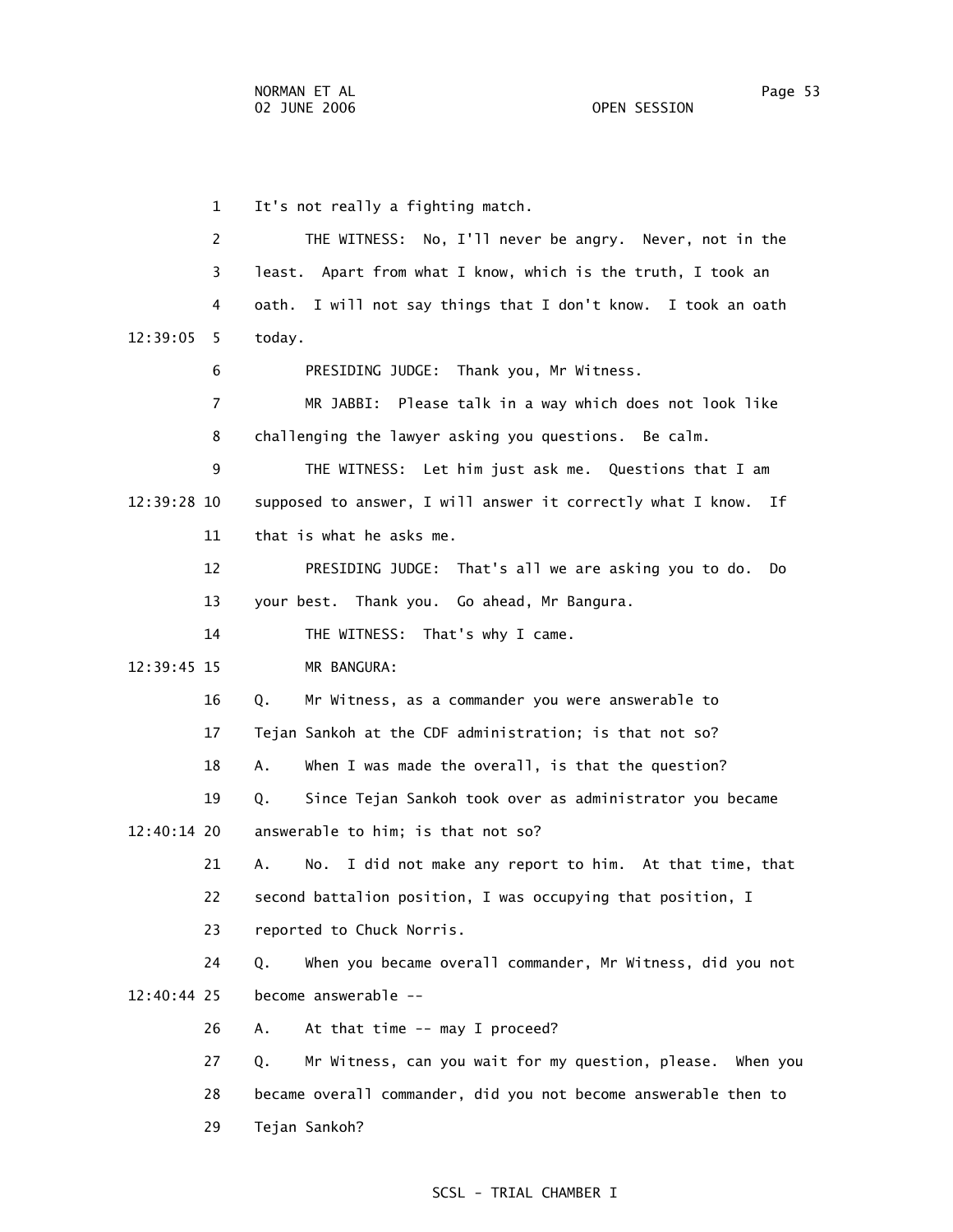1 It's not really a fighting match.

2 THE WITNESS: No, I'll never be angry. Never, not in the

3 least. Apart from what I know, which is the truth, I took an

4 oath. I will not say things that I don't know. I took an oath

12:39:05 5 today.

6 PRESIDING JUDGE: Thank you, Mr Witness.

7 MR JABBI: Please talk in a way which does not look like

8 challenging the lawyer asking you questions. Be calm.

9 THE WITNESS: Let him just ask me. Questions that I am

12:39:28 10 supposed to answer, I will answer it correctly what I know. If

11 that is what he asks me.

12 PRESIDING JUDGE: That's all we are asking you to do. Do

13 your best. Thank you. Go ahead, Mr Bangura.

14 THE WITNESS: That's why I came.

12:39:45 15 MR BANGURA:

16 Q. Mr Witness, as a commander you were answerable to

17 Tejan Sankoh at the CDF administration; is that not so?

18 A. When I was made the overall, is that the question?

19 Q. Since Tejan Sankoh took over as administrator you became

12:40:14 20 answerable to him; is that not so?

21 A. No. I did not make any report to him. At that time, that

22 second battalion position, I was occupying that position, I

23 reported to Chuck Norris.

24 Q. When you became overall commander, Mr Witness, did you not

12:40:44 25 become answerable --

26 A. At that time -- may I proceed?

27 Q. Mr Witness, can you wait for my question, please. When you

28 became overall commander, did you not become answerable then to

29 Tejan Sankoh?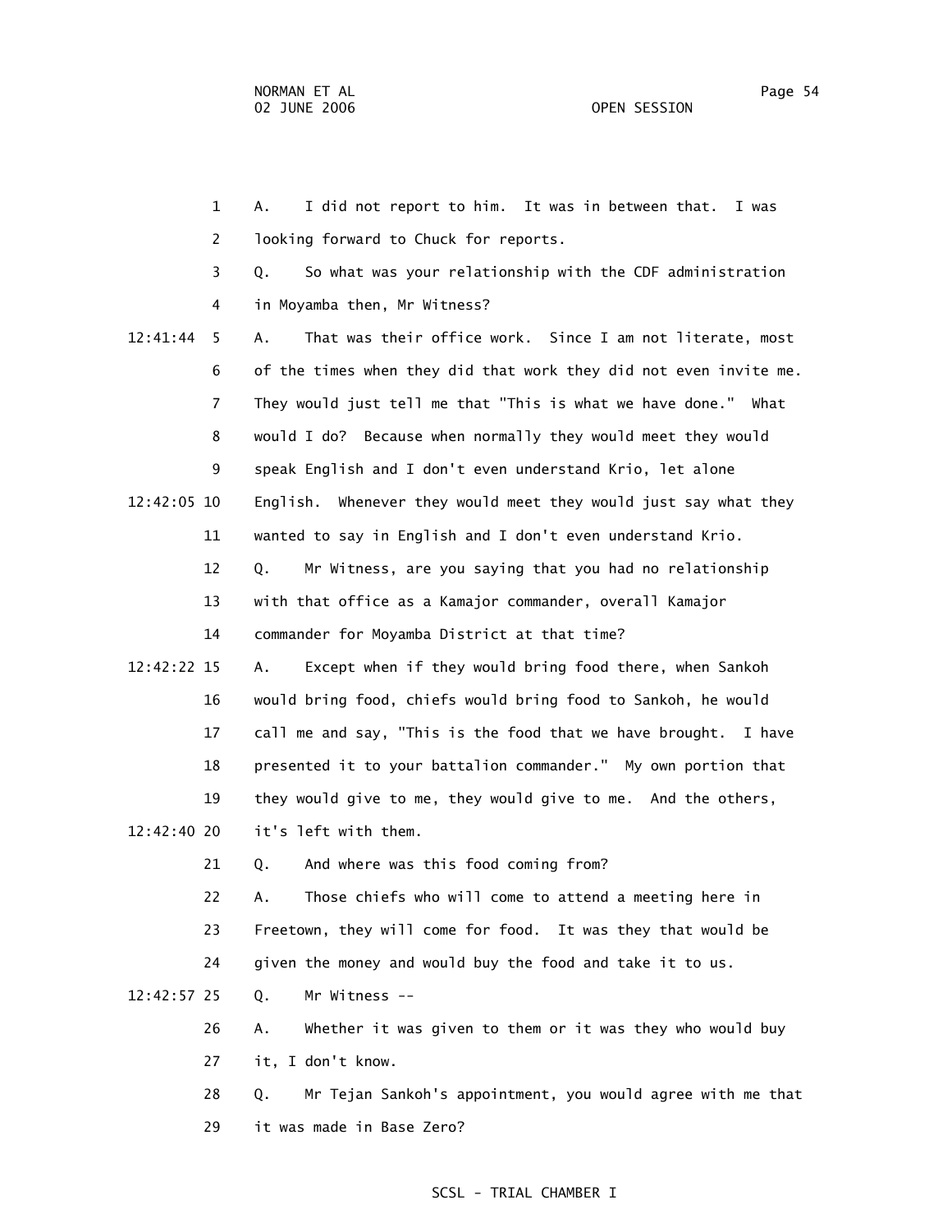1 A. I did not report to him. It was in between that. I was
2 looking forward to Chuck for reports.
3 Q. So what was your relationship with the CDF administration
4 in Moyamba then, Mr Witness?
12:41:44 5 A. That was their office work. Since I am not literate, most
6 of the times when they did that work they did not even invite me.
7 They would just tell me that "This is what we have done." What
8 would I do? Because when normally they would meet they would
9 speak English and I don't even understand Krio, let alone
12:42:05 10 English. Whenever they would meet they would just say what they
11 wanted to say in English and I don't even understand Krio.
12 Q. Mr Witness, are you saying that you had no relationship
13 with that office as a Kamajor commander, overall Kamajor
14 commander for Moyamba District at that time?
12:42:22 15 A. Except when if they would bring food there, when Sankoh
16 would bring food, chiefs would bring food to Sankoh, he would
17 call me and say, "This is the food that we have brought. I have
18 presented it to your battalion commander." My own portion that
19 they would give to me, they would give to me. And the others,
12:42:40 20 it's left with them.
21 Q. And where was this food coming from?
22 A. Those chiefs who will come to attend a meeting here in
23 Freetown, they will come for food. It was they that would be
24 given the money and would buy the food and take it to us.
12:42:57 25 Q. Mr Witness --
26 A. Whether it was given to them or it was they who would buy
27 it, I don't know.
28 Q. Mr Tejan Sankoh's appointment, you would agree with me that
29 it was made in Base Zero?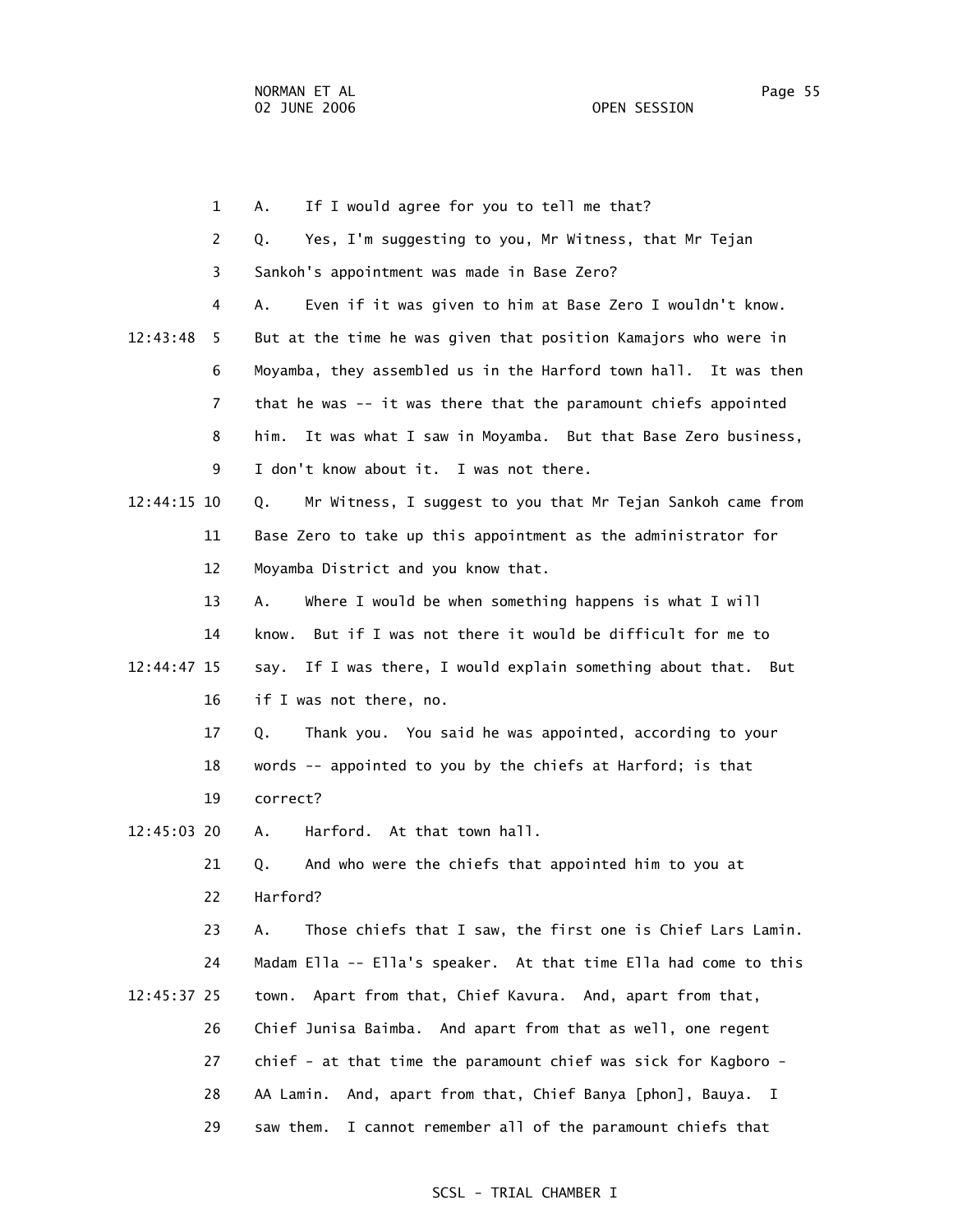A. If I would agree for you to tell me that?

Q. Yes, I'm suggesting to you, Mr Witness, that Mr Tejan Sankoh's appointment was made in Base Zero?

A. Even if it was given to him at Base Zero I wouldn't know. But at the time he was given that position Kamajors who were in Moyamba, they assembled us in the Harford town hall. It was then that he was -- it was there that the paramount chiefs appointed him. It was what I saw in Moyamba. But that Base Zero business, I don't know about it. I was not there.

Q. Mr Witness, I suggest to you that Mr Tejan Sankoh came from Base Zero to take up this appointment as the administrator for Moyamba District and you know that.

A. Where I would be when something happens is what I will know. But if I was not there it would be difficult for me to say. If I was there, I would explain something about that. But if I was not there, no.

Q. Thank you. You said he was appointed, according to your words -- appointed to you by the chiefs at Harford; is that correct?

A. Harford. At that town hall.

Q. And who were the chiefs that appointed him to you at Harford?

A. Those chiefs that I saw, the first one is Chief Lars Lamin. Madam Ella -- Ella's speaker. At that time Ella had come to this town. Apart from that, Chief Kavura. And, apart from that, Chief Junisa Baimba. And apart from that as well, one regent chief - at that time the paramount chief was sick for Kagboro - AA Lamin. And, apart from that, Chief Banya [phon], Bauya. I saw them. I cannot remember all of the paramount chiefs that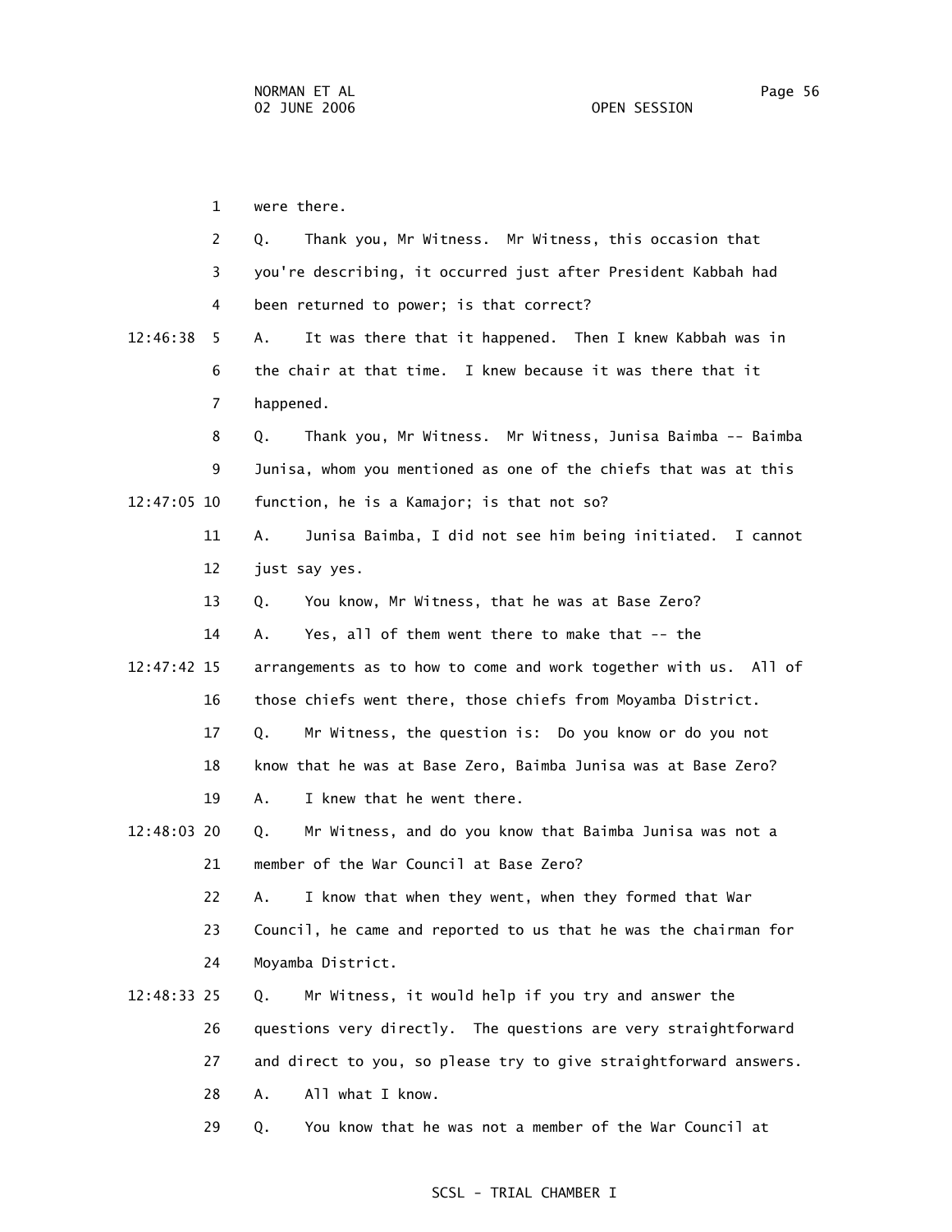1 were there.

2 Q. Thank you, Mr Witness. Mr Witness, this occasion that

3 you're describing, it occurred just after President Kabbah had

4 been returned to power; is that correct?

12:46:38 5 A. It was there that it happened. Then I knew Kabbah was in

6 the chair at that time. I knew because it was there that it

7 happened.

8 Q. Thank you, Mr Witness. Mr Witness, Junisa Baimba -- Baimba

9 Junisa, whom you mentioned as one of the chiefs that was at this

12:47:05 10 function, he is a Kamajor; is that not so?

11 A. Junisa Baimba, I did not see him being initiated. I cannot

12 just say yes.

13 Q. You know, Mr Witness, that he was at Base Zero?

14 A. Yes, all of them went there to make that -- the

12:47:42 15 arrangements as to how to come and work together with us. All of

16 those chiefs went there, those chiefs from Moyamba District.

17 Q. Mr Witness, the question is: Do you know or do you not

18 know that he was at Base Zero, Baimba Junisa was at Base Zero?

19 A. I knew that he went there.

12:48:03 20 Q. Mr Witness, and do you know that Baimba Junisa was not a

21 member of the War Council at Base Zero?

22 A. I know that when they went, when they formed that War

23 Council, he came and reported to us that he was the chairman for

24 Moyamba District.

12:48:33 25 Q. Mr Witness, it would help if you try and answer the

26 questions very directly. The questions are very straightforward

27 and direct to you, so please try to give straightforward answers.

28 A. All what I know.

29 Q. You know that he was not a member of the War Council at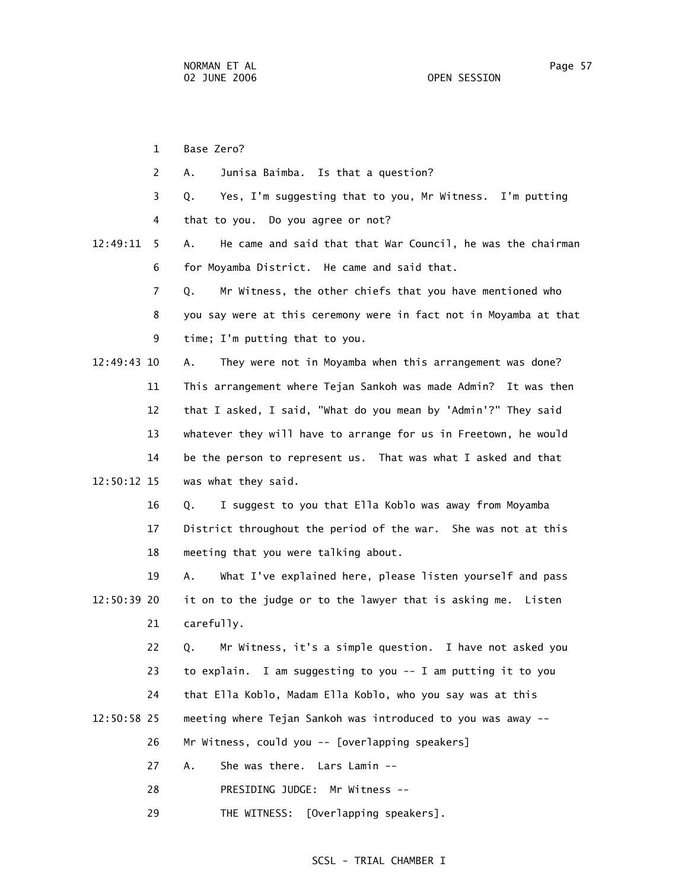1 Base Zero?

2 A. Junisa Baimba. Is that a question?

3 Q. Yes, I'm suggesting that to you, Mr Witness. I'm putting

4 that to you. Do you agree or not?

12:49:11 5 A. He came and said that that War Council, he was the chairman

6 for Moyamba District. He came and said that.

7 Q. Mr Witness, the other chiefs that you have mentioned who

8 you say were at this ceremony were in fact not in Moyamba at that

9 time; I'm putting that to you.

12:49:43 10 A. They were not in Moyamba when this arrangement was done?

11 This arrangement where Tejan Sankoh was made Admin? It was then

12 that I asked, I said, "What do you mean by 'Admin'?" They said

13 whatever they will have to arrange for us in Freetown, he would

14 be the person to represent us. That was what I asked and that

12:50:12 15 was what they said.

16 Q. I suggest to you that Ella Koblo was away from Moyamba

17 District throughout the period of the war. She was not at this

18 meeting that you were talking about.

19 A. What I've explained here, please listen yourself and pass

12:50:39 20 it on to the judge or to the lawyer that is asking me. Listen

21 carefully.

22 Q. Mr Witness, it's a simple question. I have not asked you

23 to explain. I am suggesting to you -- I am putting it to you

24 that Ella Koblo, Madam Ella Koblo, who you say was at this

12:50:58 25 meeting where Tejan Sankoh was introduced to you was away --

26 Mr Witness, could you -- [overlapping speakers]

27 A. She was there. Lars Lamin --

28 PRESIDING JUDGE: Mr Witness --

29 THE WITNESS: [Overlapping speakers].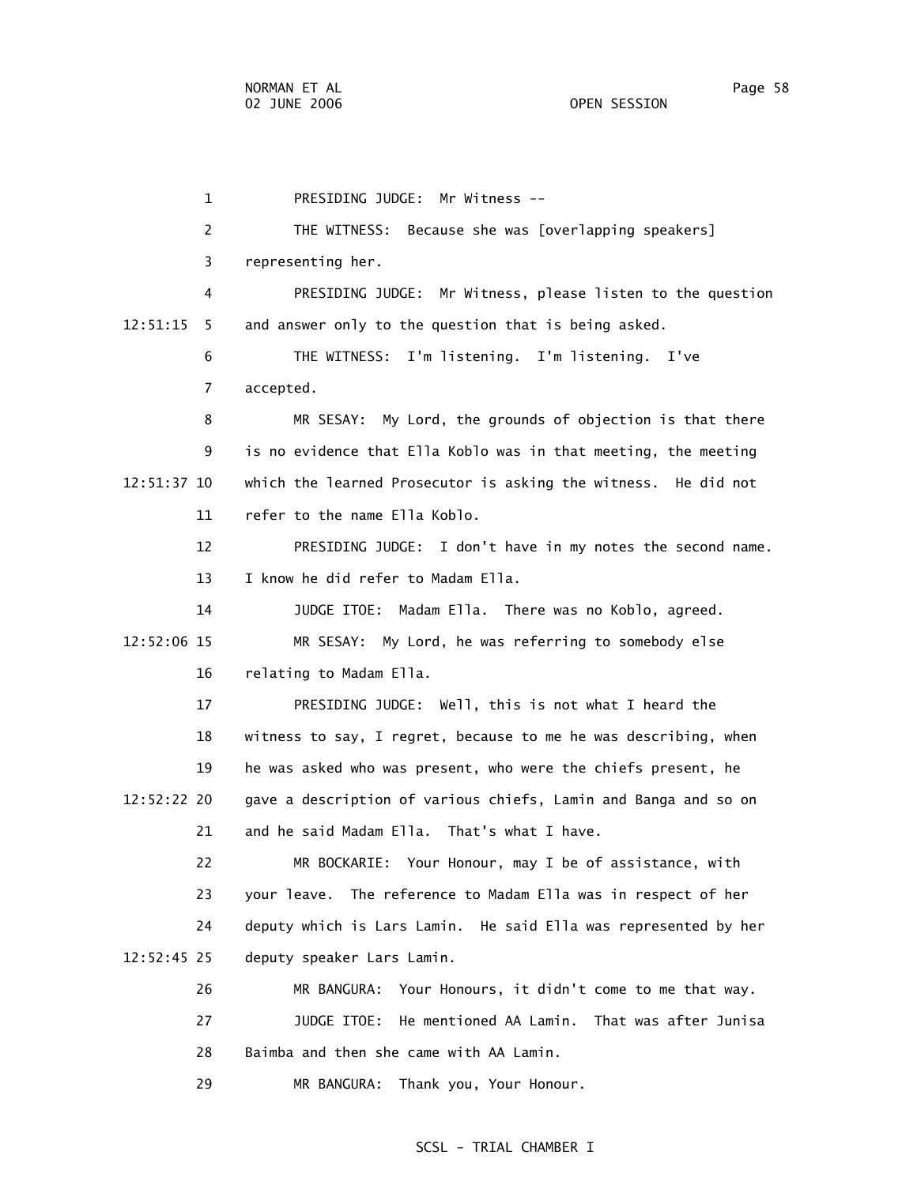PRESIDING JUDGE: Mr Witness --

THE WITNESS: Because she was [overlapping speakers] representing her.

PRESIDING JUDGE: Mr Witness, please listen to the question and answer only to the question that is being asked.

THE WITNESS: I'm listening. I'm listening. I've accepted.

MR SESAY: My Lord, the grounds of objection is that there is no evidence that Ella Koblo was in that meeting, the meeting which the learned Prosecutor is asking the witness. He did not refer to the name Ella Koblo.

PRESIDING JUDGE: I don't have in my notes the second name. I know he did refer to Madam Ella.

JUDGE ITOE: Madam Ella. There was no Koblo, agreed.

MR SESAY: My Lord, he was referring to somebody else relating to Madam Ella.

PRESIDING JUDGE: Well, this is not what I heard the witness to say, I regret, because to me he was describing, when he was asked who was present, who were the chiefs present, he gave a description of various chiefs, Lamin and Banga and so on and he said Madam Ella. That's what I have.

MR BOCKARIE: Your Honour, may I be of assistance, with your leave. The reference to Madam Ella was in respect of her deputy which is Lars Lamin. He said Ella was represented by her deputy speaker Lars Lamin.

MR BANGURA: Your Honours, it didn't come to me that way.

JUDGE ITOE: He mentioned AA Lamin. That was after Junisa Baimba and then she came with AA Lamin.

MR BANGURA: Thank you, Your Honour.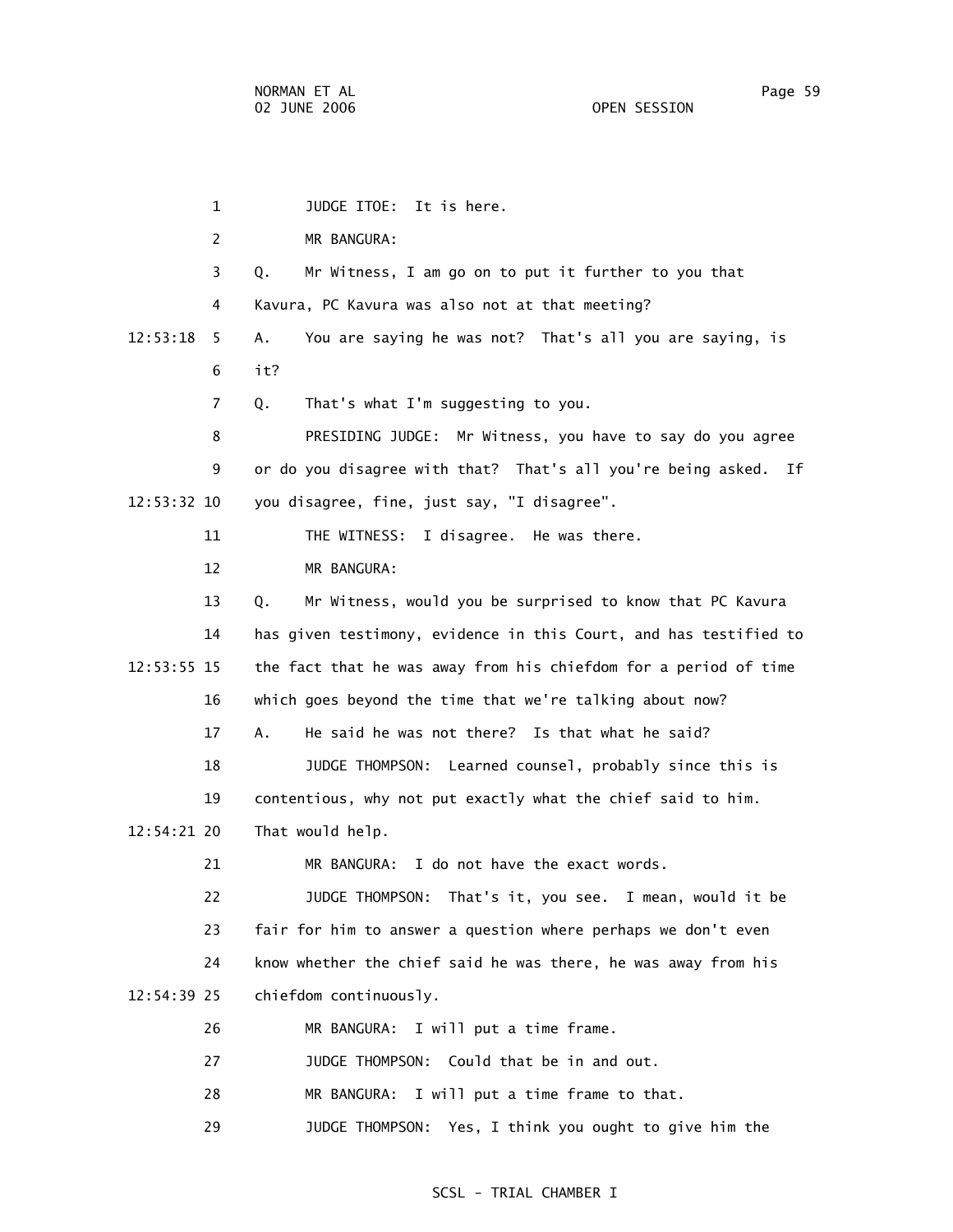1 JUDGE ITOE: It is here.

2 MR BANGURA:

3 Q. Mr Witness, I am go on to put it further to you that

4 Kavura, PC Kavura was also not at that meeting?

12:53:18 5 A. You are saying he was not? That's all you are saying, is

6 it?

7 Q. That's what I'm suggesting to you.

8 PRESIDING JUDGE: Mr Witness, you have to say do you agree

9 or do you disagree with that? That's all you're being asked. If

12:53:32 10 you disagree, fine, just say, "I disagree".

11 THE WITNESS: I disagree. He was there.

12 MR BANGURA:

13 Q. Mr Witness, would you be surprised to know that PC Kavura

14 has given testimony, evidence in this Court, and has testified to

12:53:55 15 the fact that he was away from his chiefdom for a period of time

16 which goes beyond the time that we're talking about now?

17 A. He said he was not there? Is that what he said?

18 JUDGE THOMPSON: Learned counsel, probably since this is

19 contentious, why not put exactly what the chief said to him.

12:54:21 20 That would help.

21 MR BANGURA: I do not have the exact words.

22 JUDGE THOMPSON: That's it, you see. I mean, would it be

23 fair for him to answer a question where perhaps we don't even

24 know whether the chief said he was there, he was away from his

12:54:39 25 chiefdom continuously.

26 MR BANGURA: I will put a time frame.

27 JUDGE THOMPSON: Could that be in and out.

28 MR BANGURA: I will put a time frame to that.

29 JUDGE THOMPSON: Yes, I think you ought to give him the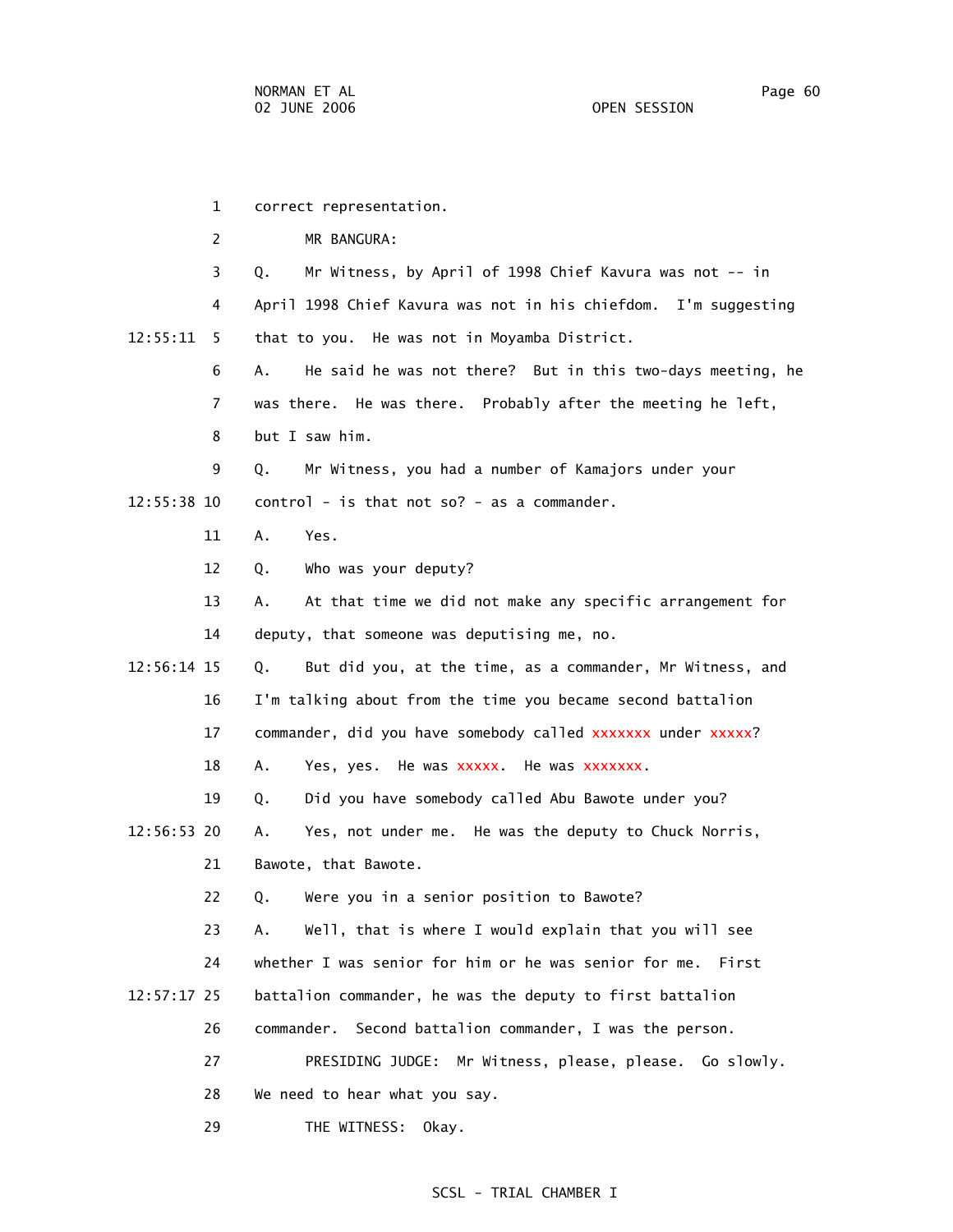correct representation.

MR BANGURA:

Q. Mr Witness, by April of 1998 Chief Kavura was not -- in April 1998 Chief Kavura was not in his chiefdom. I'm suggesting that to you. He was not in Moyamba District.

A. He said he was not there? But in this two-days meeting, he was there. He was there. Probably after the meeting he left, but I saw him.

Q. Mr Witness, you had a number of Kamajors under your control - is that not so? - as a commander.

A. Yes.

Q. Who was your deputy?

A. At that time we did not make any specific arrangement for deputy, that someone was deputising me, no.

Q. But did you, at the time, as a commander, Mr Witness, and I'm talking about from the time you became second battalion commander, did you have somebody called xxxxxxx under xxxxx?

A. Yes, yes. He was xxxxx. He was xxxxxxx.

Q. Did you have somebody called Abu Bawote under you?

A. Yes, not under me. He was the deputy to Chuck Norris, Bawote, that Bawote.

Q. Were you in a senior position to Bawote?

A. Well, that is where I would explain that you will see whether I was senior for him or he was senior for me. First battalion commander, he was the deputy to first battalion commander. Second battalion commander, I was the person.

PRESIDING JUDGE: Mr Witness, please, please. Go slowly. We need to hear what you say.

THE WITNESS: Okay.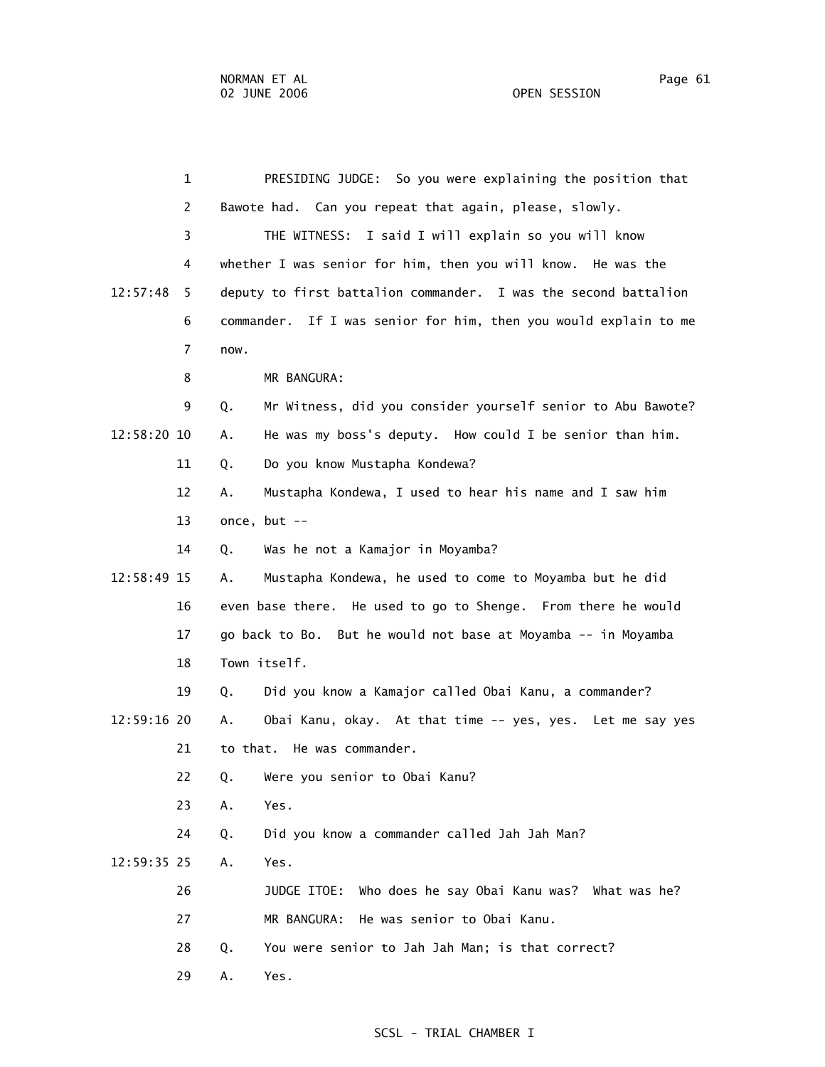PRESIDING JUDGE: So you were explaining the position that Bawote had. Can you repeat that again, please, slowly.

THE WITNESS: I said I will explain so you will know whether I was senior for him, then you will know. He was the deputy to first battalion commander. I was the second battalion commander. If I was senior for him, then you would explain to me now.

MR BANGURA:

Q. Mr Witness, did you consider yourself senior to Abu Bawote?

A. He was my boss's deputy. How could I be senior than him.

Q. Do you know Mustapha Kondewa?

A. Mustapha Kondewa, I used to hear his name and I saw him once, but --

Q. Was he not a Kamajor in Moyamba?

A. Mustapha Kondewa, he used to come to Moyamba but he did even base there. He used to go to Shenge. From there he would go back to Bo. But he would not base at Moyamba -- in Moyamba Town itself.

Q. Did you know a Kamajor called Obai Kanu, a commander?

A. Obai Kanu, okay. At that time -- yes, yes. Let me say yes to that. He was commander.

Q. Were you senior to Obai Kanu?

A. Yes.

Q. Did you know a commander called Jah Jah Man?

A. Yes.

JUDGE ITOE: Who does he say Obai Kanu was? What was he?

MR BANGURA: He was senior to Obai Kanu.

Q. You were senior to Jah Jah Man; is that correct?

A. Yes.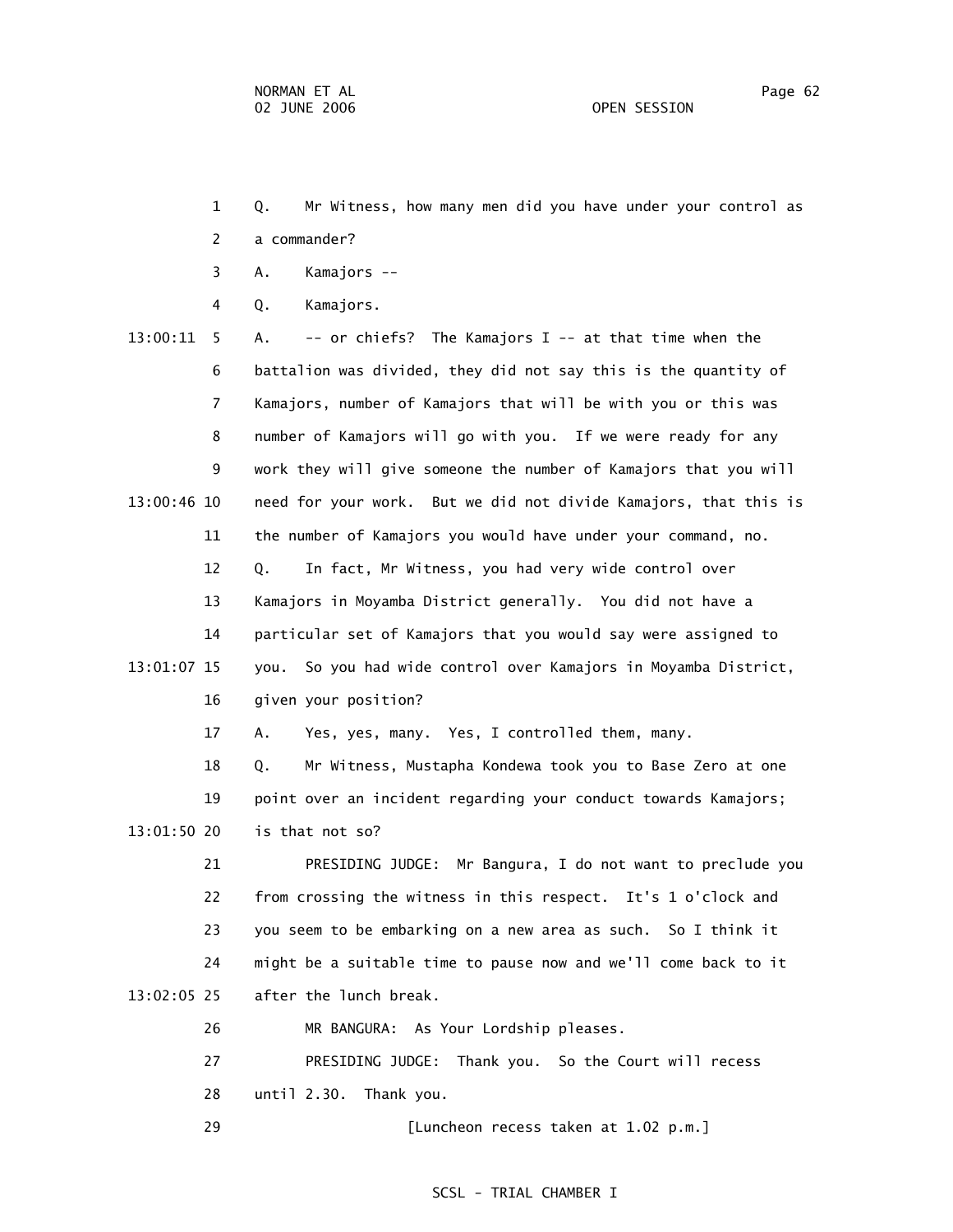1 Q. Mr Witness, how many men did you have under your control as

2 a commander?

3 A. Kamajors --

4 Q. Kamajors.

13:00:11 5 A. -- or chiefs? The Kamajors I -- at that time when the

6 battalion was divided, they did not say this is the quantity of

7 Kamajors, number of Kamajors that will be with you or this was

8 number of Kamajors will go with you. If we were ready for any

9 work they will give someone the number of Kamajors that you will

13:00:46 10 need for your work. But we did not divide Kamajors, that this is

11 the number of Kamajors you would have under your command, no.

12 Q. In fact, Mr Witness, you had very wide control over

13 Kamajors in Moyamba District generally. You did not have a

14 particular set of Kamajors that you would say were assigned to

13:01:07 15 you. So you had wide control over Kamajors in Moyamba District,

16 given your position?

17 A. Yes, yes, many. Yes, I controlled them, many.

18 Q. Mr Witness, Mustapha Kondewa took you to Base Zero at one

19 point over an incident regarding your conduct towards Kamajors;

13:01:50 20 is that not so?

21 PRESIDING JUDGE: Mr Bangura, I do not want to preclude you

22 from crossing the witness in this respect. It's 1 o'clock and

23 you seem to be embarking on a new area as such. So I think it

24 might be a suitable time to pause now and we'll come back to it

13:02:05 25 after the lunch break.

26 MR BANGURA: As Your Lordship pleases.

27 PRESIDING JUDGE: Thank you. So the Court will recess

28 until 2.30. Thank you.

29 [Luncheon recess taken at 1.02 p.m.]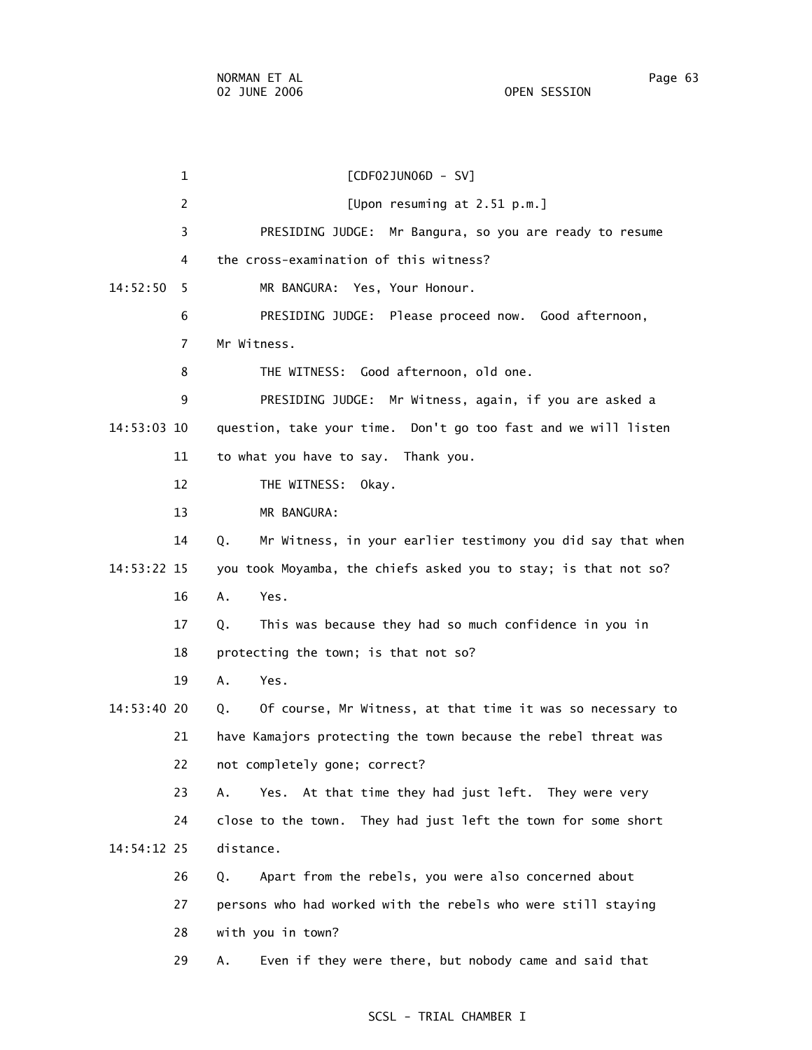[CDF02JUN06D - SV]

[Upon resuming at 2.51 p.m.]

PRESIDING JUDGE: Mr Bangura, so you are ready to resume the cross-examination of this witness?

MR BANGURA: Yes, Your Honour.

PRESIDING JUDGE: Please proceed now. Good afternoon, Mr Witness.

THE WITNESS: Good afternoon, old one.

PRESIDING JUDGE: Mr Witness, again, if you are asked a question, take your time. Don't go too fast and we will listen to what you have to say. Thank you.

THE WITNESS: Okay.

MR BANGURA:

Q. Mr Witness, in your earlier testimony you did say that when you took Moyamba, the chiefs asked you to stay; is that not so?

A. Yes.

Q. This was because they had so much confidence in you in protecting the town; is that not so?

A. Yes.

Q. Of course, Mr Witness, at that time it was so necessary to have Kamajors protecting the town because the rebel threat was not completely gone; correct?

A. Yes. At that time they had just left. They were very close to the town. They had just left the town for some short distance.

Q. Apart from the rebels, you were also concerned about persons who had worked with the rebels who were still staying with you in town?

A. Even if they were there, but nobody came and said that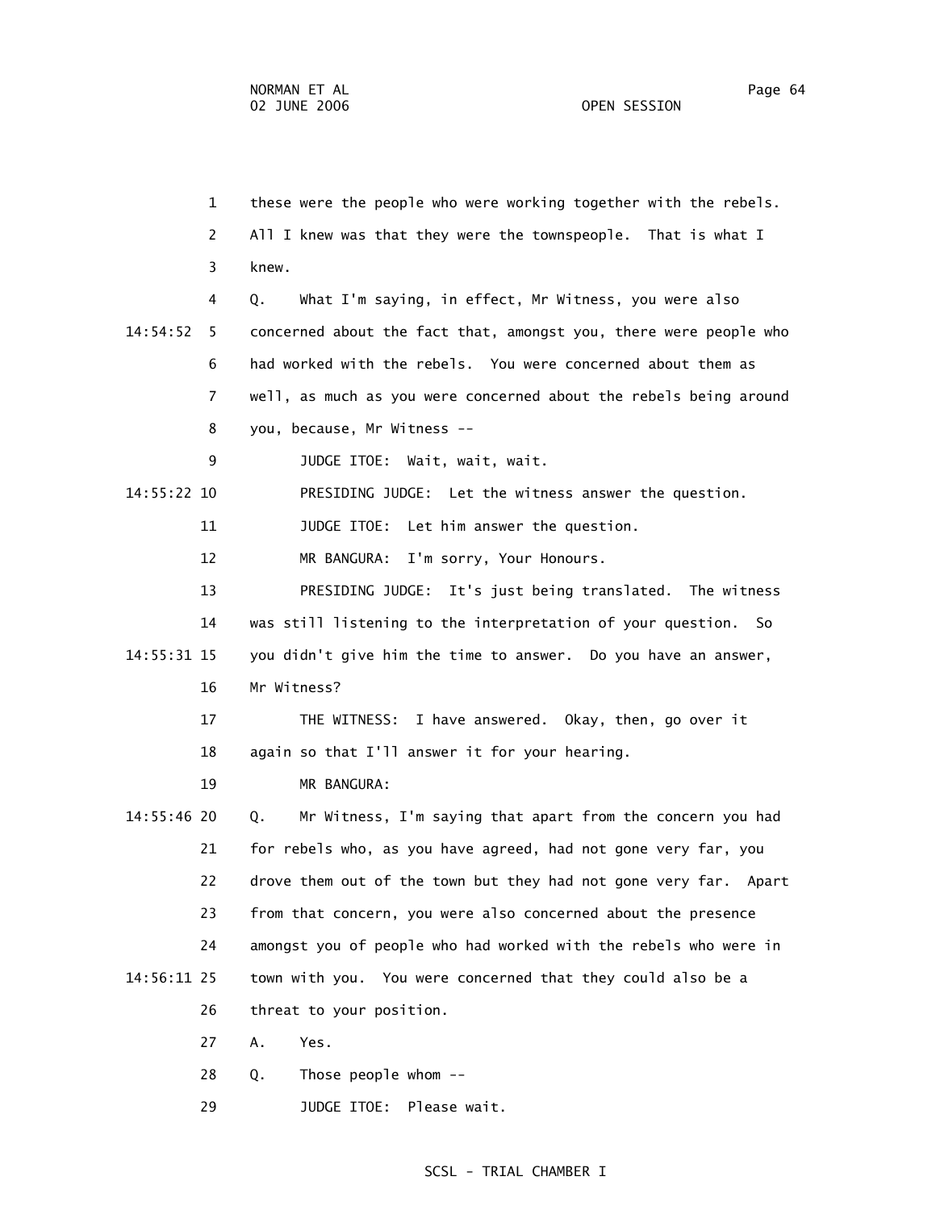1 these were the people who were working together with the rebels.
2 All I knew was that they were the townspeople. That is what I
3 knew.
4 Q. What I'm saying, in effect, Mr Witness, you were also
14:54:52 5 concerned about the fact that, amongst you, there were people who
6 had worked with the rebels. You were concerned about them as
7 well, as much as you were concerned about the rebels being around
8 you, because, Mr Witness --
9 JUDGE ITOE: Wait, wait, wait.
14:55:22 10 PRESIDING JUDGE: Let the witness answer the question.
11 JUDGE ITOE: Let him answer the question.
12 MR BANGURA: I'm sorry, Your Honours.
13 PRESIDING JUDGE: It's just being translated. The witness
14 was still listening to the interpretation of your question. So
14:55:31 15 you didn't give him the time to answer. Do you have an answer,
16 Mr Witness?
17 THE WITNESS: I have answered. Okay, then, go over it
18 again so that I'll answer it for your hearing.
19 MR BANGURA:
14:55:46 20 Q. Mr Witness, I'm saying that apart from the concern you had
21 for rebels who, as you have agreed, had not gone very far, you
22 drove them out of the town but they had not gone very far. Apart
23 from that concern, you were also concerned about the presence
24 amongst you of people who had worked with the rebels who were in
14:56:11 25 town with you. You were concerned that they could also be a
26 threat to your position.
27 A. Yes.
28 Q. Those people whom --
29 JUDGE ITOE: Please wait.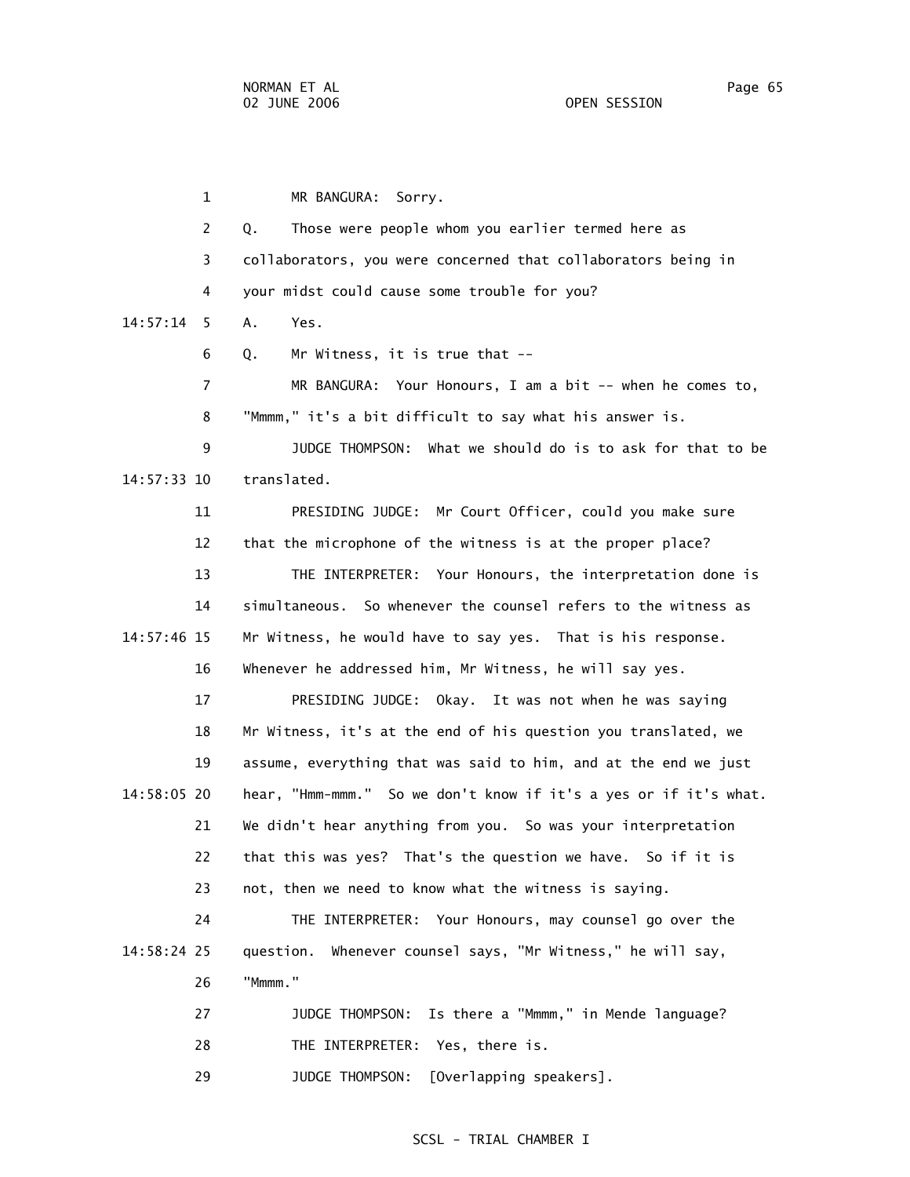MR BANGURA: Sorry.

Q. Those were people whom you earlier termed here as collaborators, you were concerned that collaborators being in your midst could cause some trouble for you?

A. Yes.

Q. Mr Witness, it is true that --

MR BANGURA: Your Honours, I am a bit -- when he comes to, "Mmmm," it's a bit difficult to say what his answer is.

JUDGE THOMPSON: What we should do is to ask for that to be translated.

PRESIDING JUDGE: Mr Court Officer, could you make sure that the microphone of the witness is at the proper place?

THE INTERPRETER: Your Honours, the interpretation done is simultaneous. So whenever the counsel refers to the witness as Mr Witness, he would have to say yes. That is his response. Whenever he addressed him, Mr Witness, he will say yes.

PRESIDING JUDGE: Okay. It was not when he was saying Mr Witness, it's at the end of his question you translated, we assume, everything that was said to him, and at the end we just hear, "Hmm-mmm." So we don't know if it's a yes or if it's what. We didn't hear anything from you. So was your interpretation that this was yes? That's the question we have. So if it is not, then we need to know what the witness is saying.

THE INTERPRETER: Your Honours, may counsel go over the question. Whenever counsel says, "Mr Witness," he will say, "Mmmm."

JUDGE THOMPSON: Is there a "Mmmm," in Mende language?

THE INTERPRETER: Yes, there is.

JUDGE THOMPSON: [Overlapping speakers].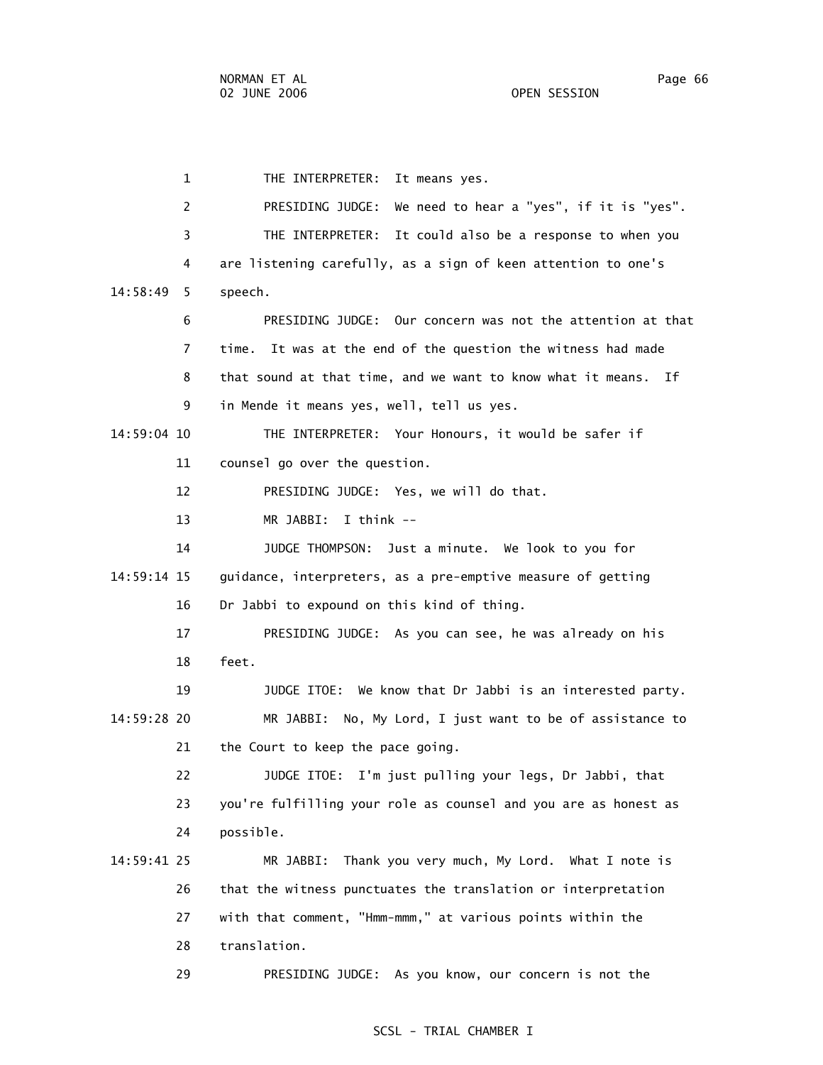1 THE INTERPRETER: It means yes.

2 PRESIDING JUDGE: We need to hear a "yes", if it is "yes".

3 THE INTERPRETER: It could also be a response to when you

4 are listening carefully, as a sign of keen attention to one's

14:58:49 5 speech.

6 PRESIDING JUDGE: Our concern was not the attention at that

7 time. It was at the end of the question the witness had made

8 that sound at that time, and we want to know what it means. If

9 in Mende it means yes, well, tell us yes.

14:59:04 10 THE INTERPRETER: Your Honours, it would be safer if

11 counsel go over the question.

12 PRESIDING JUDGE: Yes, we will do that.

13 MR JABBI: I think --

14 JUDGE THOMPSON: Just a minute. We look to you for

14:59:14 15 guidance, interpreters, as a pre-emptive measure of getting

16 Dr Jabbi to expound on this kind of thing.

17 PRESIDING JUDGE: As you can see, he was already on his

18 feet.

19 JUDGE ITOE: We know that Dr Jabbi is an interested party.

14:59:28 20 MR JABBI: No, My Lord, I just want to be of assistance to

21 the Court to keep the pace going.

22 JUDGE ITOE: I'm just pulling your legs, Dr Jabbi, that

23 you're fulfilling your role as counsel and you are as honest as

24 possible.

14:59:41 25 MR JABBI: Thank you very much, My Lord. What I note is

26 that the witness punctuates the translation or interpretation

27 with that comment, "Hmm-mmm," at various points within the

28 translation.

29 PRESIDING JUDGE: As you know, our concern is not the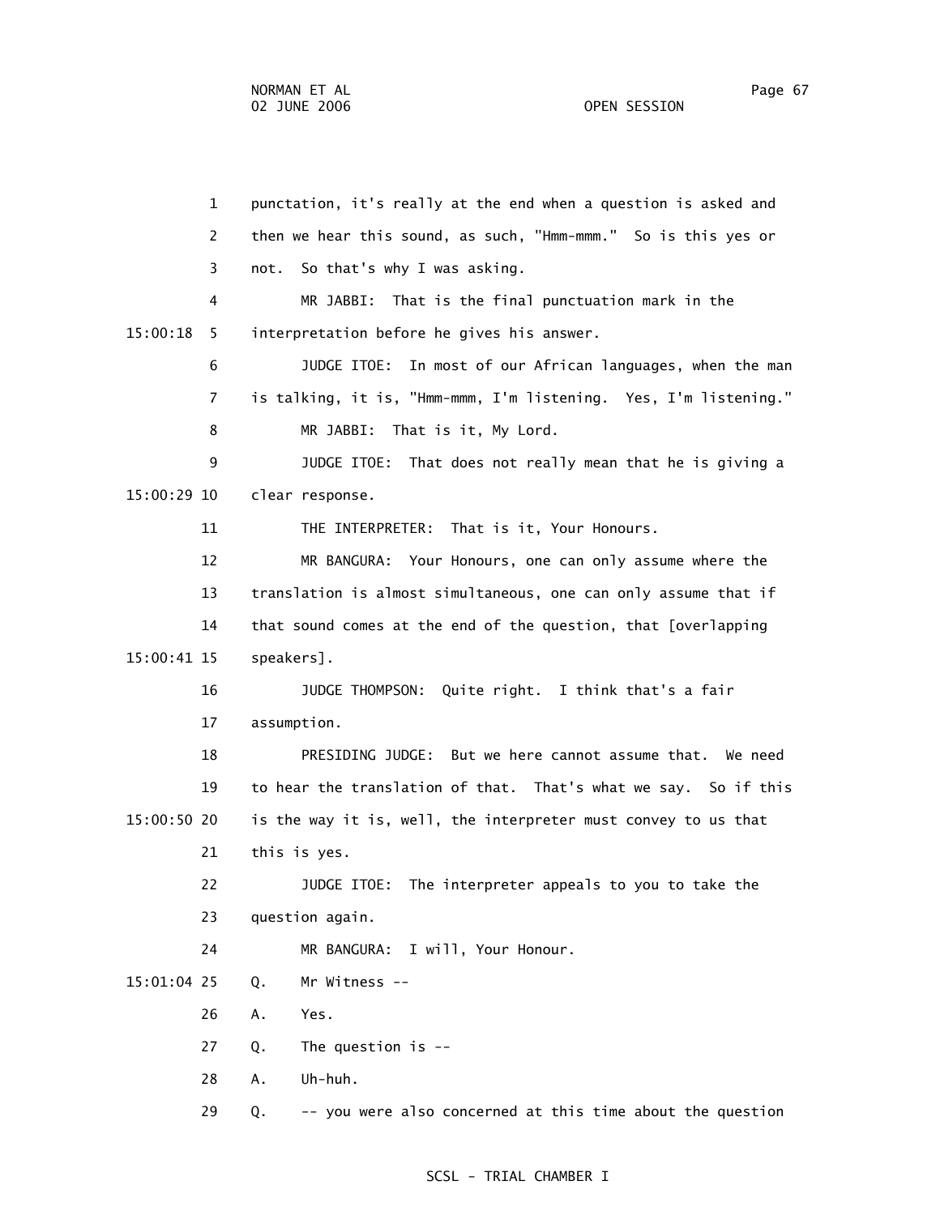1 punctation, it's really at the end when a question is asked and
2 then we hear this sound, as such, "Hmm-mmm." So is this yes or
3 not. So that's why I was asking.
4 MR JABBI: That is the final punctuation mark in the
15:00:18 5 interpretation before he gives his answer.
6 JUDGE ITOE: In most of our African languages, when the man
7 is talking, it is, "Hmm-mmm, I'm listening. Yes, I'm listening."
8 MR JABBI: That is it, My Lord.
9 JUDGE ITOE: That does not really mean that he is giving a
15:00:29 10 clear response.
11 THE INTERPRETER: That is it, Your Honours.
12 MR BANGURA: Your Honours, one can only assume where the
13 translation is almost simultaneous, one can only assume that if
14 that sound comes at the end of the question, that [overlapping
15:00:41 15 speakers].
16 JUDGE THOMPSON: Quite right. I think that's a fair
17 assumption.
18 PRESIDING JUDGE: But we here cannot assume that. We need
19 to hear the translation of that. That's what we say. So if this
15:00:50 20 is the way it is, well, the interpreter must convey to us that
21 this is yes.
22 JUDGE ITOE: The interpreter appeals to you to take the
23 question again.
24 MR BANGURA: I will, Your Honour.
15:01:04 25 Q. Mr Witness --
26 A. Yes.
27 Q. The question is --
28 A. Uh-huh.
29 Q. -- you were also concerned at this time about the question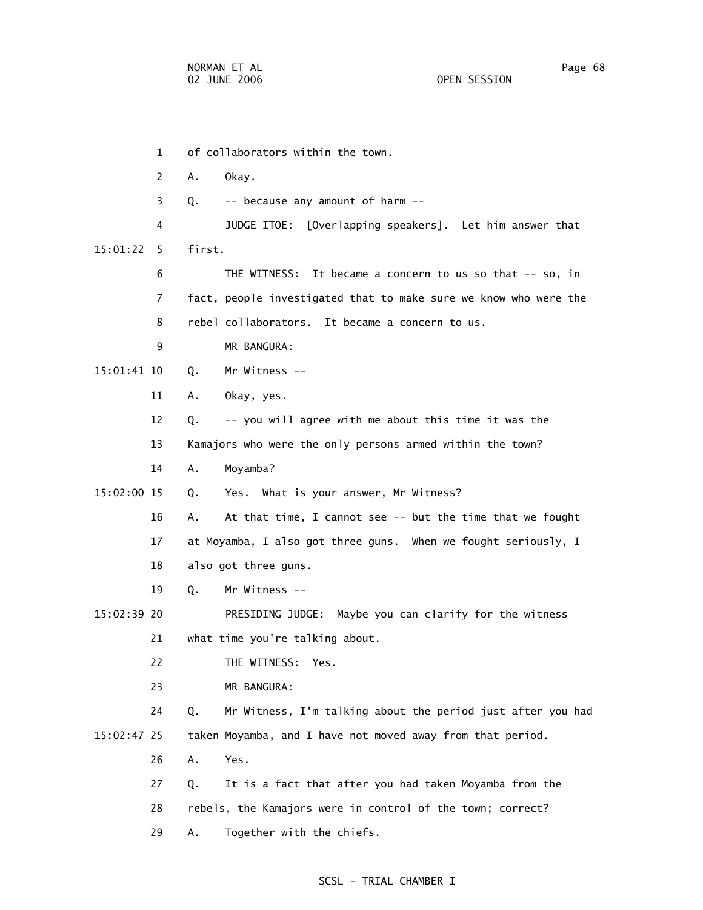1 of collaborators within the town.

2 A. Okay.

3 Q. -- because any amount of harm --

4 JUDGE ITOE: [Overlapping speakers]. Let him answer that

15:01:22 5 first.

6 THE WITNESS: It became a concern to us so that -- so, in

7 fact, people investigated that to make sure we know who were the

8 rebel collaborators. It became a concern to us.

9 MR BANGURA:

15:01:41 10 Q. Mr Witness --

11 A. Okay, yes.

12 Q. -- you will agree with me about this time it was the

13 Kamajors who were the only persons armed within the town?

14 A. Moyamba?

15:02:00 15 Q. Yes. What is your answer, Mr Witness?

16 A. At that time, I cannot see -- but the time that we fought

17 at Moyamba, I also got three guns. When we fought seriously, I

18 also got three guns.

19 Q. Mr Witness --

15:02:39 20 PRESIDING JUDGE: Maybe you can clarify for the witness

21 what time you're talking about.

22 THE WITNESS: Yes.

23 MR BANGURA:

24 Q. Mr Witness, I'm talking about the period just after you had

15:02:47 25 taken Moyamba, and I have not moved away from that period.

26 A. Yes.

27 Q. It is a fact that after you had taken Moyamba from the

28 rebels, the Kamajors were in control of the town; correct?

29 A. Together with the chiefs.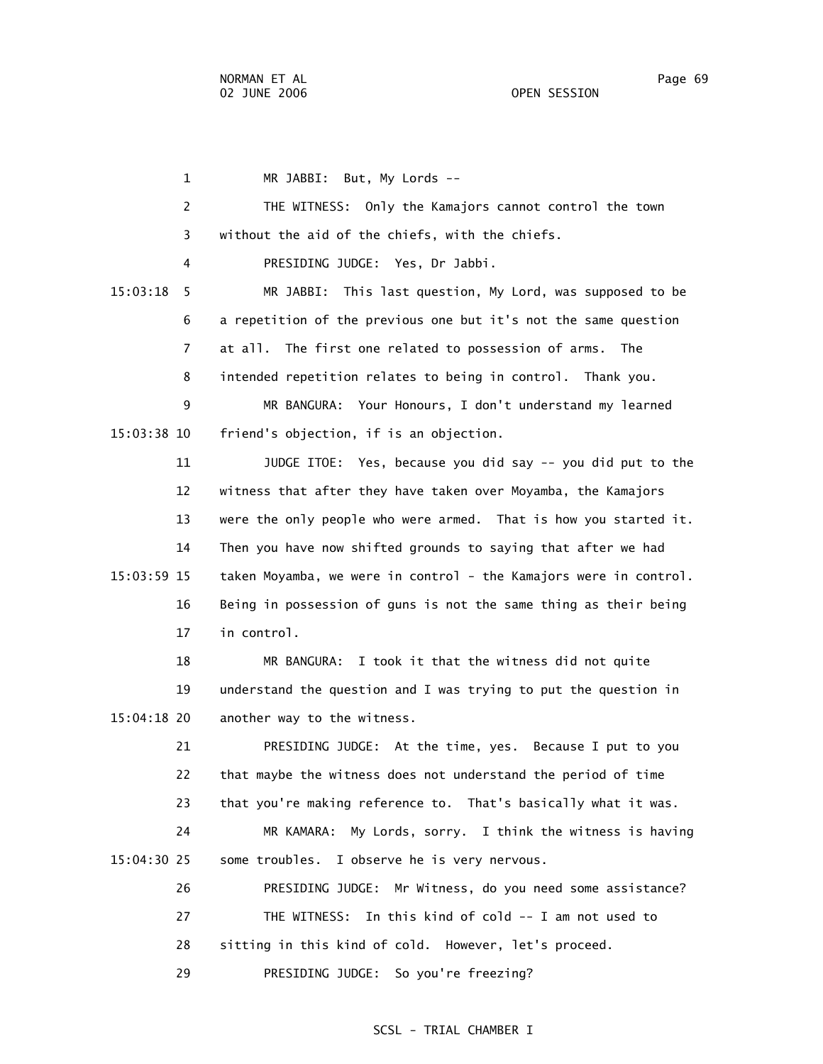1 MR JABBI: But, My Lords --

2 THE WITNESS: Only the Kamajors cannot control the town

3 without the aid of the chiefs, with the chiefs.

4 PRESIDING JUDGE: Yes, Dr Jabbi.

15:03:18 5 MR JABBI: This last question, My Lord, was supposed to be

6 a repetition of the previous one but it's not the same question

7 at all. The first one related to possession of arms. The

8 intended repetition relates to being in control. Thank you.

9 MR BANGURA: Your Honours, I don't understand my learned

15:03:38 10 friend's objection, if is an objection.

11 JUDGE ITOE: Yes, because you did say -- you did put to the

12 witness that after they have taken over Moyamba, the Kamajors

13 were the only people who were armed. That is how you started it.

14 Then you have now shifted grounds to saying that after we had

15:03:59 15 taken Moyamba, we were in control - the Kamajors were in control.

16 Being in possession of guns is not the same thing as their being

17 in control.

18 MR BANGURA: I took it that the witness did not quite

19 understand the question and I was trying to put the question in

15:04:18 20 another way to the witness.

21 PRESIDING JUDGE: At the time, yes. Because I put to you

22 that maybe the witness does not understand the period of time

23 that you're making reference to. That's basically what it was.

24 MR KAMARA: My Lords, sorry. I think the witness is having

15:04:30 25 some troubles. I observe he is very nervous.

26 PRESIDING JUDGE: Mr Witness, do you need some assistance?

27 THE WITNESS: In this kind of cold -- I am not used to

28 sitting in this kind of cold. However, let's proceed.

29 PRESIDING JUDGE: So you're freezing?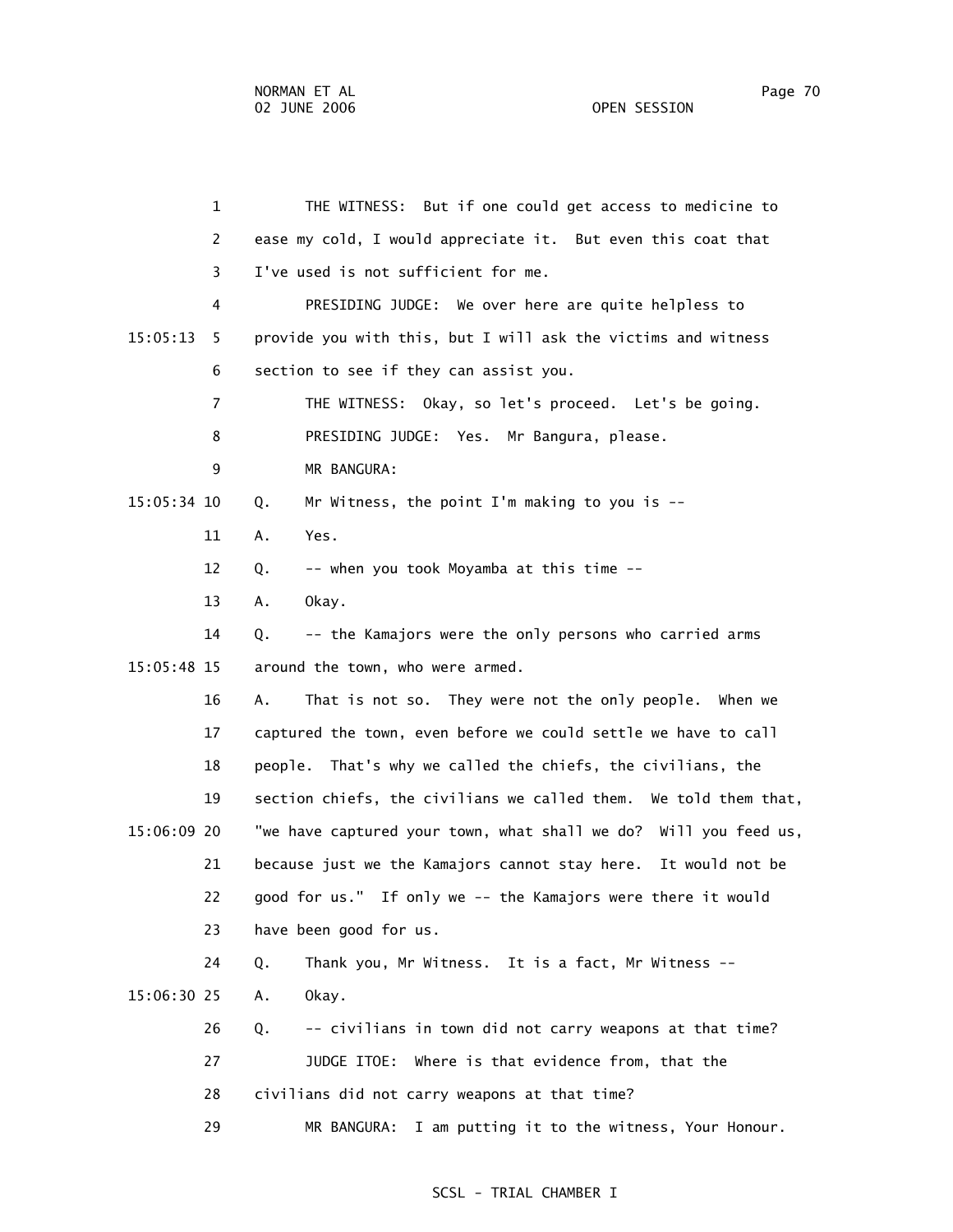1 THE WITNESS: But if one could get access to medicine to
2 ease my cold, I would appreciate it. But even this coat that
3 I've used is not sufficient for me.
4 PRESIDING JUDGE: We over here are quite helpless to
15:05:13 5 provide you with this, but I will ask the victims and witness
6 section to see if they can assist you.
7 THE WITNESS: Okay, so let's proceed. Let's be going.
8 PRESIDING JUDGE: Yes. Mr Bangura, please.
9 MR BANGURA:
15:05:34 10 Q. Mr Witness, the point I'm making to you is --
11 A. Yes.
12 Q. -- when you took Moyamba at this time --
13 A. Okay.
14 Q. -- the Kamajors were the only persons who carried arms
15:05:48 15 around the town, who were armed.
16 A. That is not so. They were not the only people. When we
17 captured the town, even before we could settle we have to call
18 people. That's why we called the chiefs, the civilians, the
19 section chiefs, the civilians we called them. We told them that,
15:06:09 20 "we have captured your town, what shall we do? Will you feed us,
21 because just we the Kamajors cannot stay here. It would not be
22 good for us." If only we -- the Kamajors were there it would
23 have been good for us.
24 Q. Thank you, Mr Witness. It is a fact, Mr Witness --
15:06:30 25 A. Okay.
26 Q. -- civilians in town did not carry weapons at that time?
27 JUDGE ITOE: Where is that evidence from, that the
28 civilians did not carry weapons at that time?
29 MR BANGURA: I am putting it to the witness, Your Honour.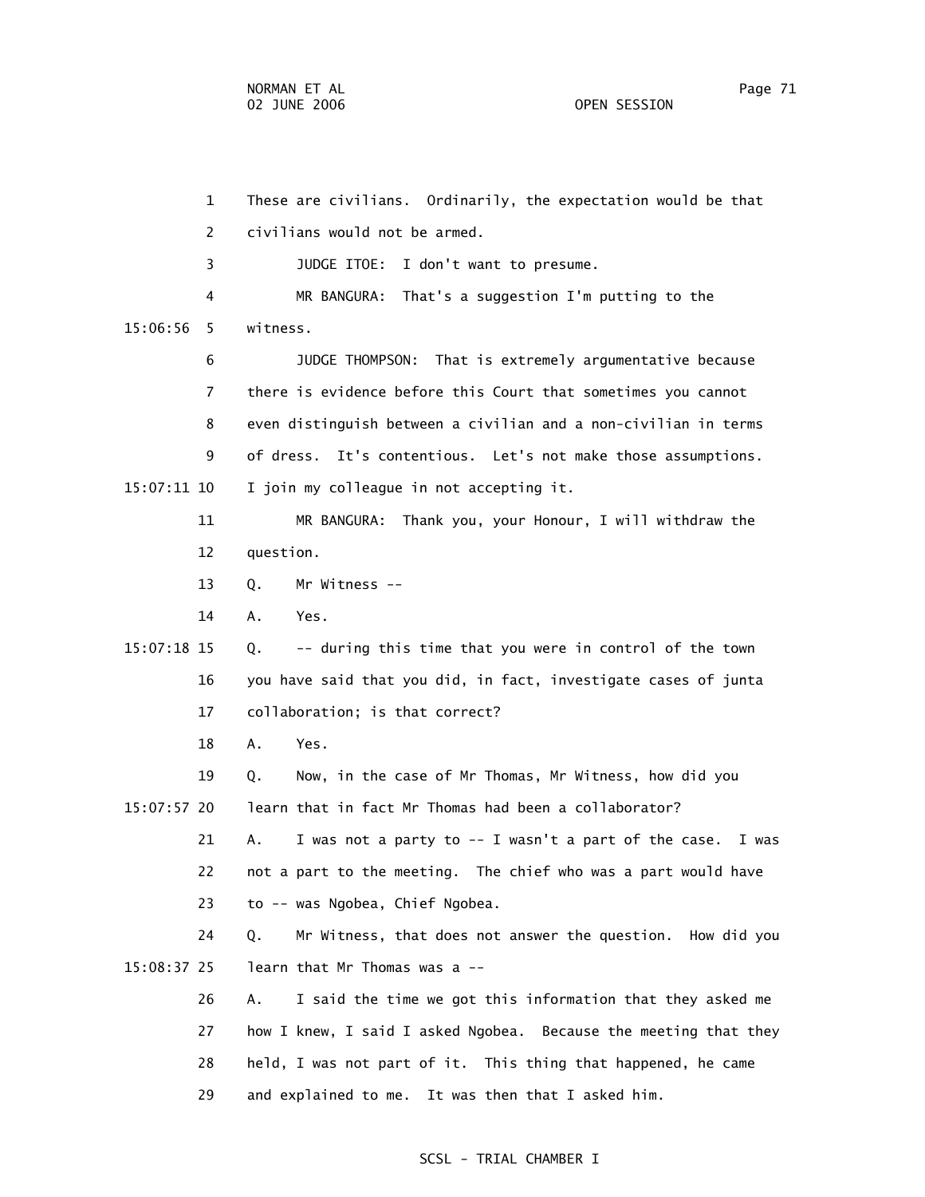These are civilians. Ordinarily, the expectation would be that civilians would not be armed.

JUDGE ITOE: I don't want to presume.

MR BANGURA: That's a suggestion I'm putting to the witness.

JUDGE THOMPSON: That is extremely argumentative because there is evidence before this Court that sometimes you cannot even distinguish between a civilian and a non-civilian in terms of dress. It's contentious. Let's not make those assumptions. I join my colleague in not accepting it.

MR BANGURA: Thank you, your Honour, I will withdraw the question.

Q. Mr Witness --

A. Yes.

Q. -- during this time that you were in control of the town you have said that you did, in fact, investigate cases of junta collaboration; is that correct?

A. Yes.

Q. Now, in the case of Mr Thomas, Mr Witness, how did you learn that in fact Mr Thomas had been a collaborator?

A. I was not a party to -- I wasn't a part of the case. I was not a part to the meeting. The chief who was a part would have to -- was Ngobea, Chief Ngobea.

Q. Mr Witness, that does not answer the question. How did you learn that Mr Thomas was a --

A. I said the time we got this information that they asked me how I knew, I said I asked Ngobea. Because the meeting that they held, I was not part of it. This thing that happened, he came and explained to me. It was then that I asked him.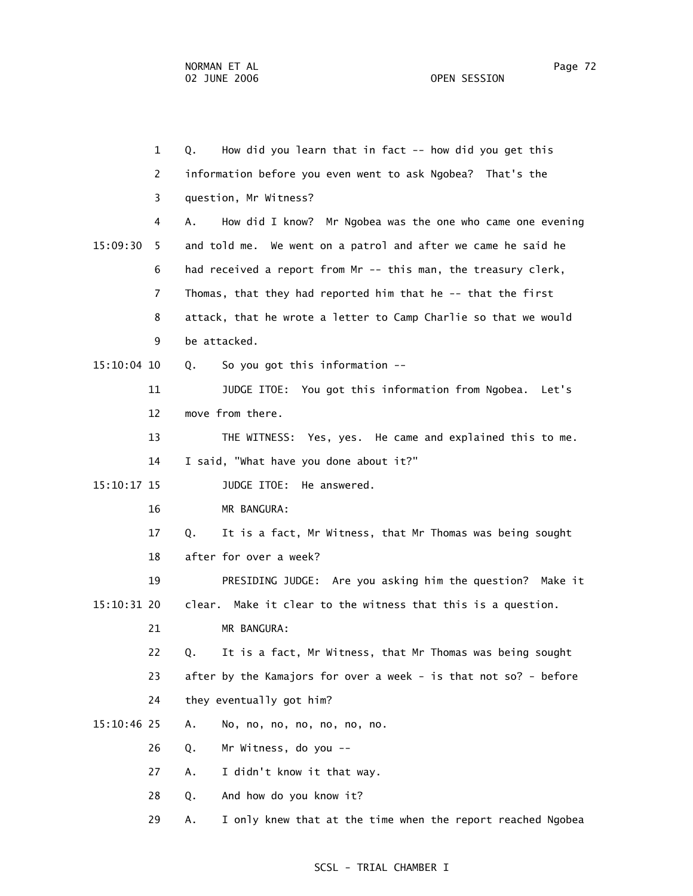1 Q. How did you learn that in fact -- how did you get this
2 information before you even went to ask Ngobea? That's the
3 question, Mr Witness?
4 A. How did I know? Mr Ngobea was the one who came one evening
15:09:30 5 and told me. We went on a patrol and after we came he said he
6 had received a report from Mr -- this man, the treasury clerk,
7 Thomas, that they had reported him that he -- that the first
8 attack, that he wrote a letter to Camp Charlie so that we would
9 be attacked.
15:10:04 10 Q. So you got this information --
11 JUDGE ITOE: You got this information from Ngobea. Let's
12 move from there.
13 THE WITNESS: Yes, yes. He came and explained this to me.
14 I said, "What have you done about it?"
15:10:17 15 JUDGE ITOE: He answered.
16 MR BANGURA:
17 Q. It is a fact, Mr Witness, that Mr Thomas was being sought
18 after for over a week?
19 PRESIDING JUDGE: Are you asking him the question? Make it
15:10:31 20 clear. Make it clear to the witness that this is a question.
21 MR BANGURA:
22 Q. It is a fact, Mr Witness, that Mr Thomas was being sought
23 after by the Kamajors for over a week - is that not so? - before
24 they eventually got him?
15:10:46 25 A. No, no, no, no, no, no, no.
26 Q. Mr Witness, do you --
27 A. I didn't know it that way.
28 Q. And how do you know it?
29 A. I only knew that at the time when the report reached Ngobea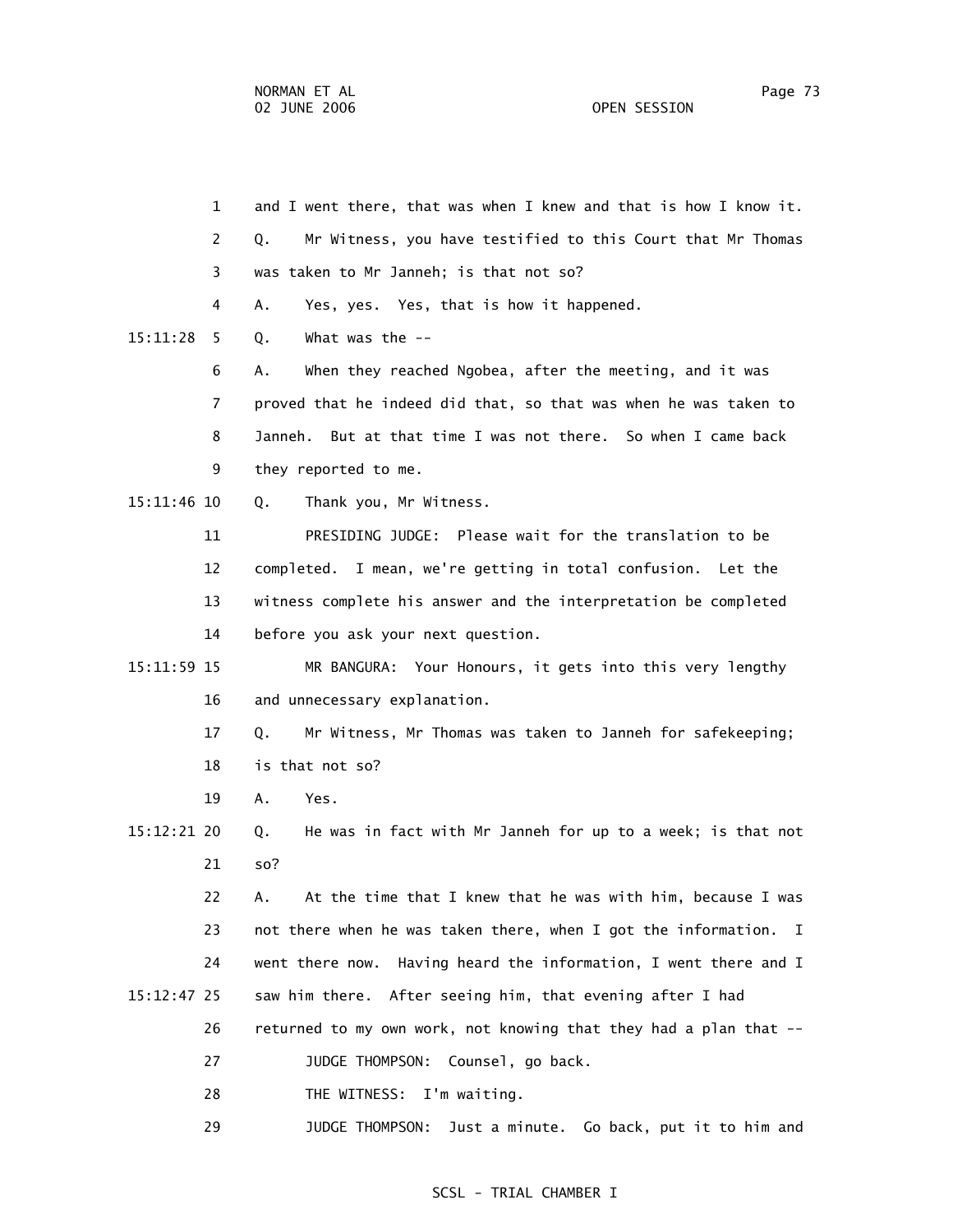and I went there, that was when I knew and that is how I know it.

Q. Mr Witness, you have testified to this Court that Mr Thomas was taken to Mr Janneh; is that not so?

A. Yes, yes. Yes, that is how it happened.

Q. What was the --

A. When they reached Ngobea, after the meeting, and it was proved that he indeed did that, so that was when he was taken to Janneh. But at that time I was not there. So when I came back they reported to me.

Q. Thank you, Mr Witness.

PRESIDING JUDGE: Please wait for the translation to be completed. I mean, we're getting in total confusion. Let the witness complete his answer and the interpretation be completed before you ask your next question.

MR BANGURA: Your Honours, it gets into this very lengthy and unnecessary explanation.

Q. Mr Witness, Mr Thomas was taken to Janneh for safekeeping; is that not so?

A. Yes.

Q. He was in fact with Mr Janneh for up to a week; is that not so?

A. At the time that I knew that he was with him, because I was not there when he was taken there, when I got the information. I went there now. Having heard the information, I went there and I saw him there. After seeing him, that evening after I had returned to my own work, not knowing that they had a plan that --

JUDGE THOMPSON: Counsel, go back.

THE WITNESS: I'm waiting.

JUDGE THOMPSON: Just a minute. Go back, put it to him and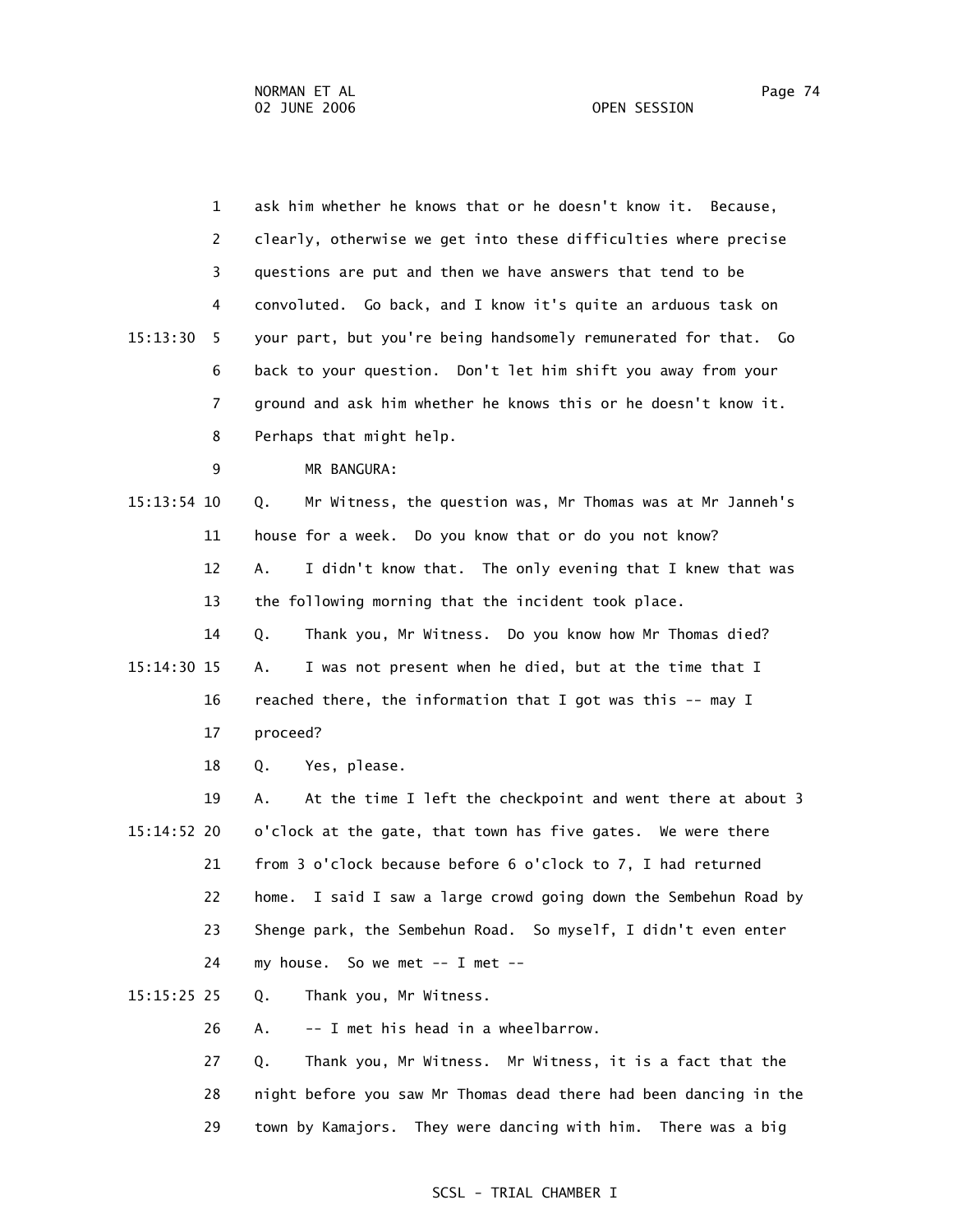1 ask him whether he knows that or he doesn't know it. Because,
2 clearly, otherwise we get into these difficulties where precise
3 questions are put and then we have answers that tend to be
4 convoluted. Go back, and I know it's quite an arduous task on
15:13:30 5 your part, but you're being handsomely remunerated for that. Go
6 back to your question. Don't let him shift you away from your
7 ground and ask him whether he knows this or he doesn't know it.
8 Perhaps that might help.
9 MR BANGURA:
15:13:54 10 Q. Mr Witness, the question was, Mr Thomas was at Mr Janneh's
11 house for a week. Do you know that or do you not know?
12 A. I didn't know that. The only evening that I knew that was
13 the following morning that the incident took place.
14 Q. Thank you, Mr Witness. Do you know how Mr Thomas died?
15:14:30 15 A. I was not present when he died, but at the time that I
16 reached there, the information that I got was this -- may I
17 proceed?
18 Q. Yes, please.
19 A. At the time I left the checkpoint and went there at about 3
15:14:52 20 o'clock at the gate, that town has five gates. We were there
21 from 3 o'clock because before 6 o'clock to 7, I had returned
22 home. I said I saw a large crowd going down the Sembehun Road by
23 Shenge park, the Sembehun Road. So myself, I didn't even enter
24 my house. So we met -- I met --
15:15:25 25 Q. Thank you, Mr Witness.
26 A. -- I met his head in a wheelbarrow.
27 Q. Thank you, Mr Witness. Mr Witness, it is a fact that the
28 night before you saw Mr Thomas dead there had been dancing in the
29 town by Kamajors. They were dancing with him. There was a big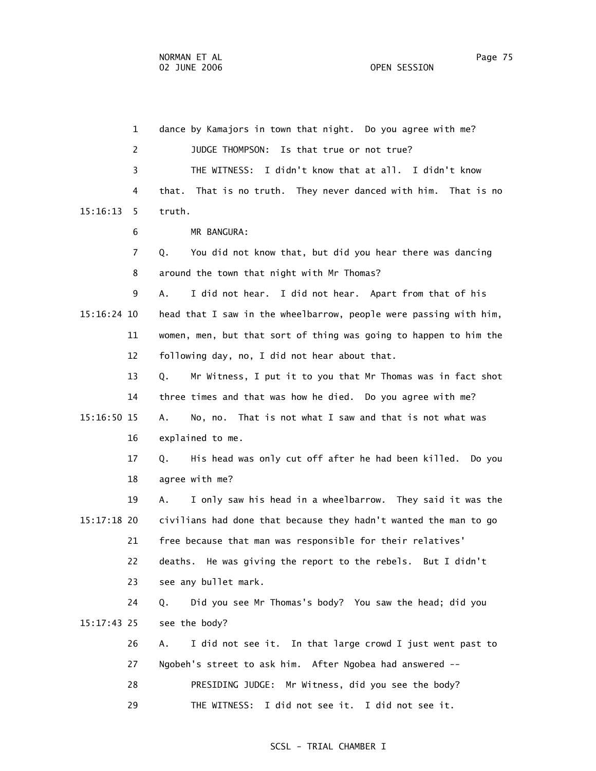1 dance by Kamajors in town that night. Do you agree with me?

2 JUDGE THOMPSON: Is that true or not true?

3 THE WITNESS: I didn't know that at all. I didn't know

4 that. That is no truth. They never danced with him. That is no

15:16:13 5 truth.

6 MR BANGURA:

7 Q. You did not know that, but did you hear there was dancing

8 around the town that night with Mr Thomas?

9 A. I did not hear. I did not hear. Apart from that of his

15:16:24 10 head that I saw in the wheelbarrow, people were passing with him,

11 women, men, but that sort of thing was going to happen to him the

12 following day, no, I did not hear about that.

13 Q. Mr Witness, I put it to you that Mr Thomas was in fact shot

14 three times and that was how he died. Do you agree with me?

15:16:50 15 A. No, no. That is not what I saw and that is not what was

16 explained to me.

17 Q. His head was only cut off after he had been killed. Do you

18 agree with me?

19 A. I only saw his head in a wheelbarrow. They said it was the

15:17:18 20 civilians had done that because they hadn't wanted the man to go

21 free because that man was responsible for their relatives'

22 deaths. He was giving the report to the rebels. But I didn't

23 see any bullet mark.

24 Q. Did you see Mr Thomas's body? You saw the head; did you

15:17:43 25 see the body?

26 A. I did not see it. In that large crowd I just went past to

27 Ngobeh's street to ask him. After Ngobea had answered --

28 PRESIDING JUDGE: Mr Witness, did you see the body?

29 THE WITNESS: I did not see it. I did not see it.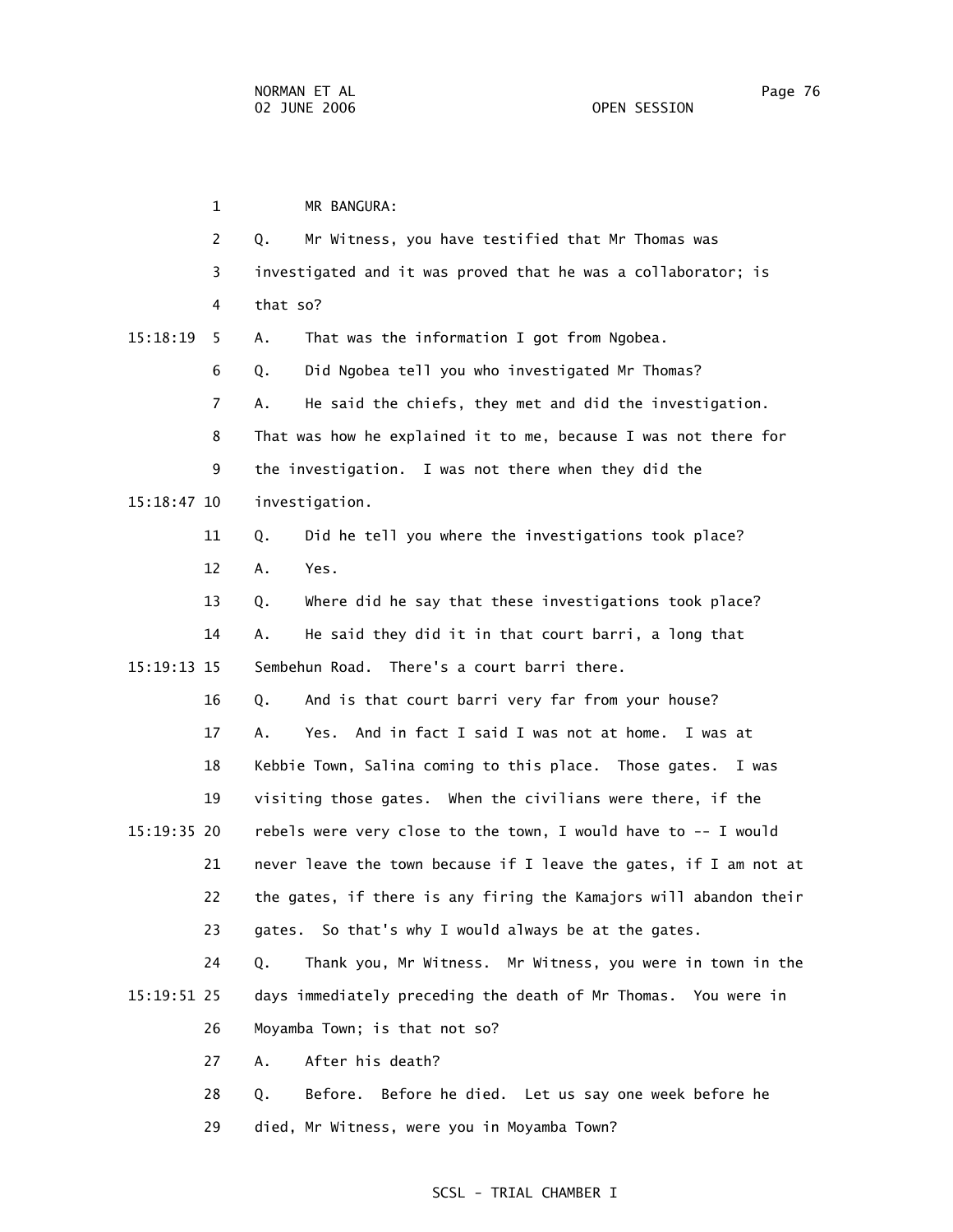MR BANGURA:

Q. Mr Witness, you have testified that Mr Thomas was investigated and it was proved that he was a collaborator; is that so?

A. That was the information I got from Ngobea.

Q. Did Ngobea tell you who investigated Mr Thomas?

A. He said the chiefs, they met and did the investigation. That was how he explained it to me, because I was not there for the investigation. I was not there when they did the investigation.

Q. Did he tell you where the investigations took place?

A. Yes.

Q. Where did he say that these investigations took place?

A. He said they did it in that court barri, a long that Sembehun Road. There's a court barri there.

Q. And is that court barri very far from your house?

A. Yes. And in fact I said I was not at home. I was at Kebbie Town, Salina coming to this place. Those gates. I was visiting those gates. When the civilians were there, if the rebels were very close to the town, I would have to -- I would never leave the town because if I leave the gates, if I am not at the gates, if there is any firing the Kamajors will abandon their gates. So that's why I would always be at the gates.

Q. Thank you, Mr Witness. Mr Witness, you were in town in the days immediately preceding the death of Mr Thomas. You were in Moyamba Town; is that not so?

A. After his death?

Q. Before. Before he died. Let us say one week before he died, Mr Witness, were you in Moyamba Town?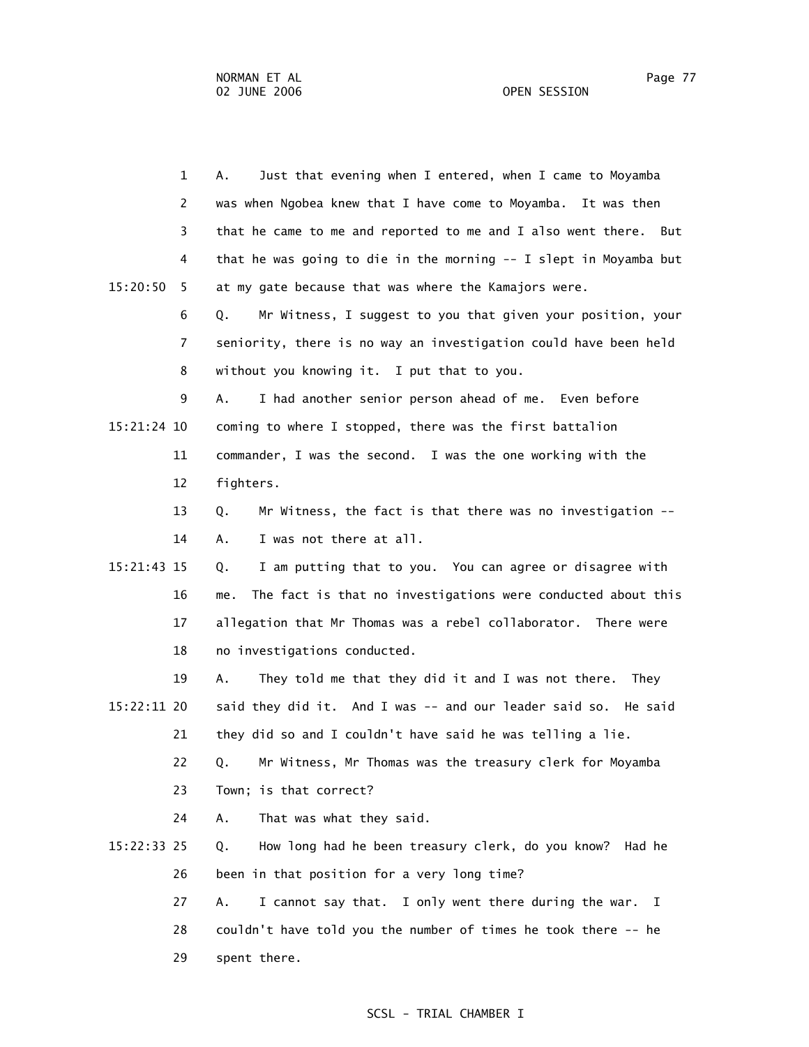A. Just that evening when I entered, when I came to Moyamba was when Ngobea knew that I have come to Moyamba. It was then that he came to me and reported to me and I also went there. But that he was going to die in the morning -- I slept in Moyamba but at my gate because that was where the Kamajors were.

Q. Mr Witness, I suggest to you that given your position, your seniority, there is no way an investigation could have been held without you knowing it. I put that to you.

A. I had another senior person ahead of me. Even before coming to where I stopped, there was the first battalion commander, I was the second. I was the one working with the fighters.

Q. Mr Witness, the fact is that there was no investigation --

A. I was not there at all.

Q. I am putting that to you. You can agree or disagree with me. The fact is that no investigations were conducted about this allegation that Mr Thomas was a rebel collaborator. There were no investigations conducted.

A. They told me that they did it and I was not there. They said they did it. And I was -- and our leader said so. He said they did so and I couldn't have said he was telling a lie.

Q. Mr Witness, Mr Thomas was the treasury clerk for Moyamba Town; is that correct?

A. That was what they said.

Q. How long had he been treasury clerk, do you know? Had he been in that position for a very long time?

A. I cannot say that. I only went there during the war. I couldn't have told you the number of times he took there -- he spent there.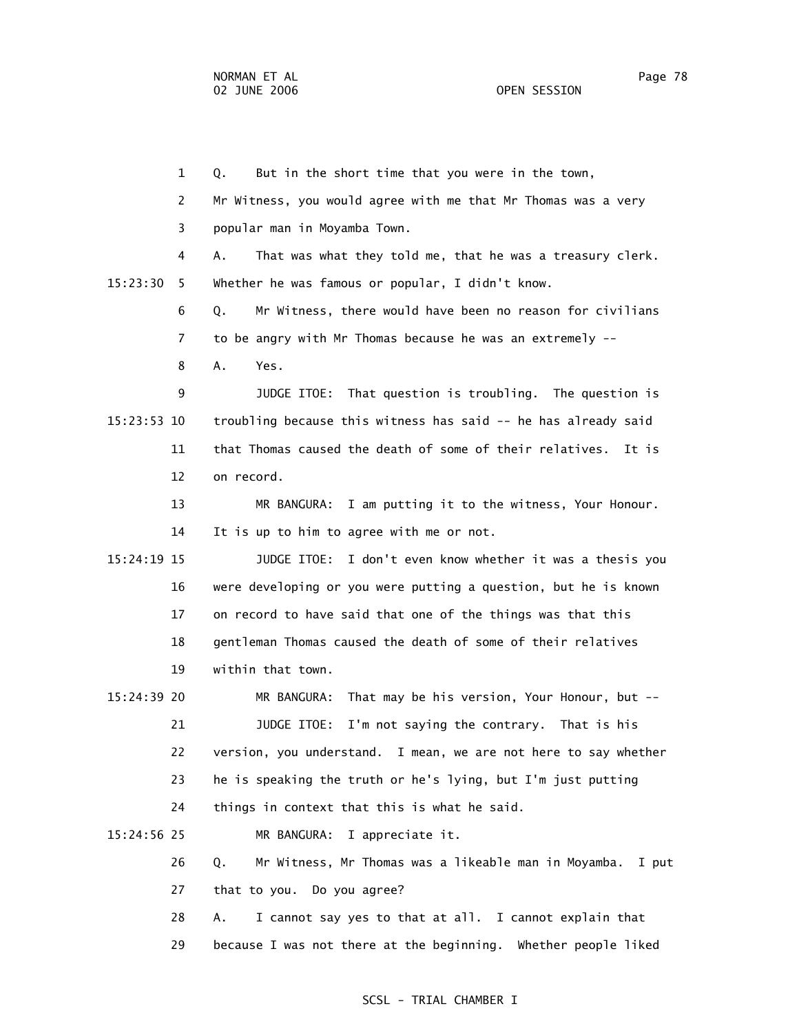1 Q. But in the short time that you were in the town,

2 Mr Witness, you would agree with me that Mr Thomas was a very

3 popular man in Moyamba Town.

4 A. That was what they told me, that he was a treasury clerk.

15:23:30 5 Whether he was famous or popular, I didn't know.

6 Q. Mr Witness, there would have been no reason for civilians

7 to be angry with Mr Thomas because he was an extremely --

8 A. Yes.

9 JUDGE ITOE: That question is troubling. The question is

15:23:53 10 troubling because this witness has said -- he has already said

11 that Thomas caused the death of some of their relatives. It is

12 on record.

13 MR BANGURA: I am putting it to the witness, Your Honour.

14 It is up to him to agree with me or not.

15:24:19 15 JUDGE ITOE: I don't even know whether it was a thesis you

16 were developing or you were putting a question, but he is known

17 on record to have said that one of the things was that this

18 gentleman Thomas caused the death of some of their relatives

19 within that town.

15:24:39 20 MR BANGURA: That may be his version, Your Honour, but --

21 JUDGE ITOE: I'm not saying the contrary. That is his

22 version, you understand. I mean, we are not here to say whether

23 he is speaking the truth or he's lying, but I'm just putting

24 things in context that this is what he said.

15:24:56 25 MR BANGURA: I appreciate it.

26 Q. Mr Witness, Mr Thomas was a likeable man in Moyamba. I put

27 that to you. Do you agree?

28 A. I cannot say yes to that at all. I cannot explain that

29 because I was not there at the beginning. Whether people liked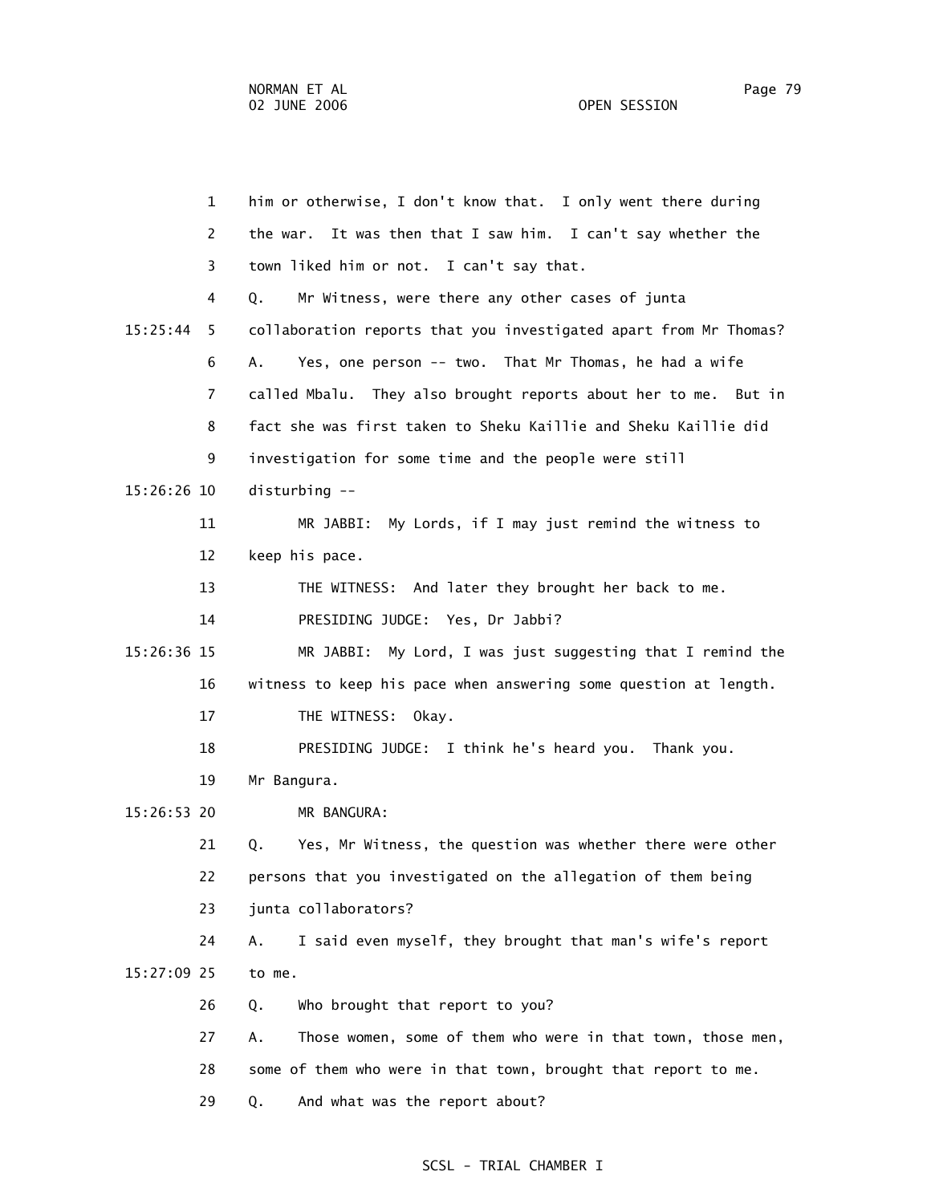1 him or otherwise, I don't know that. I only went there during

2 the war. It was then that I saw him. I can't say whether the

3 town liked him or not. I can't say that.

4 Q. Mr Witness, were there any other cases of junta

15:25:44 5 collaboration reports that you investigated apart from Mr Thomas?

6 A. Yes, one person -- two. That Mr Thomas, he had a wife

7 called Mbalu. They also brought reports about her to me. But in

8 fact she was first taken to Sheku Kaillie and Sheku Kaillie did

9 investigation for some time and the people were still

15:26:26 10 disturbing --

11 MR JABBI: My Lords, if I may just remind the witness to

12 keep his pace.

13 THE WITNESS: And later they brought her back to me.

14 PRESIDING JUDGE: Yes, Dr Jabbi?

15:26:36 15 MR JABBI: My Lord, I was just suggesting that I remind the

16 witness to keep his pace when answering some question at length.

17 THE WITNESS: Okay.

18 PRESIDING JUDGE: I think he's heard you. Thank you.

19 Mr Bangura.

15:26:53 20 MR BANGURA:

21 Q. Yes, Mr Witness, the question was whether there were other

22 persons that you investigated on the allegation of them being

23 junta collaborators?

24 A. I said even myself, they brought that man's wife's report

15:27:09 25 to me.

26 Q. Who brought that report to you?

27 A. Those women, some of them who were in that town, those men,

28 some of them who were in that town, brought that report to me.

29 Q. And what was the report about?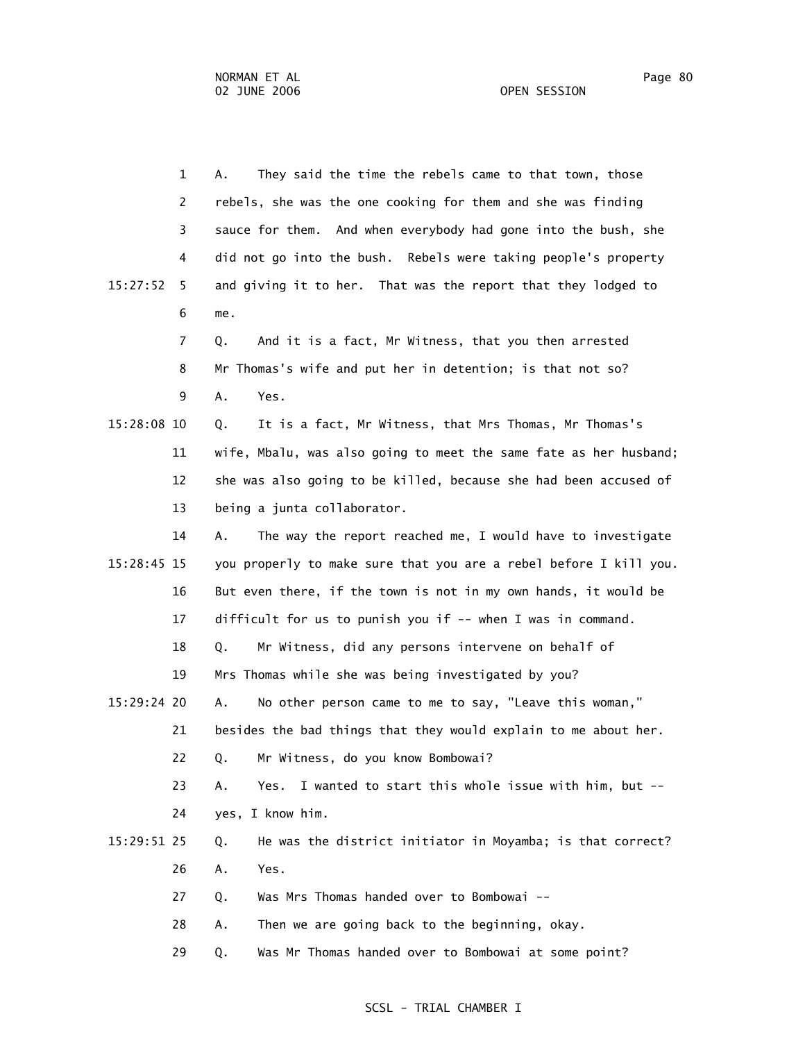1 A. They said the time the rebels came to that town, those

2 rebels, she was the one cooking for them and she was finding

3 sauce for them. And when everybody had gone into the bush, she

4 did not go into the bush. Rebels were taking people's property

15:27:52 5 and giving it to her. That was the report that they lodged to

6 me.

7 Q. And it is a fact, Mr Witness, that you then arrested

8 Mr Thomas's wife and put her in detention; is that not so?

9 A. Yes.

15:28:08 10 Q. It is a fact, Mr Witness, that Mrs Thomas, Mr Thomas's

11 wife, Mbalu, was also going to meet the same fate as her husband;

12 she was also going to be killed, because she had been accused of

13 being a junta collaborator.

14 A. The way the report reached me, I would have to investigate

15:28:45 15 you properly to make sure that you are a rebel before I kill you.

16 But even there, if the town is not in my own hands, it would be

17 difficult for us to punish you if -- when I was in command.

18 Q. Mr Witness, did any persons intervene on behalf of

19 Mrs Thomas while she was being investigated by you?

15:29:24 20 A. No other person came to me to say, "Leave this woman,"

21 besides the bad things that they would explain to me about her.

22 Q. Mr Witness, do you know Bombowai?

23 A. Yes. I wanted to start this whole issue with him, but --

24 yes, I know him.

15:29:51 25 Q. He was the district initiator in Moyamba; is that correct?

26 A. Yes.

27 Q. Was Mrs Thomas handed over to Bombowai --

28 A. Then we are going back to the beginning, okay.

29 Q. Was Mr Thomas handed over to Bombowai at some point?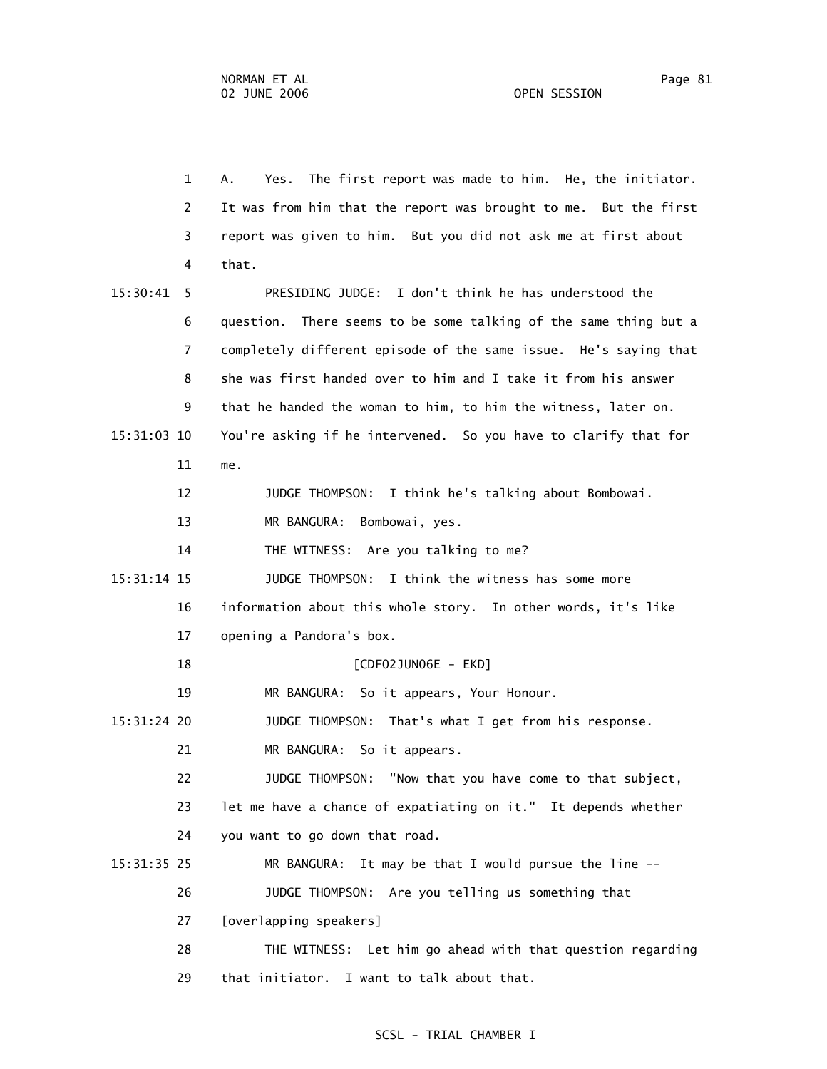1 A. Yes. The first report was made to him. He, the initiator.
2 It was from him that the report was brought to me. But the first
3 report was given to him. But you did not ask me at first about
4 that.

15:30:41 5 PRESIDING JUDGE: I don't think he has understood the
6 question. There seems to be some talking of the same thing but a
7 completely different episode of the same issue. He's saying that
8 she was first handed over to him and I take it from his answer
9 that he handed the woman to him, to him the witness, later on.

15:31:03 10 You're asking if he intervened. So you have to clarify that for
11 me.
12 JUDGE THOMPSON: I think he's talking about Bombowai.
13 MR BANGURA: Bombowai, yes.
14 THE WITNESS: Are you talking to me?

15:31:14 15 JUDGE THOMPSON: I think the witness has some more
16 information about this whole story. In other words, it's like
17 opening a Pandora's box.
18 [CDF02JUN06E - EKD]
19 MR BANGURA: So it appears, Your Honour.

15:31:24 20 JUDGE THOMPSON: That's what I get from his response.
21 MR BANGURA: So it appears.
22 JUDGE THOMPSON: "Now that you have come to that subject,
23 let me have a chance of expatiating on it." It depends whether
24 you want to go down that road.

15:31:35 25 MR BANGURA: It may be that I would pursue the line --
26 JUDGE THOMPSON: Are you telling us something that
27 [overlapping speakers]
28 THE WITNESS: Let him go ahead with that question regarding
29 that initiator. I want to talk about that.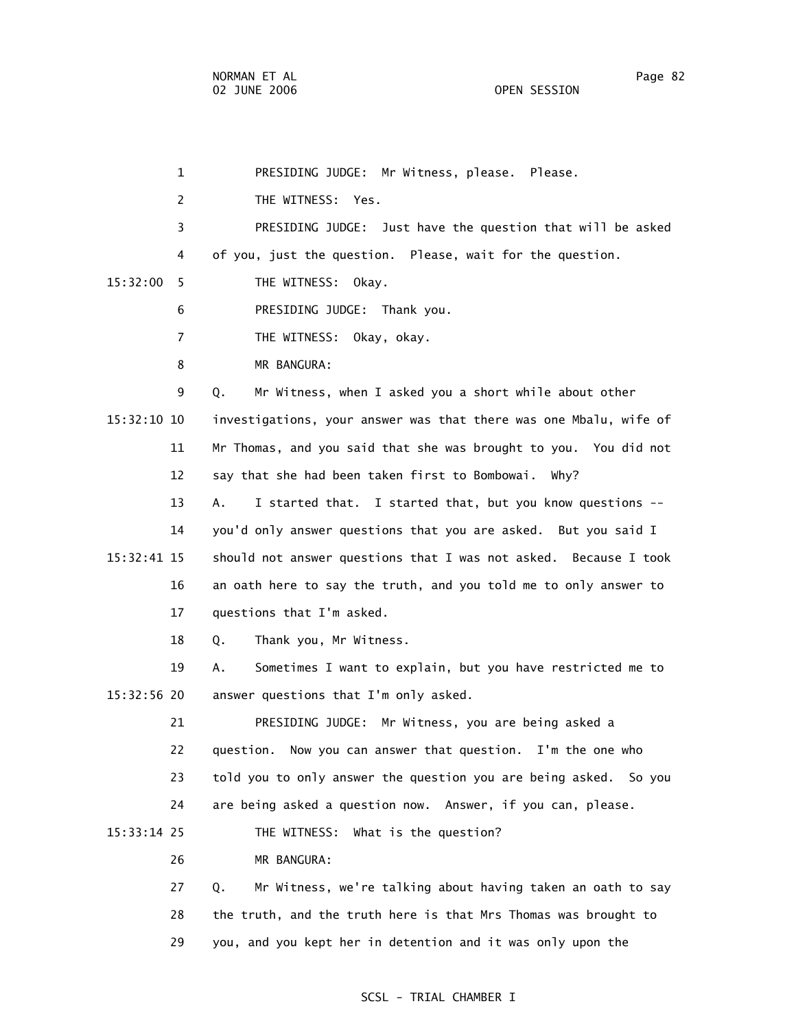PRESIDING JUDGE: Mr Witness, please. Please.

THE WITNESS: Yes.

PRESIDING JUDGE: Just have the question that will be asked of you, just the question. Please, wait for the question.

THE WITNESS: Okay.

PRESIDING JUDGE: Thank you.

THE WITNESS: Okay, okay.

MR BANGURA:

Q. Mr Witness, when I asked you a short while about other investigations, your answer was that there was one Mbalu, wife of Mr Thomas, and you said that she was brought to you. You did not say that she had been taken first to Bombowai. Why?

A. I started that. I started that, but you know questions -- you'd only answer questions that you are asked. But you said I should not answer questions that I was not asked. Because I took an oath here to say the truth, and you told me to only answer to questions that I'm asked.

Q. Thank you, Mr Witness.

A. Sometimes I want to explain, but you have restricted me to answer questions that I'm only asked.

PRESIDING JUDGE: Mr Witness, you are being asked a question. Now you can answer that question. I'm the one who told you to only answer the question you are being asked. So you are being asked a question now. Answer, if you can, please.

THE WITNESS: What is the question?

MR BANGURA:

Q. Mr Witness, we're talking about having taken an oath to say the truth, and the truth here is that Mrs Thomas was brought to you, and you kept her in detention and it was only upon the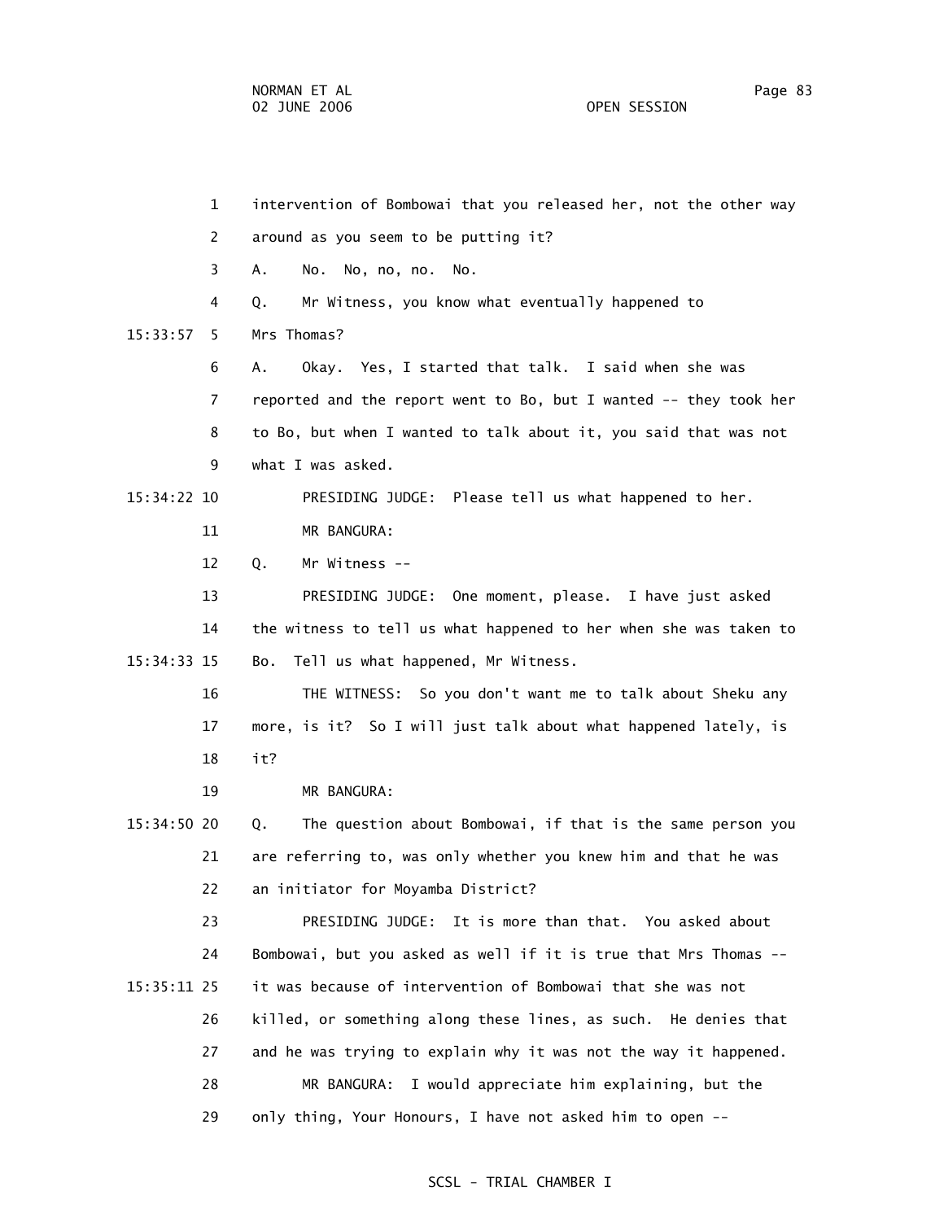1 intervention of Bombowai that you released her, not the other way

2 around as you seem to be putting it?

3 A. No. No, no, no. No.

4 Q. Mr Witness, you know what eventually happened to

15:33:57 5 Mrs Thomas?

6 A. Okay. Yes, I started that talk. I said when she was

7 reported and the report went to Bo, but I wanted -- they took her

8 to Bo, but when I wanted to talk about it, you said that was not

9 what I was asked.

15:34:22 10 PRESIDING JUDGE: Please tell us what happened to her.

11 MR BANGURA:

12 Q. Mr Witness --

13 PRESIDING JUDGE: One moment, please. I have just asked

14 the witness to tell us what happened to her when she was taken to

15:34:33 15 Bo. Tell us what happened, Mr Witness.

16 THE WITNESS: So you don't want me to talk about Sheku any

17 more, is it? So I will just talk about what happened lately, is

18 it?

19 MR BANGURA:

15:34:50 20 Q. The question about Bombowai, if that is the same person you

21 are referring to, was only whether you knew him and that he was

22 an initiator for Moyamba District?

23 PRESIDING JUDGE: It is more than that. You asked about

24 Bombowai, but you asked as well if it is true that Mrs Thomas --

15:35:11 25 it was because of intervention of Bombowai that she was not

26 killed, or something along these lines, as such. He denies that

27 and he was trying to explain why it was not the way it happened.

28 MR BANGURA: I would appreciate him explaining, but the

29 only thing, Your Honours, I have not asked him to open --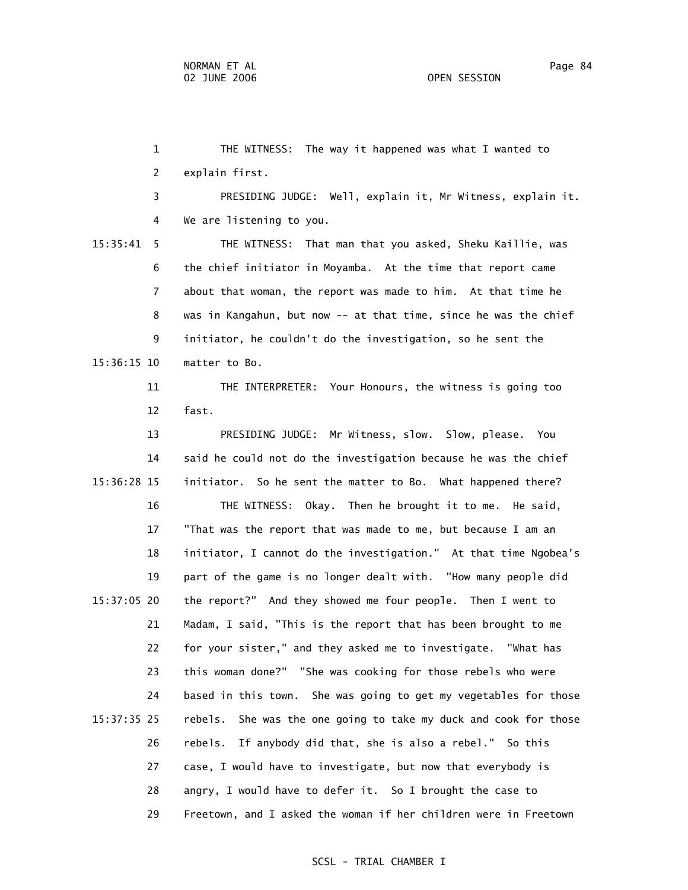THE WITNESS: The way it happened was what I wanted to explain first.

PRESIDING JUDGE: Well, explain it, Mr Witness, explain it. We are listening to you.

THE WITNESS: That man that you asked, Sheku Kaillie, was the chief initiator in Moyamba. At the time that report came about that woman, the report was made to him. At that time he was in Kangahun, but now -- at that time, since he was the chief initiator, he couldn't do the investigation, so he sent the matter to Bo.

THE INTERPRETER: Your Honours, the witness is going too fast.

PRESIDING JUDGE: Mr Witness, slow. Slow, please. You said he could not do the investigation because he was the chief initiator. So he sent the matter to Bo. What happened there?

THE WITNESS: Okay. Then he brought it to me. He said, "That was the report that was made to me, but because I am an initiator, I cannot do the investigation." At that time Ngobea's part of the game is no longer dealt with. "How many people did the report?" And they showed me four people. Then I went to Madam, I said, "This is the report that has been brought to me for your sister," and they asked me to investigate. "What has this woman done?" "She was cooking for those rebels who were based in this town. She was going to get my vegetables for those rebels. She was the one going to take my duck and cook for those rebels. If anybody did that, she is also a rebel." So this case, I would have to investigate, but now that everybody is angry, I would have to defer it. So I brought the case to Freetown, and I asked the woman if her children were in Freetown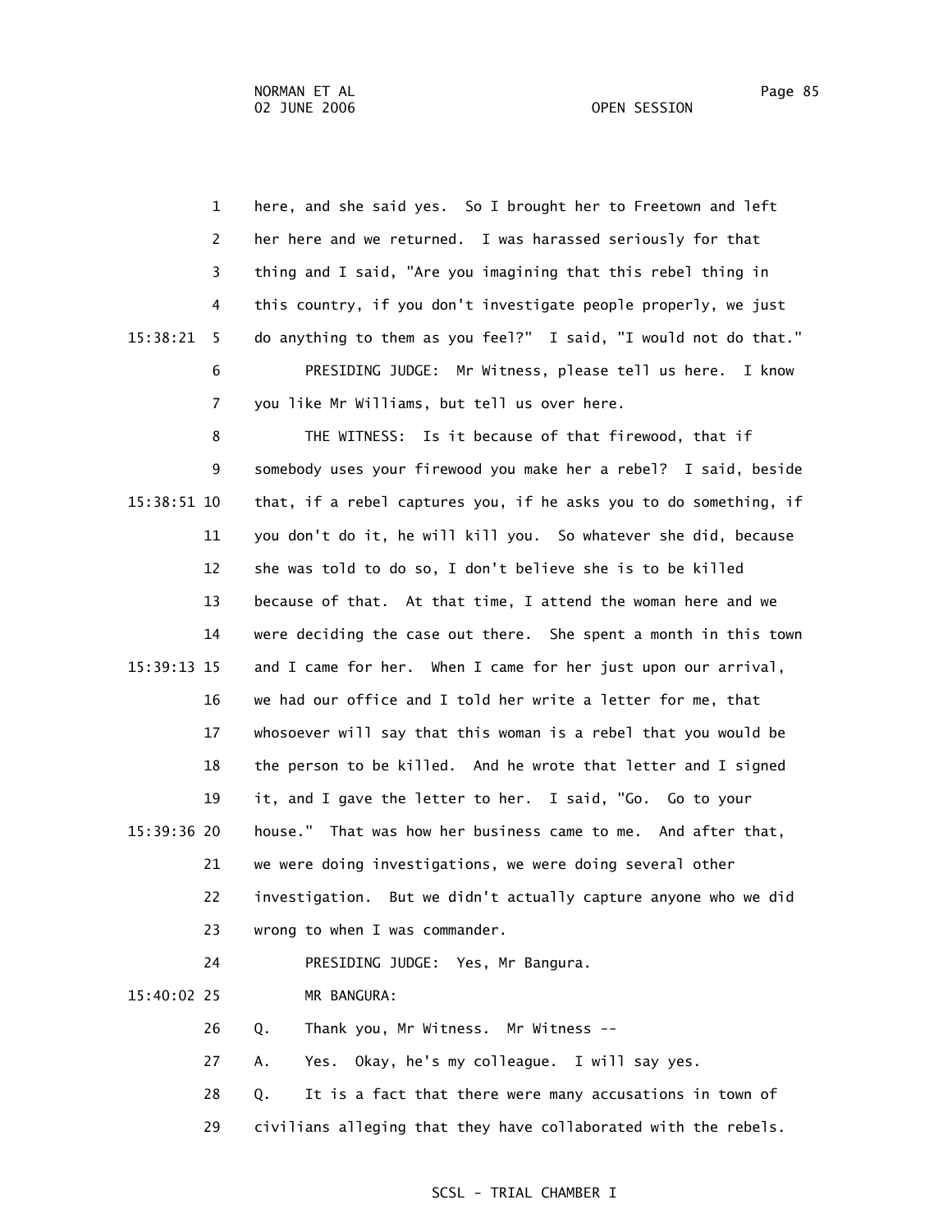1 here, and she said yes. So I brought her to Freetown and left
2 her here and we returned. I was harassed seriously for that
3 thing and I said, "Are you imagining that this rebel thing in
4 this country, if you don't investigate people properly, we just
15:38:21 5 do anything to them as you feel?" I said, "I would not do that."
6 PRESIDING JUDGE: Mr Witness, please tell us here. I know
7 you like Mr Williams, but tell us over here.
8 THE WITNESS: Is it because of that firewood, that if
9 somebody uses your firewood you make her a rebel? I said, beside
15:38:51 10 that, if a rebel captures you, if he asks you to do something, if
11 you don't do it, he will kill you. So whatever she did, because
12 she was told to do so, I don't believe she is to be killed
13 because of that. At that time, I attend the woman here and we
14 were deciding the case out there. She spent a month in this town
15:39:13 15 and I came for her. When I came for her just upon our arrival,
16 we had our office and I told her write a letter for me, that
17 whosoever will say that this woman is a rebel that you would be
18 the person to be killed. And he wrote that letter and I signed
19 it, and I gave the letter to her. I said, "Go. Go to your
15:39:36 20 house." That was how her business came to me. And after that,
21 we were doing investigations, we were doing several other
22 investigation. But we didn't actually capture anyone who we did
23 wrong to when I was commander.
24 PRESIDING JUDGE: Yes, Mr Bangura.
15:40:02 25 MR BANGURA:
26 Q. Thank you, Mr Witness. Mr Witness --
27 A. Yes. Okay, he's my colleague. I will say yes.
28 Q. It is a fact that there were many accusations in town of
29 civilians alleging that they have collaborated with the rebels.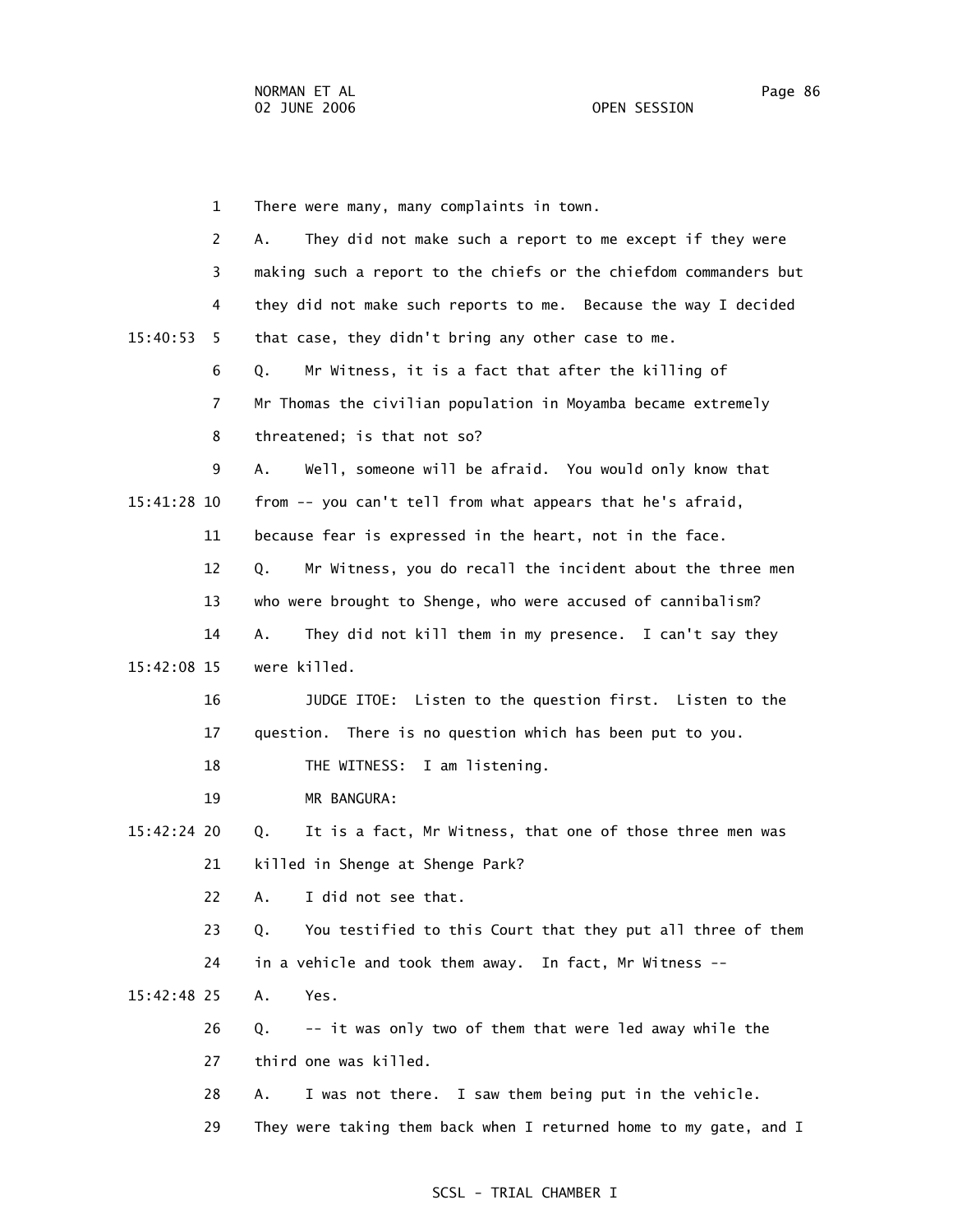1 There were many, many complaints in town.

2 A. They did not make such a report to me except if they were

3 making such a report to the chiefs or the chiefdom commanders but

4 they did not make such reports to me. Because the way I decided

15:40:53 5 that case, they didn't bring any other case to me.

6 Q. Mr Witness, it is a fact that after the killing of

7 Mr Thomas the civilian population in Moyamba became extremely

8 threatened; is that not so?

9 A. Well, someone will be afraid. You would only know that

15:41:28 10 from -- you can't tell from what appears that he's afraid,

11 because fear is expressed in the heart, not in the face.

12 Q. Mr Witness, you do recall the incident about the three men

13 who were brought to Shenge, who were accused of cannibalism?

14 A. They did not kill them in my presence. I can't say they

15:42:08 15 were killed.

16 JUDGE ITOE: Listen to the question first. Listen to the

17 question. There is no question which has been put to you.

18 THE WITNESS: I am listening.

19 MR BANGURA:

15:42:24 20 Q. It is a fact, Mr Witness, that one of those three men was

21 killed in Shenge at Shenge Park?

22 A. I did not see that.

23 Q. You testified to this Court that they put all three of them

24 in a vehicle and took them away. In fact, Mr Witness --

15:42:48 25 A. Yes.

26 Q. -- it was only two of them that were led away while the

27 third one was killed.

28 A. I was not there. I saw them being put in the vehicle.

29 They were taking them back when I returned home to my gate, and I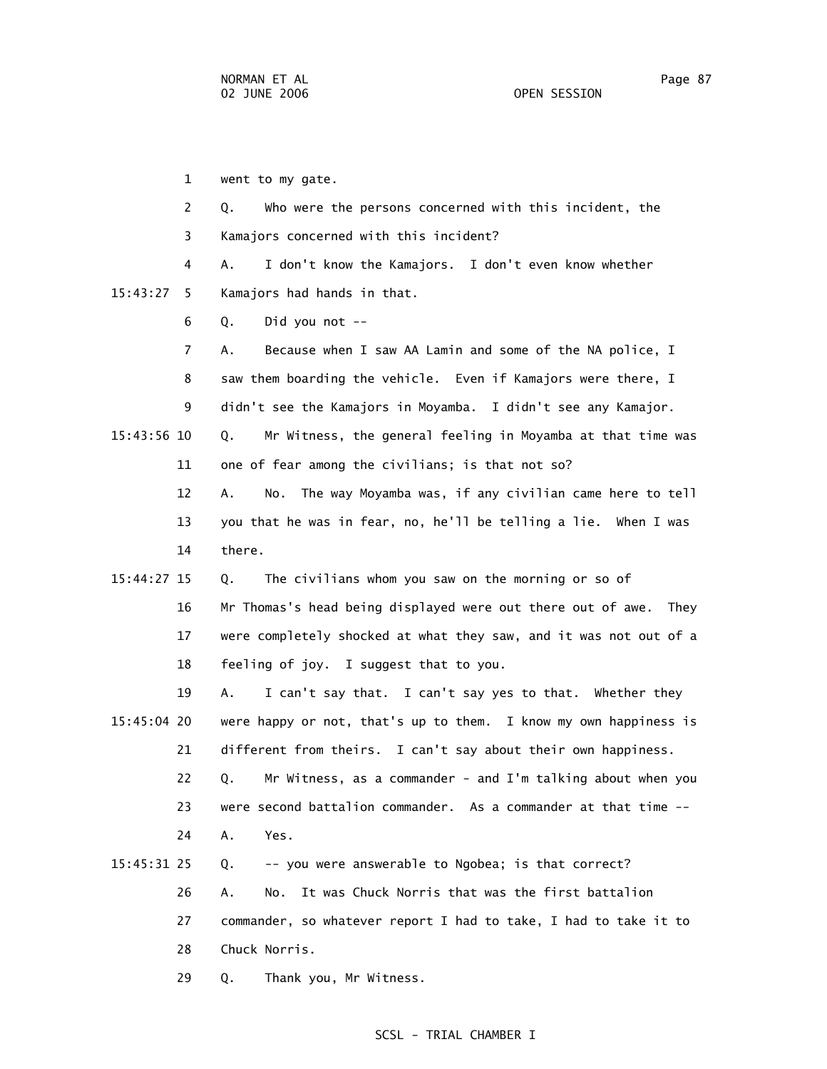went to my gate.

Q. Who were the persons concerned with this incident, the Kamajors concerned with this incident?

A. I don't know the Kamajors. I don't even know whether Kamajors had hands in that.

Q. Did you not --

A. Because when I saw AA Lamin and some of the NA police, I saw them boarding the vehicle. Even if Kamajors were there, I didn't see the Kamajors in Moyamba. I didn't see any Kamajor.

Q. Mr Witness, the general feeling in Moyamba at that time was one of fear among the civilians; is that not so?

A. No. The way Moyamba was, if any civilian came here to tell you that he was in fear, no, he'll be telling a lie. When I was there.

Q. The civilians whom you saw on the morning or so of Mr Thomas's head being displayed were out there out of awe. They were completely shocked at what they saw, and it was not out of a feeling of joy. I suggest that to you.

A. I can't say that. I can't say yes to that. Whether they were happy or not, that's up to them. I know my own happiness is different from theirs. I can't say about their own happiness.

Q. Mr Witness, as a commander - and I'm talking about when you were second battalion commander. As a commander at that time --

A. Yes.

Q. -- you were answerable to Ngobea; is that correct?

A. No. It was Chuck Norris that was the first battalion commander, so whatever report I had to take, I had to take it to Chuck Norris.

Q. Thank you, Mr Witness.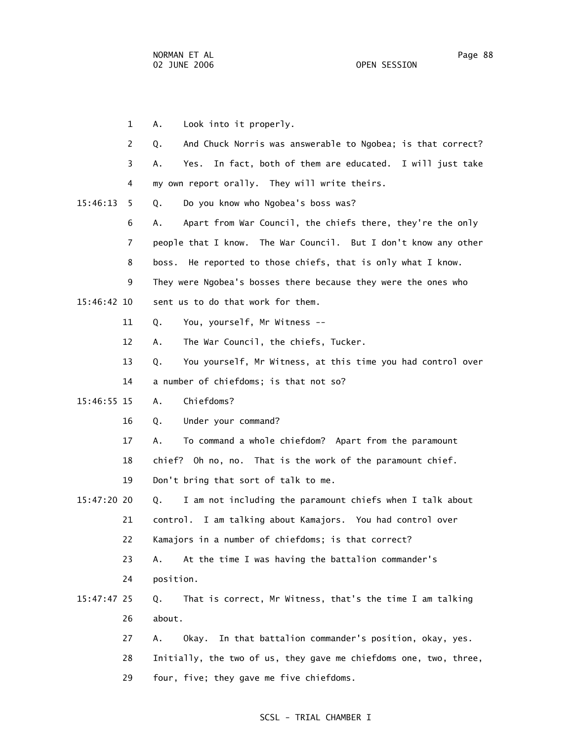1 A. Look into it properly.

2 Q. And Chuck Norris was answerable to Ngobea; is that correct?

3 A. Yes. In fact, both of them are educated. I will just take

4 my own report orally. They will write theirs.

15:46:13 5 Q. Do you know who Ngobea's boss was?

6 A. Apart from War Council, the chiefs there, they're the only

7 people that I know. The War Council. But I don't know any other

8 boss. He reported to those chiefs, that is only what I know.

9 They were Ngobea's bosses there because they were the ones who

15:46:42 10 sent us to do that work for them.

11 Q. You, yourself, Mr Witness --

12 A. The War Council, the chiefs, Tucker.

13 Q. You yourself, Mr Witness, at this time you had control over

14 a number of chiefdoms; is that not so?

15:46:55 15 A. Chiefdoms?

16 Q. Under your command?

17 A. To command a whole chiefdom? Apart from the paramount

18 chief? Oh no, no. That is the work of the paramount chief.

19 Don't bring that sort of talk to me.

15:47:20 20 Q. I am not including the paramount chiefs when I talk about

21 control. I am talking about Kamajors. You had control over

22 Kamajors in a number of chiefdoms; is that correct?

23 A. At the time I was having the battalion commander's

24 position.

15:47:47 25 Q. That is correct, Mr Witness, that's the time I am talking

26 about.

27 A. Okay. In that battalion commander's position, okay, yes.

28 Initially, the two of us, they gave me chiefdoms one, two, three,

29 four, five; they gave me five chiefdoms.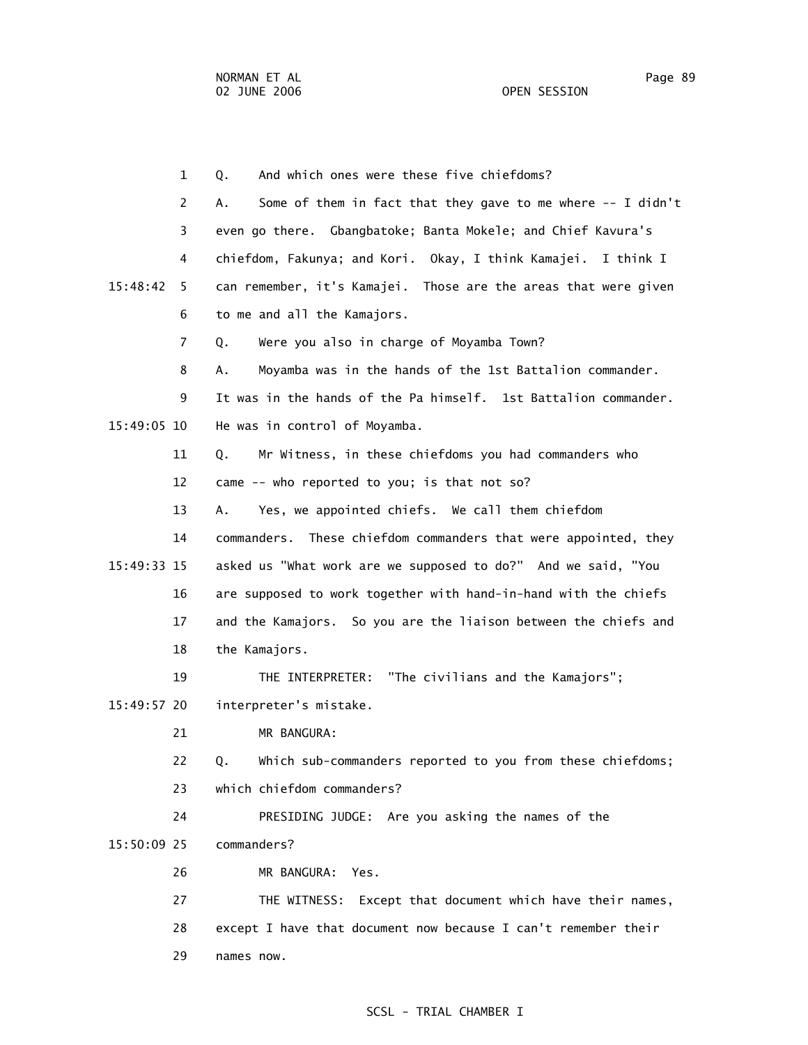1 Q. And which ones were these five chiefdoms?

2 A. Some of them in fact that they gave to me where -- I didn't

3 even go there. Gbangbatoke; Banta Mokele; and Chief Kavura's

4 chiefdom, Fakunya; and Kori. Okay, I think Kamajei. I think I

15:48:42 5 can remember, it's Kamajei. Those are the areas that were given

6 to me and all the Kamajors.

7 Q. Were you also in charge of Moyamba Town?

8 A. Moyamba was in the hands of the 1st Battalion commander.

9 It was in the hands of the Pa himself. 1st Battalion commander.

15:49:05 10 He was in control of Moyamba.

11 Q. Mr Witness, in these chiefdoms you had commanders who

12 came -- who reported to you; is that not so?

13 A. Yes, we appointed chiefs. We call them chiefdom

14 commanders. These chiefdom commanders that were appointed, they

15:49:33 15 asked us "What work are we supposed to do?" And we said, "You

16 are supposed to work together with hand-in-hand with the chiefs

17 and the Kamajors. So you are the liaison between the chiefs and

18 the Kamajors.

19 THE INTERPRETER: "The civilians and the Kamajors";

15:49:57 20 interpreter's mistake.

21 MR BANGURA:

22 Q. Which sub-commanders reported to you from these chiefdoms;

23 which chiefdom commanders?

24 PRESIDING JUDGE: Are you asking the names of the

15:50:09 25 commanders?

26 MR BANGURA: Yes.

27 THE WITNESS: Except that document which have their names,

28 except I have that document now because I can't remember their

29 names now.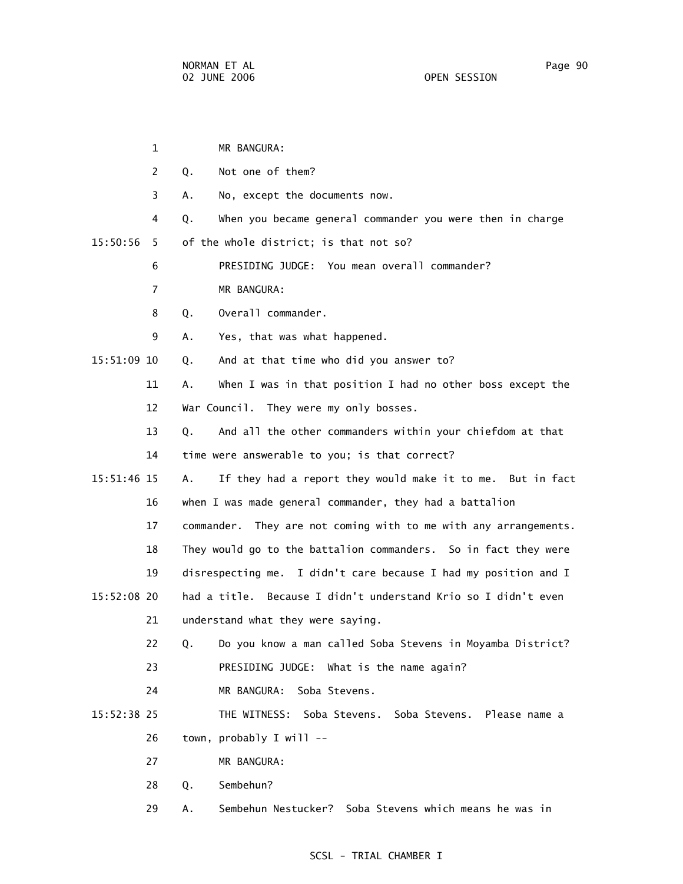MR BANGURA:

Q. Not one of them?

A. No, except the documents now.

Q. When you became general commander you were then in charge of the whole district; is that not so?

PRESIDING JUDGE: You mean overall commander?

MR BANGURA:

Q. Overall commander.

A. Yes, that was what happened.

Q. And at that time who did you answer to?

A. When I was in that position I had no other boss except the War Council. They were my only bosses.

Q. And all the other commanders within your chiefdom at that time were answerable to you; is that correct?

A. If they had a report they would make it to me. But in fact when I was made general commander, they had a battalion commander. They are not coming with to me with any arrangements. They would go to the battalion commanders. So in fact they were disrespecting me. I didn't care because I had my position and I had a title. Because I didn't understand Krio so I didn't even understand what they were saying.

Q. Do you know a man called Soba Stevens in Moyamba District?

PRESIDING JUDGE: What is the name again?

MR BANGURA: Soba Stevens.

THE WITNESS: Soba Stevens. Soba Stevens. Please name a town, probably I will --

MR BANGURA:

Q. Sembehun?

A. Sembehun Nestucker? Soba Stevens which means he was in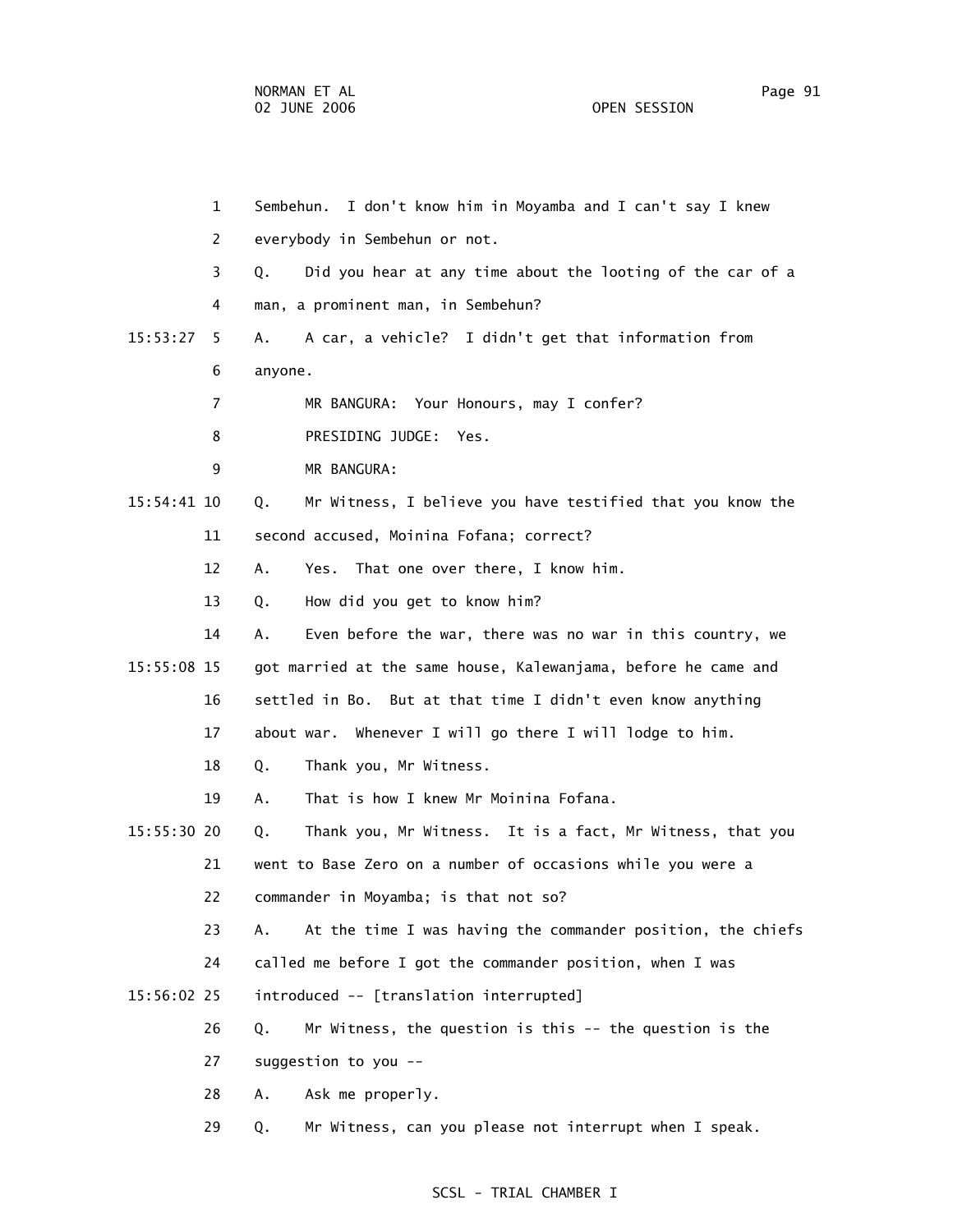Sembehun. I don't know him in Moyamba and I can't say I knew everybody in Sembehun or not.

Q. Did you hear at any time about the looting of the car of a man, a prominent man, in Sembehun?

A. A car, a vehicle? I didn't get that information from anyone.

MR BANGURA: Your Honours, may I confer?

PRESIDING JUDGE: Yes.

MR BANGURA:

Q. Mr Witness, I believe you have testified that you know the second accused, Moinina Fofana; correct?

A. Yes. That one over there, I know him.

Q. How did you get to know him?

A. Even before the war, there was no war in this country, we got married at the same house, Kalewanjama, before he came and settled in Bo. But at that time I didn't even know anything about war. Whenever I will go there I will lodge to him.

Q. Thank you, Mr Witness.

A. That is how I knew Mr Moinina Fofana.

Q. Thank you, Mr Witness. It is a fact, Mr Witness, that you went to Base Zero on a number of occasions while you were a commander in Moyamba; is that not so?

A. At the time I was having the commander position, the chiefs called me before I got the commander position, when I was introduced -- [translation interrupted]

Q. Mr Witness, the question is this -- the question is the suggestion to you --

A. Ask me properly.

Q. Mr Witness, can you please not interrupt when I speak.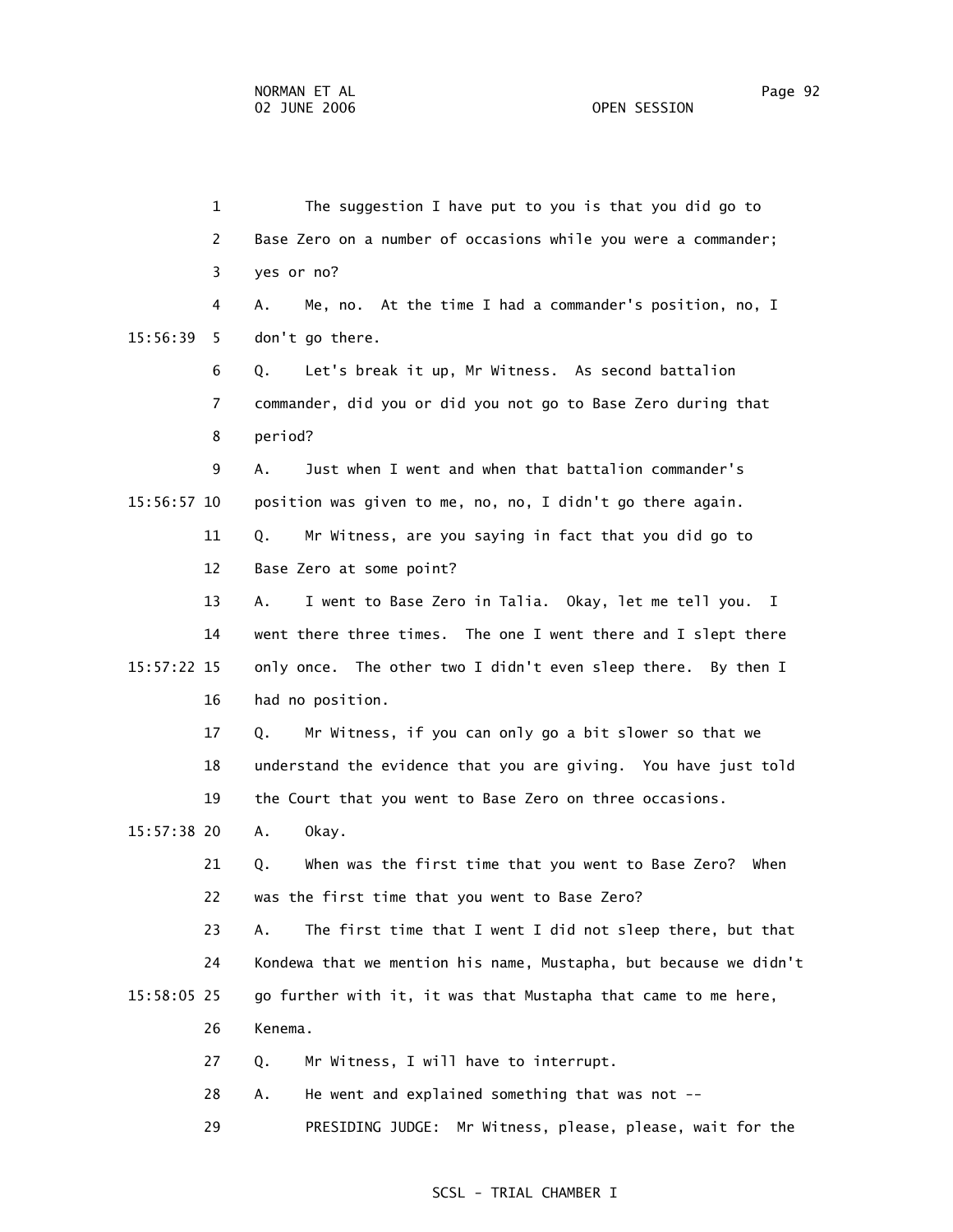1 The suggestion I have put to you is that you did go to

2 Base Zero on a number of occasions while you were a commander;

3 yes or no?

4 A. Me, no. At the time I had a commander's position, no, I

15:56:39 5 don't go there.

6 Q. Let's break it up, Mr Witness. As second battalion

7 commander, did you or did you not go to Base Zero during that

8 period?

9 A. Just when I went and when that battalion commander's

15:56:57 10 position was given to me, no, no, I didn't go there again.

11 Q. Mr Witness, are you saying in fact that you did go to

12 Base Zero at some point?

13 A. I went to Base Zero in Talia. Okay, let me tell you. I

14 went there three times. The one I went there and I slept there

15:57:22 15 only once. The other two I didn't even sleep there. By then I

16 had no position.

17 Q. Mr Witness, if you can only go a bit slower so that we

18 understand the evidence that you are giving. You have just told

19 the Court that you went to Base Zero on three occasions.

15:57:38 20 A. Okay.

21 Q. When was the first time that you went to Base Zero? When

22 was the first time that you went to Base Zero?

23 A. The first time that I went I did not sleep there, but that

24 Kondewa that we mention his name, Mustapha, but because we didn't

15:58:05 25 go further with it, it was that Mustapha that came to me here,

26 Kenema.

27 Q. Mr Witness, I will have to interrupt.

28 A. He went and explained something that was not --

29 PRESIDING JUDGE: Mr Witness, please, please, wait for the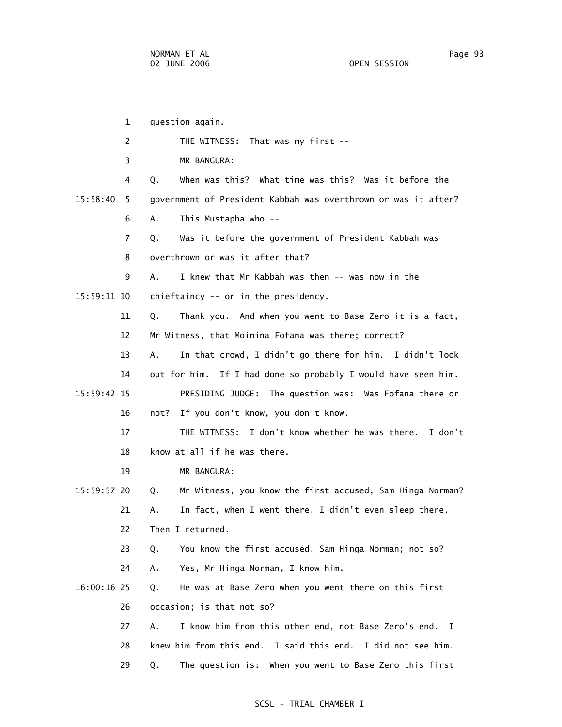1 question again.

2 THE WITNESS: That was my first --

3 MR BANGURA:

4 Q. When was this? What time was this? Was it before the

15:58:40 5 government of President Kabbah was overthrown or was it after?

6 A. This Mustapha who --

7 Q. Was it before the government of President Kabbah was

8 overthrown or was it after that?

9 A. I knew that Mr Kabbah was then -- was now in the

15:59:11 10 chieftaincy -- or in the presidency.

11 Q. Thank you. And when you went to Base Zero it is a fact,

12 Mr Witness, that Moinina Fofana was there; correct?

13 A. In that crowd, I didn't go there for him. I didn't look

14 out for him. If I had done so probably I would have seen him.

15:59:42 15 PRESIDING JUDGE: The question was: Was Fofana there or

16 not? If you don't know, you don't know.

17 THE WITNESS: I don't know whether he was there. I don't

18 know at all if he was there.

19 MR BANGURA:

15:59:57 20 Q. Mr Witness, you know the first accused, Sam Hinga Norman?

21 A. In fact, when I went there, I didn't even sleep there.

22 Then I returned.

23 Q. You know the first accused, Sam Hinga Norman; not so?

24 A. Yes, Mr Hinga Norman, I know him.

16:00:16 25 Q. He was at Base Zero when you went there on this first

26 occasion; is that not so?

27 A. I know him from this other end, not Base Zero's end. I

28 knew him from this end. I said this end. I did not see him.

29 Q. The question is: When you went to Base Zero this first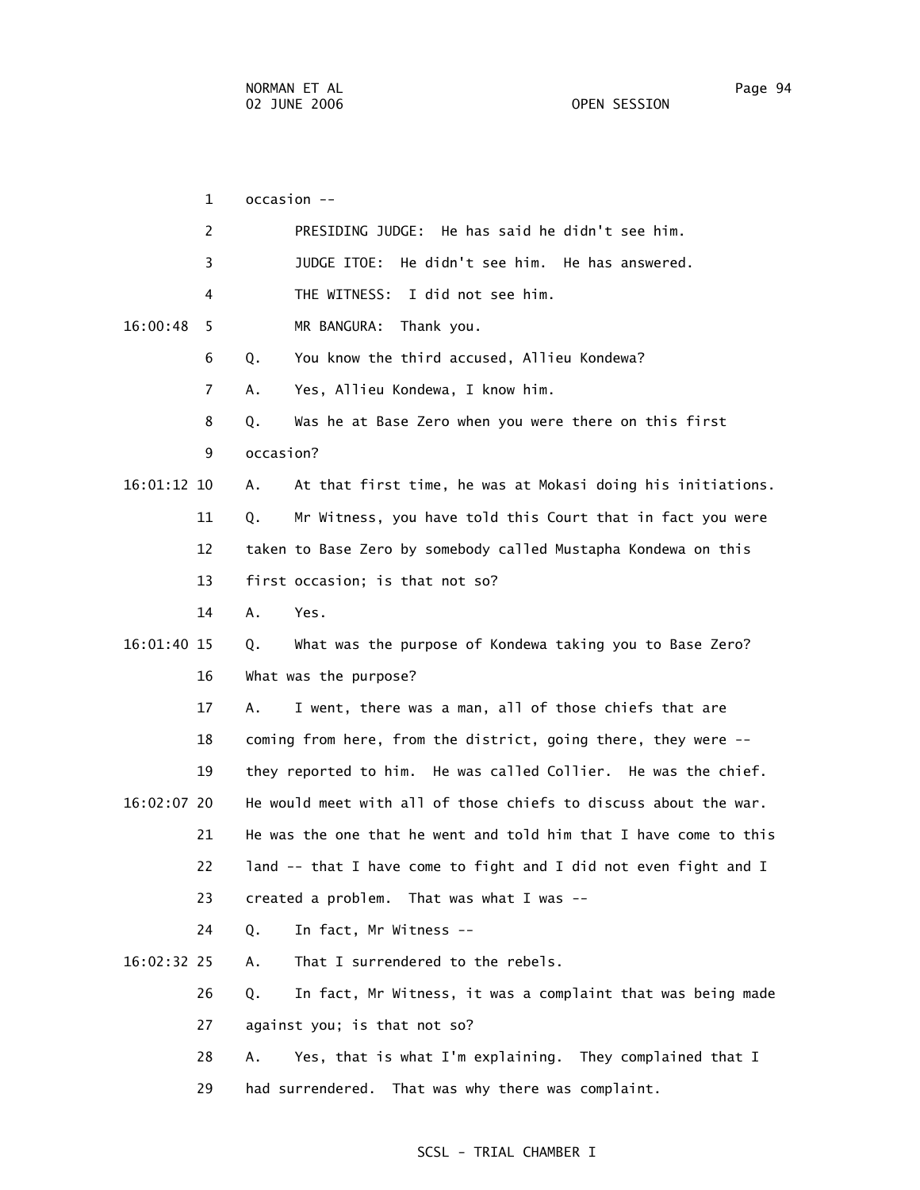occasion --

PRESIDING JUDGE: He has said he didn't see him.

JUDGE ITOE: He didn't see him. He has answered.

THE WITNESS: I did not see him.

16:00:48 MR BANGURA: Thank you.

Q. You know the third accused, Allieu Kondewa?

A. Yes, Allieu Kondewa, I know him.

Q. Was he at Base Zero when you were there on this first occasion?

16:01:12 A. At that first time, he was at Mokasi doing his initiations.

Q. Mr Witness, you have told this Court that in fact you were taken to Base Zero by somebody called Mustapha Kondewa on this first occasion; is that not so?

A. Yes.

16:01:40 Q. What was the purpose of Kondewa taking you to Base Zero? What was the purpose?

A. I went, there was a man, all of those chiefs that are coming from here, from the district, going there, they were -- they reported to him. He was called Collier. He was the chief.

16:02:07 He would meet with all of those chiefs to discuss about the war. He was the one that he went and told him that I have come to this land -- that I have come to fight and I did not even fight and I created a problem. That was what I was --

Q. In fact, Mr Witness --

16:02:32 A. That I surrendered to the rebels.

Q. In fact, Mr Witness, it was a complaint that was being made against you; is that not so?

A. Yes, that is what I'm explaining. They complained that I had surrendered. That was why there was complaint.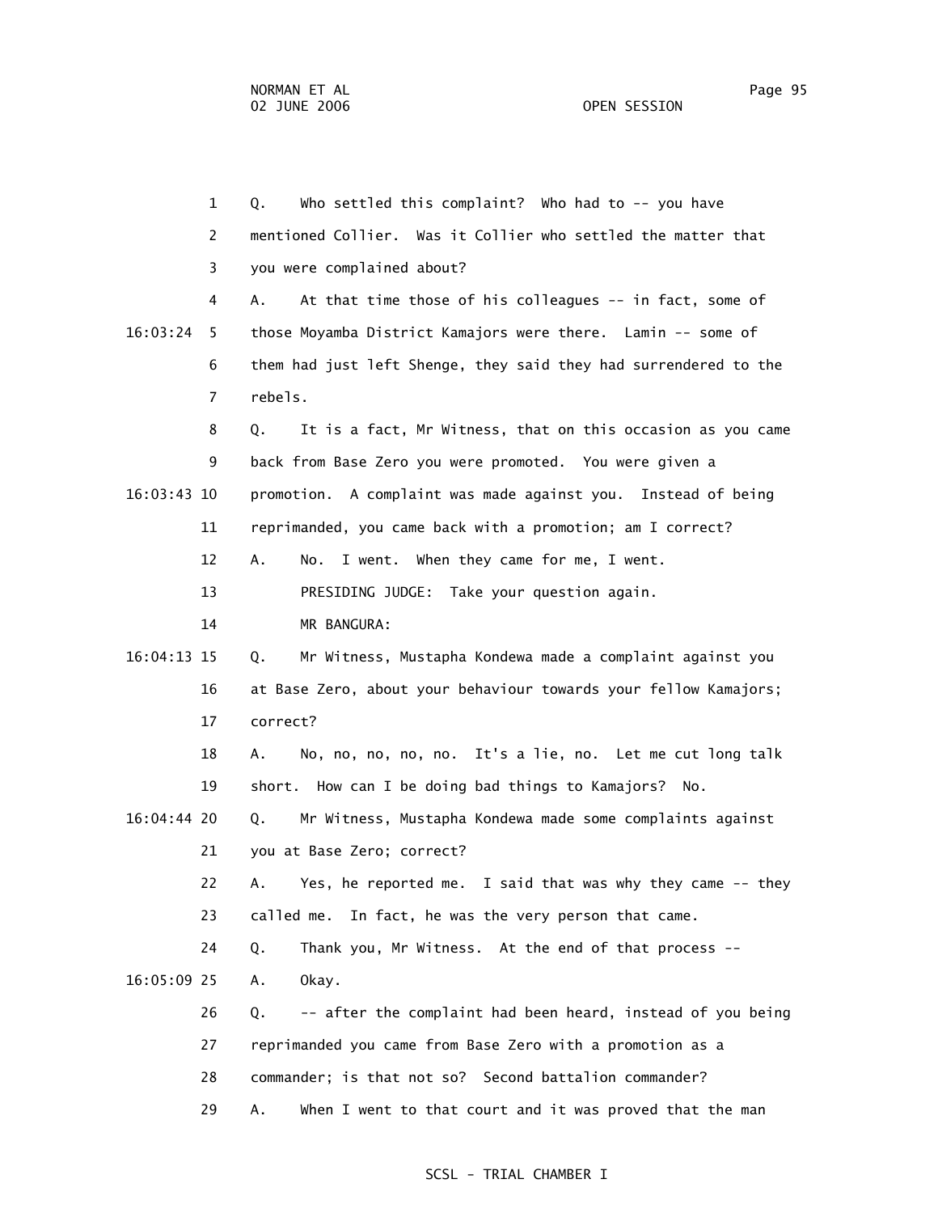1 Q. Who settled this complaint? Who had to -- you have

2 mentioned Collier. Was it Collier who settled the matter that

3 you were complained about?

4 A. At that time those of his colleagues -- in fact, some of

16:03:24 5 those Moyamba District Kamajors were there. Lamin -- some of

6 them had just left Shenge, they said they had surrendered to the

7 rebels.

8 Q. It is a fact, Mr Witness, that on this occasion as you came

9 back from Base Zero you were promoted. You were given a

16:03:43 10 promotion. A complaint was made against you. Instead of being

11 reprimanded, you came back with a promotion; am I correct?

12 A. No. I went. When they came for me, I went.

13 PRESIDING JUDGE: Take your question again.

14 MR BANGURA:

16:04:13 15 Q. Mr Witness, Mustapha Kondewa made a complaint against you

16 at Base Zero, about your behaviour towards your fellow Kamajors;

17 correct?

18 A. No, no, no, no, no. It's a lie, no. Let me cut long talk

19 short. How can I be doing bad things to Kamajors? No.

16:04:44 20 Q. Mr Witness, Mustapha Kondewa made some complaints against

21 you at Base Zero; correct?

22 A. Yes, he reported me. I said that was why they came -- they

23 called me. In fact, he was the very person that came.

24 Q. Thank you, Mr Witness. At the end of that process --

16:05:09 25 A. Okay.

26 Q. -- after the complaint had been heard, instead of you being

27 reprimanded you came from Base Zero with a promotion as a

28 commander; is that not so? Second battalion commander?

29 A. When I went to that court and it was proved that the man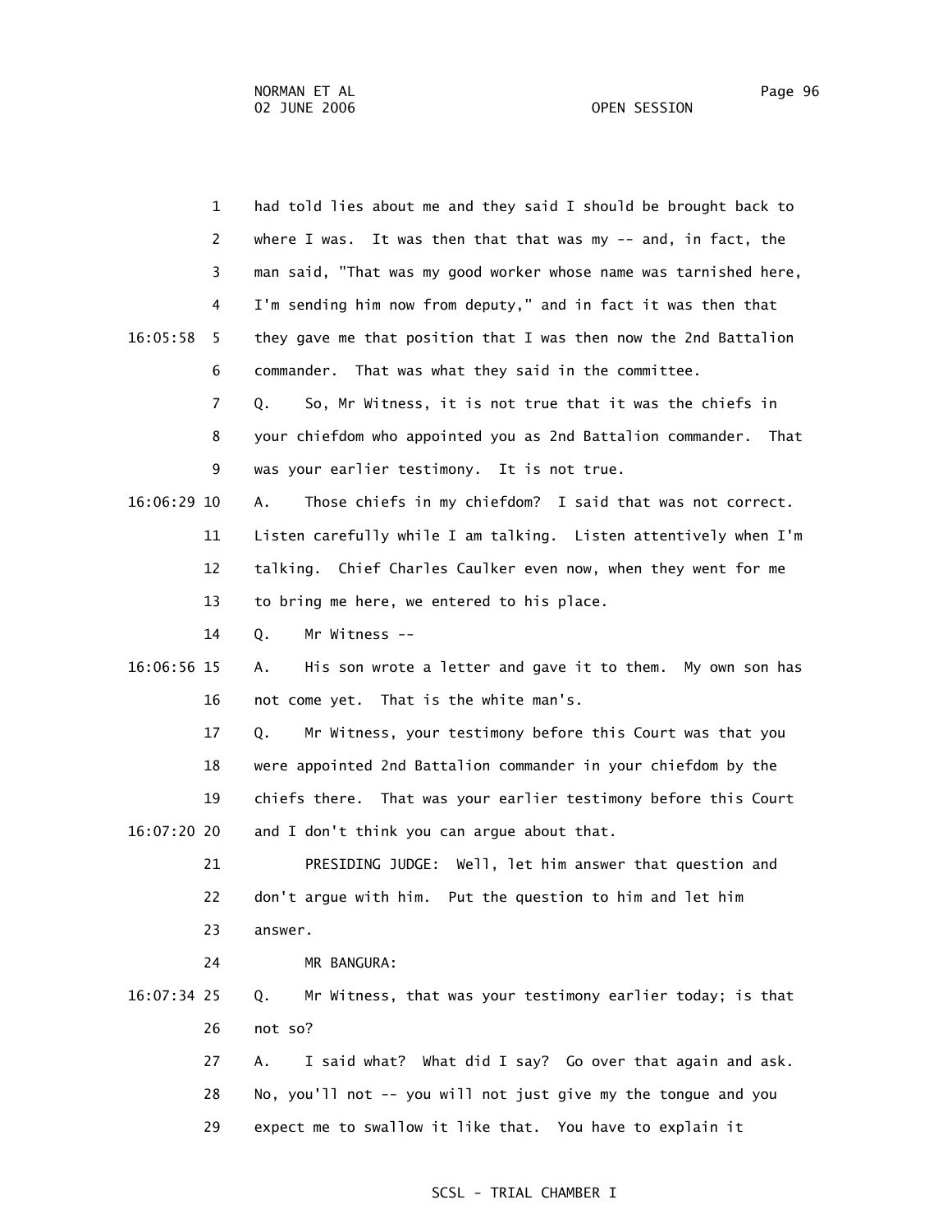1 had told lies about me and they said I should be brought back to
2 where I was. It was then that that was my -- and, in fact, the
3 man said, "That was my good worker whose name was tarnished here,
4 I'm sending him now from deputy," and in fact it was then that
16:05:58 5 they gave me that position that I was then now the 2nd Battalion
6 commander. That was what they said in the committee.
7 Q. So, Mr Witness, it is not true that it was the chiefs in
8 your chiefdom who appointed you as 2nd Battalion commander. That
9 was your earlier testimony. It is not true.
16:06:29 10 A. Those chiefs in my chiefdom? I said that was not correct.
11 Listen carefully while I am talking. Listen attentively when I'm
12 talking. Chief Charles Caulker even now, when they went for me
13 to bring me here, we entered to his place.
14 Q. Mr Witness --
16:06:56 15 A. His son wrote a letter and gave it to them. My own son has
16 not come yet. That is the white man's.
17 Q. Mr Witness, your testimony before this Court was that you
18 were appointed 2nd Battalion commander in your chiefdom by the
19 chiefs there. That was your earlier testimony before this Court
16:07:20 20 and I don't think you can argue about that.
21 PRESIDING JUDGE: Well, let him answer that question and
22 don't argue with him. Put the question to him and let him
23 answer.
24 MR BANGURA:
16:07:34 25 Q. Mr Witness, that was your testimony earlier today; is that
26 not so?
27 A. I said what? What did I say? Go over that again and ask.
28 No, you'll not -- you will not just give my the tongue and you
29 expect me to swallow it like that. You have to explain it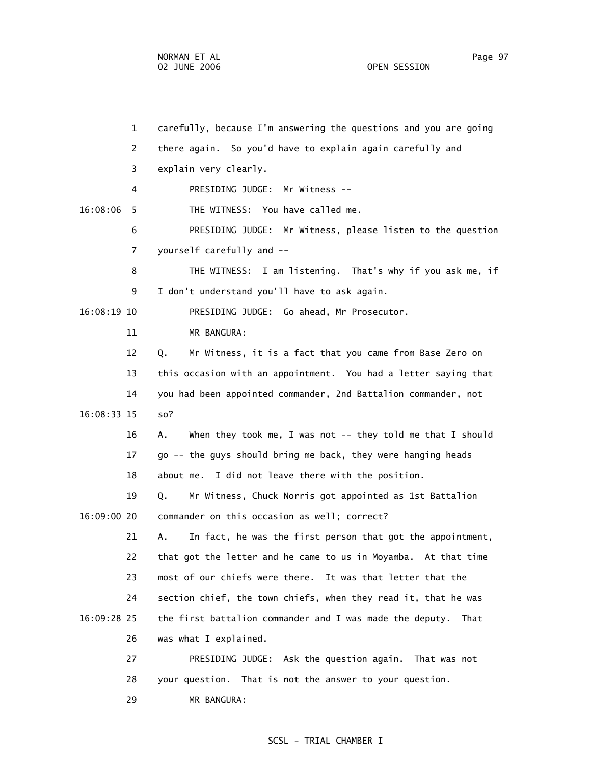carefully, because I'm answering the questions and you are going there again. So you'd have to explain again carefully and explain very clearly.

PRESIDING JUDGE: Mr Witness --

THE WITNESS: You have called me.

PRESIDING JUDGE: Mr Witness, please listen to the question yourself carefully and --

THE WITNESS: I am listening. That's why if you ask me, if I don't understand you'll have to ask again.

PRESIDING JUDGE: Go ahead, Mr Prosecutor.

MR BANGURA:

Q. Mr Witness, it is a fact that you came from Base Zero on this occasion with an appointment. You had a letter saying that you had been appointed commander, 2nd Battalion commander, not so?

A. When they took me, I was not -- they told me that I should go -- the guys should bring me back, they were hanging heads about me. I did not leave there with the position.

Q. Mr Witness, Chuck Norris got appointed as 1st Battalion commander on this occasion as well; correct?

A. In fact, he was the first person that got the appointment, that got the letter and he came to us in Moyamba. At that time most of our chiefs were there. It was that letter that the section chief, the town chiefs, when they read it, that he was the first battalion commander and I was made the deputy. That was what I explained.

PRESIDING JUDGE: Ask the question again. That was not your question. That is not the answer to your question.

MR BANGURA: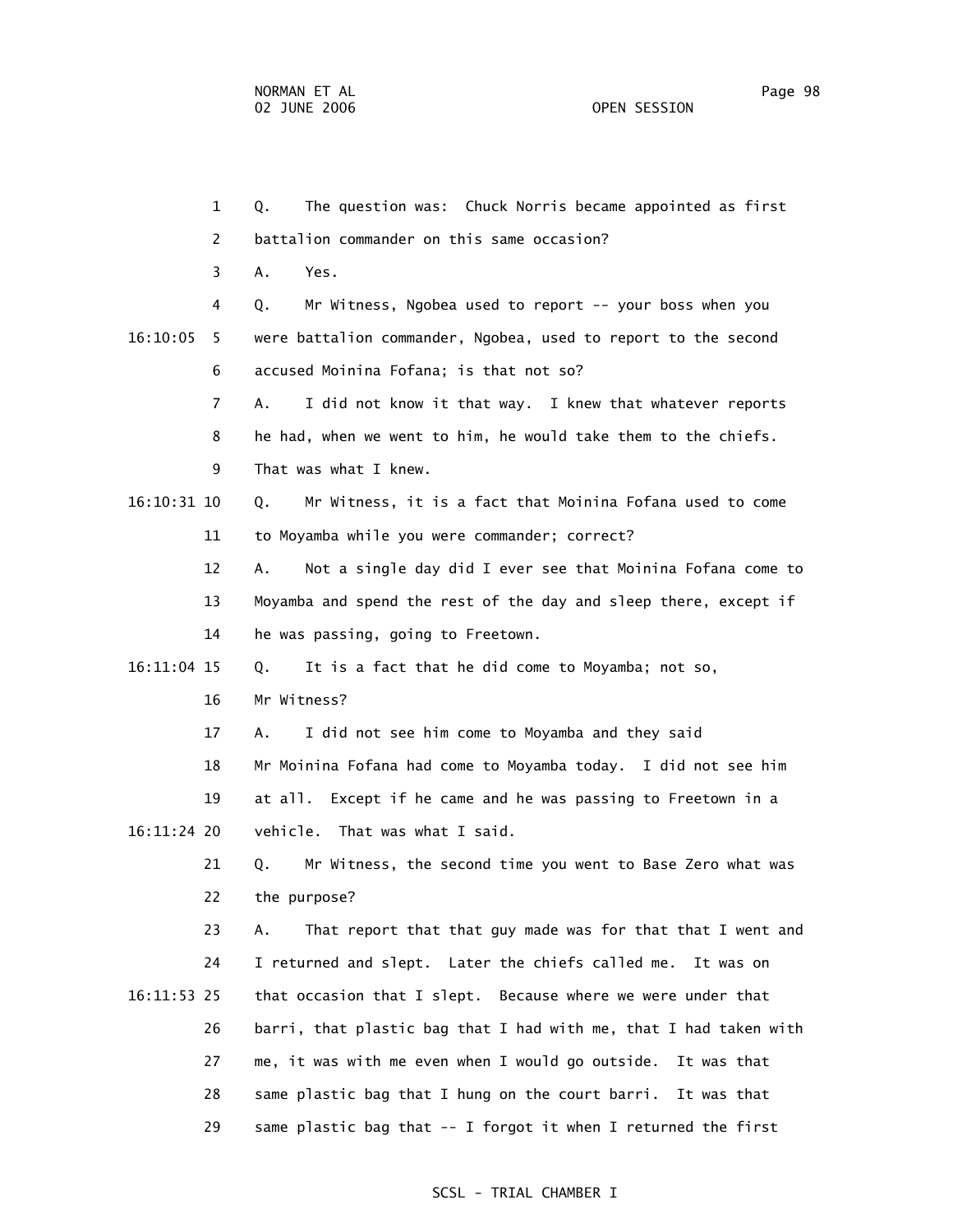1 Q. The question was: Chuck Norris became appointed as first

2 battalion commander on this same occasion?

3 A. Yes.

4 Q. Mr Witness, Ngobea used to report -- your boss when you

16:10:05 5 were battalion commander, Ngobea, used to report to the second

6 accused Moinina Fofana; is that not so?

7 A. I did not know it that way. I knew that whatever reports

8 he had, when we went to him, he would take them to the chiefs.

9 That was what I knew.

16:10:31 10 Q. Mr Witness, it is a fact that Moinina Fofana used to come

11 to Moyamba while you were commander; correct?

12 A. Not a single day did I ever see that Moinina Fofana come to

13 Moyamba and spend the rest of the day and sleep there, except if

14 he was passing, going to Freetown.

16:11:04 15 Q. It is a fact that he did come to Moyamba; not so,

16 Mr Witness?

17 A. I did not see him come to Moyamba and they said

18 Mr Moinina Fofana had come to Moyamba today. I did not see him

19 at all. Except if he came and he was passing to Freetown in a

16:11:24 20 vehicle. That was what I said.

21 Q. Mr Witness, the second time you went to Base Zero what was

22 the purpose?

23 A. That report that that guy made was for that that I went and

24 I returned and slept. Later the chiefs called me. It was on

16:11:53 25 that occasion that I slept. Because where we were under that

26 barri, that plastic bag that I had with me, that I had taken with

27 me, it was with me even when I would go outside. It was that

28 same plastic bag that I hung on the court barri. It was that

29 same plastic bag that -- I forgot it when I returned the first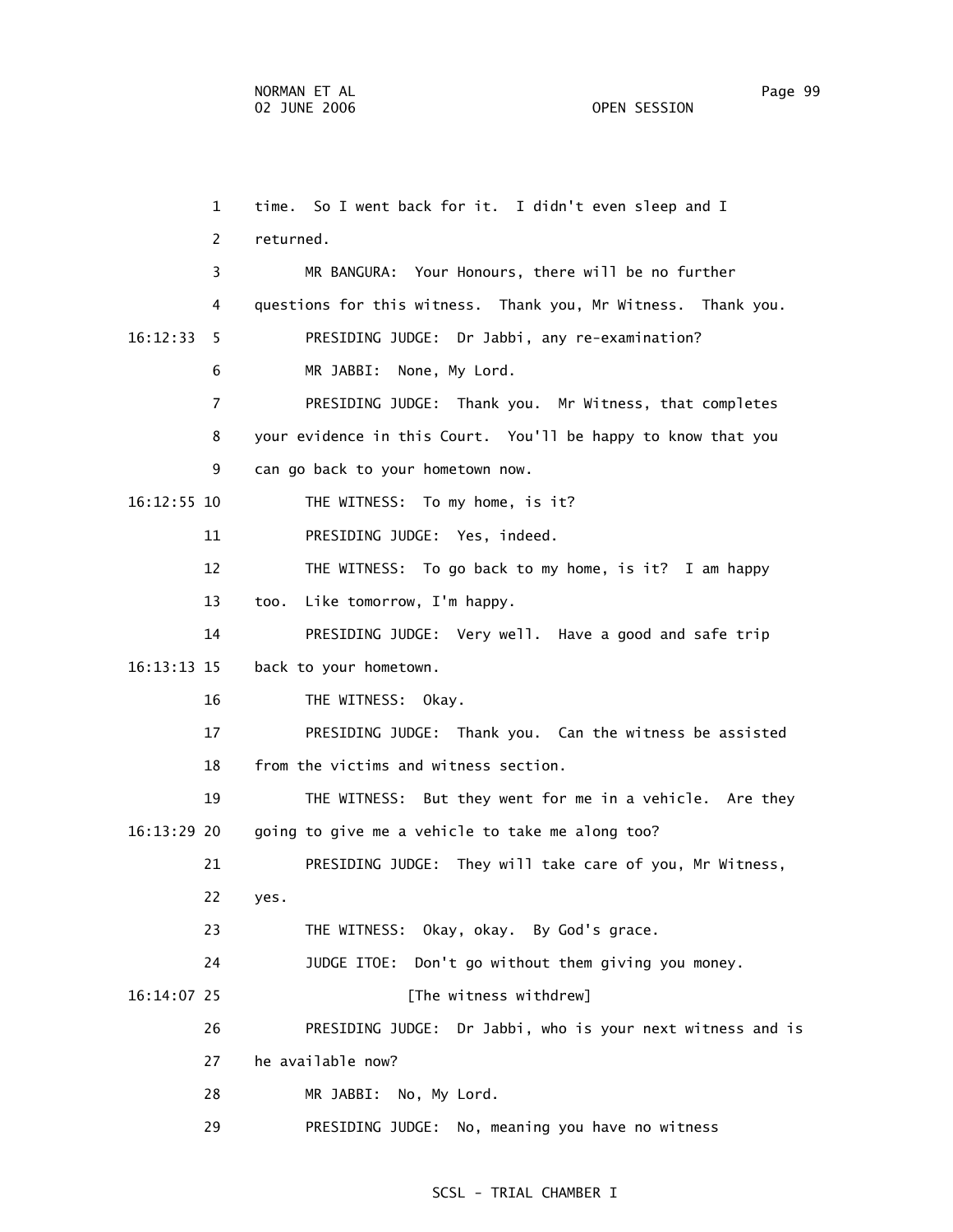time. So I went back for it. I didn't even sleep and I returned.

MR BANGURA: Your Honours, there will be no further questions for this witness. Thank you, Mr Witness. Thank you.

PRESIDING JUDGE: Dr Jabbi, any re-examination?

MR JABBI: None, My Lord.

PRESIDING JUDGE: Thank you. Mr Witness, that completes your evidence in this Court. You'll be happy to know that you can go back to your hometown now.

THE WITNESS: To my home, is it?

PRESIDING JUDGE: Yes, indeed.

THE WITNESS: To go back to my home, is it? I am happy too. Like tomorrow, I'm happy.

PRESIDING JUDGE: Very well. Have a good and safe trip back to your hometown.

THE WITNESS: Okay.

PRESIDING JUDGE: Thank you. Can the witness be assisted from the victims and witness section.

THE WITNESS: But they went for me in a vehicle. Are they going to give me a vehicle to take me along too?

PRESIDING JUDGE: They will take care of you, Mr Witness, yes.

THE WITNESS: Okay, okay. By God's grace.

JUDGE ITOE: Don't go without them giving you money.

[The witness withdrew]

PRESIDING JUDGE: Dr Jabbi, who is your next witness and is he available now?

MR JABBI: No, My Lord.

PRESIDING JUDGE: No, meaning you have no witness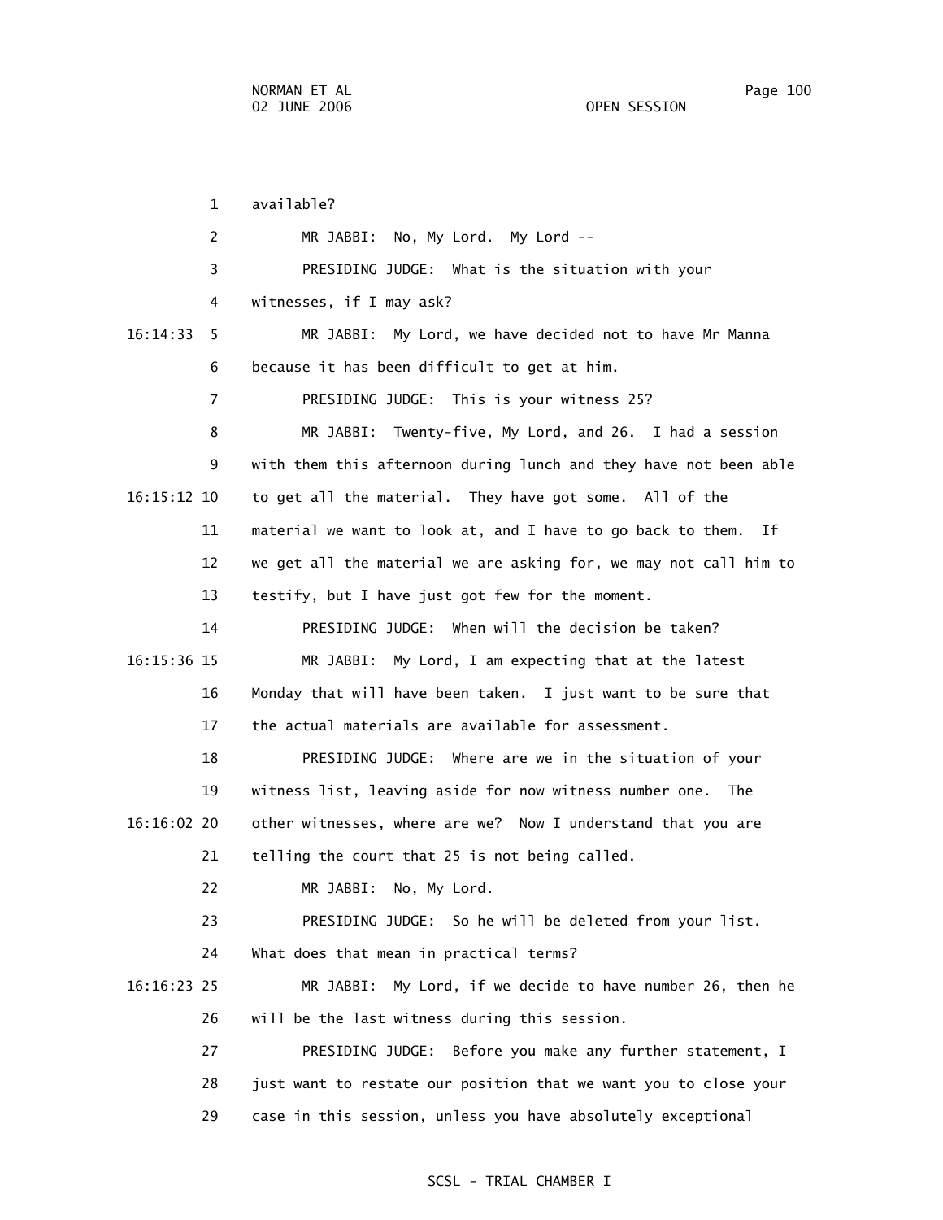available?

MR JABBI: No, My Lord. My Lord --

PRESIDING JUDGE: What is the situation with your witnesses, if I may ask?

MR JABBI: My Lord, we have decided not to have Mr Manna because it has been difficult to get at him.

PRESIDING JUDGE: This is your witness 25?

MR JABBI: Twenty-five, My Lord, and 26. I had a session with them this afternoon during lunch and they have not been able to get all the material. They have got some. All of the material we want to look at, and I have to go back to them. If we get all the material we are asking for, we may not call him to testify, but I have just got few for the moment.

PRESIDING JUDGE: When will the decision be taken?

MR JABBI: My Lord, I am expecting that at the latest Monday that will have been taken. I just want to be sure that the actual materials are available for assessment.

PRESIDING JUDGE: Where are we in the situation of your witness list, leaving aside for now witness number one. The other witnesses, where are we? Now I understand that you are telling the court that 25 is not being called.

MR JABBI: No, My Lord.

PRESIDING JUDGE: So he will be deleted from your list. What does that mean in practical terms?

MR JABBI: My Lord, if we decide to have number 26, then he will be the last witness during this session.

PRESIDING JUDGE: Before you make any further statement, I just want to restate our position that we want you to close your case in this session, unless you have absolutely exceptional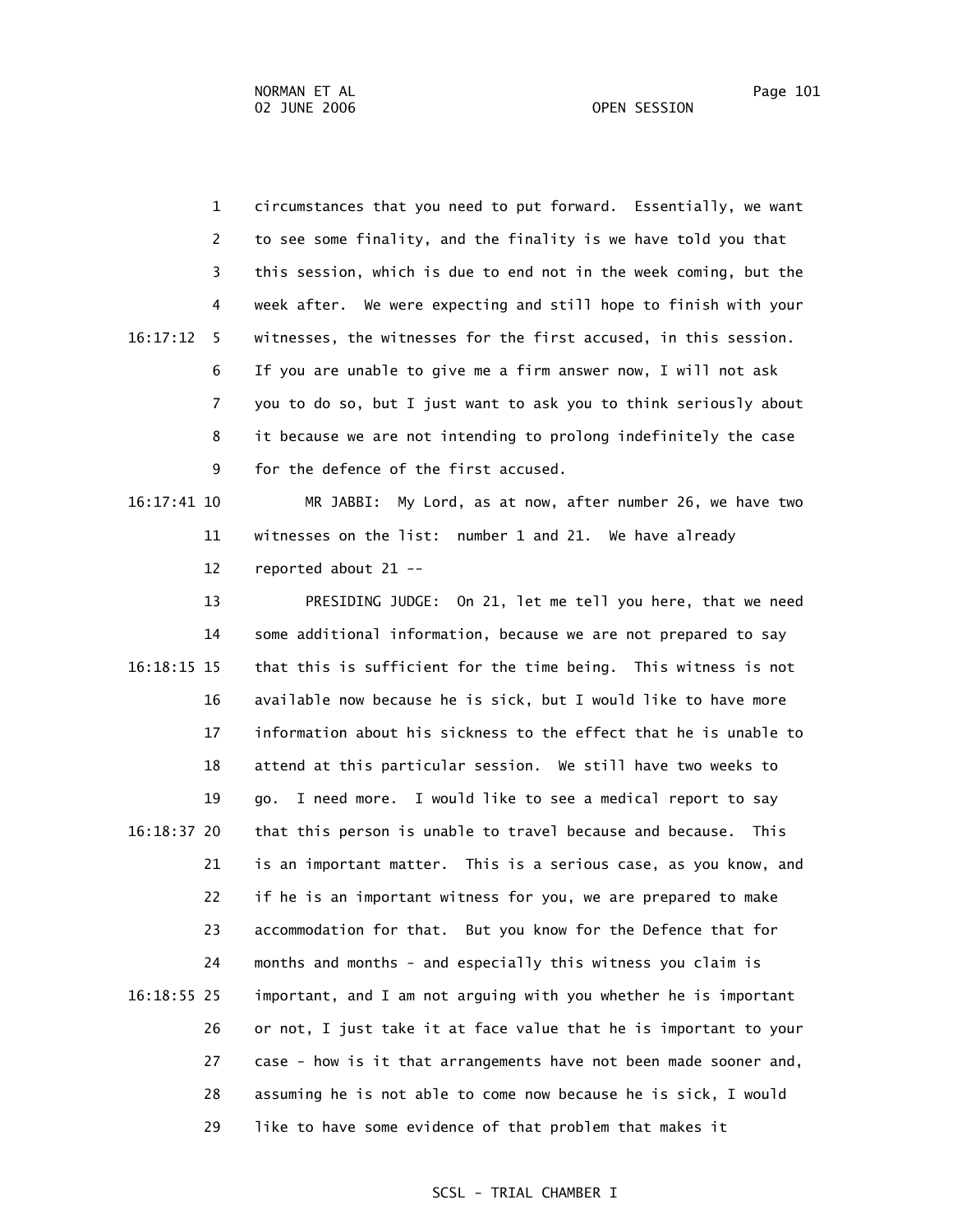circumstances that you need to put forward. Essentially, we want to see some finality, and the finality is we have told you that this session, which is due to end not in the week coming, but the week after. We were expecting and still hope to finish with your witnesses, the witnesses for the first accused, in this session. If you are unable to give me a firm answer now, I will not ask you to do so, but I just want to ask you to think seriously about it because we are not intending to prolong indefinitely the case for the defence of the first accused.

MR JABBI: My Lord, as at now, after number 26, we have two witnesses on the list: number 1 and 21. We have already reported about 21 --

PRESIDING JUDGE: On 21, let me tell you here, that we need some additional information, because we are not prepared to say that this is sufficient for the time being. This witness is not available now because he is sick, but I would like to have more information about his sickness to the effect that he is unable to attend at this particular session. We still have two weeks to go. I need more. I would like to see a medical report to say that this person is unable to travel because and because. This is an important matter. This is a serious case, as you know, and if he is an important witness for you, we are prepared to make accommodation for that. But you know for the Defence that for months and months - and especially this witness you claim is important, and I am not arguing with you whether he is important or not, I just take it at face value that he is important to your case - how is it that arrangements have not been made sooner and, assuming he is not able to come now because he is sick, I would like to have some evidence of that problem that makes it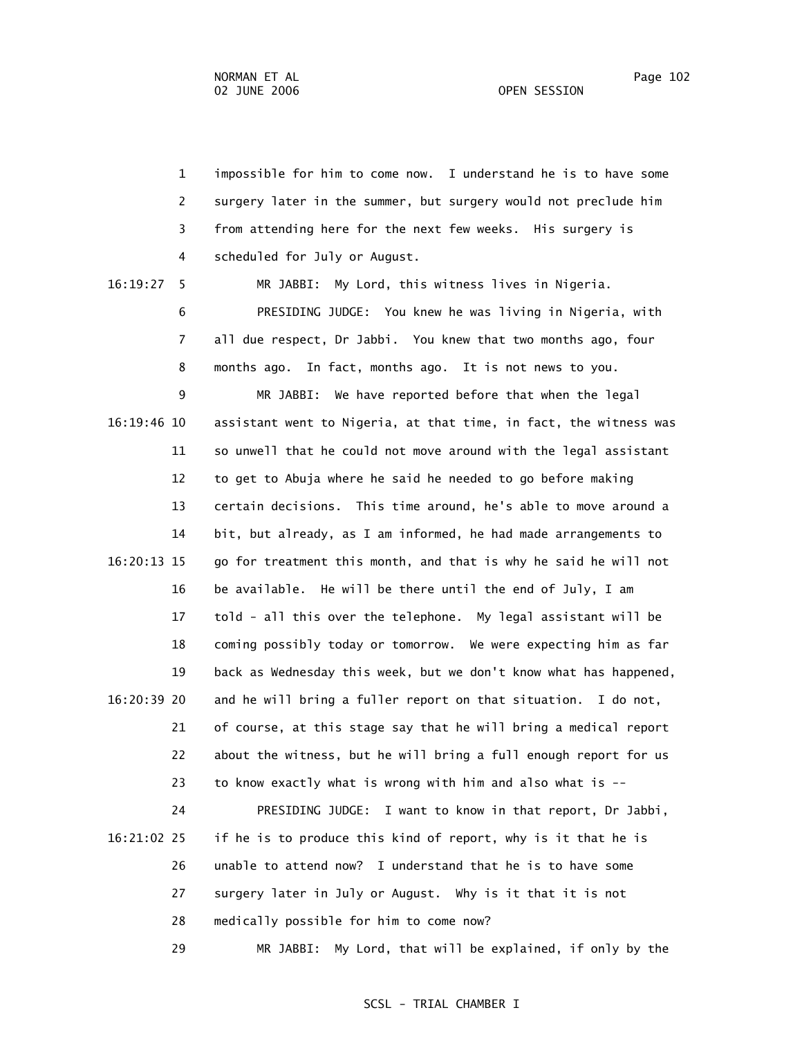impossible for him to come now. I understand he is to have some surgery later in the summer, but surgery would not preclude him from attending here for the next few weeks. His surgery is scheduled for July or August.

MR JABBI: My Lord, this witness lives in Nigeria.

PRESIDING JUDGE: You knew he was living in Nigeria, with all due respect, Dr Jabbi. You knew that two months ago, four months ago. In fact, months ago. It is not news to you.

MR JABBI: We have reported before that when the legal assistant went to Nigeria, at that time, in fact, the witness was so unwell that he could not move around with the legal assistant to get to Abuja where he said he needed to go before making certain decisions. This time around, he's able to move around a bit, but already, as I am informed, he had made arrangements to go for treatment this month, and that is why he said he will not be available. He will be there until the end of July, I am told - all this over the telephone. My legal assistant will be coming possibly today or tomorrow. We were expecting him as far back as Wednesday this week, but we don't know what has happened, and he will bring a fuller report on that situation. I do not, of course, at this stage say that he will bring a medical report about the witness, but he will bring a full enough report for us to know exactly what is wrong with him and also what is --

PRESIDING JUDGE: I want to know in that report, Dr Jabbi, if he is to produce this kind of report, why is it that he is unable to attend now? I understand that he is to have some surgery later in July or August. Why is it that it is not medically possible for him to come now?

MR JABBI: My Lord, that will be explained, if only by the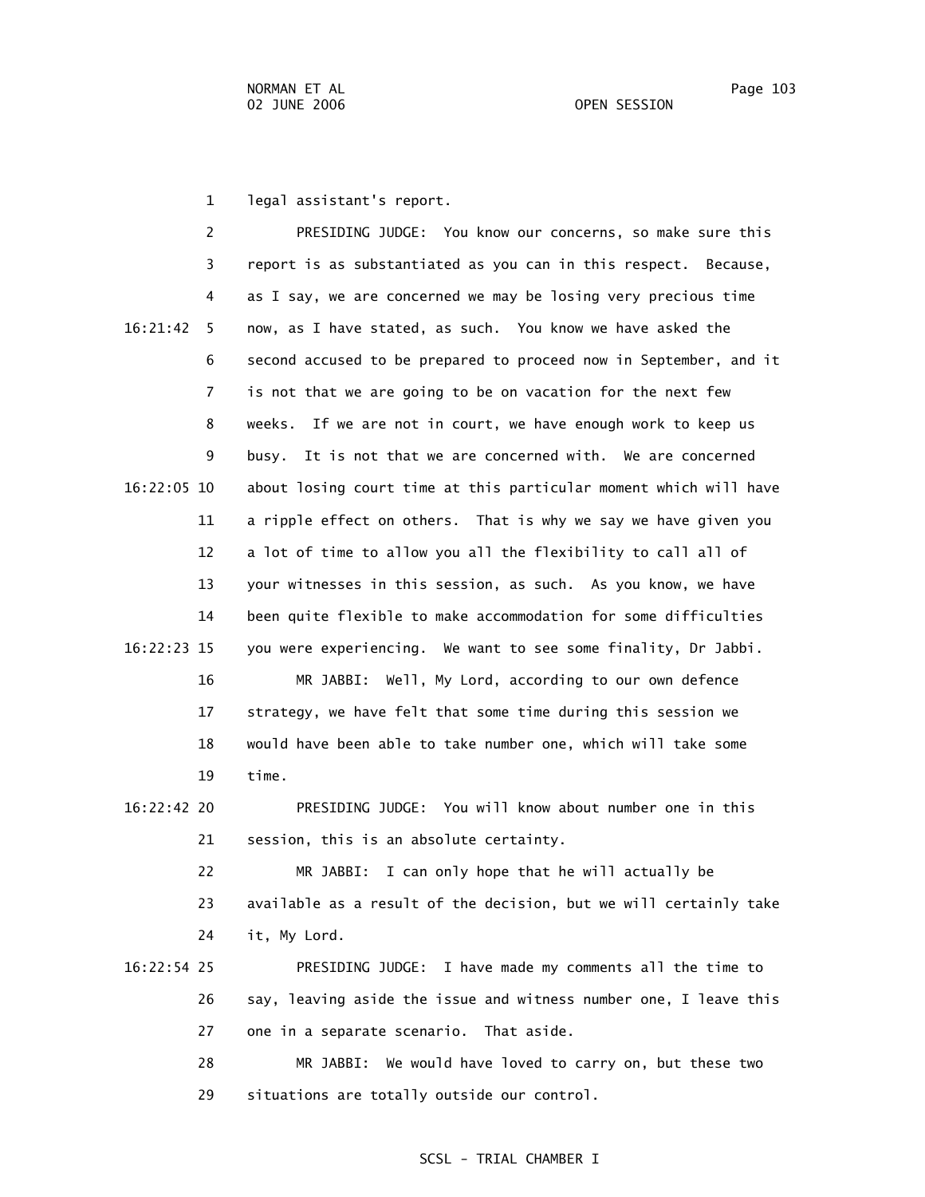legal assistant's report.

PRESIDING JUDGE: You know our concerns, so make sure this report is as substantiated as you can in this respect. Because, as I say, we are concerned we may be losing very precious time now, as I have stated, as such. You know we have asked the second accused to be prepared to proceed now in September, and it is not that we are going to be on vacation for the next few weeks. If we are not in court, we have enough work to keep us busy. It is not that we are concerned with. We are concerned about losing court time at this particular moment which will have a ripple effect on others. That is why we say we have given you a lot of time to allow you all the flexibility to call all of your witnesses in this session, as such. As you know, we have been quite flexible to make accommodation for some difficulties you were experiencing. We want to see some finality, Dr Jabbi.

MR JABBI: Well, My Lord, according to our own defence strategy, we have felt that some time during this session we would have been able to take number one, which will take some time.

PRESIDING JUDGE: You will know about number one in this session, this is an absolute certainty.

MR JABBI: I can only hope that he will actually be available as a result of the decision, but we will certainly take it, My Lord.

PRESIDING JUDGE: I have made my comments all the time to say, leaving aside the issue and witness number one, I leave this one in a separate scenario. That aside.

MR JABBI: We would have loved to carry on, but these two situations are totally outside our control.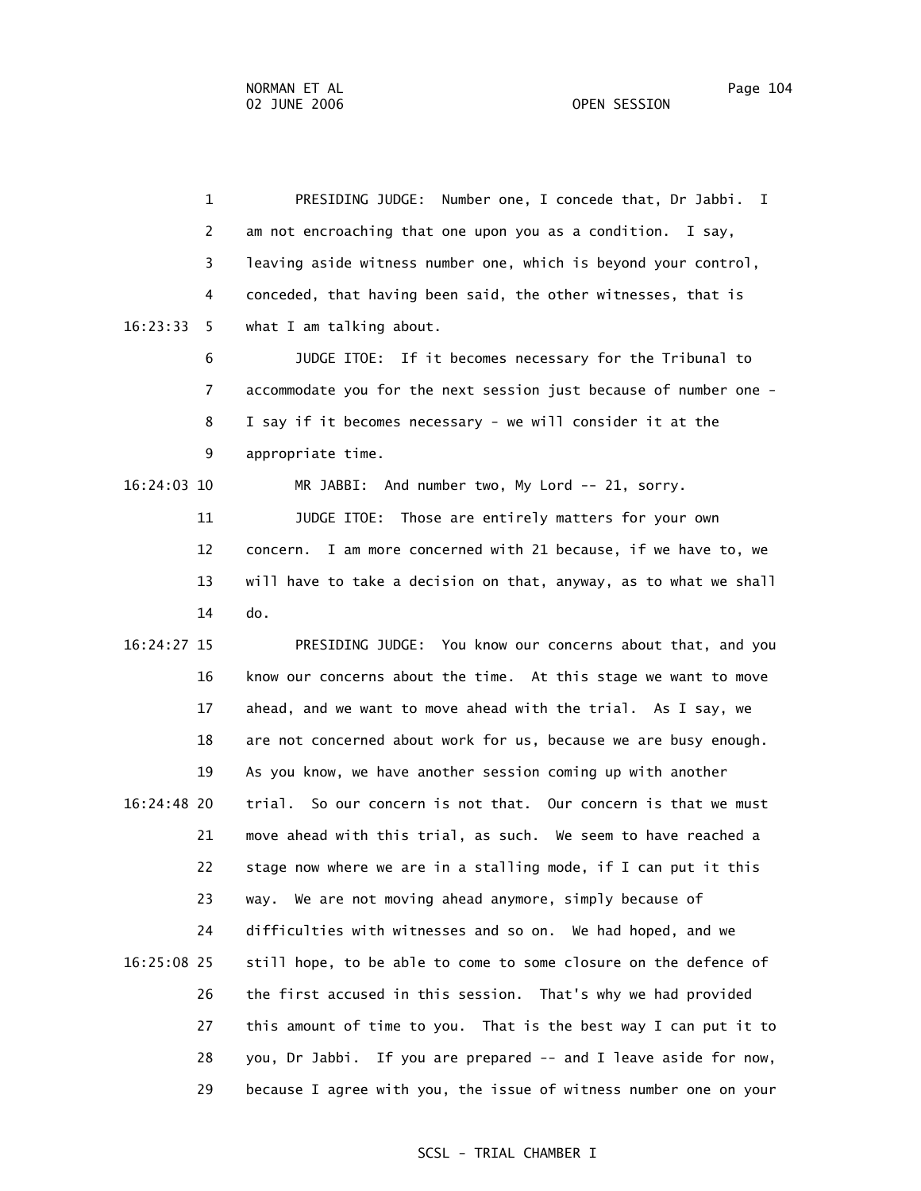1 PRESIDING JUDGE: Number one, I concede that, Dr Jabbi. I
2 am not encroaching that one upon you as a condition. I say,
3 leaving aside witness number one, which is beyond your control,
4 conceded, that having been said, the other witnesses, that is
16:23:33 5 what I am talking about.

6 JUDGE ITOE: If it becomes necessary for the Tribunal to
7 accommodate you for the next session just because of number one -
8 I say if it becomes necessary - we will consider it at the
9 appropriate time.

16:24:03 10 MR JABBI: And number two, My Lord -- 21, sorry.

11 JUDGE ITOE: Those are entirely matters for your own
12 concern. I am more concerned with 21 because, if we have to, we
13 will have to take a decision on that, anyway, as to what we shall
14 do.

16:24:27 15 PRESIDING JUDGE: You know our concerns about that, and you
16 know our concerns about the time. At this stage we want to move
17 ahead, and we want to move ahead with the trial. As I say, we
18 are not concerned about work for us, because we are busy enough.
19 As you know, we have another session coming up with another
16:24:48 20 trial. So our concern is not that. Our concern is that we must
21 move ahead with this trial, as such. We seem to have reached a
22 stage now where we are in a stalling mode, if I can put it this
23 way. We are not moving ahead anymore, simply because of
24 difficulties with witnesses and so on. We had hoped, and we
16:25:08 25 still hope, to be able to come to some closure on the defence of
26 the first accused in this session. That's why we had provided
27 this amount of time to you. That is the best way I can put it to
28 you, Dr Jabbi. If you are prepared -- and I leave aside for now,
29 because I agree with you, the issue of witness number one on your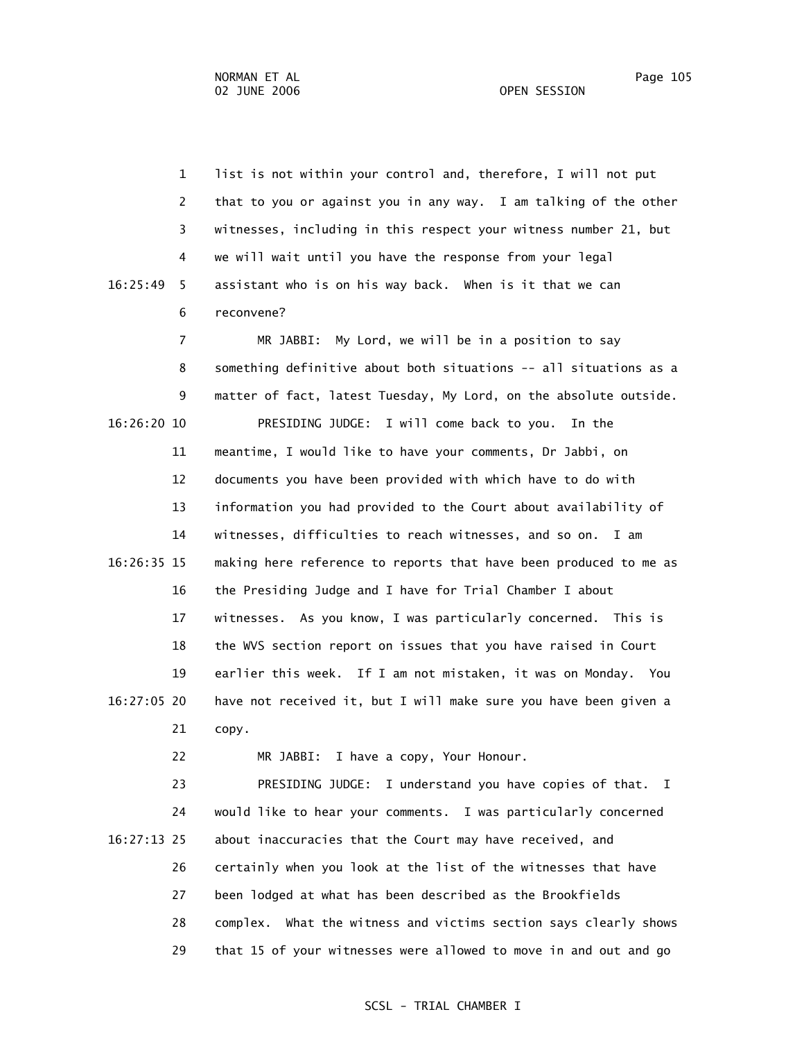1 list is not within your control and, therefore, I will not put
2 that to you or against you in any way. I am talking of the other
3 witnesses, including in this respect your witness number 21, but
4 we will wait until you have the response from your legal
16:25:49 5 assistant who is on his way back. When is it that we can
6 reconvene?

7 MR JABBI: My Lord, we will be in a position to say
8 something definitive about both situations -- all situations as a
9 matter of fact, latest Tuesday, My Lord, on the absolute outside.

16:26:20 10 PRESIDING JUDGE: I will come back to you. In the
11 meantime, I would like to have your comments, Dr Jabbi, on
12 documents you have been provided with which have to do with
13 information you had provided to the Court about availability of
14 witnesses, difficulties to reach witnesses, and so on. I am
16:26:35 15 making here reference to reports that have been produced to me as
16 the Presiding Judge and I have for Trial Chamber I about
17 witnesses. As you know, I was particularly concerned. This is
18 the WVS section report on issues that you have raised in Court
19 earlier this week. If I am not mistaken, it was on Monday. You
16:27:05 20 have not received it, but I will make sure you have been given a
21 copy.

22 MR JABBI: I have a copy, Your Honour.

23 PRESIDING JUDGE: I understand you have copies of that. I
24 would like to hear your comments. I was particularly concerned
16:27:13 25 about inaccuracies that the Court may have received, and
26 certainly when you look at the list of the witnesses that have
27 been lodged at what has been described as the Brookfields
28 complex. What the witness and victims section says clearly shows
29 that 15 of your witnesses were allowed to move in and out and go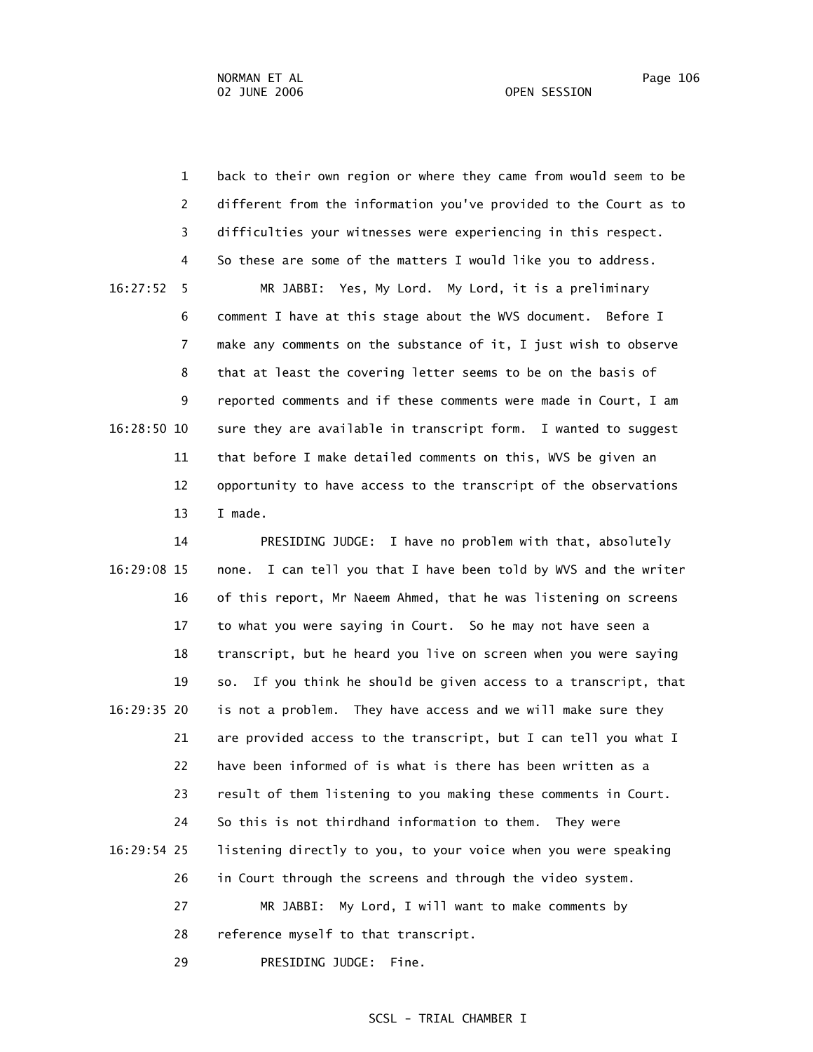back to their own region or where they came from would seem to be different from the information you've provided to the Court as to difficulties your witnesses were experiencing in this respect. So these are some of the matters I would like you to address.

16:27:52 MR JABBI: Yes, My Lord. My Lord, it is a preliminary comment I have at this stage about the WVS document. Before I make any comments on the substance of it, I just wish to observe that at least the covering letter seems to be on the basis of reported comments and if these comments were made in Court, I am sure they are available in transcript form. I wanted to suggest that before I make detailed comments on this, WVS be given an opportunity to have access to the transcript of the observations I made.

PRESIDING JUDGE: I have no problem with that, absolutely none. I can tell you that I have been told by WVS and the writer of this report, Mr Naeem Ahmed, that he was listening on screens to what you were saying in Court. So he may not have seen a transcript, but he heard you live on screen when you were saying so. If you think he should be given access to a transcript, that is not a problem. They have access and we will make sure they are provided access to the transcript, but I can tell you what I have been informed of is what is there has been written as a result of them listening to you making these comments in Court. So this is not thirdhand information to them. They were listening directly to you, to your voice when you were speaking in Court through the screens and through the video system.

MR JABBI: My Lord, I will want to make comments by reference myself to that transcript.

PRESIDING JUDGE: Fine.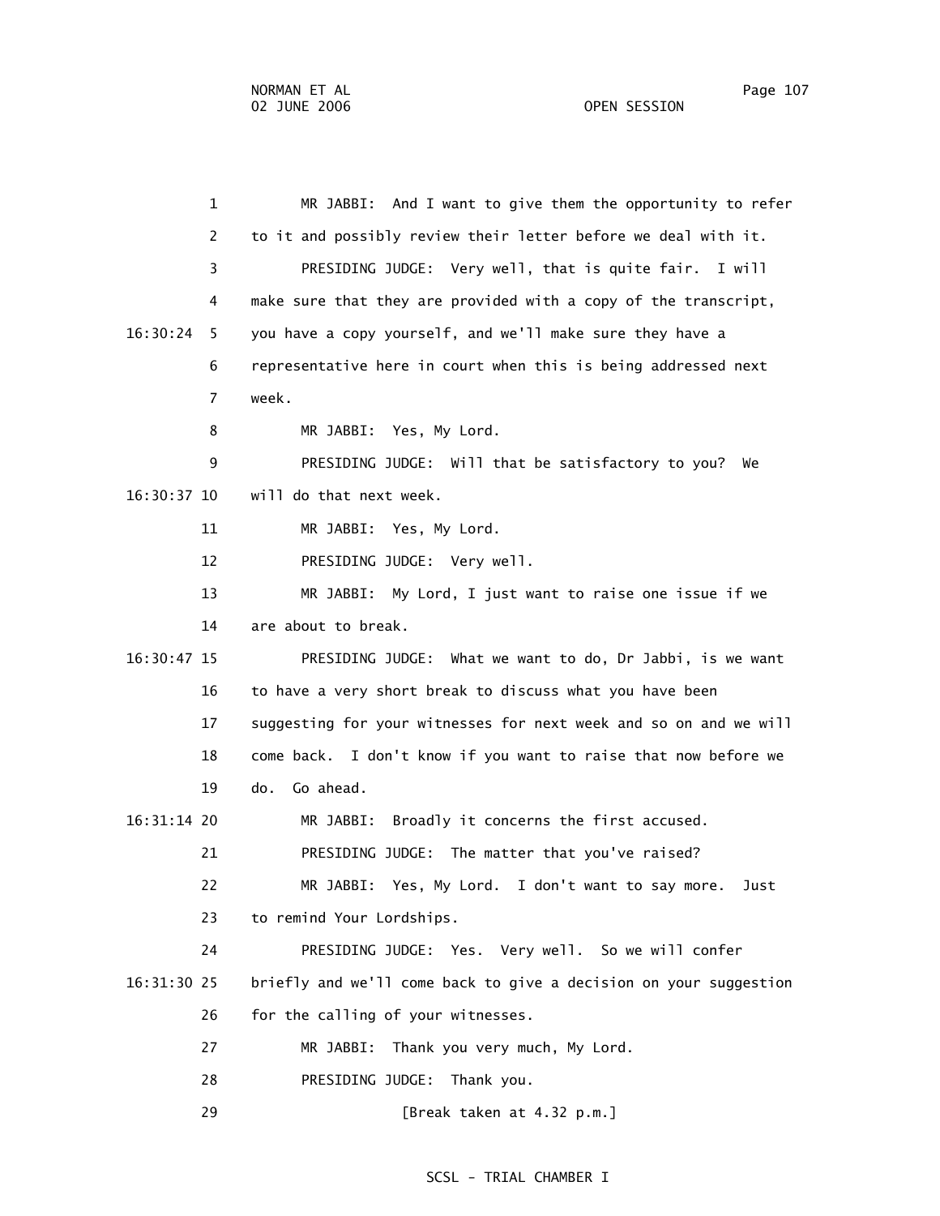MR JABBI: And I want to give them the opportunity to refer to it and possibly review their letter before we deal with it.

PRESIDING JUDGE: Very well, that is quite fair. I will make sure that they are provided with a copy of the transcript, you have a copy yourself, and we'll make sure they have a representative here in court when this is being addressed next week.

MR JABBI: Yes, My Lord.

PRESIDING JUDGE: Will that be satisfactory to you? We will do that next week.

MR JABBI: Yes, My Lord.

PRESIDING JUDGE: Very well.

MR JABBI: My Lord, I just want to raise one issue if we are about to break.

PRESIDING JUDGE: What we want to do, Dr Jabbi, is we want to have a very short break to discuss what you have been suggesting for your witnesses for next week and so on and we will come back. I don't know if you want to raise that now before we do. Go ahead.

MR JABBI: Broadly it concerns the first accused.

PRESIDING JUDGE: The matter that you've raised?

MR JABBI: Yes, My Lord. I don't want to say more. Just to remind Your Lordships.

PRESIDING JUDGE: Yes. Very well. So we will confer briefly and we'll come back to give a decision on your suggestion for the calling of your witnesses.

MR JABBI: Thank you very much, My Lord.

PRESIDING JUDGE: Thank you.

[Break taken at 4.32 p.m.]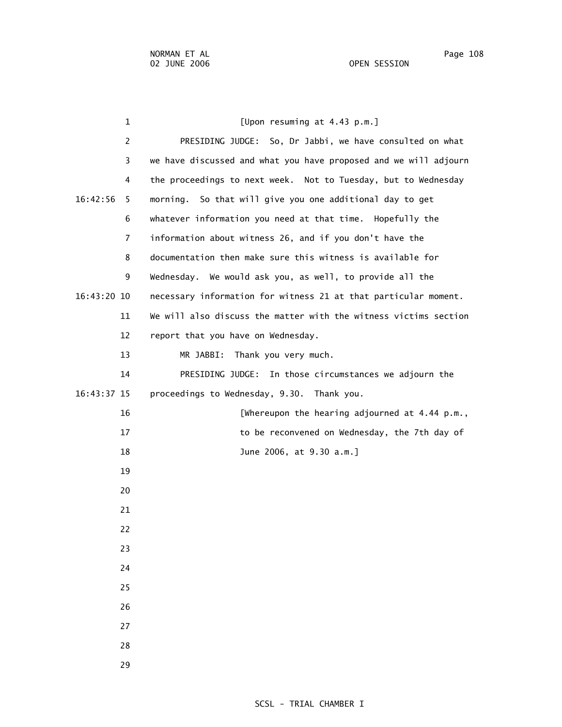[Upon resuming at 4.43 p.m.]

PRESIDING JUDGE: So, Dr Jabbi, we have consulted on what we have discussed and what you have proposed and we will adjourn the proceedings to next week. Not to Tuesday, but to Wednesday morning. So that will give you one additional day to get whatever information you need at that time. Hopefully the information about witness 26, and if you don't have the documentation then make sure this witness is available for Wednesday. We would ask you, as well, to provide all the necessary information for witness 21 at that particular moment. We will also discuss the matter with the witness victims section report that you have on Wednesday.

MR JABBI: Thank you very much.

PRESIDING JUDGE: In those circumstances we adjourn the proceedings to Wednesday, 9.30. Thank you.

[Whereupon the hearing adjourned at 4.44 p.m., to be reconvened on Wednesday, the 7th day of June 2006, at 9.30 a.m.]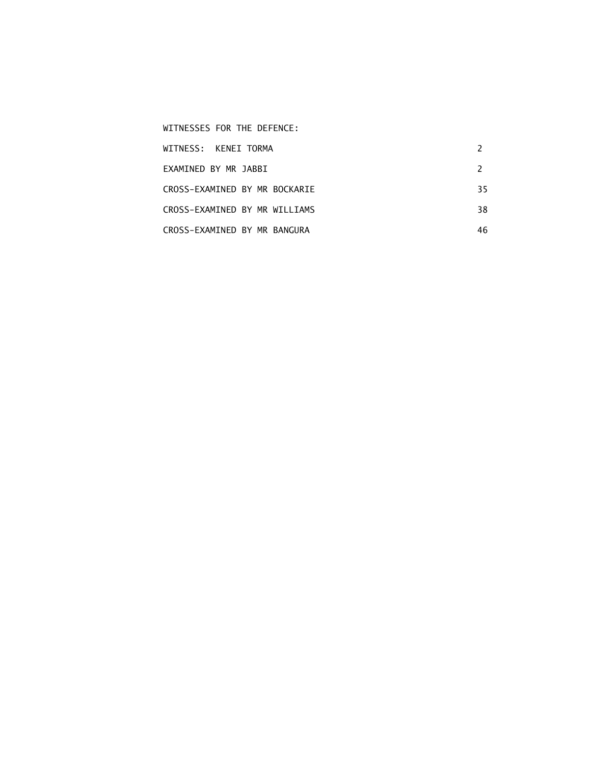WITNESSES FOR THE DEFENCE:

| | |
|---|---|
| WITNESS: KENEI TORMA | 2 |
| EXAMINED BY MR JABBI | 2 |
| CROSS-EXAMINED BY MR BOCKARIE | 35 |
| CROSS-EXAMINED BY MR WILLIAMS | 38 |
| CROSS-EXAMINED BY MR BANGURA | 46 |